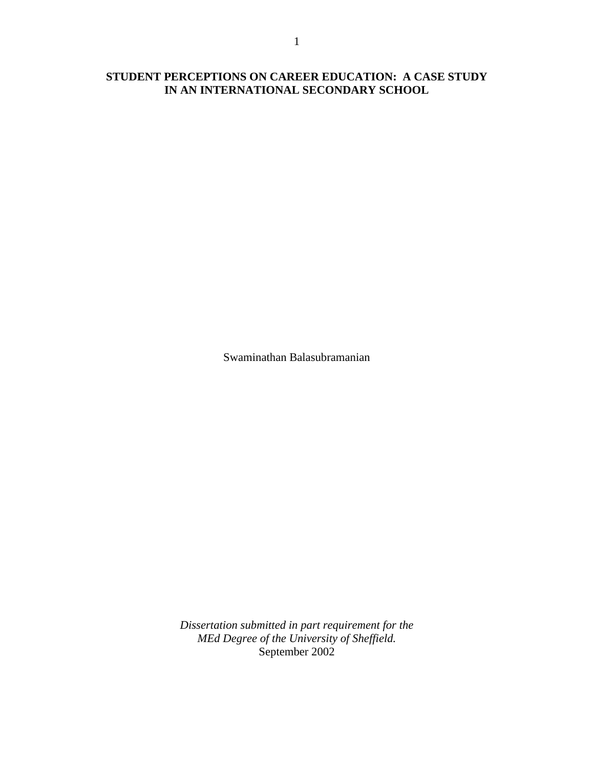# STUDENT PERCEPTIONS ON CAREER EDUCATION: A CASE STUDY IN AN INTERNATIONAL SECONDARY SCHOOL

Swaminathan Balasubramanian

*Dissertation submitted in part requirement for the MEd Degree of the University of Sheffield.*
September 2002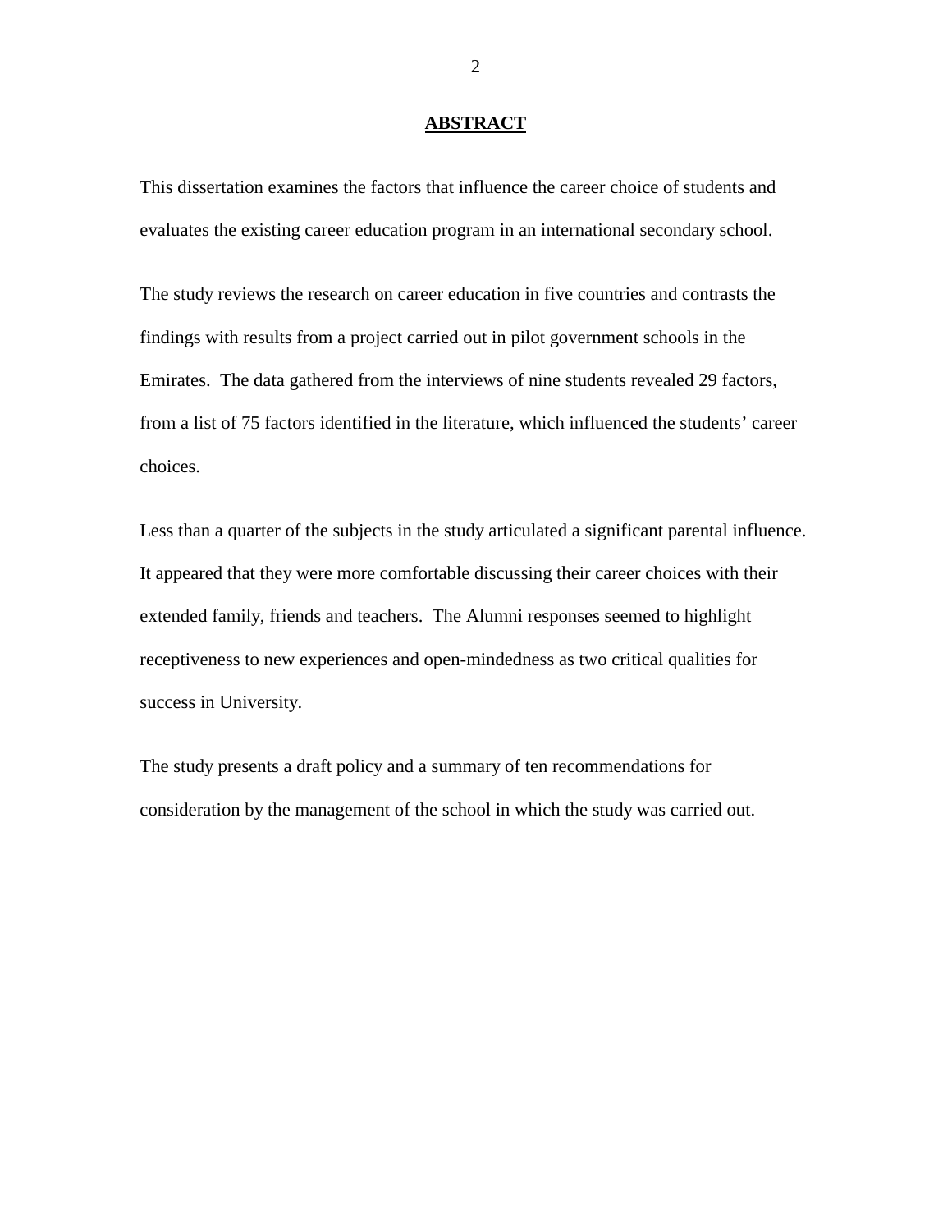# ABSTRACT

This dissertation examines the factors that influence the career choice of students and evaluates the existing career education program in an international secondary school.

The study reviews the research on career education in five countries and contrasts the findings with results from a project carried out in pilot government schools in the Emirates. The data gathered from the interviews of nine students revealed 29 factors, from a list of 75 factors identified in the literature, which influenced the students' career choices.

Less than a quarter of the subjects in the study articulated a significant parental influence. It appeared that they were more comfortable discussing their career choices with their extended family, friends and teachers. The Alumni responses seemed to highlight receptiveness to new experiences and open-mindedness as two critical qualities for success in University.

The study presents a draft policy and a summary of ten recommendations for consideration by the management of the school in which the study was carried out.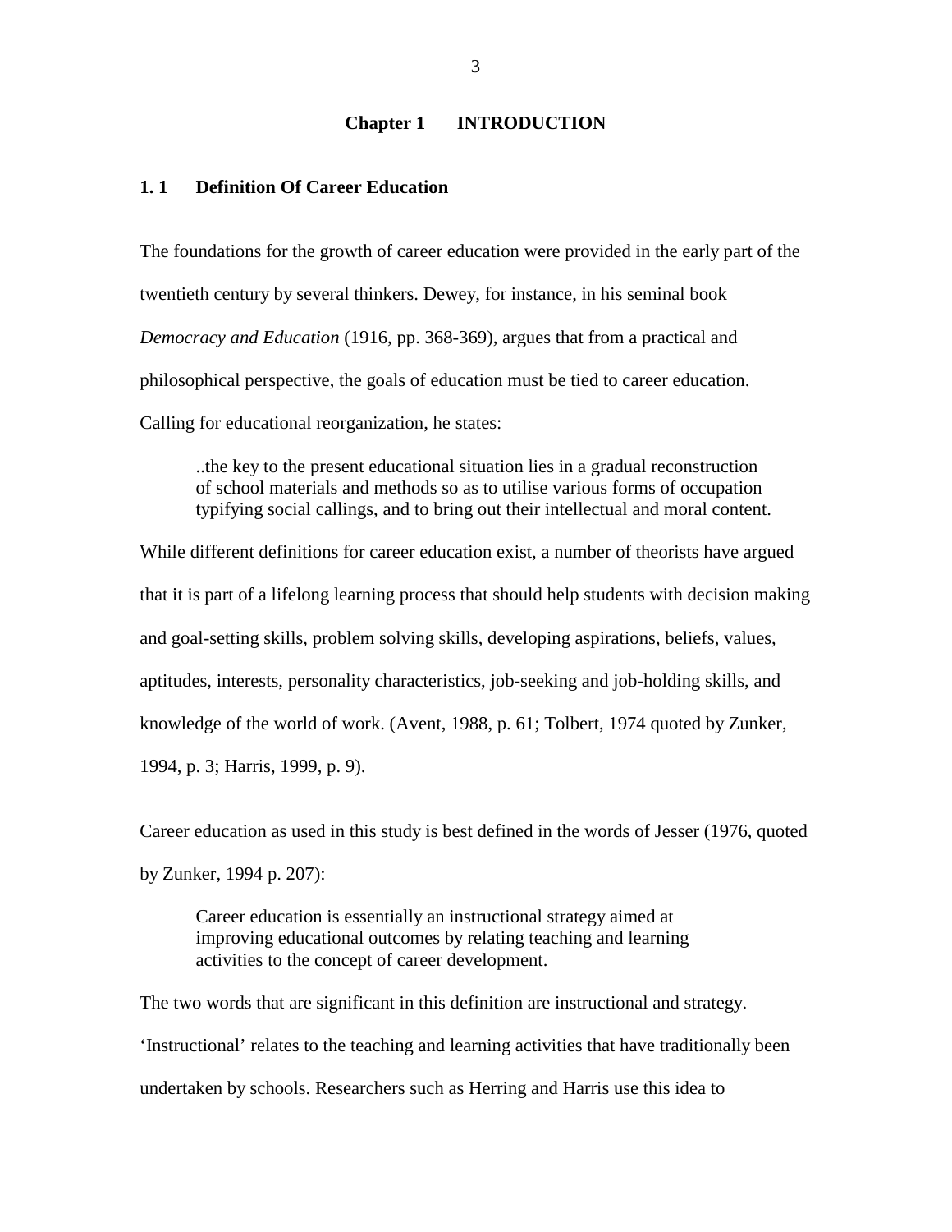# Chapter 1 INTRODUCTION

## 1. 1 Definition Of Career Education

The foundations for the growth of career education were provided in the early part of the twentieth century by several thinkers. Dewey, for instance, in his seminal book *Democracy and Education* (1916, pp. 368-369), argues that from a practical and philosophical perspective, the goals of education must be tied to career education. Calling for educational reorganization, he states:

> ..the key to the present educational situation lies in a gradual reconstruction of school materials and methods so as to utilise various forms of occupation typifying social callings, and to bring out their intellectual and moral content.

While different definitions for career education exist, a number of theorists have argued that it is part of a lifelong learning process that should help students with decision making and goal-setting skills, problem solving skills, developing aspirations, beliefs, values, aptitudes, interests, personality characteristics, job-seeking and job-holding skills, and knowledge of the world of work. (Avent, 1988, p. 61; Tolbert, 1974 quoted by Zunker, 1994, p. 3; Harris, 1999, p. 9).

Career education as used in this study is best defined in the words of Jesser (1976, quoted by Zunker, 1994 p. 207):

> Career education is essentially an instructional strategy aimed at improving educational outcomes by relating teaching and learning activities to the concept of career development.

The two words that are significant in this definition are instructional and strategy. 'Instructional' relates to the teaching and learning activities that have traditionally been undertaken by schools. Researchers such as Herring and Harris use this idea to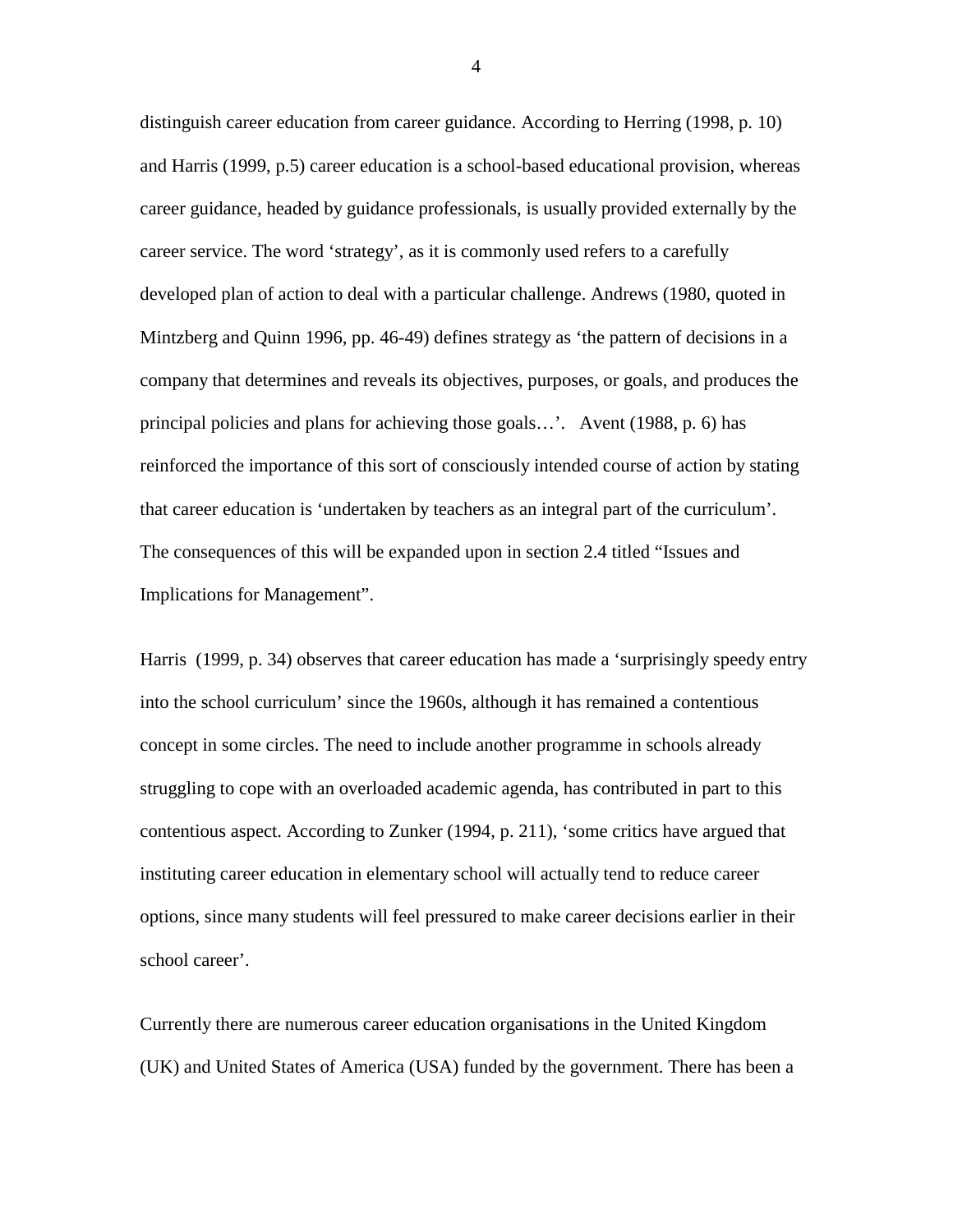distinguish career education from career guidance. According to Herring (1998, p. 10) and Harris (1999, p.5) career education is a school-based educational provision, whereas career guidance, headed by guidance professionals, is usually provided externally by the career service. The word ‘strategy’, as it is commonly used refers to a carefully developed plan of action to deal with a particular challenge. Andrews (1980, quoted in Mintzberg and Quinn 1996, pp. 46-49) defines strategy as ‘the pattern of decisions in a company that determines and reveals its objectives, purposes, or goals, and produces the principal policies and plans for achieving those goals…’. Avent (1988, p. 6) has reinforced the importance of this sort of consciously intended course of action by stating that career education is ‘undertaken by teachers as an integral part of the curriculum’. The consequences of this will be expanded upon in section 2.4 titled “Issues and Implications for Management”.

Harris (1999, p. 34) observes that career education has made a ‘surprisingly speedy entry into the school curriculum’ since the 1960s, although it has remained a contentious concept in some circles. The need to include another programme in schools already struggling to cope with an overloaded academic agenda, has contributed in part to this contentious aspect. According to Zunker (1994, p. 211), ‘some critics have argued that instituting career education in elementary school will actually tend to reduce career options, since many students will feel pressured to make career decisions earlier in their school career’.

Currently there are numerous career education organisations in the United Kingdom (UK) and United States of America (USA) funded by the government. There has been a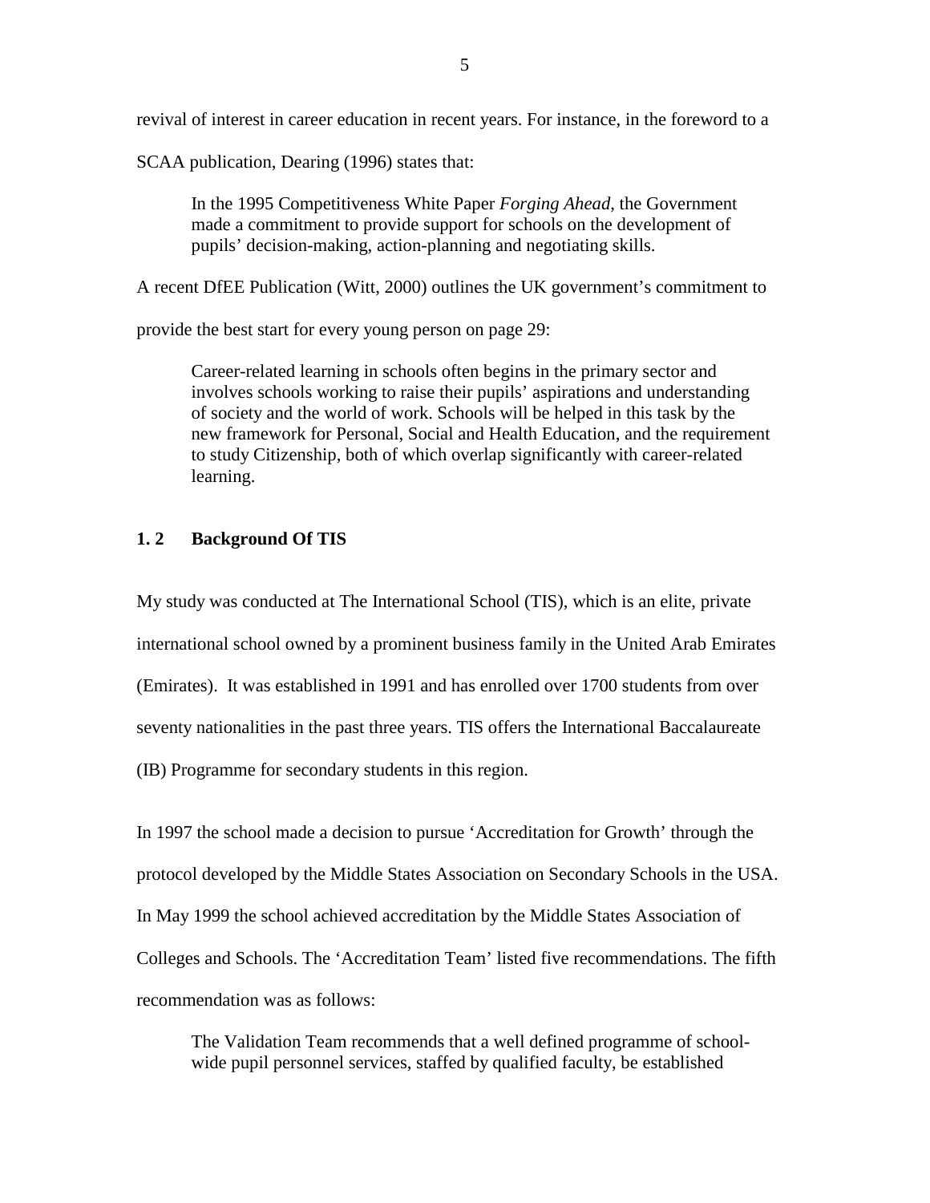revival of interest in career education in recent years. For instance, in the foreword to a SCAA publication, Dearing (1996) states that:

> In the 1995 Competitiveness White Paper *Forging Ahead*, the Government made a commitment to provide support for schools on the development of pupils' decision-making, action-planning and negotiating skills.

A recent DfEE Publication (Witt, 2000) outlines the UK government's commitment to provide the best start for every young person on page 29:

> Career-related learning in schools often begins in the primary sector and involves schools working to raise their pupils' aspirations and understanding of society and the world of work. Schools will be helped in this task by the new framework for Personal, Social and Health Education, and the requirement to study Citizenship, both of which overlap significantly with career-related learning.

### 1. 2 Background Of TIS

My study was conducted at The International School (TIS), which is an elite, private international school owned by a prominent business family in the United Arab Emirates (Emirates). It was established in 1991 and has enrolled over 1700 students from over seventy nationalities in the past three years. TIS offers the International Baccalaureate (IB) Programme for secondary students in this region.

In 1997 the school made a decision to pursue 'Accreditation for Growth' through the protocol developed by the Middle States Association on Secondary Schools in the USA. In May 1999 the school achieved accreditation by the Middle States Association of Colleges and Schools. The 'Accreditation Team' listed five recommendations. The fifth recommendation was as follows:

> The Validation Team recommends that a well defined programme of school-wide pupil personnel services, staffed by qualified faculty, be established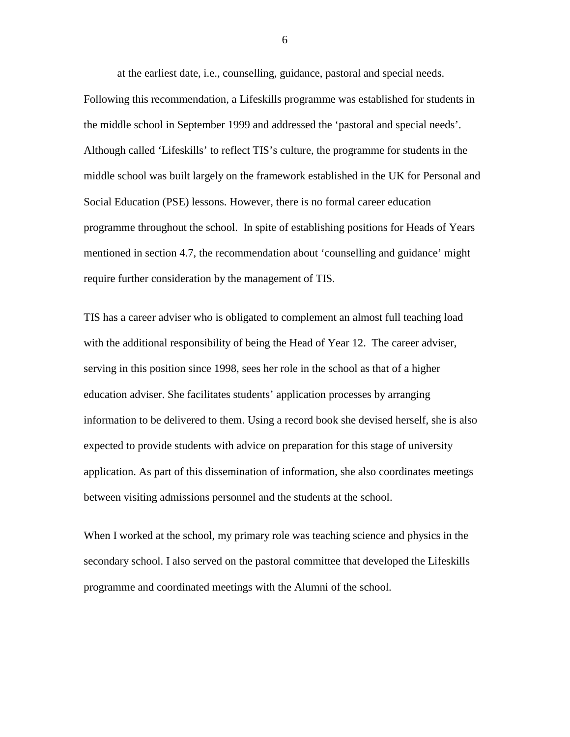at the earliest date, i.e., counselling, guidance, pastoral and special needs. Following this recommendation, a Lifeskills programme was established for students in the middle school in September 1999 and addressed the 'pastoral and special needs'. Although called 'Lifeskills' to reflect TIS's culture, the programme for students in the middle school was built largely on the framework established in the UK for Personal and Social Education (PSE) lessons. However, there is no formal career education programme throughout the school. In spite of establishing positions for Heads of Years mentioned in section 4.7, the recommendation about 'counselling and guidance' might require further consideration by the management of TIS.

TIS has a career adviser who is obligated to complement an almost full teaching load with the additional responsibility of being the Head of Year 12. The career adviser, serving in this position since 1998, sees her role in the school as that of a higher education adviser. She facilitates students' application processes by arranging information to be delivered to them. Using a record book she devised herself, she is also expected to provide students with advice on preparation for this stage of university application. As part of this dissemination of information, she also coordinates meetings between visiting admissions personnel and the students at the school.

When I worked at the school, my primary role was teaching science and physics in the secondary school. I also served on the pastoral committee that developed the Lifeskills programme and coordinated meetings with the Alumni of the school.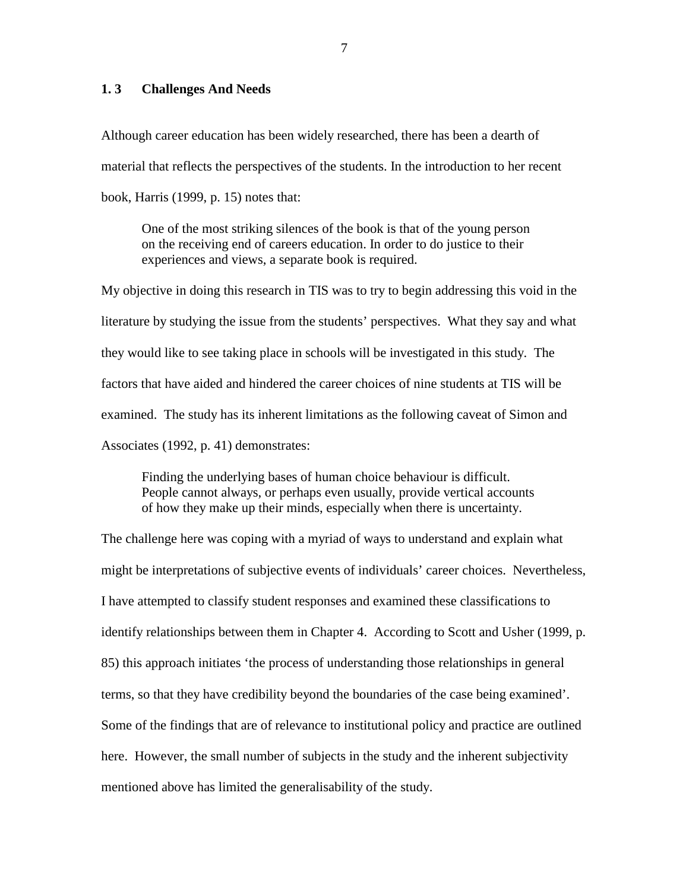## 1. 3 Challenges And Needs

Although career education has been widely researched, there has been a dearth of material that reflects the perspectives of the students. In the introduction to her recent book, Harris (1999, p. 15) notes that:

> One of the most striking silences of the book is that of the young person on the receiving end of careers education. In order to do justice to their experiences and views, a separate book is required.

My objective in doing this research in TIS was to try to begin addressing this void in the literature by studying the issue from the students' perspectives. What they say and what they would like to see taking place in schools will be investigated in this study. The factors that have aided and hindered the career choices of nine students at TIS will be examined. The study has its inherent limitations as the following caveat of Simon and Associates (1992, p. 41) demonstrates:

> Finding the underlying bases of human choice behaviour is difficult. People cannot always, or perhaps even usually, provide vertical accounts of how they make up their minds, especially when there is uncertainty.

The challenge here was coping with a myriad of ways to understand and explain what might be interpretations of subjective events of individuals' career choices. Nevertheless, I have attempted to classify student responses and examined these classifications to identify relationships between them in Chapter 4. According to Scott and Usher (1999, p. 85) this approach initiates 'the process of understanding those relationships in general terms, so that they have credibility beyond the boundaries of the case being examined'. Some of the findings that are of relevance to institutional policy and practice are outlined here. However, the small number of subjects in the study and the inherent subjectivity mentioned above has limited the generalisability of the study.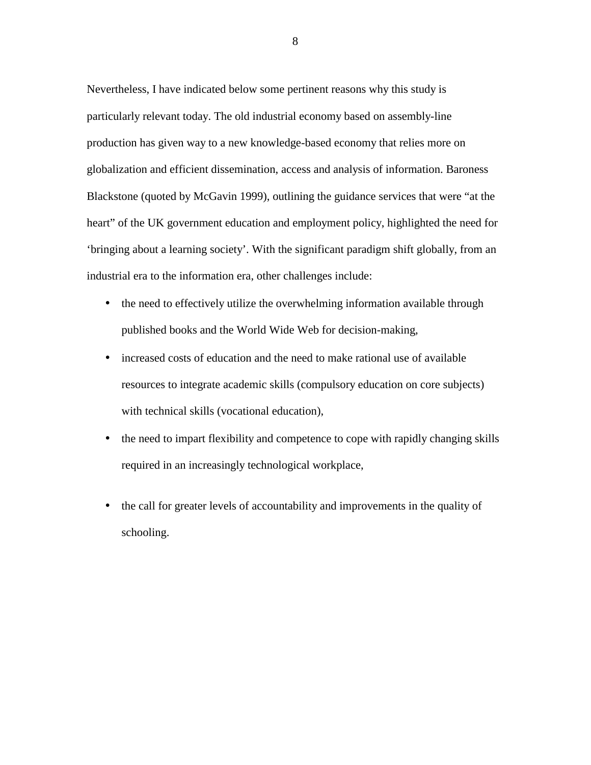Nevertheless, I have indicated below some pertinent reasons why this study is particularly relevant today. The old industrial economy based on assembly-line production has given way to a new knowledge-based economy that relies more on globalization and efficient dissemination, access and analysis of information. Baroness Blackstone (quoted by McGavin 1999), outlining the guidance services that were “at the heart” of the UK government education and employment policy, highlighted the need for ‘bringing about a learning society’. With the significant paradigm shift globally, from an industrial era to the information era, other challenges include:

- the need to effectively utilize the overwhelming information available through published books and the World Wide Web for decision-making,
- increased costs of education and the need to make rational use of available resources to integrate academic skills (compulsory education on core subjects) with technical skills (vocational education),
- the need to impart flexibility and competence to cope with rapidly changing skills required in an increasingly technological workplace,
- the call for greater levels of accountability and improvements in the quality of schooling.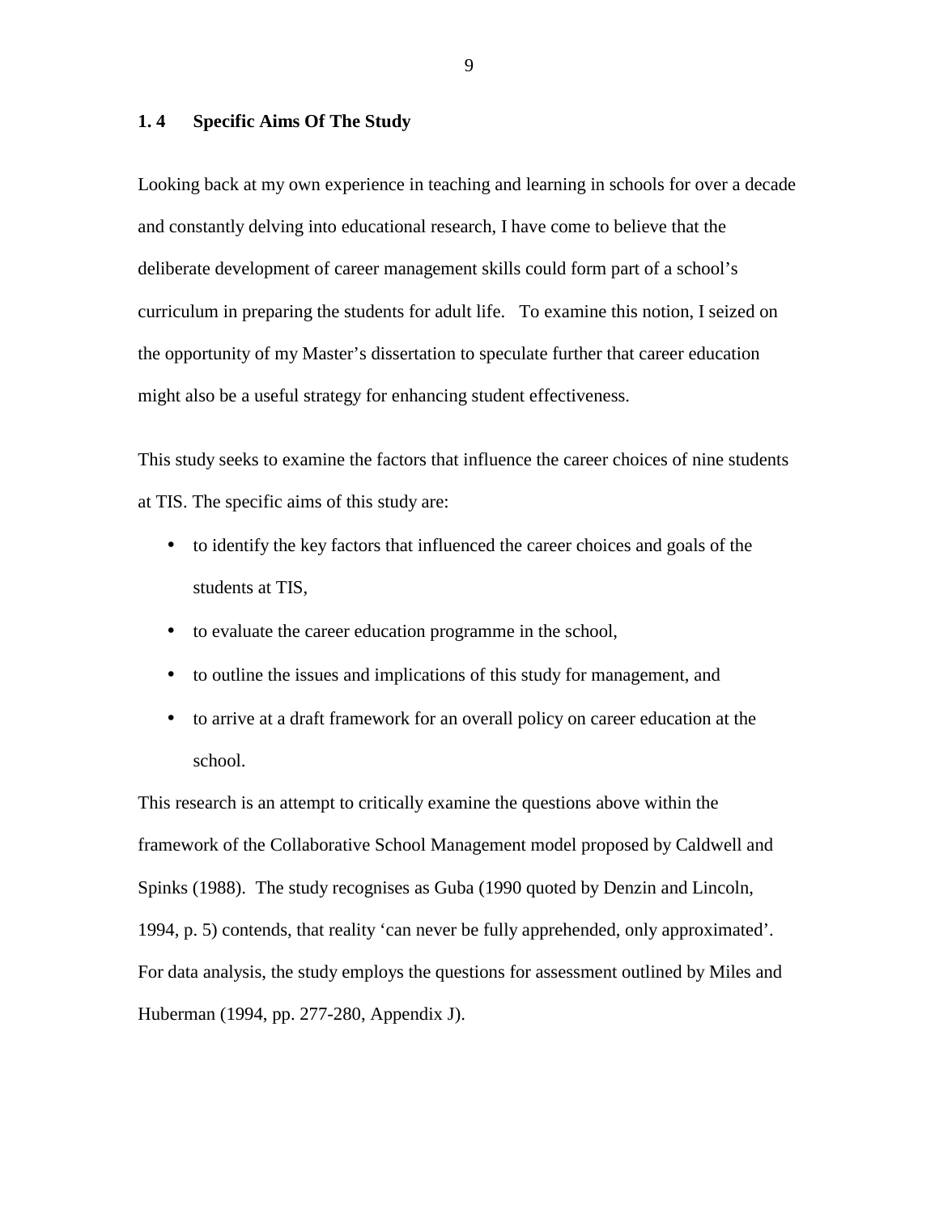## 1. 4 Specific Aims Of The Study

Looking back at my own experience in teaching and learning in schools for over a decade and constantly delving into educational research, I have come to believe that the deliberate development of career management skills could form part of a school's curriculum in preparing the students for adult life. To examine this notion, I seized on the opportunity of my Master's dissertation to speculate further that career education might also be a useful strategy for enhancing student effectiveness.

This study seeks to examine the factors that influence the career choices of nine students at TIS. The specific aims of this study are:

- to identify the key factors that influenced the career choices and goals of the students at TIS,
- to evaluate the career education programme in the school,
- to outline the issues and implications of this study for management, and
- to arrive at a draft framework for an overall policy on career education at the school.

This research is an attempt to critically examine the questions above within the framework of the Collaborative School Management model proposed by Caldwell and Spinks (1988). The study recognises as Guba (1990 quoted by Denzin and Lincoln, 1994, p. 5) contends, that reality 'can never be fully apprehended, only approximated'. For data analysis, the study employs the questions for assessment outlined by Miles and Huberman (1994, pp. 277-280, Appendix J).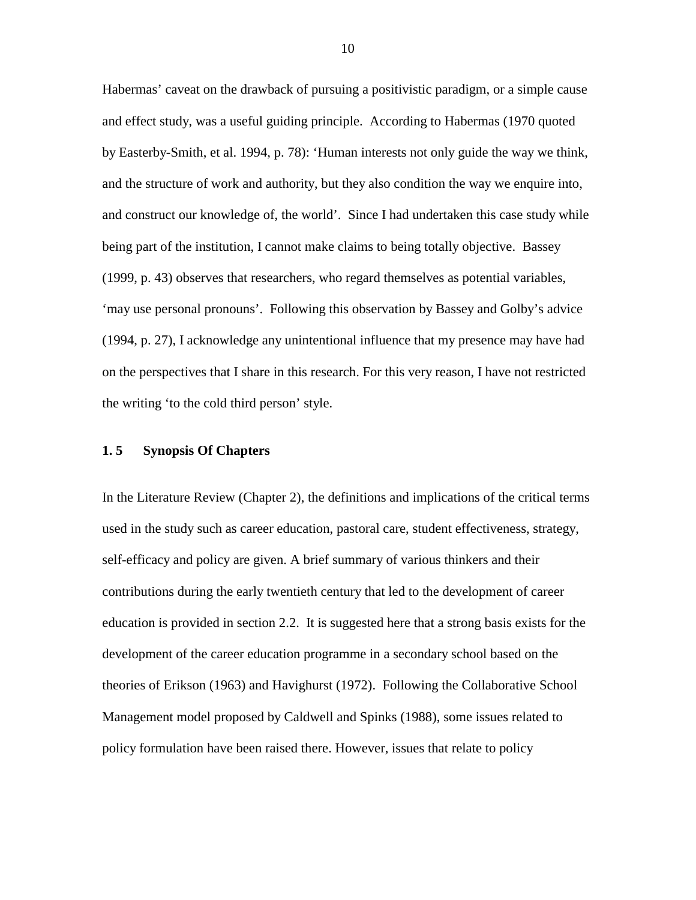Habermas' caveat on the drawback of pursuing a positivistic paradigm, or a simple cause and effect study, was a useful guiding principle. According to Habermas (1970 quoted by Easterby-Smith, et al. 1994, p. 78): 'Human interests not only guide the way we think, and the structure of work and authority, but they also condition the way we enquire into, and construct our knowledge of, the world'. Since I had undertaken this case study while being part of the institution, I cannot make claims to being totally objective. Bassey (1999, p. 43) observes that researchers, who regard themselves as potential variables, 'may use personal pronouns'. Following this observation by Bassey and Golby's advice (1994, p. 27), I acknowledge any unintentional influence that my presence may have had on the perspectives that I share in this research. For this very reason, I have not restricted the writing 'to the cold third person' style.

### 1. 5 Synopsis Of Chapters

In the Literature Review (Chapter 2), the definitions and implications of the critical terms used in the study such as career education, pastoral care, student effectiveness, strategy, self-efficacy and policy are given. A brief summary of various thinkers and their contributions during the early twentieth century that led to the development of career education is provided in section 2.2. It is suggested here that a strong basis exists for the development of the career education programme in a secondary school based on the theories of Erikson (1963) and Havighurst (1972). Following the Collaborative School Management model proposed by Caldwell and Spinks (1988), some issues related to policy formulation have been raised there. However, issues that relate to policy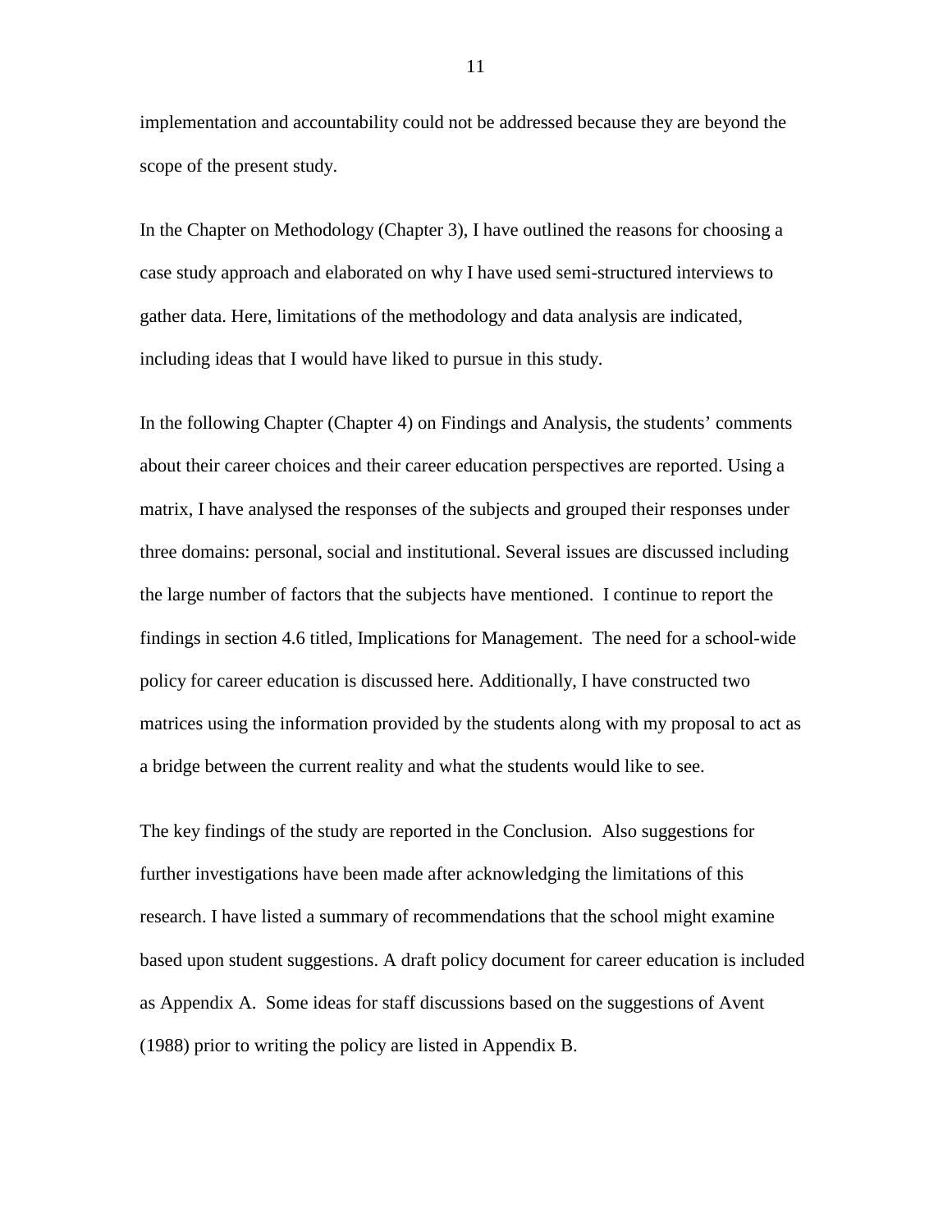implementation and accountability could not be addressed because they are beyond the scope of the present study.

In the Chapter on Methodology (Chapter 3), I have outlined the reasons for choosing a case study approach and elaborated on why I have used semi-structured interviews to gather data. Here, limitations of the methodology and data analysis are indicated, including ideas that I would have liked to pursue in this study.

In the following Chapter (Chapter 4) on Findings and Analysis, the students' comments about their career choices and their career education perspectives are reported. Using a matrix, I have analysed the responses of the subjects and grouped their responses under three domains: personal, social and institutional. Several issues are discussed including the large number of factors that the subjects have mentioned. I continue to report the findings in section 4.6 titled, Implications for Management. The need for a school-wide policy for career education is discussed here. Additionally, I have constructed two matrices using the information provided by the students along with my proposal to act as a bridge between the current reality and what the students would like to see.

The key findings of the study are reported in the Conclusion. Also suggestions for further investigations have been made after acknowledging the limitations of this research. I have listed a summary of recommendations that the school might examine based upon student suggestions. A draft policy document for career education is included as Appendix A. Some ideas for staff discussions based on the suggestions of Avent (1988) prior to writing the policy are listed in Appendix B.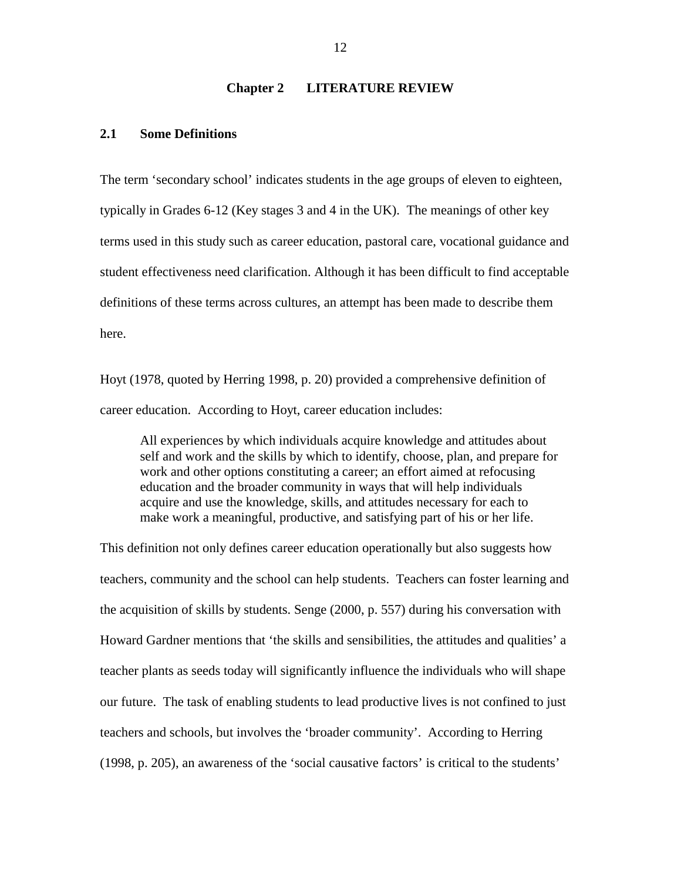# Chapter 2 LITERATURE REVIEW

## 2.1 Some Definitions

The term 'secondary school' indicates students in the age groups of eleven to eighteen, typically in Grades 6-12 (Key stages 3 and 4 in the UK). The meanings of other key terms used in this study such as career education, pastoral care, vocational guidance and student effectiveness need clarification. Although it has been difficult to find acceptable definitions of these terms across cultures, an attempt has been made to describe them here.

Hoyt (1978, quoted by Herring 1998, p. 20) provided a comprehensive definition of career education. According to Hoyt, career education includes:

> All experiences by which individuals acquire knowledge and attitudes about self and work and the skills by which to identify, choose, plan, and prepare for work and other options constituting a career; an effort aimed at refocusing education and the broader community in ways that will help individuals acquire and use the knowledge, skills, and attitudes necessary for each to make work a meaningful, productive, and satisfying part of his or her life.

This definition not only defines career education operationally but also suggests how teachers, community and the school can help students. Teachers can foster learning and the acquisition of skills by students. Senge (2000, p. 557) during his conversation with Howard Gardner mentions that 'the skills and sensibilities, the attitudes and qualities' a teacher plants as seeds today will significantly influence the individuals who will shape our future. The task of enabling students to lead productive lives is not confined to just teachers and schools, but involves the 'broader community'. According to Herring (1998, p. 205), an awareness of the 'social causative factors' is critical to the students'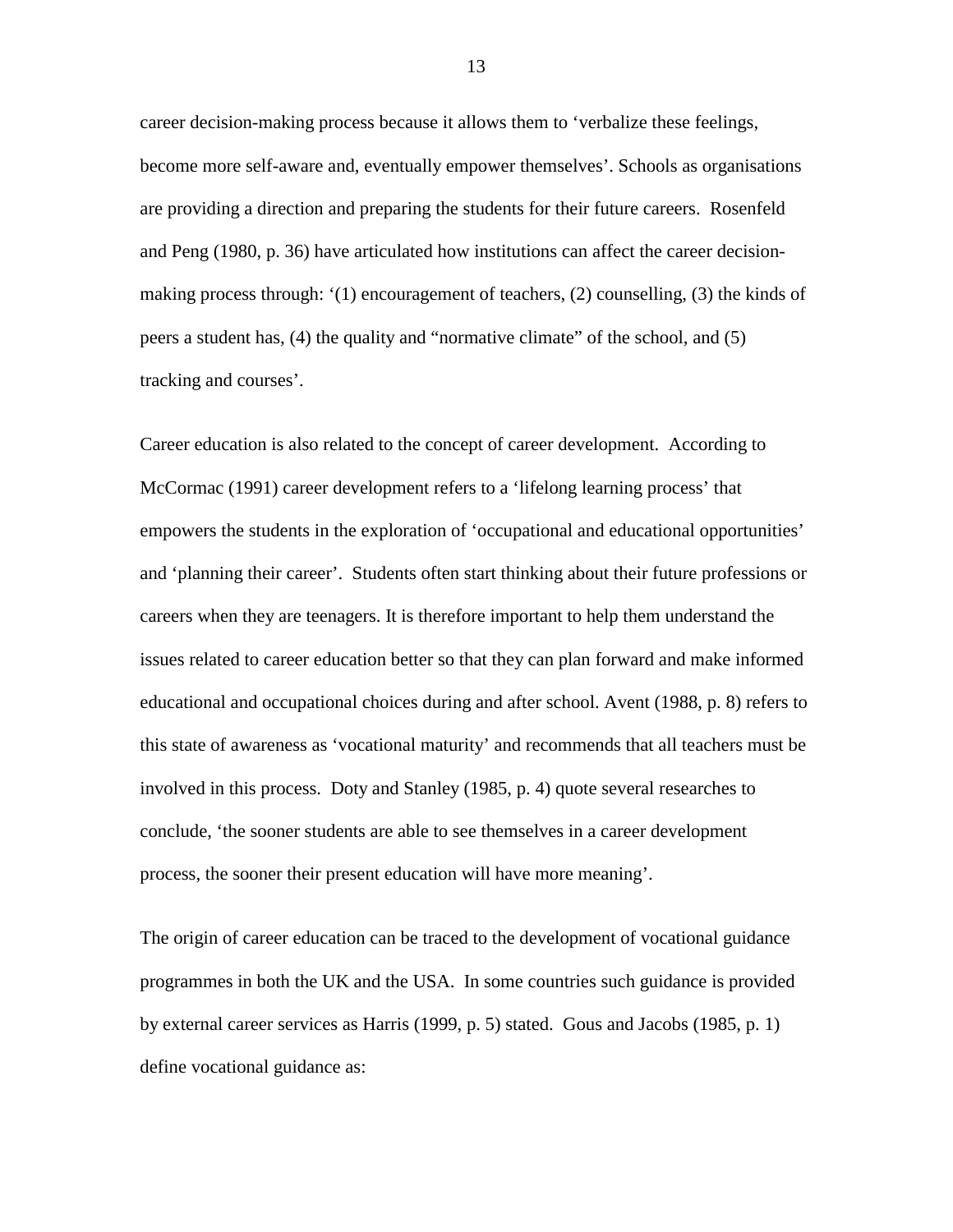career decision-making process because it allows them to 'verbalize these feelings, become more self-aware and, eventually empower themselves'. Schools as organisations are providing a direction and preparing the students for their future careers. Rosenfeld and Peng (1980, p. 36) have articulated how institutions can affect the career decision-making process through: '(1) encouragement of teachers, (2) counselling, (3) the kinds of peers a student has, (4) the quality and "normative climate" of the school, and (5) tracking and courses'.

Career education is also related to the concept of career development. According to McCormac (1991) career development refers to a 'lifelong learning process' that empowers the students in the exploration of 'occupational and educational opportunities' and 'planning their career'. Students often start thinking about their future professions or careers when they are teenagers. It is therefore important to help them understand the issues related to career education better so that they can plan forward and make informed educational and occupational choices during and after school. Avent (1988, p. 8) refers to this state of awareness as 'vocational maturity' and recommends that all teachers must be involved in this process. Doty and Stanley (1985, p. 4) quote several researches to conclude, 'the sooner students are able to see themselves in a career development process, the sooner their present education will have more meaning'.

The origin of career education can be traced to the development of vocational guidance programmes in both the UK and the USA. In some countries such guidance is provided by external career services as Harris (1999, p. 5) stated. Gous and Jacobs (1985, p. 1) define vocational guidance as: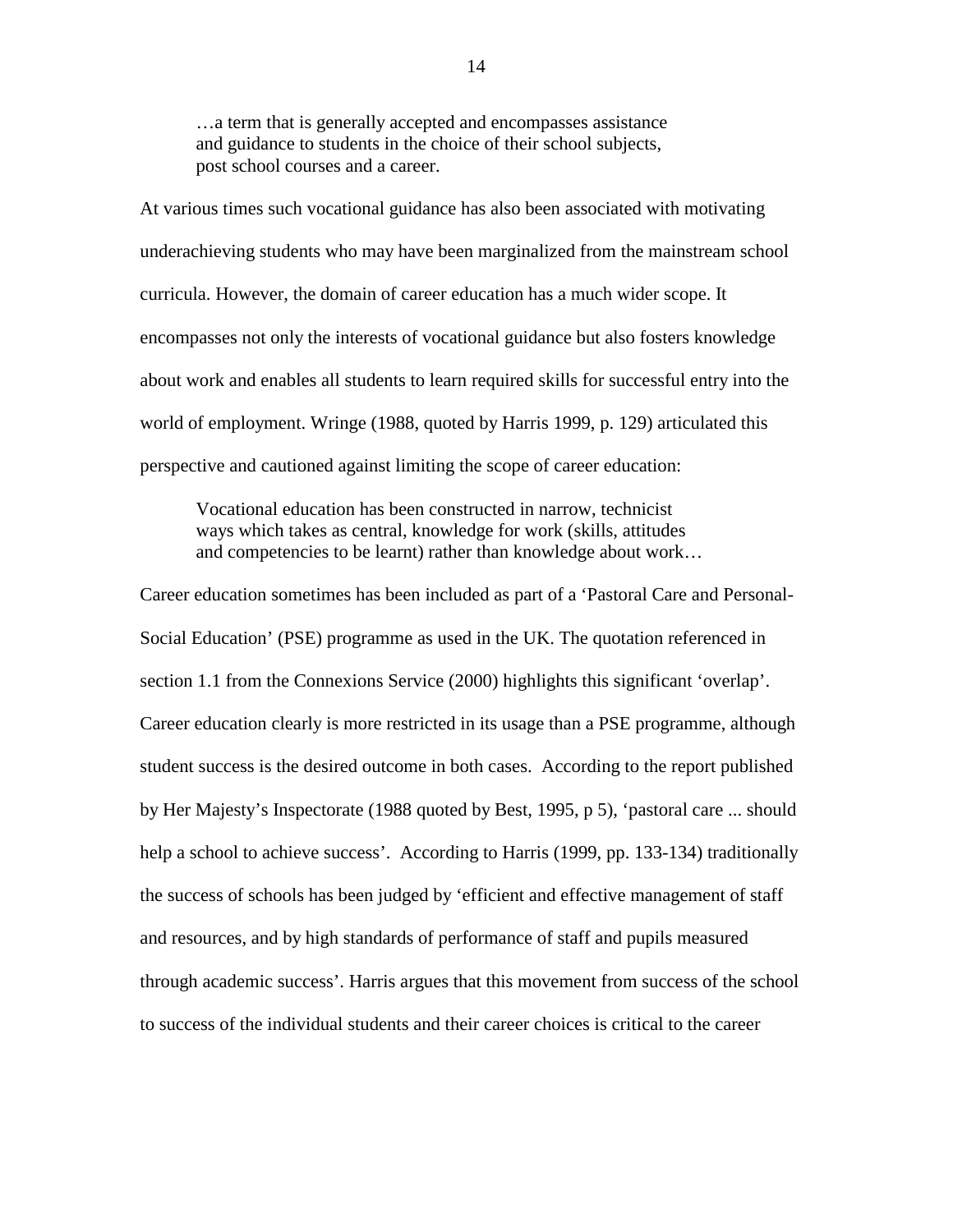> …a term that is generally accepted and encompasses assistance and guidance to students in the choice of their school subjects, post school courses and a career.

At various times such vocational guidance has also been associated with motivating underachieving students who may have been marginalized from the mainstream school curricula. However, the domain of career education has a much wider scope. It encompasses not only the interests of vocational guidance but also fosters knowledge about work and enables all students to learn required skills for successful entry into the world of employment. Wringe (1988, quoted by Harris 1999, p. 129) articulated this perspective and cautioned against limiting the scope of career education:

> Vocational education has been constructed in narrow, technicist ways which takes as central, knowledge for work (skills, attitudes and competencies to be learnt) rather than knowledge about work…

Career education sometimes has been included as part of a 'Pastoral Care and Personal-Social Education' (PSE) programme as used in the UK. The quotation referenced in section 1.1 from the Connexions Service (2000) highlights this significant 'overlap'. Career education clearly is more restricted in its usage than a PSE programme, although student success is the desired outcome in both cases. According to the report published by Her Majesty's Inspectorate (1988 quoted by Best, 1995, p 5), 'pastoral care ... should help a school to achieve success'. According to Harris (1999, pp. 133-134) traditionally the success of schools has been judged by 'efficient and effective management of staff and resources, and by high standards of performance of staff and pupils measured through academic success'. Harris argues that this movement from success of the school to success of the individual students and their career choices is critical to the career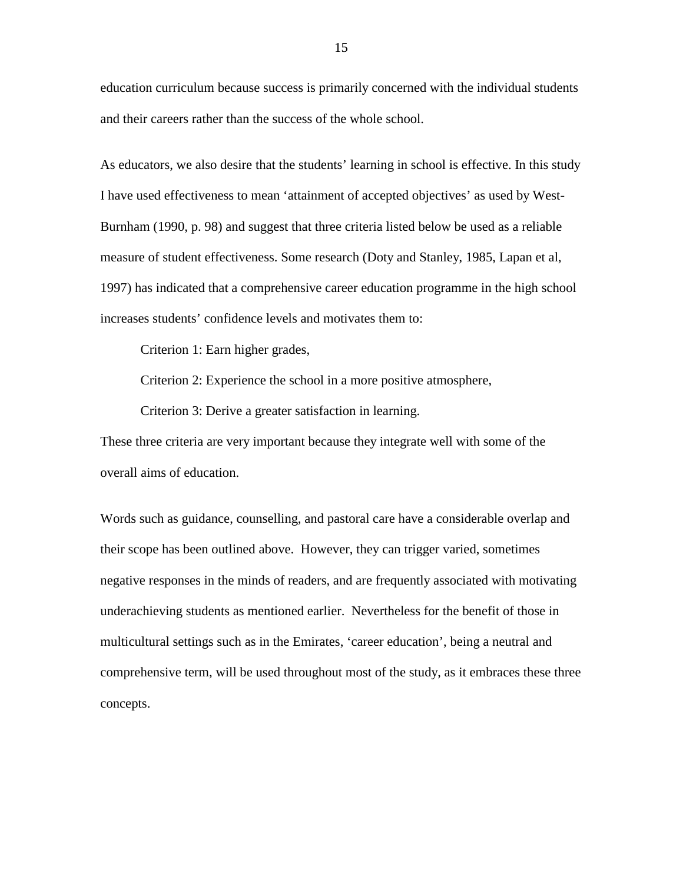education curriculum because success is primarily concerned with the individual students and their careers rather than the success of the whole school.

As educators, we also desire that the students' learning in school is effective. In this study I have used effectiveness to mean 'attainment of accepted objectives' as used by West-Burnham (1990, p. 98) and suggest that three criteria listed below be used as a reliable measure of student effectiveness. Some research (Doty and Stanley, 1985, Lapan et al, 1997) has indicated that a comprehensive career education programme in the high school increases students' confidence levels and motivates them to:

Criterion 1: Earn higher grades,

Criterion 2: Experience the school in a more positive atmosphere,

Criterion 3: Derive a greater satisfaction in learning.

These three criteria are very important because they integrate well with some of the overall aims of education.

Words such as guidance, counselling, and pastoral care have a considerable overlap and their scope has been outlined above. However, they can trigger varied, sometimes negative responses in the minds of readers, and are frequently associated with motivating underachieving students as mentioned earlier. Nevertheless for the benefit of those in multicultural settings such as in the Emirates, 'career education', being a neutral and comprehensive term, will be used throughout most of the study, as it embraces these three concepts.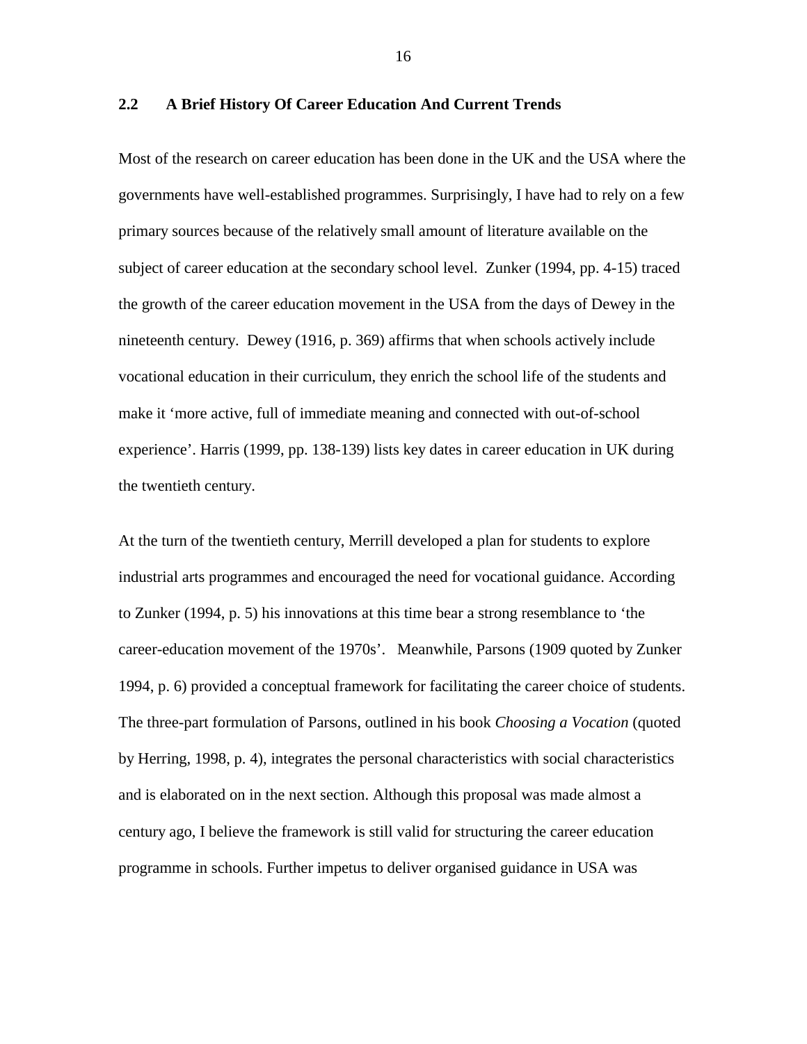## 2.2 A Brief History Of Career Education And Current Trends

Most of the research on career education has been done in the UK and the USA where the governments have well-established programmes. Surprisingly, I have had to rely on a few primary sources because of the relatively small amount of literature available on the subject of career education at the secondary school level. Zunker (1994, pp. 4-15) traced the growth of the career education movement in the USA from the days of Dewey in the nineteenth century. Dewey (1916, p. 369) affirms that when schools actively include vocational education in their curriculum, they enrich the school life of the students and make it 'more active, full of immediate meaning and connected with out-of-school experience'. Harris (1999, pp. 138-139) lists key dates in career education in UK during the twentieth century.

At the turn of the twentieth century, Merrill developed a plan for students to explore industrial arts programmes and encouraged the need for vocational guidance. According to Zunker (1994, p. 5) his innovations at this time bear a strong resemblance to 'the career-education movement of the 1970s'. Meanwhile, Parsons (1909 quoted by Zunker 1994, p. 6) provided a conceptual framework for facilitating the career choice of students. The three-part formulation of Parsons, outlined in his book *Choosing a Vocation* (quoted by Herring, 1998, p. 4), integrates the personal characteristics with social characteristics and is elaborated on in the next section. Although this proposal was made almost a century ago, I believe the framework is still valid for structuring the career education programme in schools. Further impetus to deliver organised guidance in USA was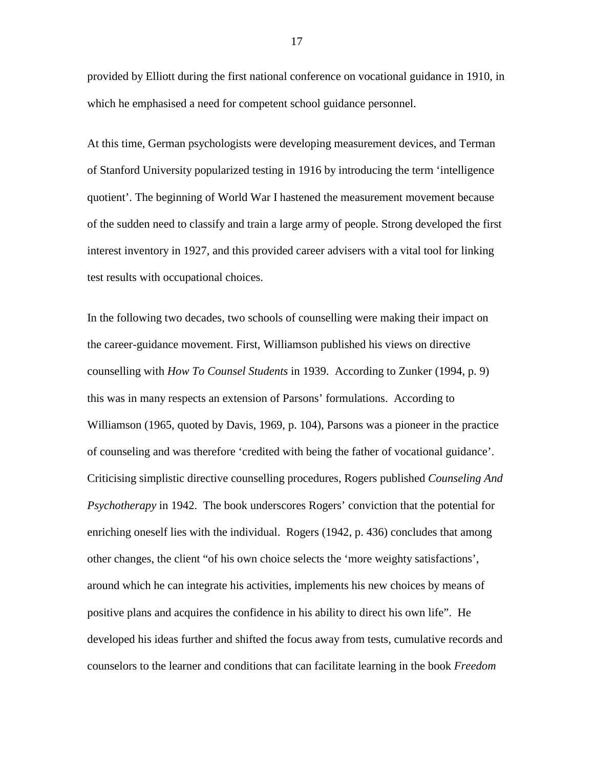provided by Elliott during the first national conference on vocational guidance in 1910, in which he emphasised a need for competent school guidance personnel.

At this time, German psychologists were developing measurement devices, and Terman of Stanford University popularized testing in 1916 by introducing the term 'intelligence quotient'. The beginning of World War I hastened the measurement movement because of the sudden need to classify and train a large army of people. Strong developed the first interest inventory in 1927, and this provided career advisers with a vital tool for linking test results with occupational choices.

In the following two decades, two schools of counselling were making their impact on the career-guidance movement. First, Williamson published his views on directive counselling with *How To Counsel Students* in 1939. According to Zunker (1994, p. 9) this was in many respects an extension of Parsons' formulations. According to Williamson (1965, quoted by Davis, 1969, p. 104), Parsons was a pioneer in the practice of counseling and was therefore 'credited with being the father of vocational guidance'. Criticising simplistic directive counselling procedures, Rogers published *Counseling And Psychotherapy* in 1942. The book underscores Rogers' conviction that the potential for enriching oneself lies with the individual. Rogers (1942, p. 436) concludes that among other changes, the client "of his own choice selects the 'more weighty satisfactions', around which he can integrate his activities, implements his new choices by means of positive plans and acquires the confidence in his ability to direct his own life". He developed his ideas further and shifted the focus away from tests, cumulative records and counselors to the learner and conditions that can facilitate learning in the book *Freedom*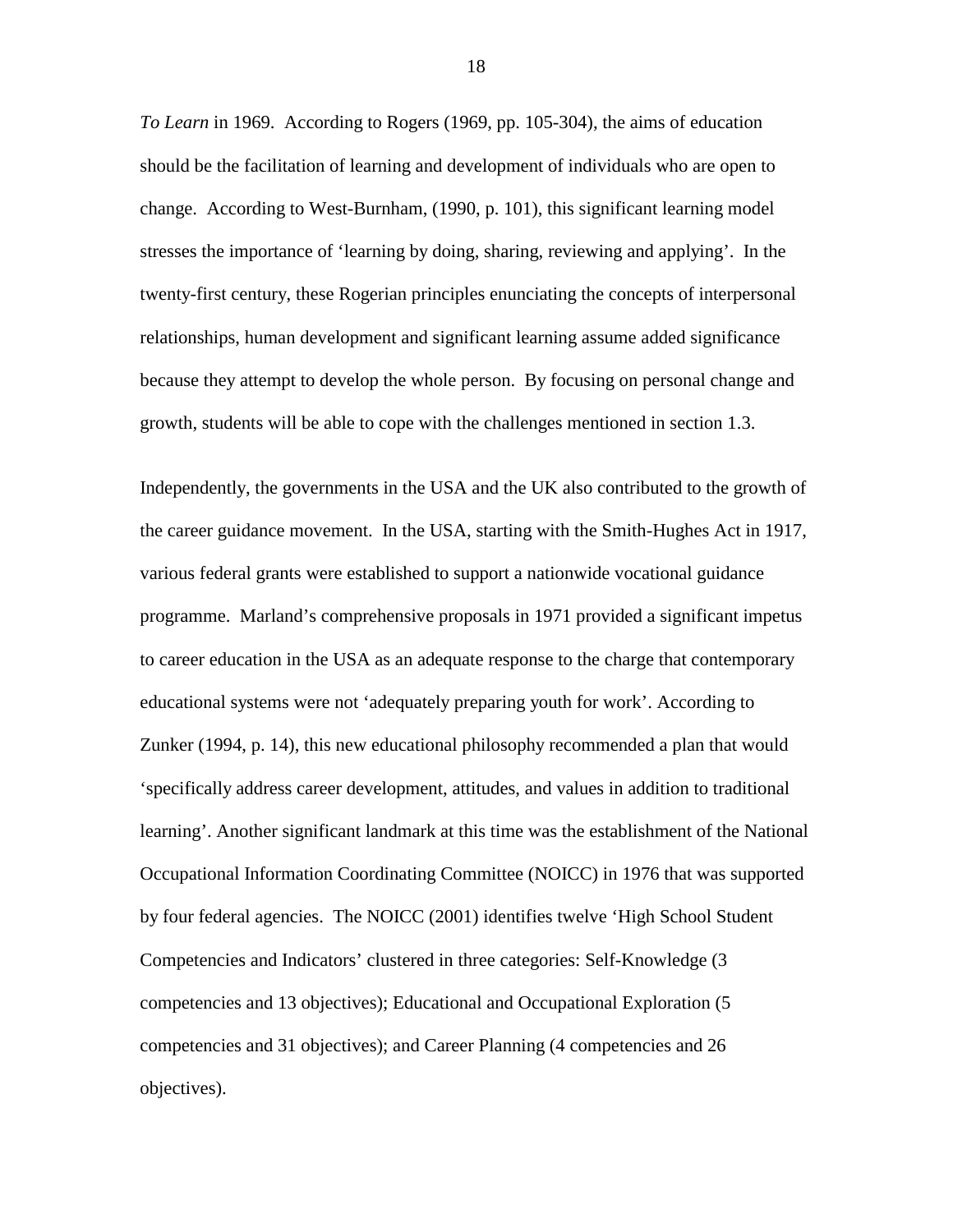*To Learn* in 1969. According to Rogers (1969, pp. 105-304), the aims of education should be the facilitation of learning and development of individuals who are open to change. According to West-Burnham, (1990, p. 101), this significant learning model stresses the importance of 'learning by doing, sharing, reviewing and applying'. In the twenty-first century, these Rogerian principles enunciating the concepts of interpersonal relationships, human development and significant learning assume added significance because they attempt to develop the whole person. By focusing on personal change and growth, students will be able to cope with the challenges mentioned in section 1.3.

Independently, the governments in the USA and the UK also contributed to the growth of the career guidance movement. In the USA, starting with the Smith-Hughes Act in 1917, various federal grants were established to support a nationwide vocational guidance programme. Marland's comprehensive proposals in 1971 provided a significant impetus to career education in the USA as an adequate response to the charge that contemporary educational systems were not 'adequately preparing youth for work'. According to Zunker (1994, p. 14), this new educational philosophy recommended a plan that would 'specifically address career development, attitudes, and values in addition to traditional learning'. Another significant landmark at this time was the establishment of the National Occupational Information Coordinating Committee (NOICC) in 1976 that was supported by four federal agencies. The NOICC (2001) identifies twelve 'High School Student Competencies and Indicators' clustered in three categories: Self-Knowledge (3 competencies and 13 objectives); Educational and Occupational Exploration (5 competencies and 31 objectives); and Career Planning (4 competencies and 26 objectives).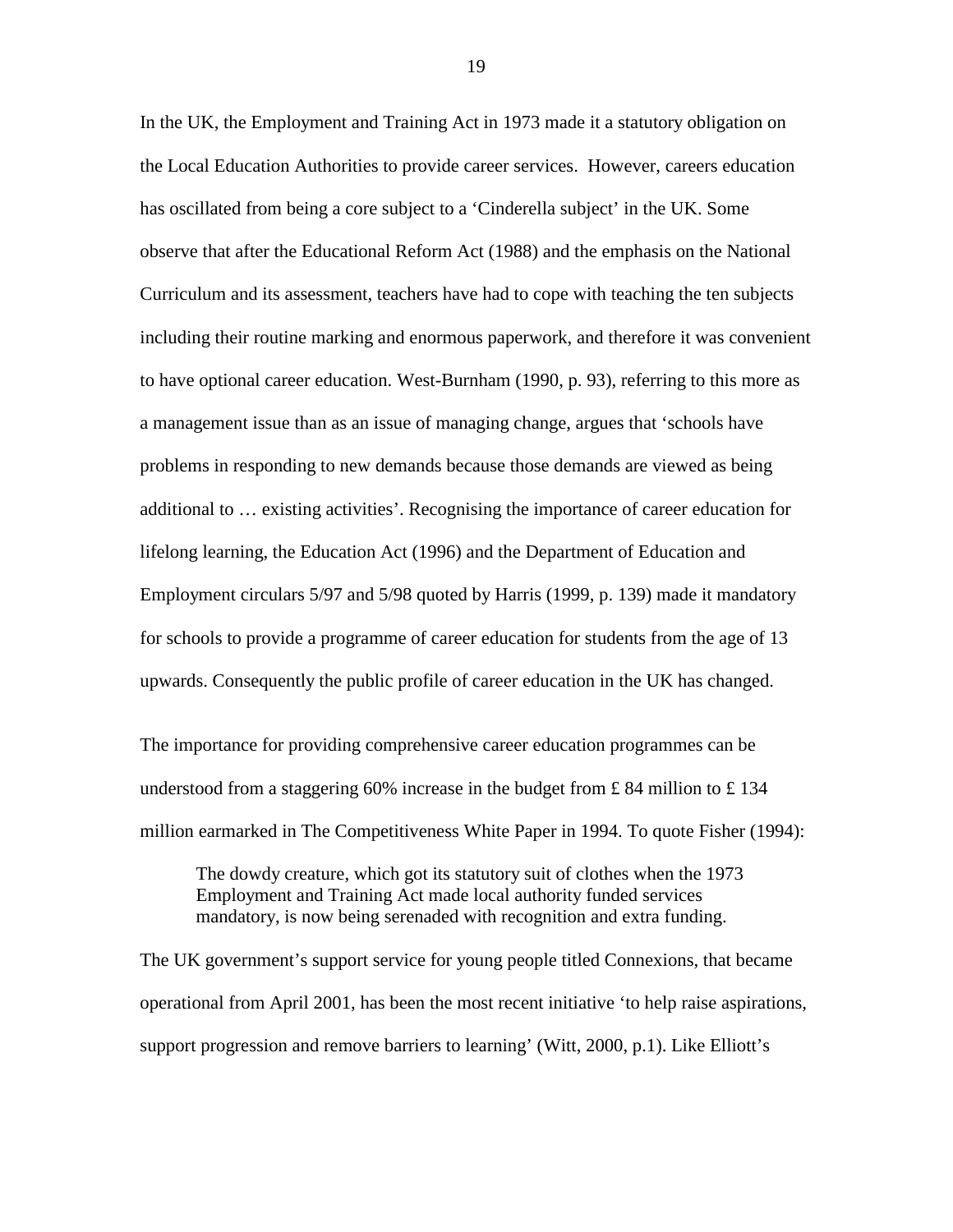In the UK, the Employment and Training Act in 1973 made it a statutory obligation on the Local Education Authorities to provide career services. However, careers education has oscillated from being a core subject to a 'Cinderella subject' in the UK. Some observe that after the Educational Reform Act (1988) and the emphasis on the National Curriculum and its assessment, teachers have had to cope with teaching the ten subjects including their routine marking and enormous paperwork, and therefore it was convenient to have optional career education. West-Burnham (1990, p. 93), referring to this more as a management issue than as an issue of managing change, argues that 'schools have problems in responding to new demands because those demands are viewed as being additional to … existing activities'. Recognising the importance of career education for lifelong learning, the Education Act (1996) and the Department of Education and Employment circulars 5/97 and 5/98 quoted by Harris (1999, p. 139) made it mandatory for schools to provide a programme of career education for students from the age of 13 upwards. Consequently the public profile of career education in the UK has changed.

The importance for providing comprehensive career education programmes can be understood from a staggering 60% increase in the budget from £ 84 million to £ 134 million earmarked in The Competitiveness White Paper in 1994. To quote Fisher (1994):

> The dowdy creature, which got its statutory suit of clothes when the 1973 Employment and Training Act made local authority funded services mandatory, is now being serenaded with recognition and extra funding.

The UK government's support service for young people titled Connexions, that became operational from April 2001, has been the most recent initiative 'to help raise aspirations, support progression and remove barriers to learning' (Witt, 2000, p.1). Like Elliott's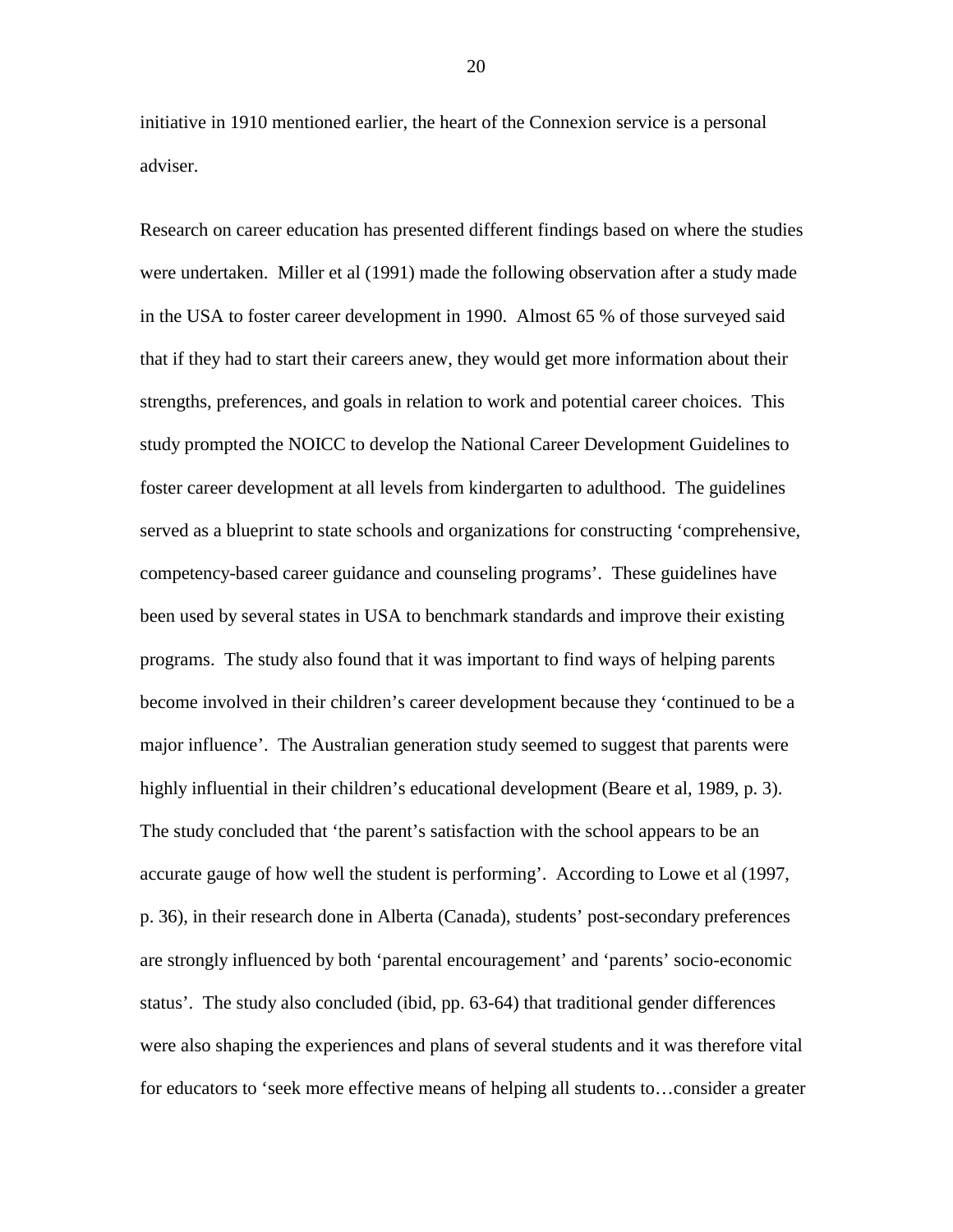initiative in 1910 mentioned earlier, the heart of the Connexion service is a personal adviser.

Research on career education has presented different findings based on where the studies were undertaken. Miller et al (1991) made the following observation after a study made in the USA to foster career development in 1990. Almost 65 % of those surveyed said that if they had to start their careers anew, they would get more information about their strengths, preferences, and goals in relation to work and potential career choices. This study prompted the NOICC to develop the National Career Development Guidelines to foster career development at all levels from kindergarten to adulthood. The guidelines served as a blueprint to state schools and organizations for constructing 'comprehensive, competency-based career guidance and counseling programs'. These guidelines have been used by several states in USA to benchmark standards and improve their existing programs. The study also found that it was important to find ways of helping parents become involved in their children's career development because they 'continued to be a major influence'. The Australian generation study seemed to suggest that parents were highly influential in their children's educational development (Beare et al, 1989, p. 3). The study concluded that 'the parent's satisfaction with the school appears to be an accurate gauge of how well the student is performing'. According to Lowe et al (1997, p. 36), in their research done in Alberta (Canada), students' post-secondary preferences are strongly influenced by both 'parental encouragement' and 'parents' socio-economic status'. The study also concluded (ibid, pp. 63-64) that traditional gender differences were also shaping the experiences and plans of several students and it was therefore vital for educators to 'seek more effective means of helping all students to…consider a greater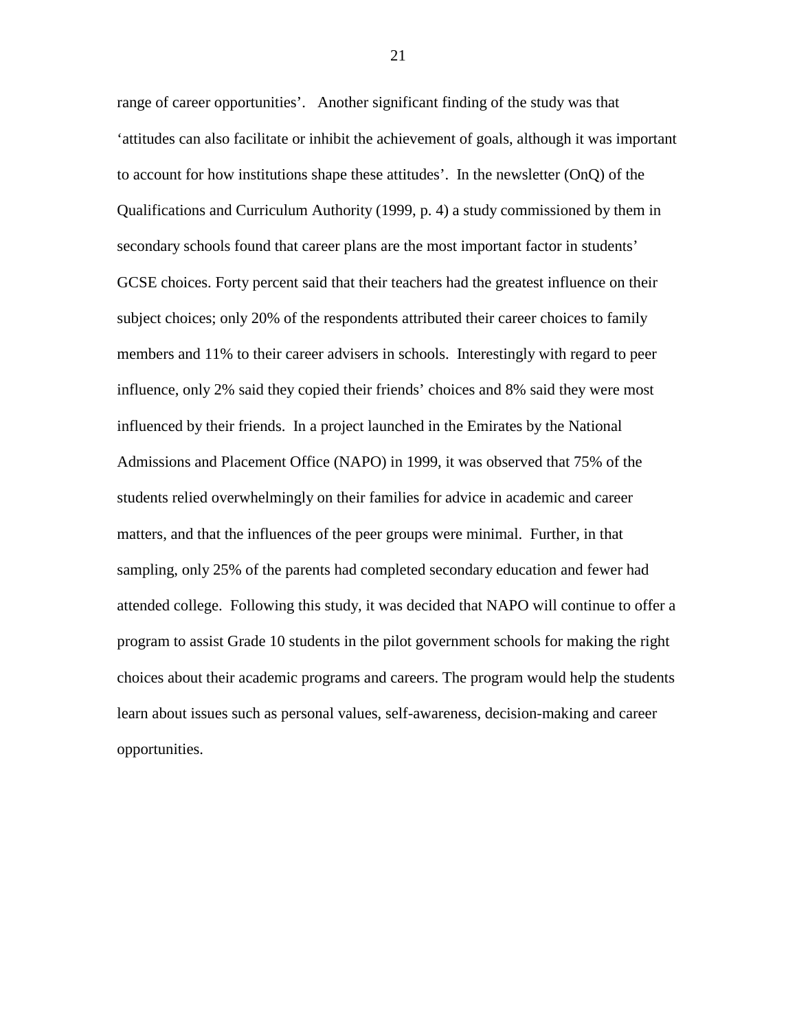range of career opportunities'. Another significant finding of the study was that 'attitudes can also facilitate or inhibit the achievement of goals, although it was important to account for how institutions shape these attitudes'. In the newsletter (OnQ) of the Qualifications and Curriculum Authority (1999, p. 4) a study commissioned by them in secondary schools found that career plans are the most important factor in students' GCSE choices. Forty percent said that their teachers had the greatest influence on their subject choices; only 20% of the respondents attributed their career choices to family members and 11% to their career advisers in schools. Interestingly with regard to peer influence, only 2% said they copied their friends' choices and 8% said they were most influenced by their friends. In a project launched in the Emirates by the National Admissions and Placement Office (NAPO) in 1999, it was observed that 75% of the students relied overwhelmingly on their families for advice in academic and career matters, and that the influences of the peer groups were minimal. Further, in that sampling, only 25% of the parents had completed secondary education and fewer had attended college. Following this study, it was decided that NAPO will continue to offer a program to assist Grade 10 students in the pilot government schools for making the right choices about their academic programs and careers. The program would help the students learn about issues such as personal values, self-awareness, decision-making and career opportunities.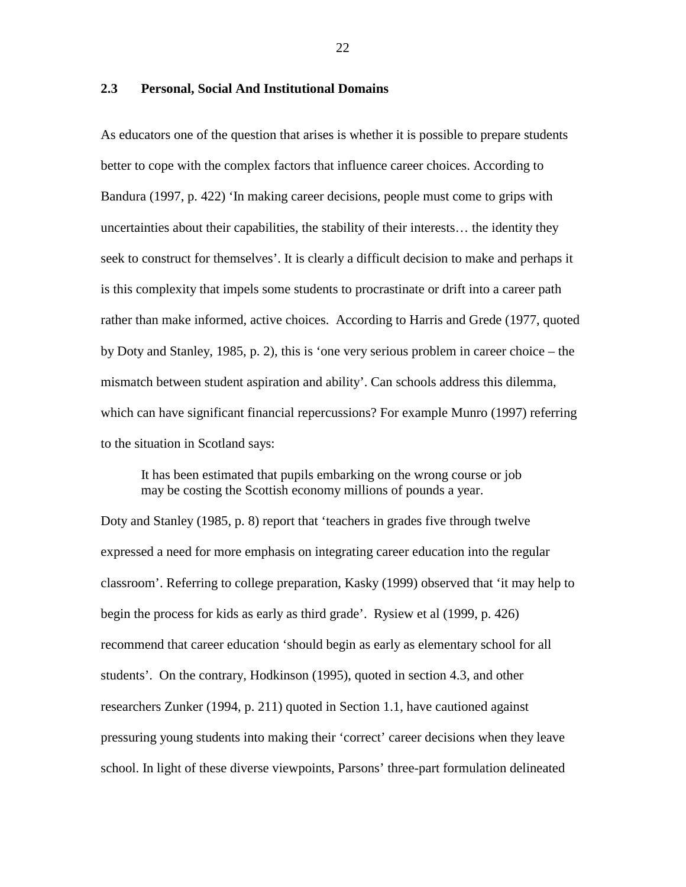## 2.3 Personal, Social And Institutional Domains

As educators one of the question that arises is whether it is possible to prepare students better to cope with the complex factors that influence career choices. According to Bandura (1997, p. 422) 'In making career decisions, people must come to grips with uncertainties about their capabilities, the stability of their interests… the identity they seek to construct for themselves'. It is clearly a difficult decision to make and perhaps it is this complexity that impels some students to procrastinate or drift into a career path rather than make informed, active choices. According to Harris and Grede (1977, quoted by Doty and Stanley, 1985, p. 2), this is 'one very serious problem in career choice – the mismatch between student aspiration and ability'. Can schools address this dilemma, which can have significant financial repercussions? For example Munro (1997) referring to the situation in Scotland says:

> It has been estimated that pupils embarking on the wrong course or job may be costing the Scottish economy millions of pounds a year.

Doty and Stanley (1985, p. 8) report that 'teachers in grades five through twelve expressed a need for more emphasis on integrating career education into the regular classroom'. Referring to college preparation, Kasky (1999) observed that 'it may help to begin the process for kids as early as third grade'. Rysiew et al (1999, p. 426) recommend that career education 'should begin as early as elementary school for all students'. On the contrary, Hodkinson (1995), quoted in section 4.3, and other researchers Zunker (1994, p. 211) quoted in Section 1.1, have cautioned against pressuring young students into making their 'correct' career decisions when they leave school. In light of these diverse viewpoints, Parsons' three-part formulation delineated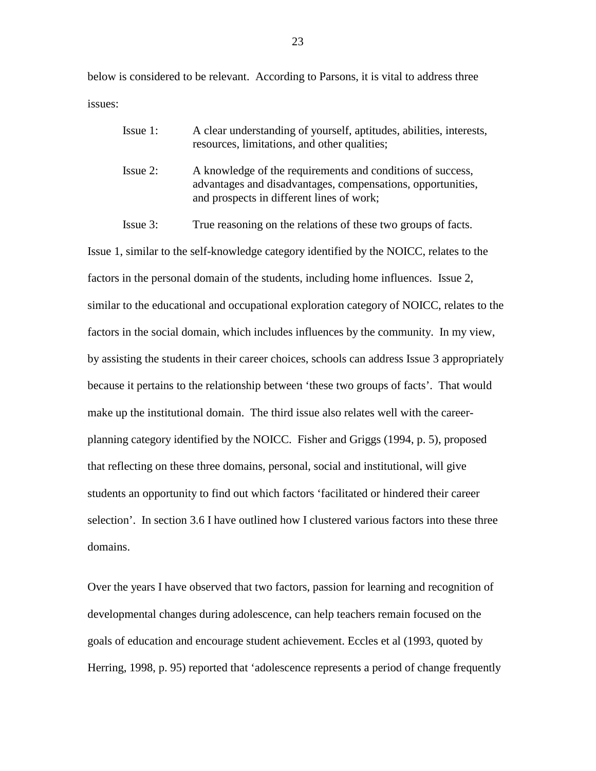below is considered to be relevant. According to Parsons, it is vital to address three issues:

> Issue 1: A clear understanding of yourself, aptitudes, abilities, interests, resources, limitations, and other qualities;
>
> Issue 2: A knowledge of the requirements and conditions of success, advantages and disadvantages, compensations, opportunities, and prospects in different lines of work;
>
> Issue 3: True reasoning on the relations of these two groups of facts.

Issue 1, similar to the self-knowledge category identified by the NOICC, relates to the factors in the personal domain of the students, including home influences. Issue 2, similar to the educational and occupational exploration category of NOICC, relates to the factors in the social domain, which includes influences by the community. In my view, by assisting the students in their career choices, schools can address Issue 3 appropriately because it pertains to the relationship between 'these two groups of facts'. That would make up the institutional domain. The third issue also relates well with the career-planning category identified by the NOICC. Fisher and Griggs (1994, p. 5), proposed that reflecting on these three domains, personal, social and institutional, will give students an opportunity to find out which factors 'facilitated or hindered their career selection'. In section 3.6 I have outlined how I clustered various factors into these three domains.

Over the years I have observed that two factors, passion for learning and recognition of developmental changes during adolescence, can help teachers remain focused on the goals of education and encourage student achievement. Eccles et al (1993, quoted by Herring, 1998, p. 95) reported that 'adolescence represents a period of change frequently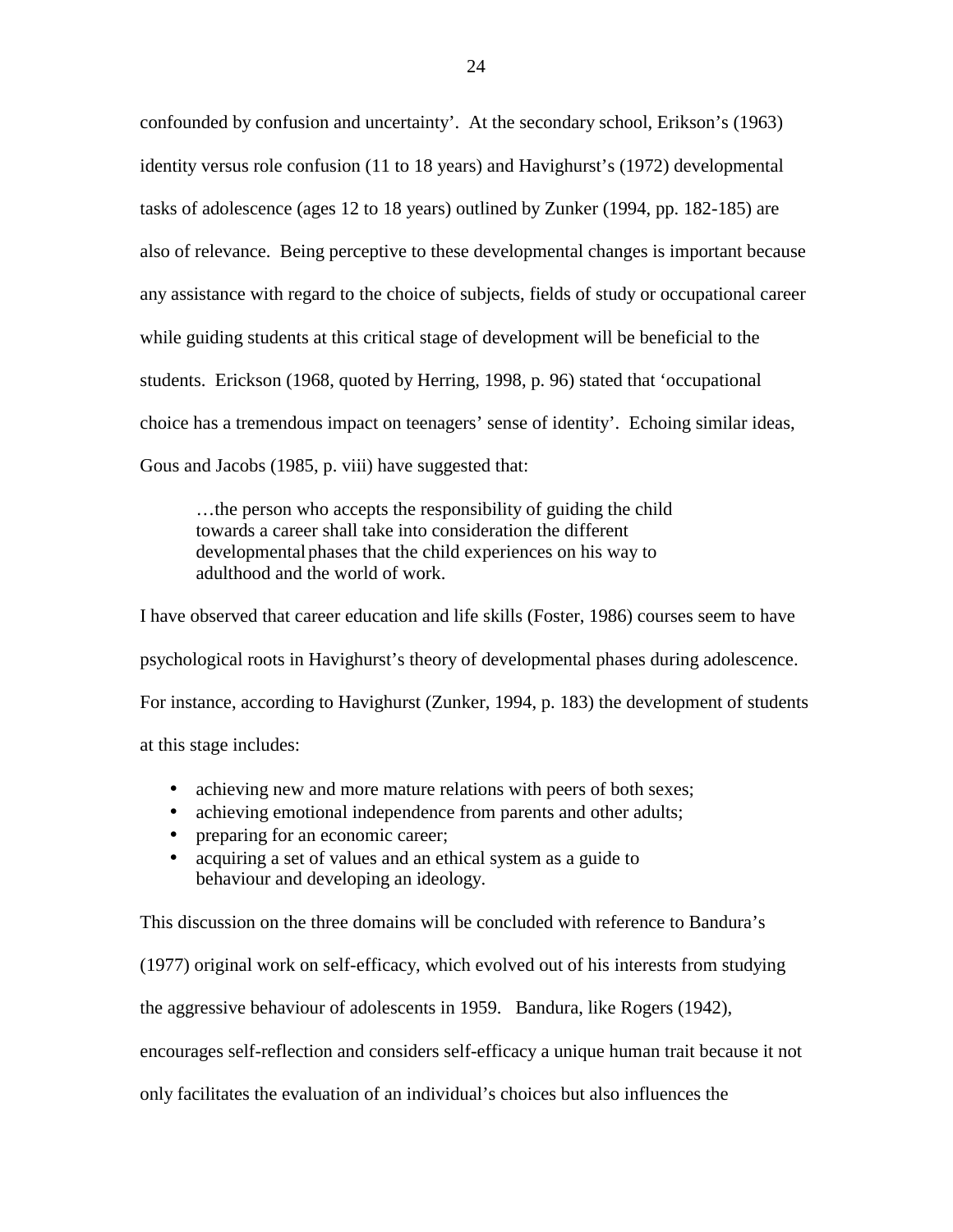confounded by confusion and uncertainty'. At the secondary school, Erikson's (1963) identity versus role confusion (11 to 18 years) and Havighurst's (1972) developmental tasks of adolescence (ages 12 to 18 years) outlined by Zunker (1994, pp. 182-185) are also of relevance. Being perceptive to these developmental changes is important because any assistance with regard to the choice of subjects, fields of study or occupational career while guiding students at this critical stage of development will be beneficial to the students. Erickson (1968, quoted by Herring, 1998, p. 96) stated that 'occupational choice has a tremendous impact on teenagers' sense of identity'. Echoing similar ideas, Gous and Jacobs (1985, p. viii) have suggested that:

> …the person who accepts the responsibility of guiding the child towards a career shall take into consideration the different developmental phases that the child experiences on his way to adulthood and the world of work.

I have observed that career education and life skills (Foster, 1986) courses seem to have psychological roots in Havighurst's theory of developmental phases during adolescence. For instance, according to Havighurst (Zunker, 1994, p. 183) the development of students at this stage includes:

- achieving new and more mature relations with peers of both sexes;
- achieving emotional independence from parents and other adults;
- preparing for an economic career;
- acquiring a set of values and an ethical system as a guide to behaviour and developing an ideology.

This discussion on the three domains will be concluded with reference to Bandura's (1977) original work on self-efficacy, which evolved out of his interests from studying the aggressive behaviour of adolescents in 1959. Bandura, like Rogers (1942), encourages self-reflection and considers self-efficacy a unique human trait because it not only facilitates the evaluation of an individual's choices but also influences the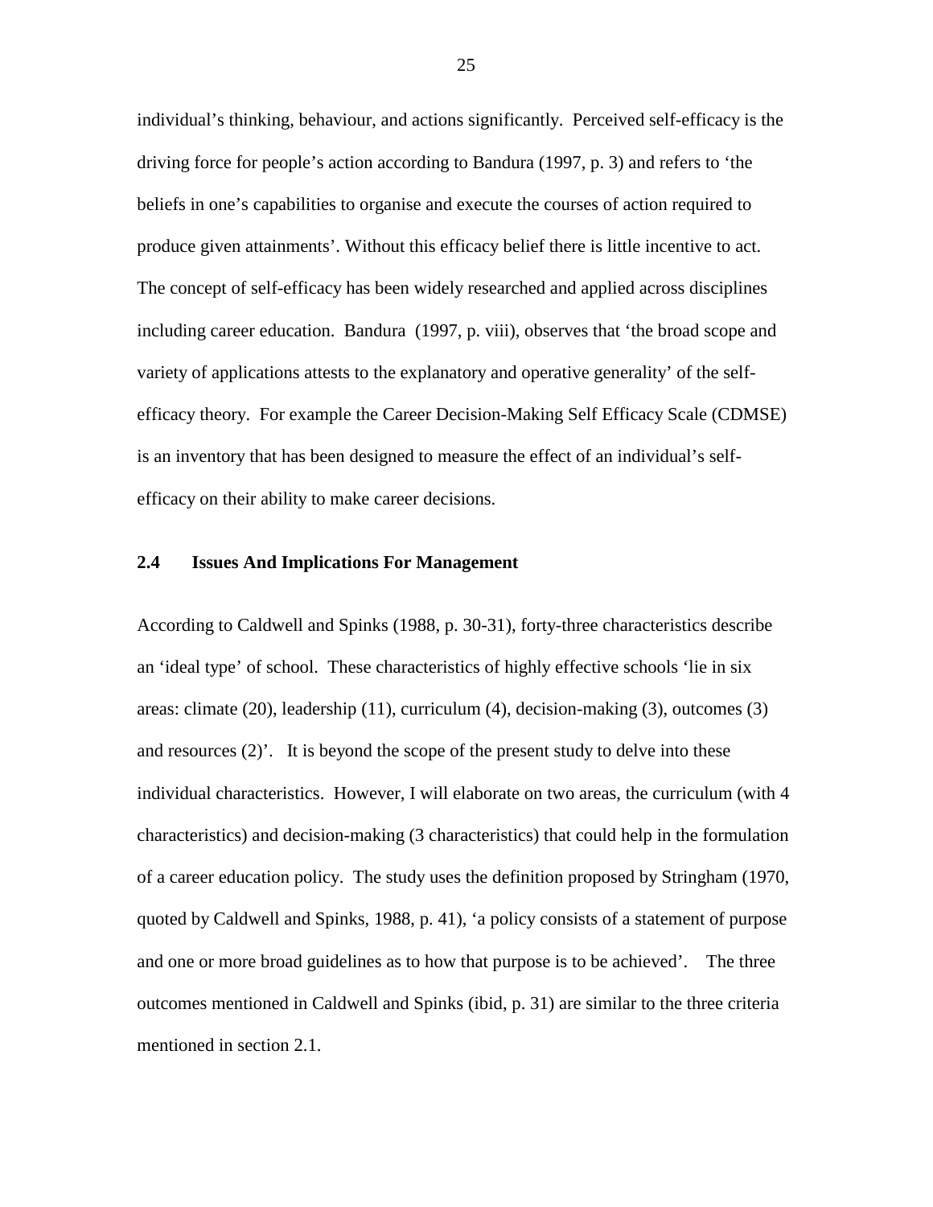individual's thinking, behaviour, and actions significantly. Perceived self-efficacy is the driving force for people's action according to Bandura (1997, p. 3) and refers to 'the beliefs in one's capabilities to organise and execute the courses of action required to produce given attainments'. Without this efficacy belief there is little incentive to act. The concept of self-efficacy has been widely researched and applied across disciplines including career education. Bandura (1997, p. viii), observes that 'the broad scope and variety of applications attests to the explanatory and operative generality' of the self-efficacy theory. For example the Career Decision-Making Self Efficacy Scale (CDMSE) is an inventory that has been designed to measure the effect of an individual's self-efficacy on their ability to make career decisions.

## 2.4 Issues And Implications For Management

According to Caldwell and Spinks (1988, p. 30-31), forty-three characteristics describe an 'ideal type' of school. These characteristics of highly effective schools 'lie in six areas: climate (20), leadership (11), curriculum (4), decision-making (3), outcomes (3) and resources (2)'. It is beyond the scope of the present study to delve into these individual characteristics. However, I will elaborate on two areas, the curriculum (with 4 characteristics) and decision-making (3 characteristics) that could help in the formulation of a career education policy. The study uses the definition proposed by Stringham (1970, quoted by Caldwell and Spinks, 1988, p. 41), 'a policy consists of a statement of purpose and one or more broad guidelines as to how that purpose is to be achieved'. The three outcomes mentioned in Caldwell and Spinks (ibid, p. 31) are similar to the three criteria mentioned in section 2.1.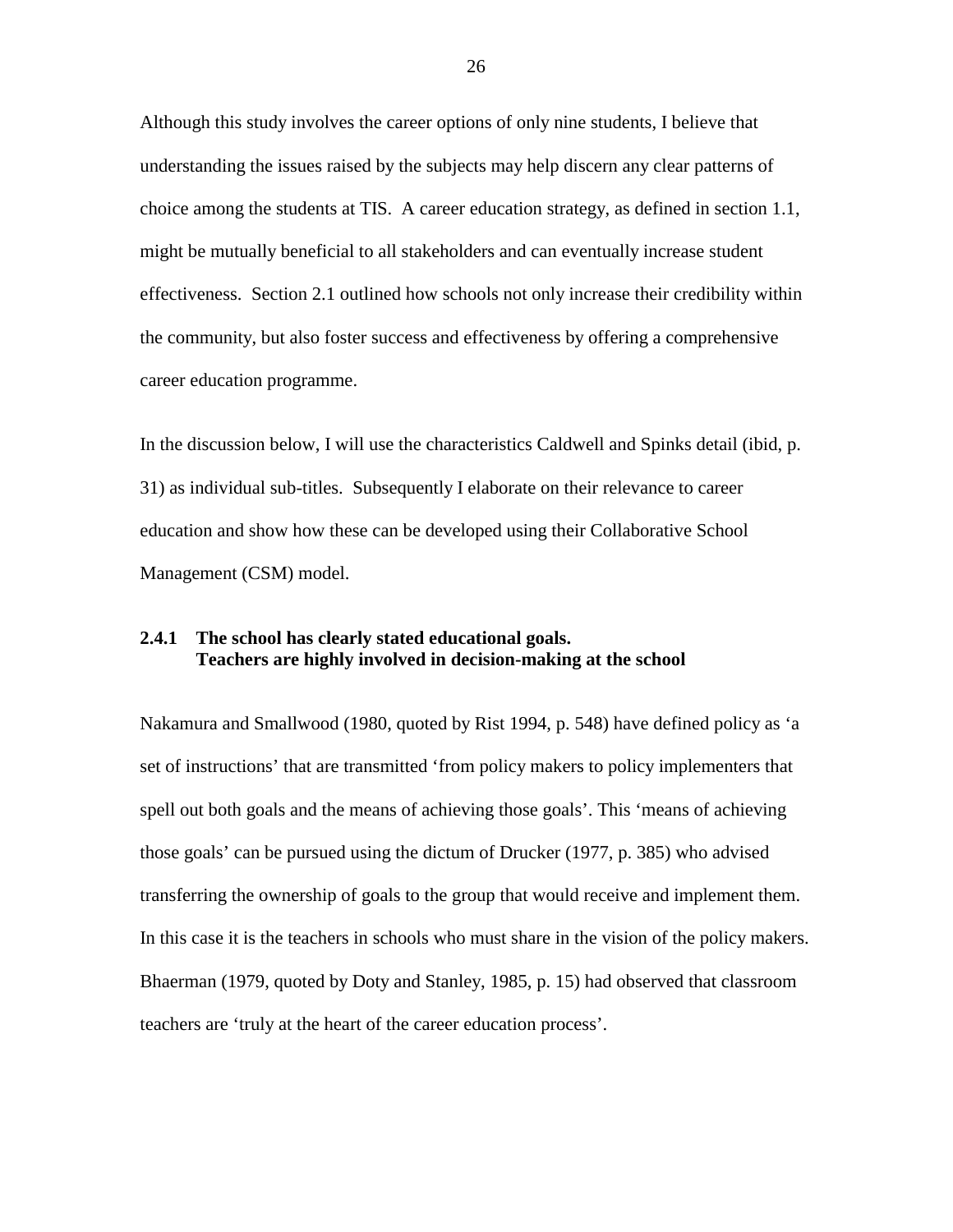Although this study involves the career options of only nine students, I believe that understanding the issues raised by the subjects may help discern any clear patterns of choice among the students at TIS. A career education strategy, as defined in section 1.1, might be mutually beneficial to all stakeholders and can eventually increase student effectiveness. Section 2.1 outlined how schools not only increase their credibility within the community, but also foster success and effectiveness by offering a comprehensive career education programme.

In the discussion below, I will use the characteristics Caldwell and Spinks detail (ibid, p. 31) as individual sub-titles. Subsequently I elaborate on their relevance to career education and show how these can be developed using their Collaborative School Management (CSM) model.

### 2.4.1 The school has clearly stated educational goals. Teachers are highly involved in decision-making at the school

Nakamura and Smallwood (1980, quoted by Rist 1994, p. 548) have defined policy as 'a set of instructions' that are transmitted 'from policy makers to policy implementers that spell out both goals and the means of achieving those goals'. This 'means of achieving those goals' can be pursued using the dictum of Drucker (1977, p. 385) who advised transferring the ownership of goals to the group that would receive and implement them. In this case it is the teachers in schools who must share in the vision of the policy makers. Bhaerman (1979, quoted by Doty and Stanley, 1985, p. 15) had observed that classroom teachers are 'truly at the heart of the career education process'.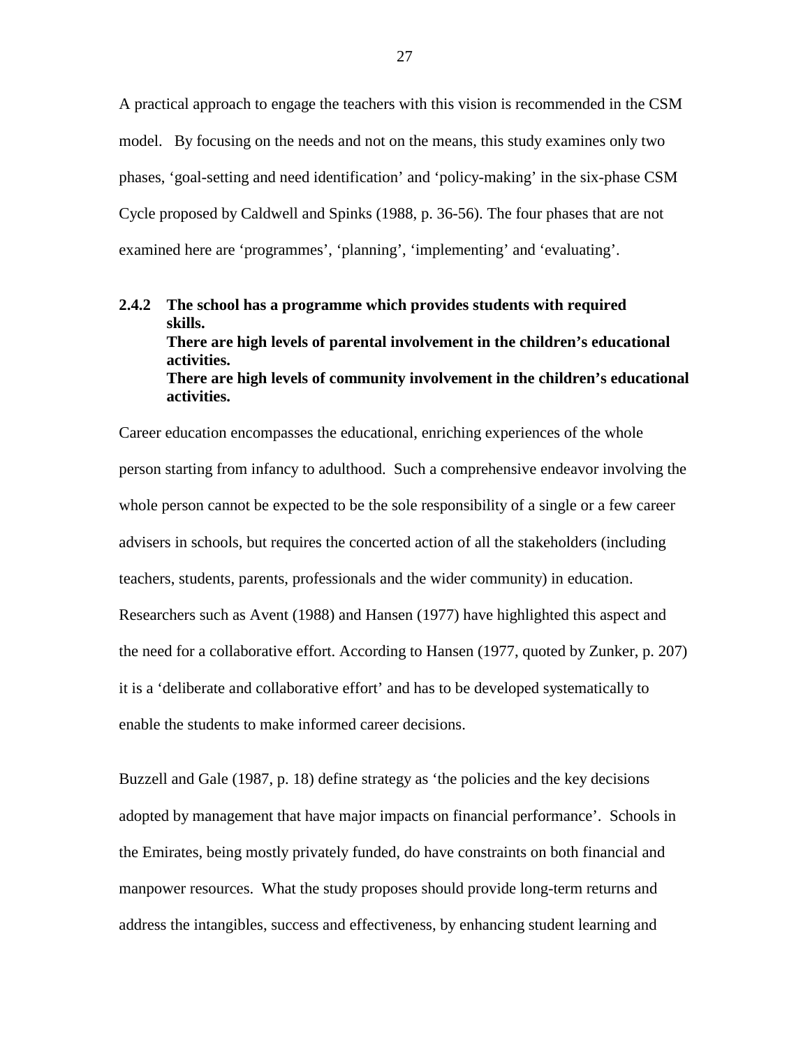A practical approach to engage the teachers with this vision is recommended in the CSM model. By focusing on the needs and not on the means, this study examines only two phases, 'goal-setting and need identification' and 'policy-making' in the six-phase CSM Cycle proposed by Caldwell and Spinks (1988, p. 36-56). The four phases that are not examined here are 'programmes', 'planning', 'implementing' and 'evaluating'.

### 2.4.2 The school has a programme which provides students with required skills. There are high levels of parental involvement in the children's educational activities. There are high levels of community involvement in the children's educational activities.

Career education encompasses the educational, enriching experiences of the whole person starting from infancy to adulthood. Such a comprehensive endeavor involving the whole person cannot be expected to be the sole responsibility of a single or a few career advisers in schools, but requires the concerted action of all the stakeholders (including teachers, students, parents, professionals and the wider community) in education. Researchers such as Avent (1988) and Hansen (1977) have highlighted this aspect and the need for a collaborative effort. According to Hansen (1977, quoted by Zunker, p. 207) it is a 'deliberate and collaborative effort' and has to be developed systematically to enable the students to make informed career decisions.

Buzzell and Gale (1987, p. 18) define strategy as 'the policies and the key decisions adopted by management that have major impacts on financial performance'. Schools in the Emirates, being mostly privately funded, do have constraints on both financial and manpower resources. What the study proposes should provide long-term returns and address the intangibles, success and effectiveness, by enhancing student learning and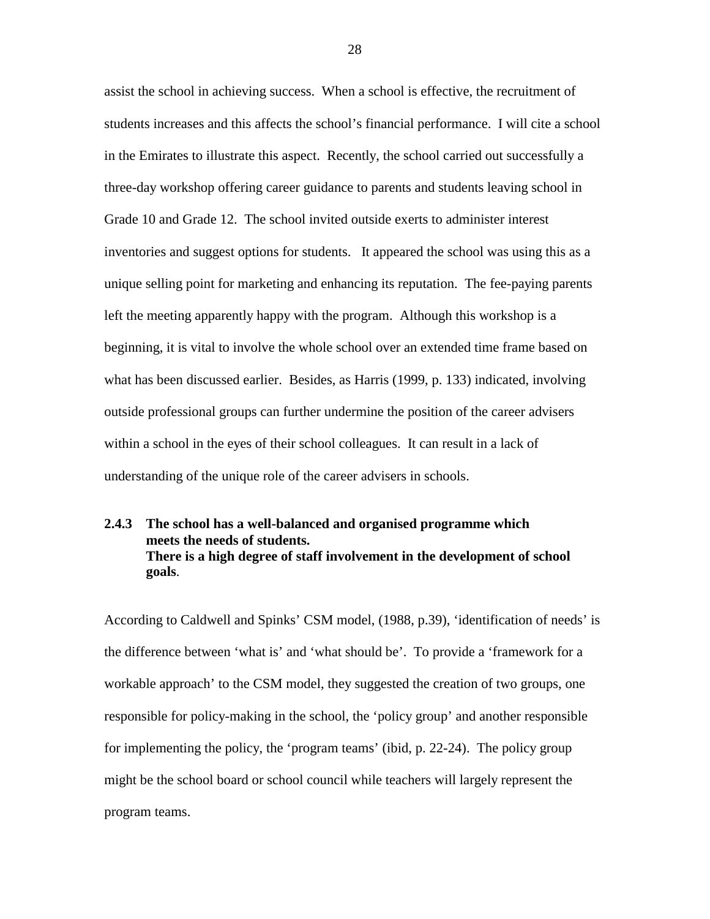assist the school in achieving success. When a school is effective, the recruitment of students increases and this affects the school's financial performance. I will cite a school in the Emirates to illustrate this aspect. Recently, the school carried out successfully a three-day workshop offering career guidance to parents and students leaving school in Grade 10 and Grade 12. The school invited outside exerts to administer interest inventories and suggest options for students. It appeared the school was using this as a unique selling point for marketing and enhancing its reputation. The fee-paying parents left the meeting apparently happy with the program. Although this workshop is a beginning, it is vital to involve the whole school over an extended time frame based on what has been discussed earlier. Besides, as Harris (1999, p. 133) indicated, involving outside professional groups can further undermine the position of the career advisers within a school in the eyes of their school colleagues. It can result in a lack of understanding of the unique role of the career advisers in schools.

### 2.4.3 The school has a well-balanced and organised programme which meets the needs of students. There is a high degree of staff involvement in the development of school goals.

According to Caldwell and Spinks' CSM model, (1988, p.39), 'identification of needs' is the difference between 'what is' and 'what should be'. To provide a 'framework for a workable approach' to the CSM model, they suggested the creation of two groups, one responsible for policy-making in the school, the 'policy group' and another responsible for implementing the policy, the 'program teams' (ibid, p. 22-24). The policy group might be the school board or school council while teachers will largely represent the program teams.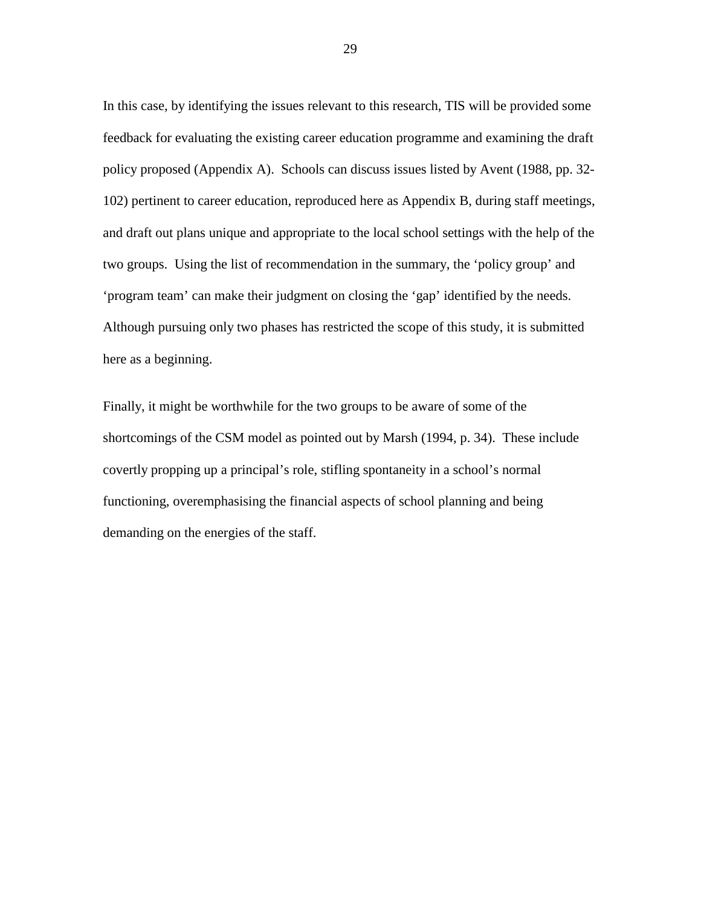In this case, by identifying the issues relevant to this research, TIS will be provided some feedback for evaluating the existing career education programme and examining the draft policy proposed (Appendix A). Schools can discuss issues listed by Avent (1988, pp. 32-102) pertinent to career education, reproduced here as Appendix B, during staff meetings, and draft out plans unique and appropriate to the local school settings with the help of the two groups. Using the list of recommendation in the summary, the 'policy group' and 'program team' can make their judgment on closing the 'gap' identified by the needs. Although pursuing only two phases has restricted the scope of this study, it is submitted here as a beginning.

Finally, it might be worthwhile for the two groups to be aware of some of the shortcomings of the CSM model as pointed out by Marsh (1994, p. 34). These include covertly propping up a principal's role, stifling spontaneity in a school's normal functioning, overemphasising the financial aspects of school planning and being demanding on the energies of the staff.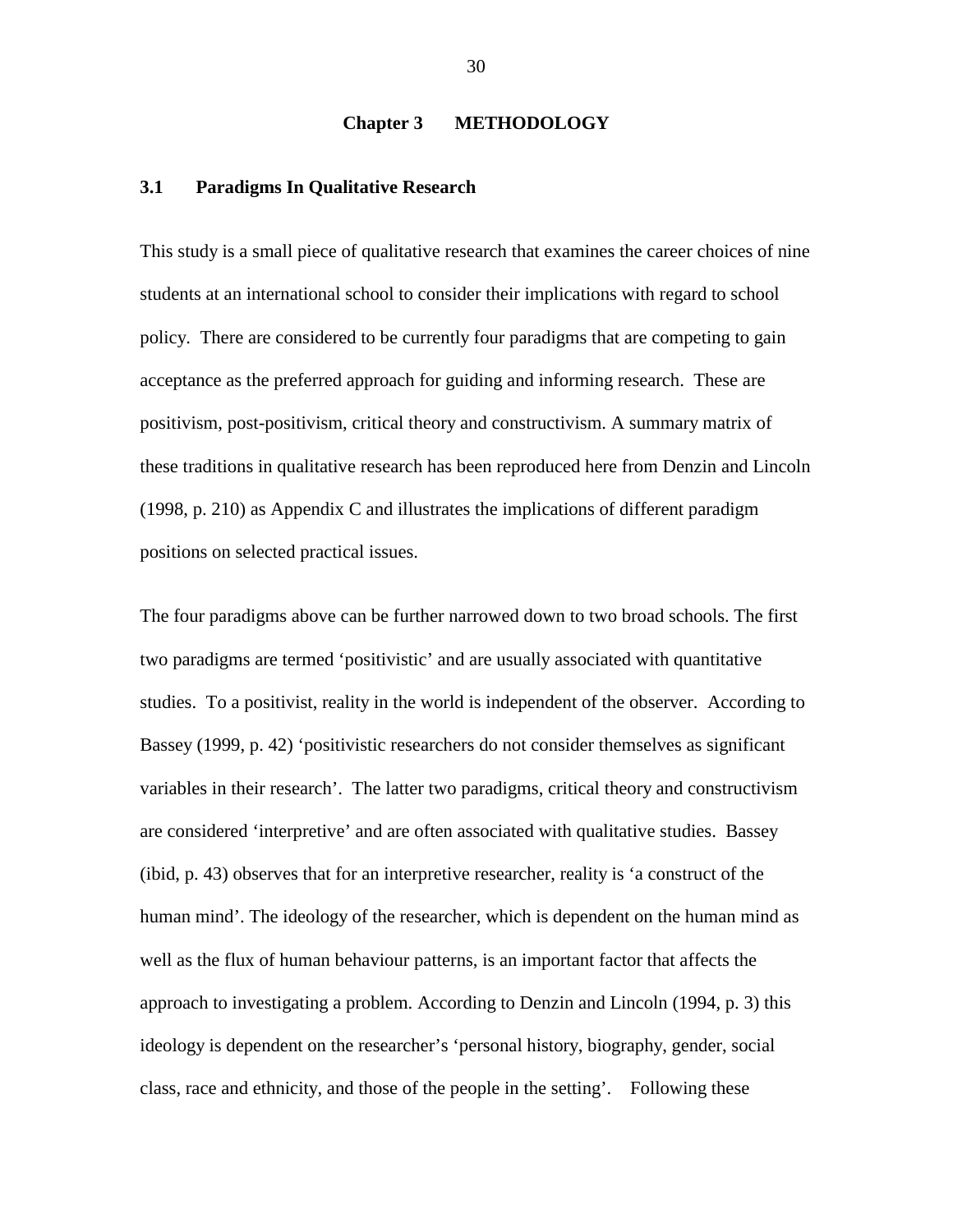# Chapter 3 METHODOLOGY

## 3.1 Paradigms In Qualitative Research

This study is a small piece of qualitative research that examines the career choices of nine students at an international school to consider their implications with regard to school policy. There are considered to be currently four paradigms that are competing to gain acceptance as the preferred approach for guiding and informing research. These are positivism, post-positivism, critical theory and constructivism. A summary matrix of these traditions in qualitative research has been reproduced here from Denzin and Lincoln (1998, p. 210) as Appendix C and illustrates the implications of different paradigm positions on selected practical issues.

The four paradigms above can be further narrowed down to two broad schools. The first two paradigms are termed 'positivistic' and are usually associated with quantitative studies. To a positivist, reality in the world is independent of the observer. According to Bassey (1999, p. 42) 'positivistic researchers do not consider themselves as significant variables in their research'. The latter two paradigms, critical theory and constructivism are considered 'interpretive' and are often associated with qualitative studies. Bassey (ibid, p. 43) observes that for an interpretive researcher, reality is 'a construct of the human mind'. The ideology of the researcher, which is dependent on the human mind as well as the flux of human behaviour patterns, is an important factor that affects the approach to investigating a problem. According to Denzin and Lincoln (1994, p. 3) this ideology is dependent on the researcher's 'personal history, biography, gender, social class, race and ethnicity, and those of the people in the setting'. Following these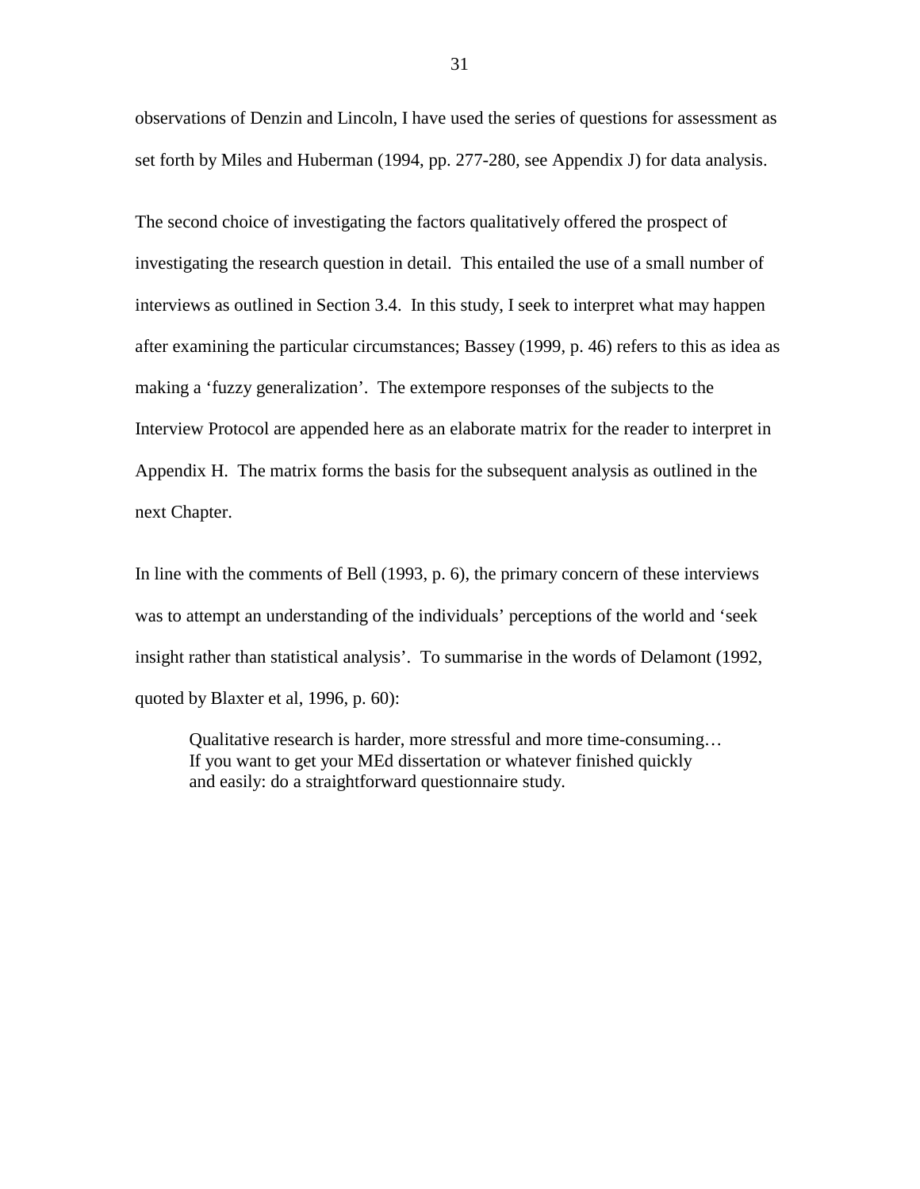observations of Denzin and Lincoln, I have used the series of questions for assessment as set forth by Miles and Huberman (1994, pp. 277-280, see Appendix J) for data analysis.

The second choice of investigating the factors qualitatively offered the prospect of investigating the research question in detail. This entailed the use of a small number of interviews as outlined in Section 3.4. In this study, I seek to interpret what may happen after examining the particular circumstances; Bassey (1999, p. 46) refers to this as idea as making a 'fuzzy generalization'. The extempore responses of the subjects to the Interview Protocol are appended here as an elaborate matrix for the reader to interpret in Appendix H. The matrix forms the basis for the subsequent analysis as outlined in the next Chapter.

In line with the comments of Bell (1993, p. 6), the primary concern of these interviews was to attempt an understanding of the individuals' perceptions of the world and 'seek insight rather than statistical analysis'. To summarise in the words of Delamont (1992, quoted by Blaxter et al, 1996, p. 60):

> Qualitative research is harder, more stressful and more time-consuming…
> If you want to get your MEd dissertation or whatever finished quickly
> and easily: do a straightforward questionnaire study.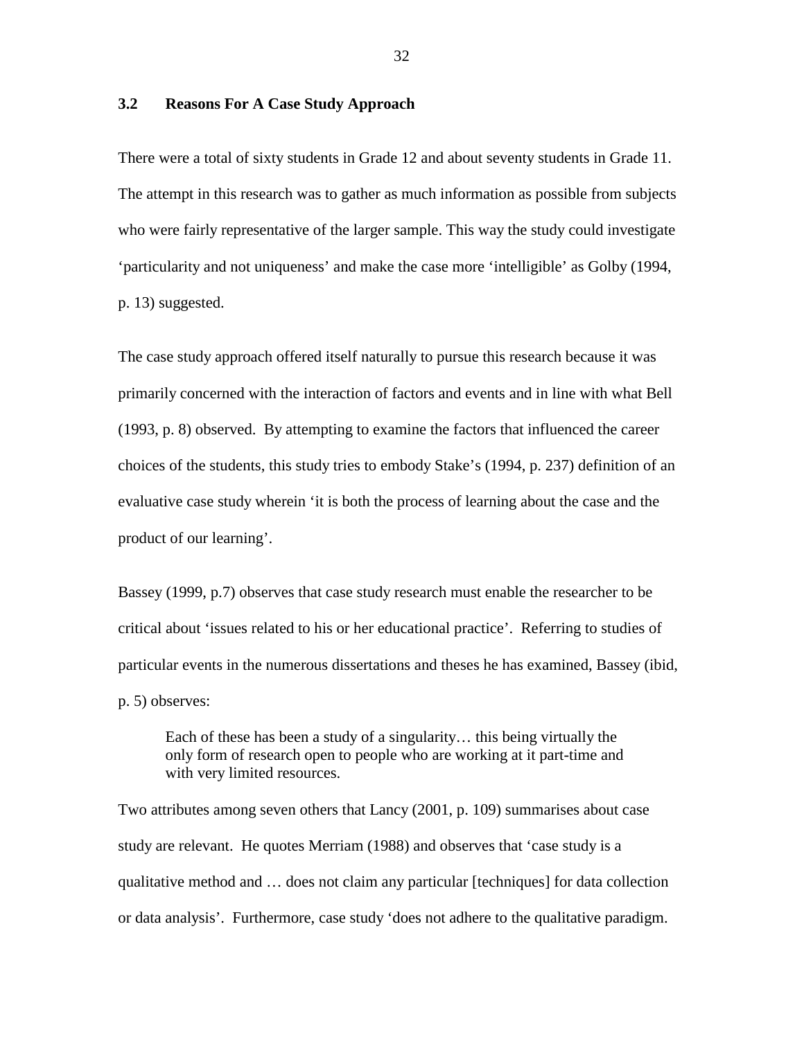### 3.2 Reasons For A Case Study Approach

There were a total of sixty students in Grade 12 and about seventy students in Grade 11. The attempt in this research was to gather as much information as possible from subjects who were fairly representative of the larger sample. This way the study could investigate 'particularity and not uniqueness' and make the case more 'intelligible' as Golby (1994, p. 13) suggested.

The case study approach offered itself naturally to pursue this research because it was primarily concerned with the interaction of factors and events and in line with what Bell (1993, p. 8) observed. By attempting to examine the factors that influenced the career choices of the students, this study tries to embody Stake's (1994, p. 237) definition of an evaluative case study wherein 'it is both the process of learning about the case and the product of our learning'.

Bassey (1999, p.7) observes that case study research must enable the researcher to be critical about 'issues related to his or her educational practice'. Referring to studies of particular events in the numerous dissertations and theses he has examined, Bassey (ibid, p. 5) observes:

> Each of these has been a study of a singularity… this being virtually the only form of research open to people who are working at it part-time and with very limited resources.

Two attributes among seven others that Lancy (2001, p. 109) summarises about case study are relevant. He quotes Merriam (1988) and observes that 'case study is a qualitative method and … does not claim any particular [techniques] for data collection or data analysis'. Furthermore, case study 'does not adhere to the qualitative paradigm.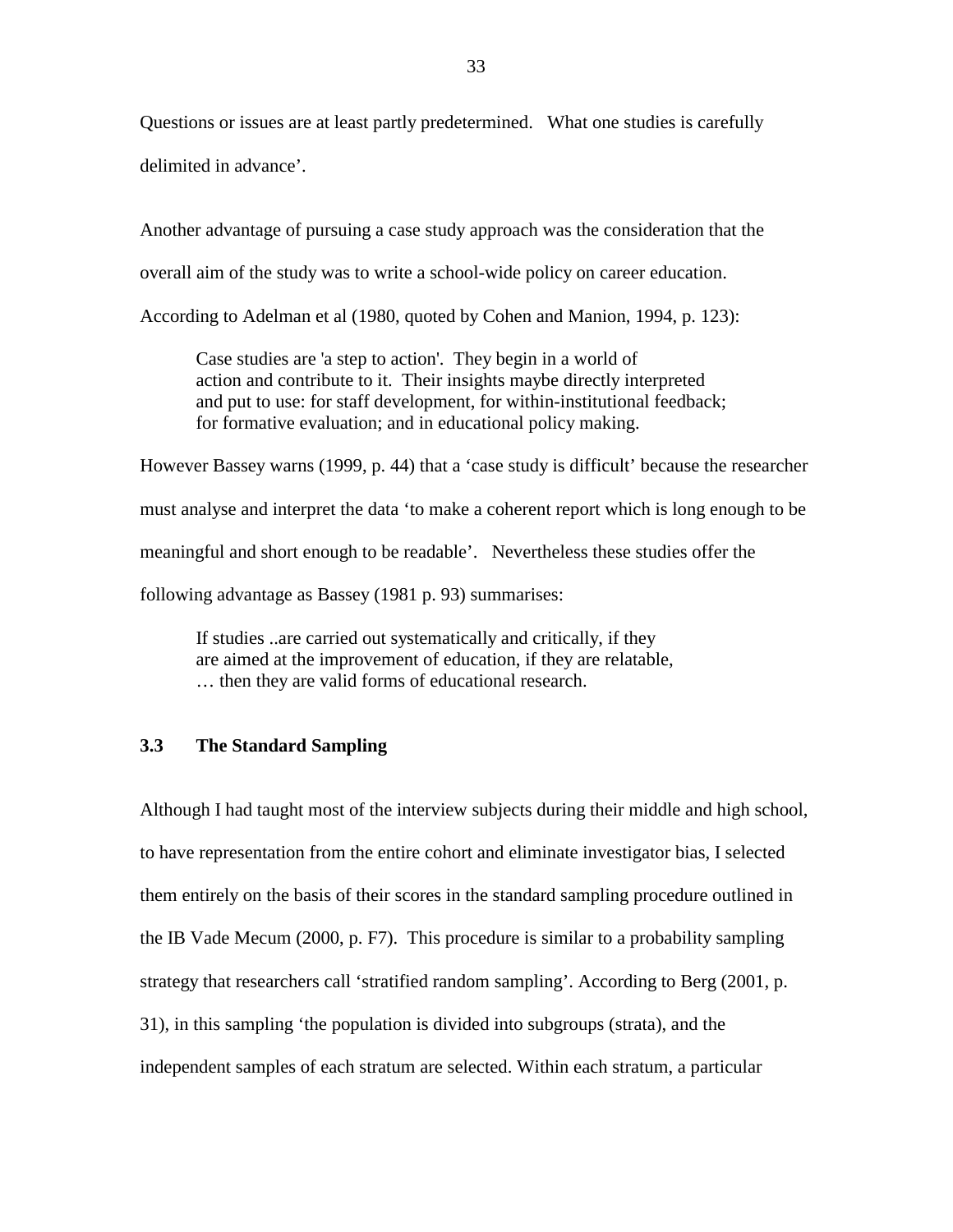Questions or issues are at least partly predetermined. What one studies is carefully delimited in advance'.

Another advantage of pursuing a case study approach was the consideration that the overall aim of the study was to write a school-wide policy on career education. According to Adelman et al (1980, quoted by Cohen and Manion, 1994, p. 123):

> Case studies are 'a step to action'. They begin in a world of action and contribute to it. Their insights maybe directly interpreted and put to use: for staff development, for within-institutional feedback; for formative evaluation; and in educational policy making.

However Bassey warns (1999, p. 44) that a 'case study is difficult' because the researcher must analyse and interpret the data 'to make a coherent report which is long enough to be meaningful and short enough to be readable'. Nevertheless these studies offer the following advantage as Bassey (1981 p. 93) summarises:

> If studies ..are carried out systematically and critically, if they are aimed at the improvement of education, if they are relatable, … then they are valid forms of educational research.

### 3.3 The Standard Sampling

Although I had taught most of the interview subjects during their middle and high school, to have representation from the entire cohort and eliminate investigator bias, I selected them entirely on the basis of their scores in the standard sampling procedure outlined in the IB Vade Mecum (2000, p. F7). This procedure is similar to a probability sampling strategy that researchers call 'stratified random sampling'. According to Berg (2001, p. 31), in this sampling 'the population is divided into subgroups (strata), and the independent samples of each stratum are selected. Within each stratum, a particular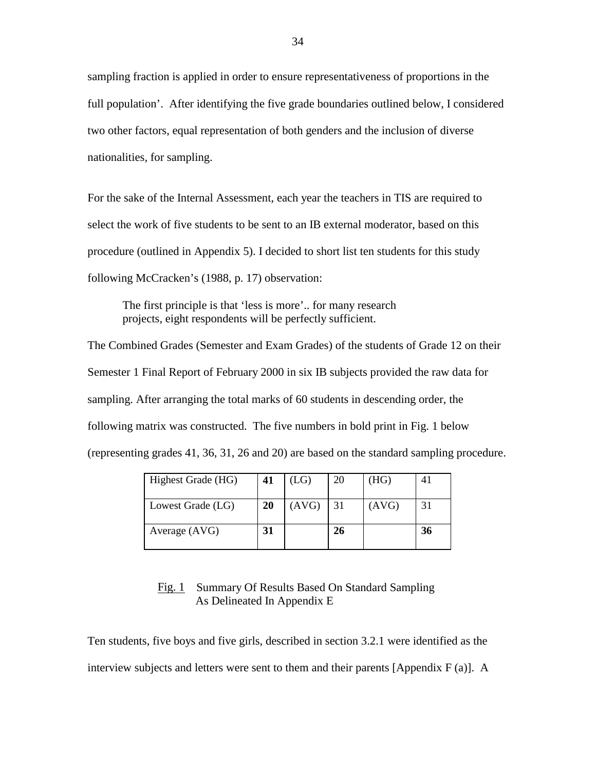sampling fraction is applied in order to ensure representativeness of proportions in the full population'. After identifying the five grade boundaries outlined below, I considered two other factors, equal representation of both genders and the inclusion of diverse nationalities, for sampling.

For the sake of the Internal Assessment, each year the teachers in TIS are required to select the work of five students to be sent to an IB external moderator, based on this procedure (outlined in Appendix 5). I decided to short list ten students for this study following McCracken's (1988, p. 17) observation:

> The first principle is that 'less is more'.. for many research projects, eight respondents will be perfectly sufficient.

The Combined Grades (Semester and Exam Grades) of the students of Grade 12 on their Semester 1 Final Report of February 2000 in six IB subjects provided the raw data for sampling. After arranging the total marks of 60 students in descending order, the following matrix was constructed. The five numbers in bold print in Fig. 1 below (representing grades 41, 36, 31, 26 and 20) are based on the standard sampling procedure.

| | | | | | |
|---|---|---|---|---|---|
| Highest Grade (HG) | **41** | (LG) | 20 | (HG) | 41 |
| Lowest Grade (LG) | **20** | (AVG) | 31 | (AVG) | 31 |
| Average (AVG) | **31** | | **26** | | **36** |

Fig. 1 Summary Of Results Based On Standard Sampling As Delineated In Appendix E

Ten students, five boys and five girls, described in section 3.2.1 were identified as the interview subjects and letters were sent to them and their parents [Appendix F (a)]. A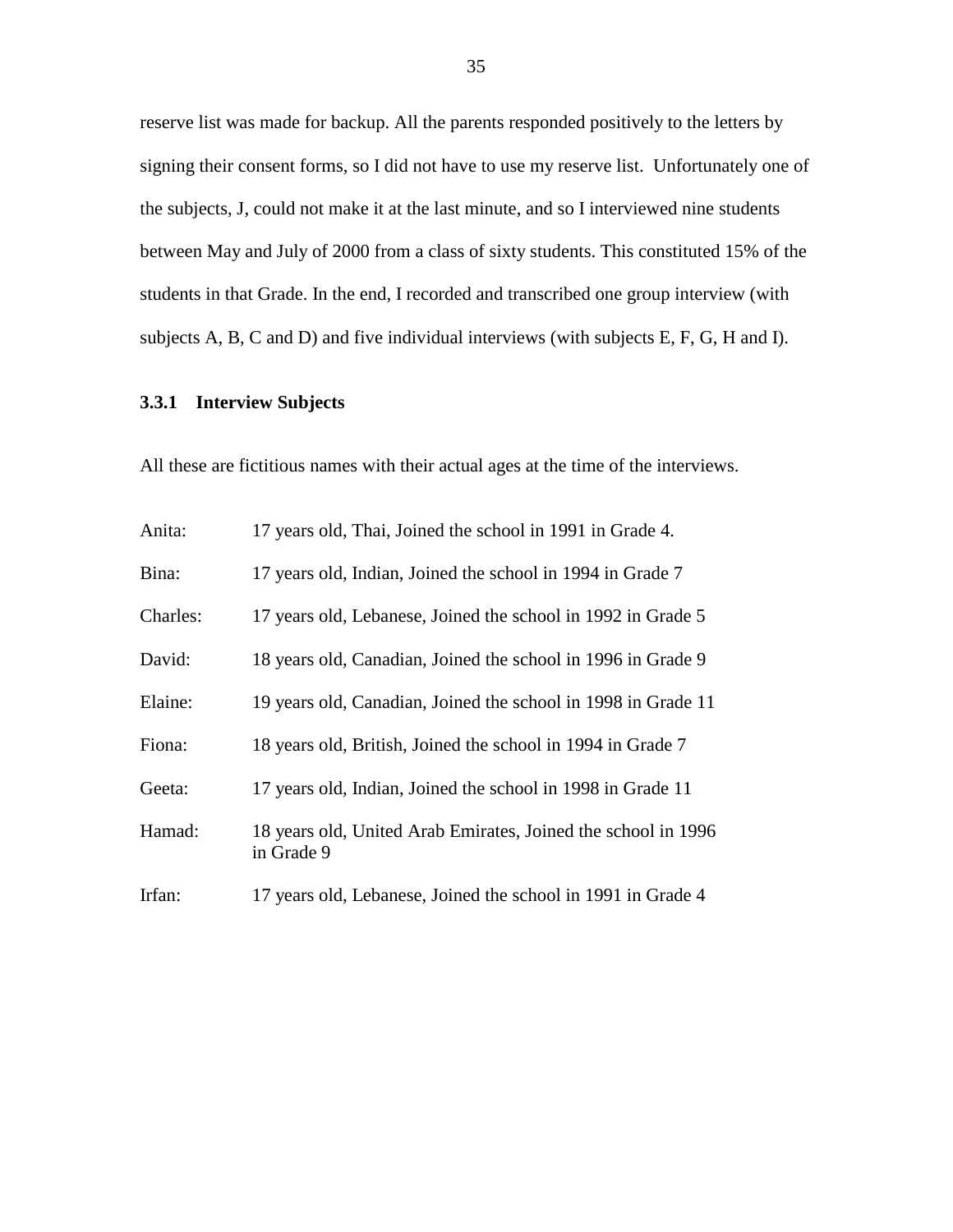reserve list was made for backup. All the parents responded positively to the letters by signing their consent forms, so I did not have to use my reserve list. Unfortunately one of the subjects, J, could not make it at the last minute, and so I interviewed nine students between May and July of 2000 from a class of sixty students. This constituted 15% of the students in that Grade. In the end, I recorded and transcribed one group interview (with subjects A, B, C and D) and five individual interviews (with subjects E, F, G, H and I).

### 3.3.1 Interview Subjects

All these are fictitious names with their actual ages at the time of the interviews.

Anita: 17 years old, Thai, Joined the school in 1991 in Grade 4.

Bina: 17 years old, Indian, Joined the school in 1994 in Grade 7

Charles: 17 years old, Lebanese, Joined the school in 1992 in Grade 5

David: 18 years old, Canadian, Joined the school in 1996 in Grade 9

Elaine: 19 years old, Canadian, Joined the school in 1998 in Grade 11

Fiona: 18 years old, British, Joined the school in 1994 in Grade 7

Geeta: 17 years old, Indian, Joined the school in 1998 in Grade 11

Hamad: 18 years old, United Arab Emirates, Joined the school in 1996 in Grade 9

Irfan: 17 years old, Lebanese, Joined the school in 1991 in Grade 4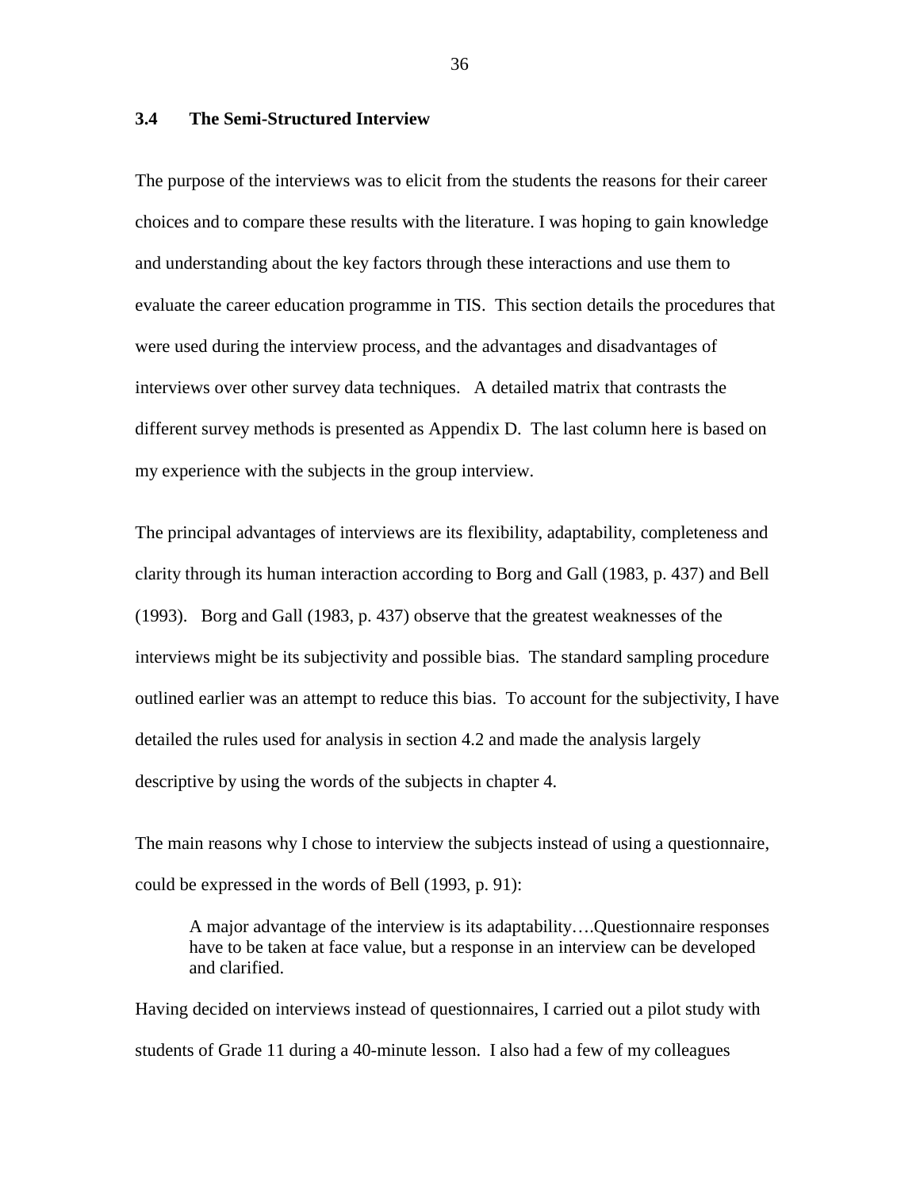### 3.4 The Semi-Structured Interview

The purpose of the interviews was to elicit from the students the reasons for their career choices and to compare these results with the literature. I was hoping to gain knowledge and understanding about the key factors through these interactions and use them to evaluate the career education programme in TIS. This section details the procedures that were used during the interview process, and the advantages and disadvantages of interviews over other survey data techniques. A detailed matrix that contrasts the different survey methods is presented as Appendix D. The last column here is based on my experience with the subjects in the group interview.

The principal advantages of interviews are its flexibility, adaptability, completeness and clarity through its human interaction according to Borg and Gall (1983, p. 437) and Bell (1993). Borg and Gall (1983, p. 437) observe that the greatest weaknesses of the interviews might be its subjectivity and possible bias. The standard sampling procedure outlined earlier was an attempt to reduce this bias. To account for the subjectivity, I have detailed the rules used for analysis in section 4.2 and made the analysis largely descriptive by using the words of the subjects in chapter 4.

The main reasons why I chose to interview the subjects instead of using a questionnaire, could be expressed in the words of Bell (1993, p. 91):

> A major advantage of the interview is its adaptability….Questionnaire responses have to be taken at face value, but a response in an interview can be developed and clarified.

Having decided on interviews instead of questionnaires, I carried out a pilot study with students of Grade 11 during a 40-minute lesson. I also had a few of my colleagues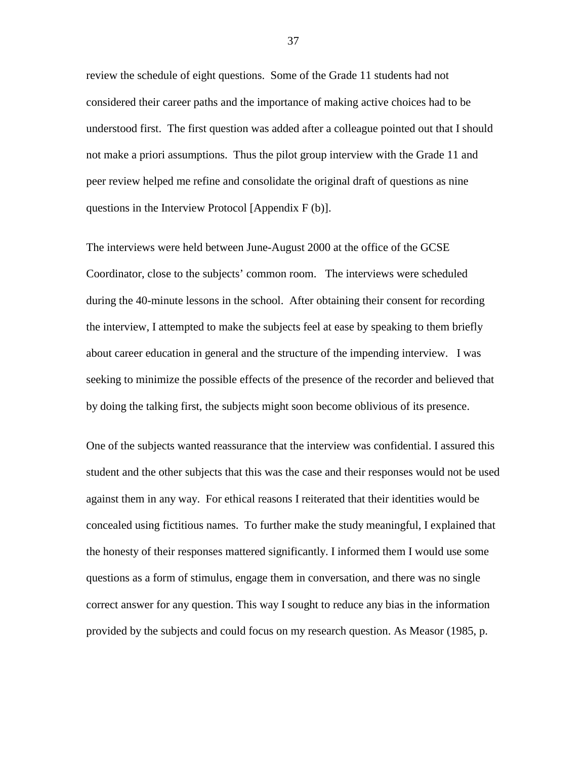review the schedule of eight questions. Some of the Grade 11 students had not considered their career paths and the importance of making active choices had to be understood first. The first question was added after a colleague pointed out that I should not make a priori assumptions. Thus the pilot group interview with the Grade 11 and peer review helped me refine and consolidate the original draft of questions as nine questions in the Interview Protocol [Appendix F (b)].

The interviews were held between June-August 2000 at the office of the GCSE Coordinator, close to the subjects' common room. The interviews were scheduled during the 40-minute lessons in the school. After obtaining their consent for recording the interview, I attempted to make the subjects feel at ease by speaking to them briefly about career education in general and the structure of the impending interview. I was seeking to minimize the possible effects of the presence of the recorder and believed that by doing the talking first, the subjects might soon become oblivious of its presence.

One of the subjects wanted reassurance that the interview was confidential. I assured this student and the other subjects that this was the case and their responses would not be used against them in any way. For ethical reasons I reiterated that their identities would be concealed using fictitious names. To further make the study meaningful, I explained that the honesty of their responses mattered significantly. I informed them I would use some questions as a form of stimulus, engage them in conversation, and there was no single correct answer for any question. This way I sought to reduce any bias in the information provided by the subjects and could focus on my research question. As Measor (1985, p.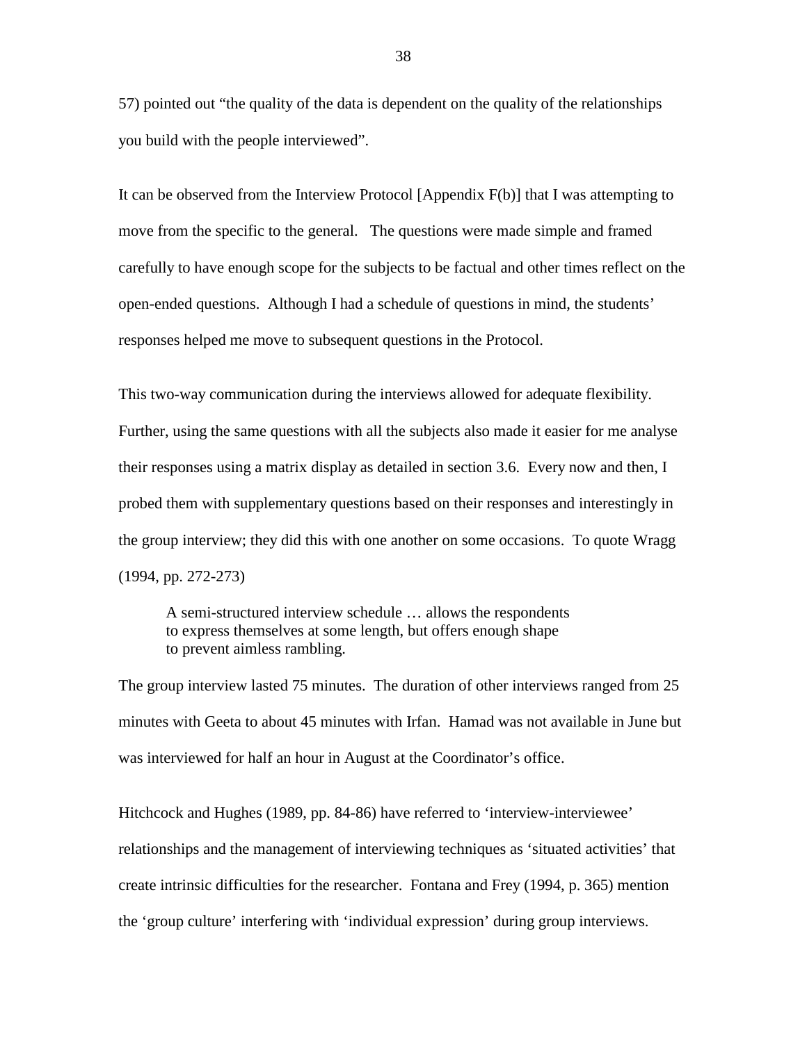57) pointed out “the quality of the data is dependent on the quality of the relationships you build with the people interviewed”.

It can be observed from the Interview Protocol [Appendix F(b)] that I was attempting to move from the specific to the general. The questions were made simple and framed carefully to have enough scope for the subjects to be factual and other times reflect on the open-ended questions. Although I had a schedule of questions in mind, the students’ responses helped me move to subsequent questions in the Protocol.

This two-way communication during the interviews allowed for adequate flexibility. Further, using the same questions with all the subjects also made it easier for me analyse their responses using a matrix display as detailed in section 3.6. Every now and then, I probed them with supplementary questions based on their responses and interestingly in the group interview; they did this with one another on some occasions. To quote Wragg (1994, pp. 272-273)

> A semi-structured interview schedule … allows the respondents to express themselves at some length, but offers enough shape to prevent aimless rambling.

The group interview lasted 75 minutes. The duration of other interviews ranged from 25 minutes with Geeta to about 45 minutes with Irfan. Hamad was not available in June but was interviewed for half an hour in August at the Coordinator’s office.

Hitchcock and Hughes (1989, pp. 84-86) have referred to ‘interview-interviewee’ relationships and the management of interviewing techniques as ‘situated activities’ that create intrinsic difficulties for the researcher. Fontana and Frey (1994, p. 365) mention the ‘group culture’ interfering with ‘individual expression’ during group interviews.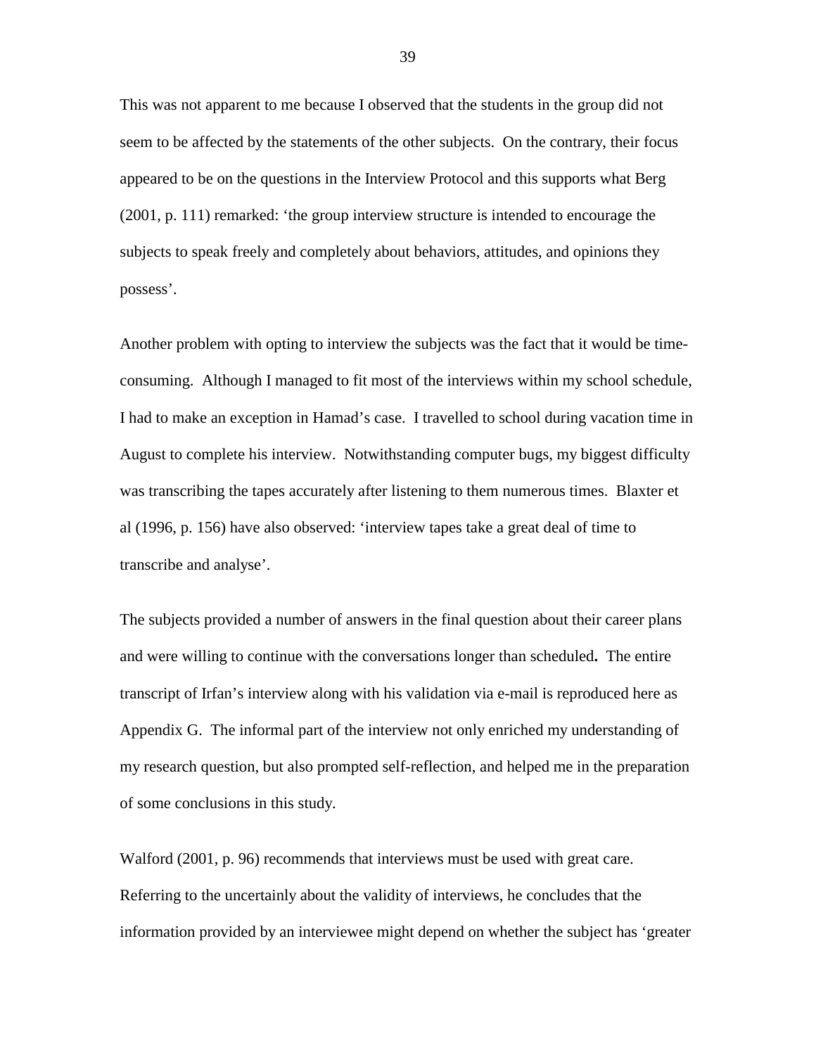This was not apparent to me because I observed that the students in the group did not seem to be affected by the statements of the other subjects. On the contrary, their focus appeared to be on the questions in the Interview Protocol and this supports what Berg (2001, p. 111) remarked: 'the group interview structure is intended to encourage the subjects to speak freely and completely about behaviors, attitudes, and opinions they possess'.

Another problem with opting to interview the subjects was the fact that it would be time-consuming. Although I managed to fit most of the interviews within my school schedule, I had to make an exception in Hamad's case. I travelled to school during vacation time in August to complete his interview. Notwithstanding computer bugs, my biggest difficulty was transcribing the tapes accurately after listening to them numerous times. Blaxter et al (1996, p. 156) have also observed: 'interview tapes take a great deal of time to transcribe and analyse'.

The subjects provided a number of answers in the final question about their career plans and were willing to continue with the conversations longer than scheduled**.** The entire transcript of Irfan's interview along with his validation via e-mail is reproduced here as Appendix G. The informal part of the interview not only enriched my understanding of my research question, but also prompted self-reflection, and helped me in the preparation of some conclusions in this study.

Walford (2001, p. 96) recommends that interviews must be used with great care. Referring to the uncertainly about the validity of interviews, he concludes that the information provided by an interviewee might depend on whether the subject has 'greater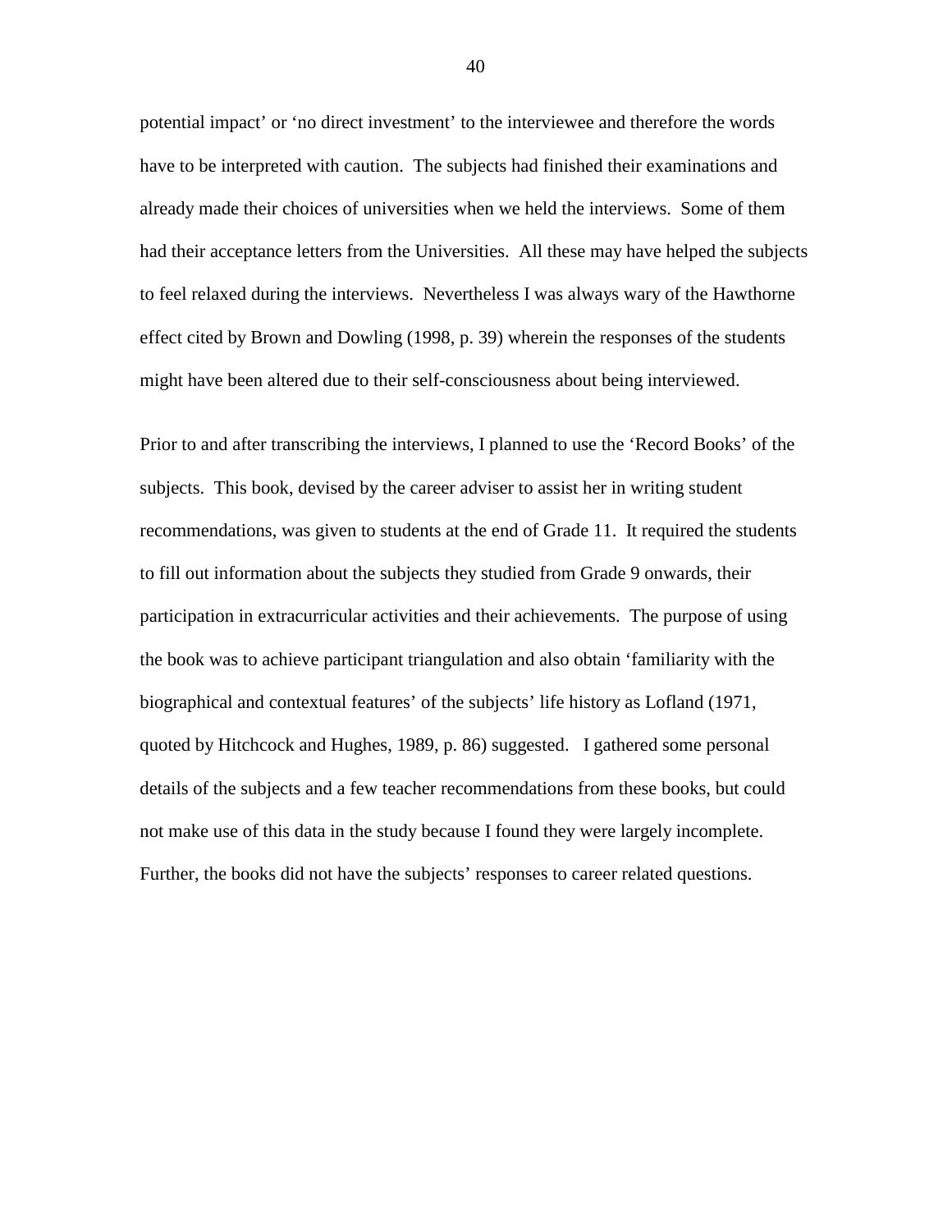potential impact' or 'no direct investment' to the interviewee and therefore the words have to be interpreted with caution. The subjects had finished their examinations and already made their choices of universities when we held the interviews. Some of them had their acceptance letters from the Universities. All these may have helped the subjects to feel relaxed during the interviews. Nevertheless I was always wary of the Hawthorne effect cited by Brown and Dowling (1998, p. 39) wherein the responses of the students might have been altered due to their self-consciousness about being interviewed.

Prior to and after transcribing the interviews, I planned to use the 'Record Books' of the subjects. This book, devised by the career adviser to assist her in writing student recommendations, was given to students at the end of Grade 11. It required the students to fill out information about the subjects they studied from Grade 9 onwards, their participation in extracurricular activities and their achievements. The purpose of using the book was to achieve participant triangulation and also obtain 'familiarity with the biographical and contextual features' of the subjects' life history as Lofland (1971, quoted by Hitchcock and Hughes, 1989, p. 86) suggested. I gathered some personal details of the subjects and a few teacher recommendations from these books, but could not make use of this data in the study because I found they were largely incomplete. Further, the books did not have the subjects' responses to career related questions.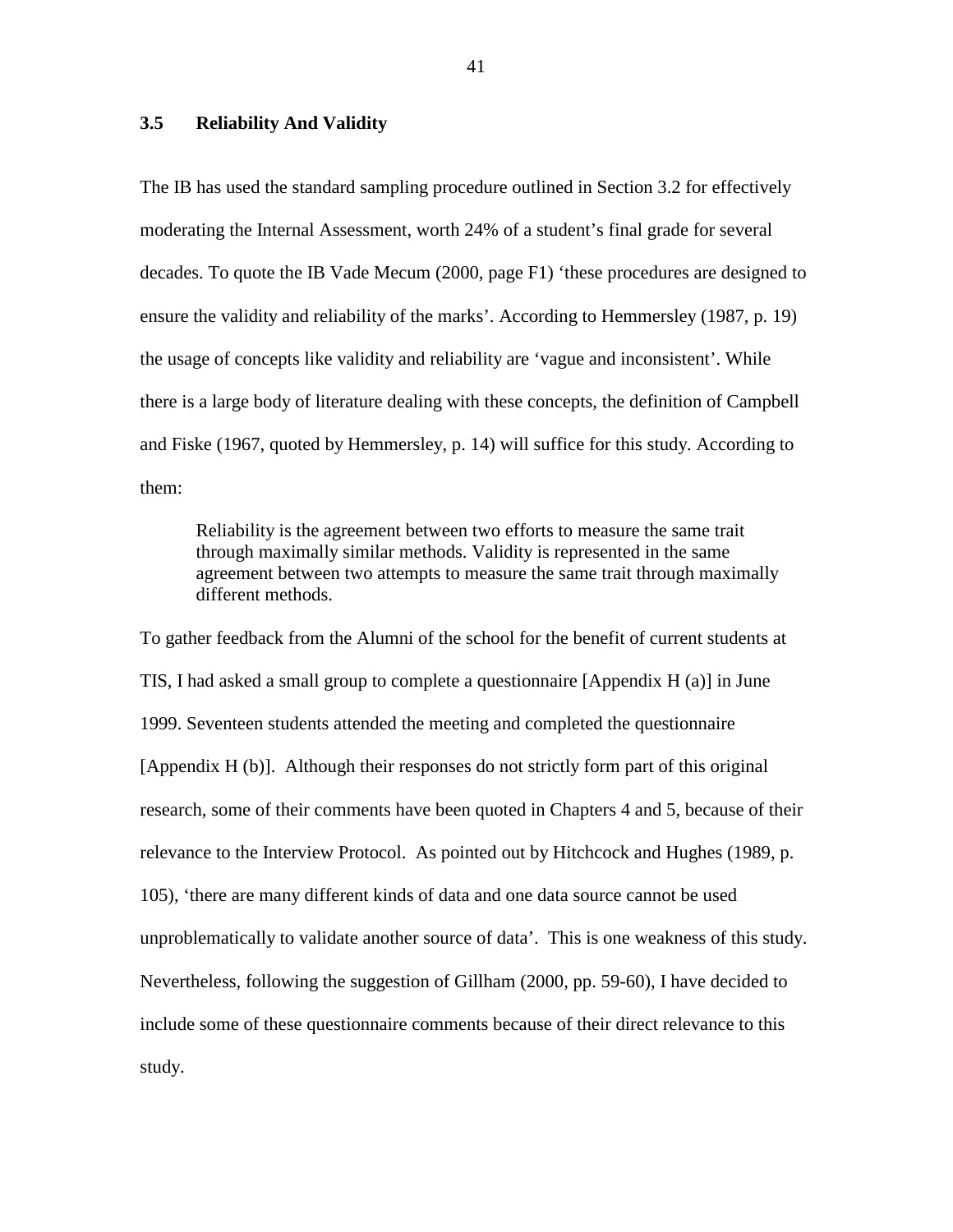## 3.5 Reliability And Validity

The IB has used the standard sampling procedure outlined in Section 3.2 for effectively moderating the Internal Assessment, worth 24% of a student's final grade for several decades. To quote the IB Vade Mecum (2000, page F1) 'these procedures are designed to ensure the validity and reliability of the marks'. According to Hemmersley (1987, p. 19) the usage of concepts like validity and reliability are 'vague and inconsistent'. While there is a large body of literature dealing with these concepts, the definition of Campbell and Fiske (1967, quoted by Hemmersley, p. 14) will suffice for this study. According to them:

> Reliability is the agreement between two efforts to measure the same trait through maximally similar methods. Validity is represented in the same agreement between two attempts to measure the same trait through maximally different methods.

To gather feedback from the Alumni of the school for the benefit of current students at TIS, I had asked a small group to complete a questionnaire [Appendix H (a)] in June 1999. Seventeen students attended the meeting and completed the questionnaire [Appendix H (b)]. Although their responses do not strictly form part of this original research, some of their comments have been quoted in Chapters 4 and 5, because of their relevance to the Interview Protocol. As pointed out by Hitchcock and Hughes (1989, p. 105), 'there are many different kinds of data and one data source cannot be used unproblematically to validate another source of data'. This is one weakness of this study. Nevertheless, following the suggestion of Gillham (2000, pp. 59-60), I have decided to include some of these questionnaire comments because of their direct relevance to this study.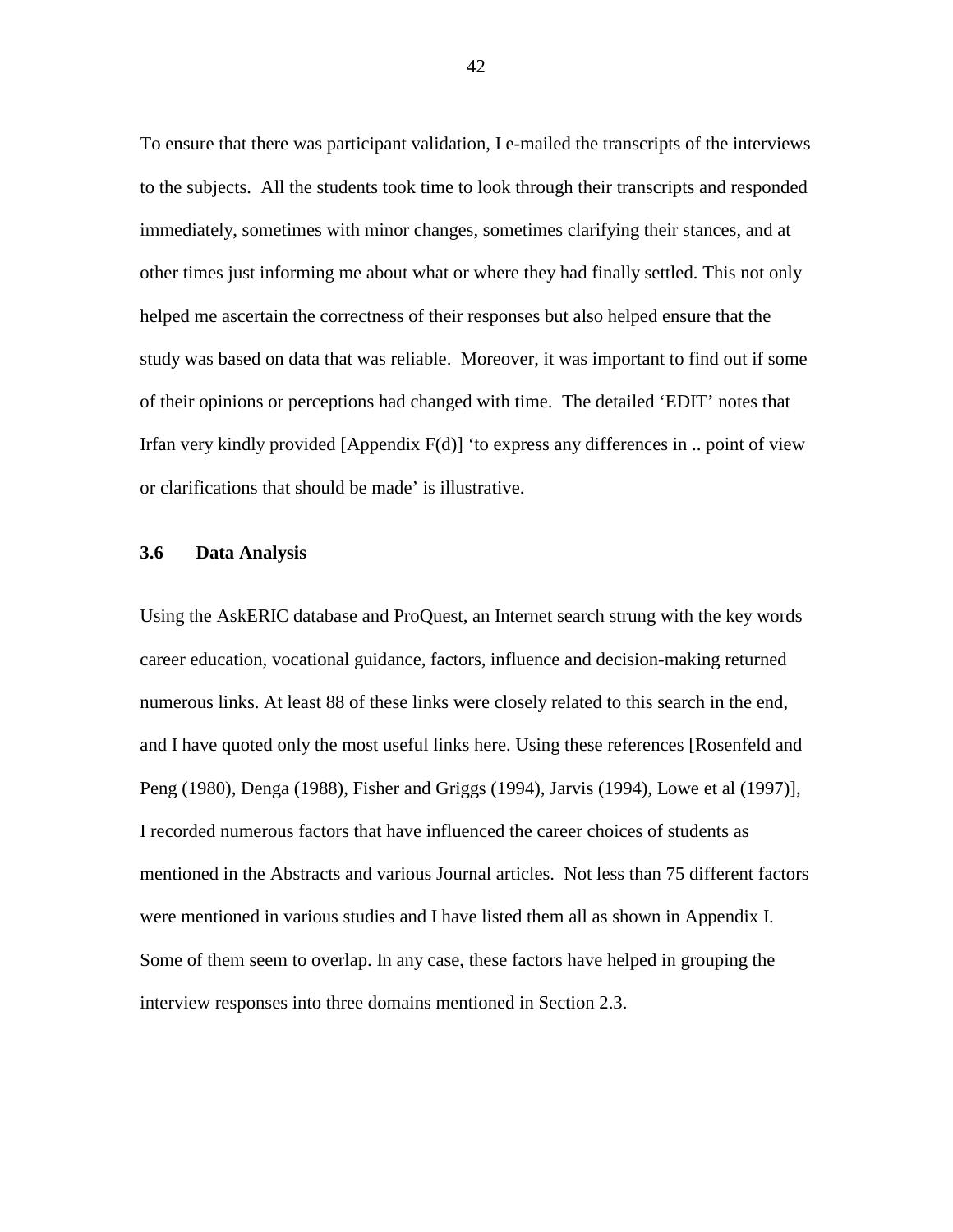To ensure that there was participant validation, I e-mailed the transcripts of the interviews to the subjects. All the students took time to look through their transcripts and responded immediately, sometimes with minor changes, sometimes clarifying their stances, and at other times just informing me about what or where they had finally settled. This not only helped me ascertain the correctness of their responses but also helped ensure that the study was based on data that was reliable. Moreover, it was important to find out if some of their opinions or perceptions had changed with time. The detailed 'EDIT' notes that Irfan very kindly provided [Appendix F(d)] 'to express any differences in .. point of view or clarifications that should be made' is illustrative.

### 3.6 Data Analysis

Using the AskERIC database and ProQuest, an Internet search strung with the key words career education, vocational guidance, factors, influence and decision-making returned numerous links. At least 88 of these links were closely related to this search in the end, and I have quoted only the most useful links here. Using these references [Rosenfeld and Peng (1980), Denga (1988), Fisher and Griggs (1994), Jarvis (1994), Lowe et al (1997)], I recorded numerous factors that have influenced the career choices of students as mentioned in the Abstracts and various Journal articles. Not less than 75 different factors were mentioned in various studies and I have listed them all as shown in Appendix I. Some of them seem to overlap. In any case, these factors have helped in grouping the interview responses into three domains mentioned in Section 2.3.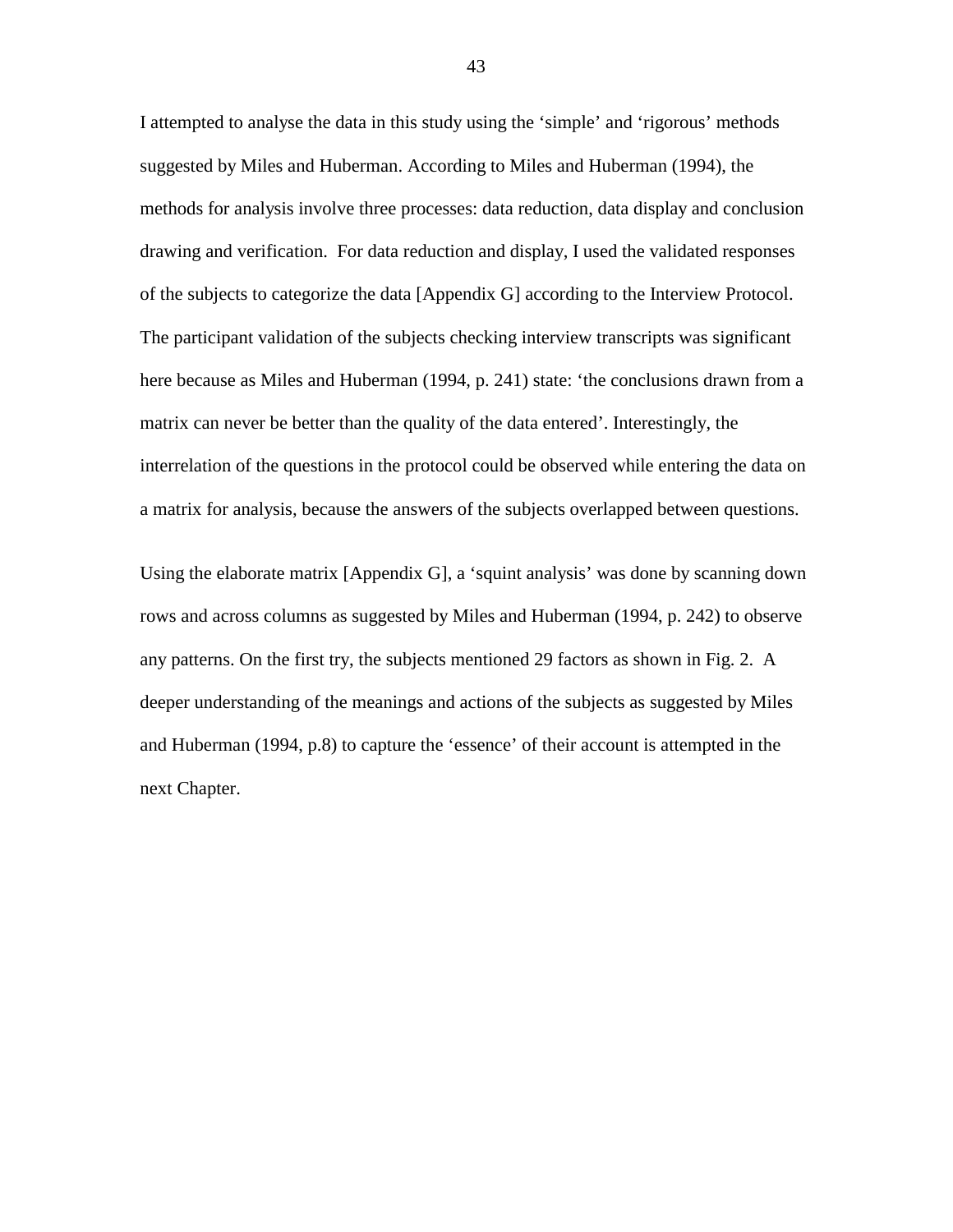I attempted to analyse the data in this study using the 'simple' and 'rigorous' methods suggested by Miles and Huberman. According to Miles and Huberman (1994), the methods for analysis involve three processes: data reduction, data display and conclusion drawing and verification. For data reduction and display, I used the validated responses of the subjects to categorize the data [Appendix G] according to the Interview Protocol. The participant validation of the subjects checking interview transcripts was significant here because as Miles and Huberman (1994, p. 241) state: 'the conclusions drawn from a matrix can never be better than the quality of the data entered'. Interestingly, the interrelation of the questions in the protocol could be observed while entering the data on a matrix for analysis, because the answers of the subjects overlapped between questions.

Using the elaborate matrix [Appendix G], a 'squint analysis' was done by scanning down rows and across columns as suggested by Miles and Huberman (1994, p. 242) to observe any patterns. On the first try, the subjects mentioned 29 factors as shown in Fig. 2. A deeper understanding of the meanings and actions of the subjects as suggested by Miles and Huberman (1994, p.8) to capture the 'essence' of their account is attempted in the next Chapter.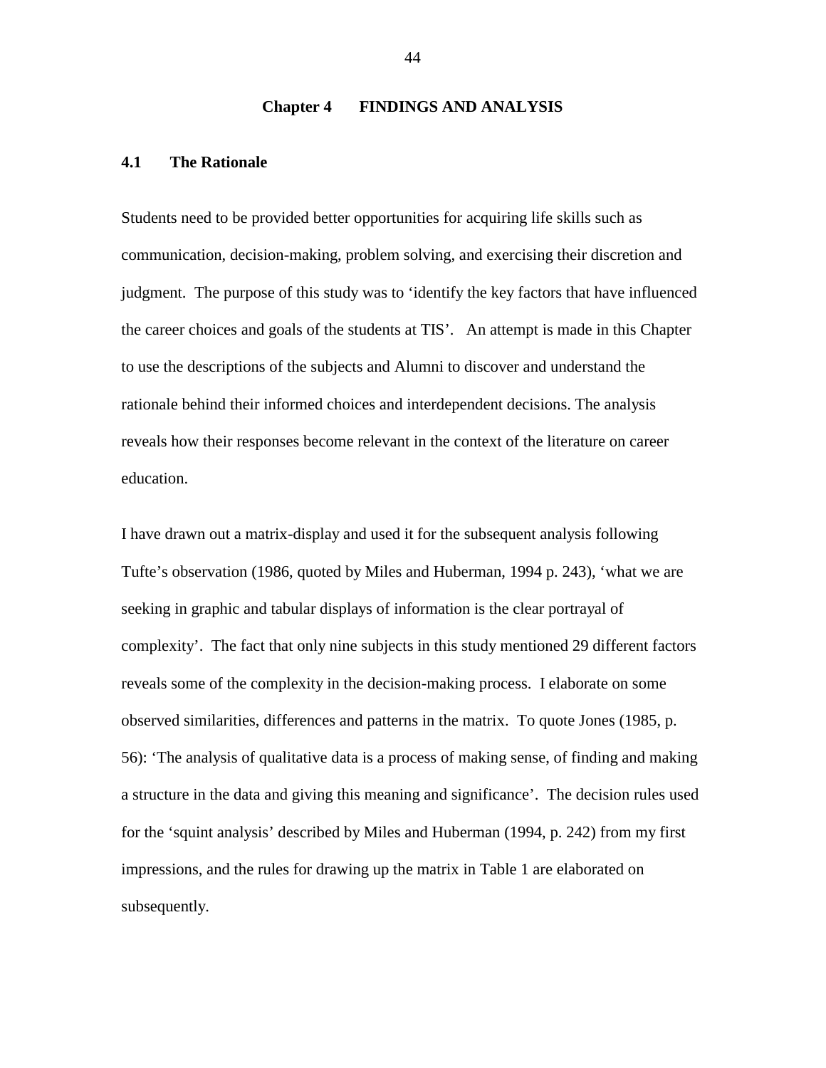# Chapter 4 FINDINGS AND ANALYSIS

## 4.1 The Rationale

Students need to be provided better opportunities for acquiring life skills such as communication, decision-making, problem solving, and exercising their discretion and judgment. The purpose of this study was to 'identify the key factors that have influenced the career choices and goals of the students at TIS'. An attempt is made in this Chapter to use the descriptions of the subjects and Alumni to discover and understand the rationale behind their informed choices and interdependent decisions. The analysis reveals how their responses become relevant in the context of the literature on career education.

I have drawn out a matrix-display and used it for the subsequent analysis following Tufte's observation (1986, quoted by Miles and Huberman, 1994 p. 243), 'what we are seeking in graphic and tabular displays of information is the clear portrayal of complexity'. The fact that only nine subjects in this study mentioned 29 different factors reveals some of the complexity in the decision-making process. I elaborate on some observed similarities, differences and patterns in the matrix. To quote Jones (1985, p. 56): 'The analysis of qualitative data is a process of making sense, of finding and making a structure in the data and giving this meaning and significance'. The decision rules used for the 'squint analysis' described by Miles and Huberman (1994, p. 242) from my first impressions, and the rules for drawing up the matrix in Table 1 are elaborated on subsequently.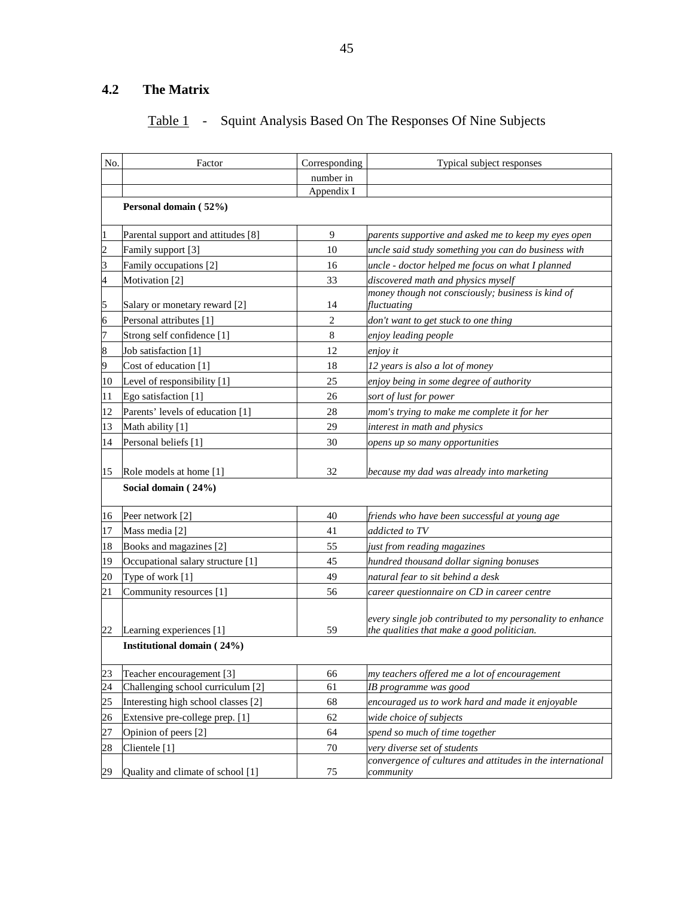## 4.2 The Matrix

Table 1 - Squint Analysis Based On The Responses Of Nine Subjects

| No. | Factor | Corresponding number in Appendix I | Typical subject responses |
|---|---|---|---|
| | **Personal domain ( 52%)** | | |
| 1 | Parental support and attitudes [8] | 9 | *parents supportive and asked me to keep my eyes open* |
| 2 | Family support [3] | 10 | *uncle said study something you can do business with* |
| 3 | Family occupations [2] | 16 | *uncle - doctor helped me focus on what I planned* |
| 4 | Motivation [2] | 33 | *discovered math and physics myself* |
| 5 | Salary or monetary reward [2] | 14 | *money though not consciously; business is kind of fluctuating* |
| 6 | Personal attributes [1] | 2 | *don't want to get stuck to one thing* |
| 7 | Strong self confidence [1] | 8 | *enjoy leading people* |
| 8 | Job satisfaction [1] | 12 | *enjoy it* |
| 9 | Cost of education [1] | 18 | *12 years is also a lot of money* |
| 10 | Level of responsibility [1] | 25 | *enjoy being in some degree of authority* |
| 11 | Ego satisfaction [1] | 26 | *sort of lust for power* |
| 12 | Parents' levels of education [1] | 28 | *mom's trying to make me complete it for her* |
| 13 | Math ability [1] | 29 | *interest in math and physics* |
| 14 | Personal beliefs [1] | 30 | *opens up so many opportunities* |
| 15 | Role models at home [1] | 32 | *because my dad was already into marketing* |
| | **Social domain ( 24%)** | | |
| 16 | Peer network [2] | 40 | *friends who have been successful at young age* |
| 17 | Mass media [2] | 41 | *addicted to TV* |
| 18 | Books and magazines [2] | 55 | *just from reading magazines* |
| 19 | Occupational salary structure [1] | 45 | *hundred thousand dollar signing bonuses* |
| 20 | Type of work [1] | 49 | *natural fear to sit behind a desk* |
| 21 | Community resources [1] | 56 | *career questionnaire on CD in career centre* |
| 22 | Learning experiences [1] | 59 | *every single job contributed to my personality to enhance the qualities that make a good politician.* |
| | **Institutional domain ( 24%)** | | |
| 23 | Teacher encouragement [3] | 66 | *my teachers offered me a lot of encouragement* |
| 24 | Challenging school curriculum [2] | 61 | *IB programme was good* |
| 25 | Interesting high school classes [2] | 68 | *encouraged us to work hard and made it enjoyable* |
| 26 | Extensive pre-college prep. [1] | 62 | *wide choice of subjects* |
| 27 | Opinion of peers [2] | 64 | *spend so much of time together* |
| 28 | Clientele [1] | 70 | *very diverse set of students* |
| 29 | Quality and climate of school [1] | 75 | *convergence of cultures and attitudes in the international community* |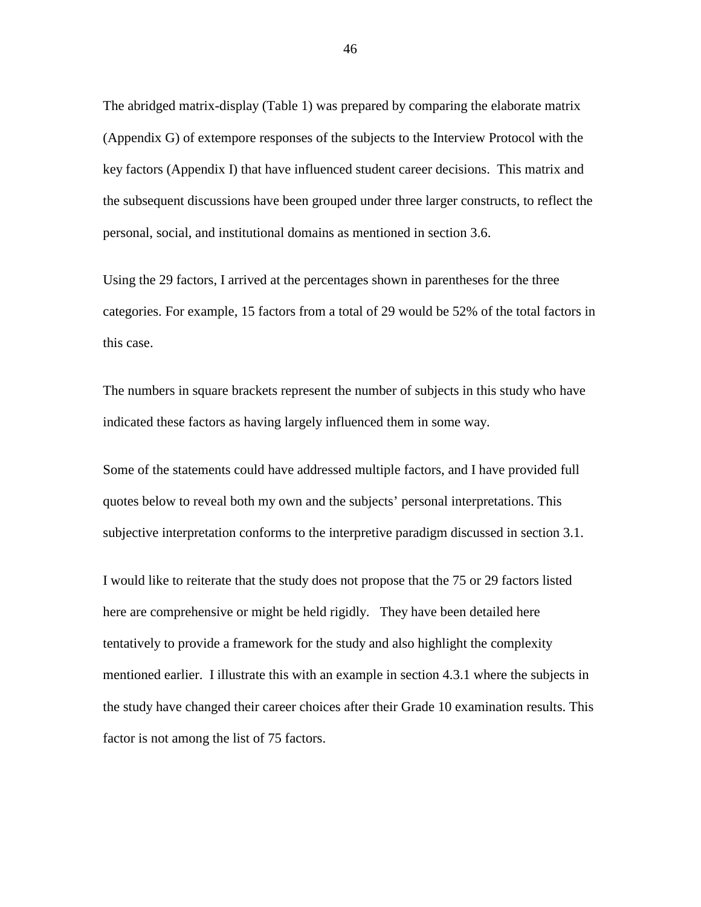The abridged matrix-display (Table 1) was prepared by comparing the elaborate matrix (Appendix G) of extempore responses of the subjects to the Interview Protocol with the key factors (Appendix I) that have influenced student career decisions. This matrix and the subsequent discussions have been grouped under three larger constructs, to reflect the personal, social, and institutional domains as mentioned in section 3.6.

Using the 29 factors, I arrived at the percentages shown in parentheses for the three categories. For example, 15 factors from a total of 29 would be 52% of the total factors in this case.

The numbers in square brackets represent the number of subjects in this study who have indicated these factors as having largely influenced them in some way.

Some of the statements could have addressed multiple factors, and I have provided full quotes below to reveal both my own and the subjects' personal interpretations. This subjective interpretation conforms to the interpretive paradigm discussed in section 3.1.

I would like to reiterate that the study does not propose that the 75 or 29 factors listed here are comprehensive or might be held rigidly. They have been detailed here tentatively to provide a framework for the study and also highlight the complexity mentioned earlier. I illustrate this with an example in section 4.3.1 where the subjects in the study have changed their career choices after their Grade 10 examination results. This factor is not among the list of 75 factors.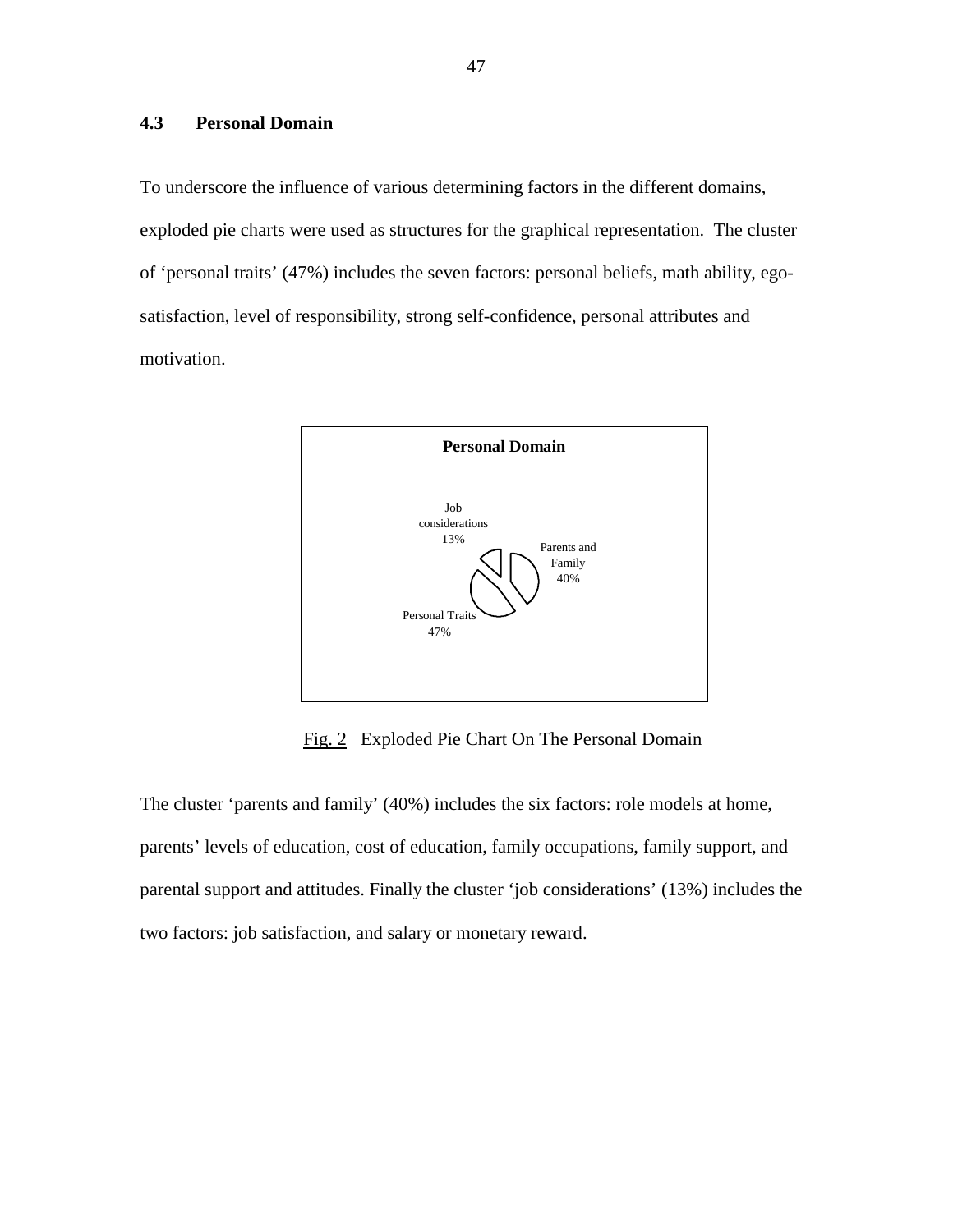## 4.3 Personal Domain

To underscore the influence of various determining factors in the different domains, exploded pie charts were used as structures for the graphical representation. The cluster of 'personal traits' (47%) includes the seven factors: personal beliefs, math ability, ego-satisfaction, level of responsibility, strong self-confidence, personal attributes and motivation.

**Personal Domain**

Job considerations 13%

Parents and Family 40%

Personal Traits 47%

Fig. 2 Exploded Pie Chart On The Personal Domain

The cluster 'parents and family' (40%) includes the six factors: role models at home, parents' levels of education, cost of education, family occupations, family support, and parental support and attitudes. Finally the cluster 'job considerations' (13%) includes the two factors: job satisfaction, and salary or monetary reward.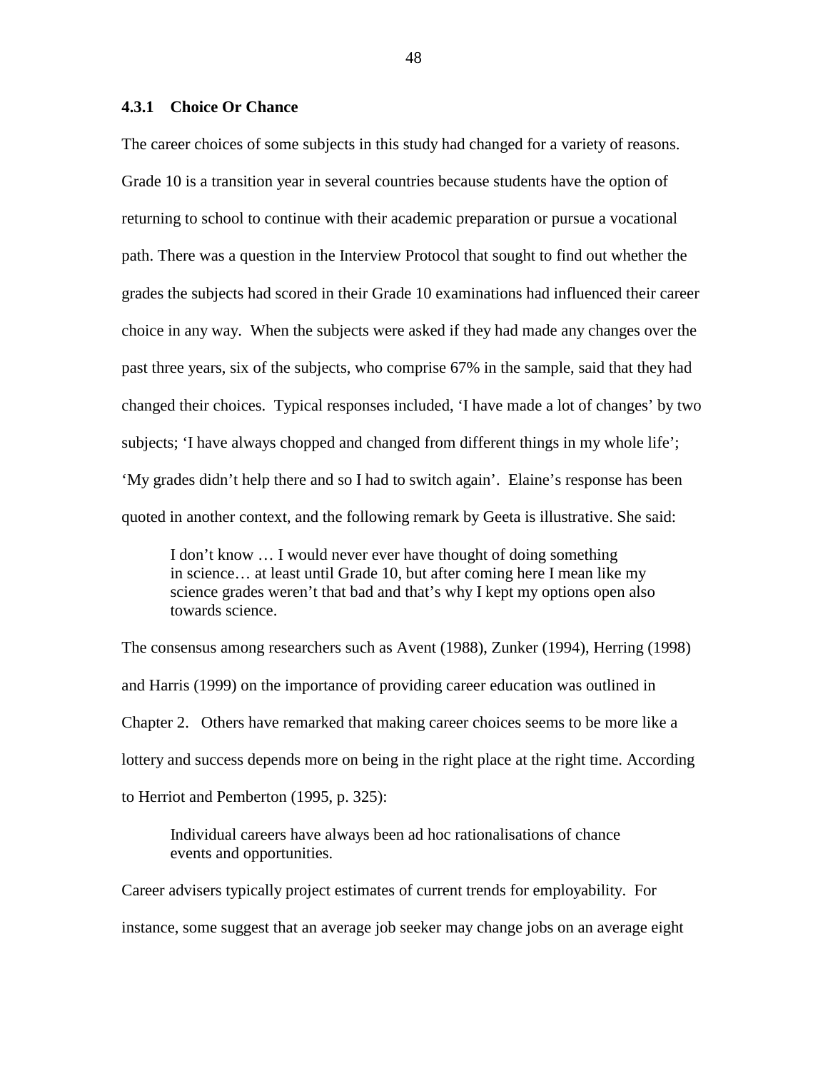### 4.3.1 Choice Or Chance

The career choices of some subjects in this study had changed for a variety of reasons. Grade 10 is a transition year in several countries because students have the option of returning to school to continue with their academic preparation or pursue a vocational path. There was a question in the Interview Protocol that sought to find out whether the grades the subjects had scored in their Grade 10 examinations had influenced their career choice in any way. When the subjects were asked if they had made any changes over the past three years, six of the subjects, who comprise 67% in the sample, said that they had changed their choices. Typical responses included, 'I have made a lot of changes' by two subjects; 'I have always chopped and changed from different things in my whole life'; 'My grades didn't help there and so I had to switch again'. Elaine's response has been quoted in another context, and the following remark by Geeta is illustrative. She said:

> I don't know … I would never ever have thought of doing something in science… at least until Grade 10, but after coming here I mean like my science grades weren't that bad and that's why I kept my options open also towards science.

The consensus among researchers such as Avent (1988), Zunker (1994), Herring (1998) and Harris (1999) on the importance of providing career education was outlined in Chapter 2. Others have remarked that making career choices seems to be more like a lottery and success depends more on being in the right place at the right time. According to Herriot and Pemberton (1995, p. 325):

> Individual careers have always been ad hoc rationalisations of chance events and opportunities.

Career advisers typically project estimates of current trends for employability. For instance, some suggest that an average job seeker may change jobs on an average eight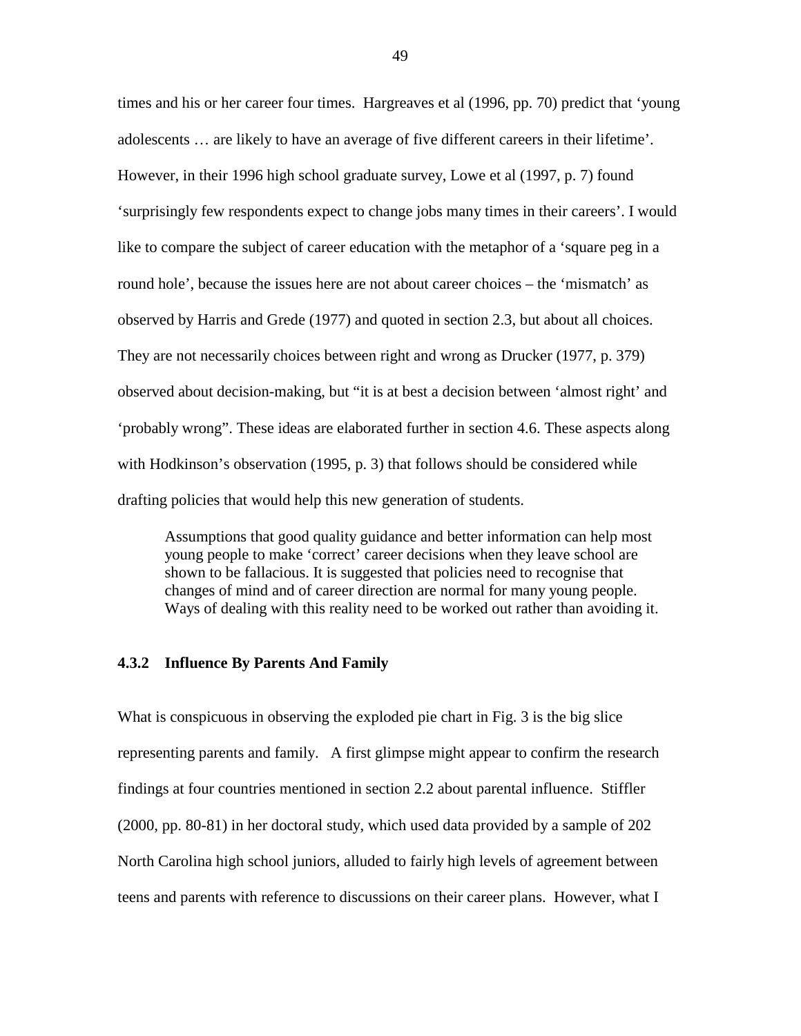times and his or her career four times. Hargreaves et al (1996, pp. 70) predict that 'young adolescents … are likely to have an average of five different careers in their lifetime'. However, in their 1996 high school graduate survey, Lowe et al (1997, p. 7) found 'surprisingly few respondents expect to change jobs many times in their careers'. I would like to compare the subject of career education with the metaphor of a 'square peg in a round hole', because the issues here are not about career choices – the 'mismatch' as observed by Harris and Grede (1977) and quoted in section 2.3, but about all choices. They are not necessarily choices between right and wrong as Drucker (1977, p. 379) observed about decision-making, but "it is at best a decision between 'almost right' and 'probably wrong". These ideas are elaborated further in section 4.6. These aspects along with Hodkinson's observation (1995, p. 3) that follows should be considered while drafting policies that would help this new generation of students.

> Assumptions that good quality guidance and better information can help most young people to make 'correct' career decisions when they leave school are shown to be fallacious. It is suggested that policies need to recognise that changes of mind and of career direction are normal for many young people. Ways of dealing with this reality need to be worked out rather than avoiding it.

### 4.3.2 Influence By Parents And Family

What is conspicuous in observing the exploded pie chart in Fig. 3 is the big slice representing parents and family. A first glimpse might appear to confirm the research findings at four countries mentioned in section 2.2 about parental influence. Stiffler (2000, pp. 80-81) in her doctoral study, which used data provided by a sample of 202 North Carolina high school juniors, alluded to fairly high levels of agreement between teens and parents with reference to discussions on their career plans. However, what I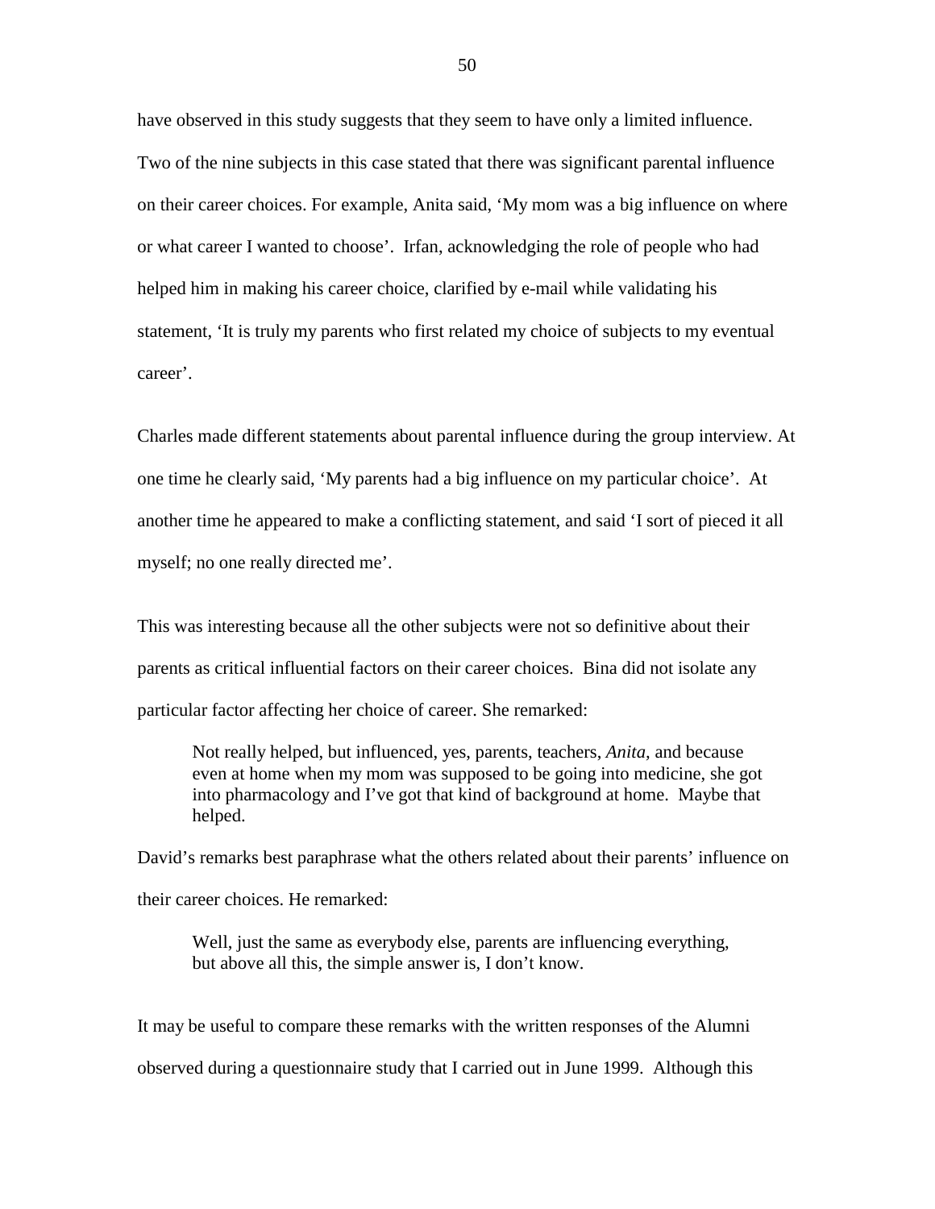have observed in this study suggests that they seem to have only a limited influence. Two of the nine subjects in this case stated that there was significant parental influence on their career choices. For example, Anita said, 'My mom was a big influence on where or what career I wanted to choose'. Irfan, acknowledging the role of people who had helped him in making his career choice, clarified by e-mail while validating his statement, 'It is truly my parents who first related my choice of subjects to my eventual career'.

Charles made different statements about parental influence during the group interview. At one time he clearly said, 'My parents had a big influence on my particular choice'. At another time he appeared to make a conflicting statement, and said 'I sort of pieced it all myself; no one really directed me'.

This was interesting because all the other subjects were not so definitive about their parents as critical influential factors on their career choices. Bina did not isolate any particular factor affecting her choice of career. She remarked:

> Not really helped, but influenced, yes, parents, teachers, *Anita*, and because even at home when my mom was supposed to be going into medicine, she got into pharmacology and I've got that kind of background at home. Maybe that helped.

David's remarks best paraphrase what the others related about their parents' influence on their career choices. He remarked:

> Well, just the same as everybody else, parents are influencing everything, but above all this, the simple answer is, I don't know.

It may be useful to compare these remarks with the written responses of the Alumni observed during a questionnaire study that I carried out in June 1999. Although this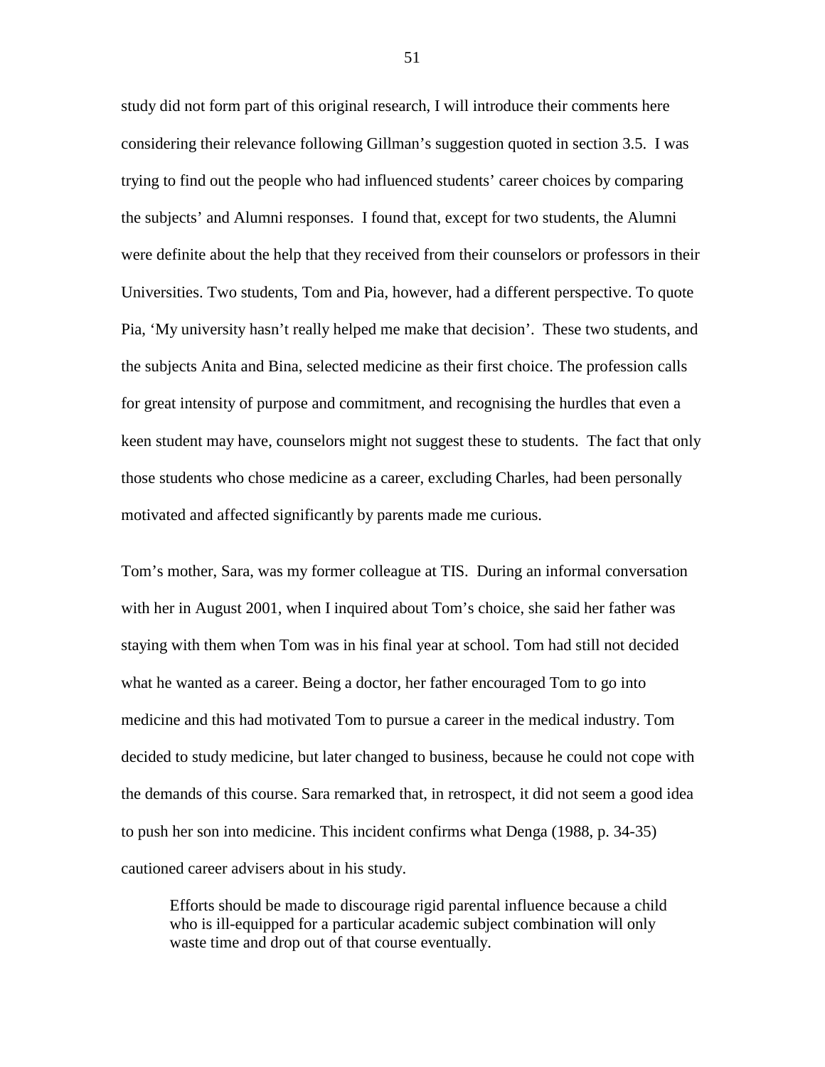study did not form part of this original research, I will introduce their comments here considering their relevance following Gillman's suggestion quoted in section 3.5. I was trying to find out the people who had influenced students' career choices by comparing the subjects' and Alumni responses. I found that, except for two students, the Alumni were definite about the help that they received from their counselors or professors in their Universities. Two students, Tom and Pia, however, had a different perspective. To quote Pia, 'My university hasn't really helped me make that decision'. These two students, and the subjects Anita and Bina, selected medicine as their first choice. The profession calls for great intensity of purpose and commitment, and recognising the hurdles that even a keen student may have, counselors might not suggest these to students. The fact that only those students who chose medicine as a career, excluding Charles, had been personally motivated and affected significantly by parents made me curious.

Tom's mother, Sara, was my former colleague at TIS. During an informal conversation with her in August 2001, when I inquired about Tom's choice, she said her father was staying with them when Tom was in his final year at school. Tom had still not decided what he wanted as a career. Being a doctor, her father encouraged Tom to go into medicine and this had motivated Tom to pursue a career in the medical industry. Tom decided to study medicine, but later changed to business, because he could not cope with the demands of this course. Sara remarked that, in retrospect, it did not seem a good idea to push her son into medicine. This incident confirms what Denga (1988, p. 34-35) cautioned career advisers about in his study.

> Efforts should be made to discourage rigid parental influence because a child who is ill-equipped for a particular academic subject combination will only waste time and drop out of that course eventually.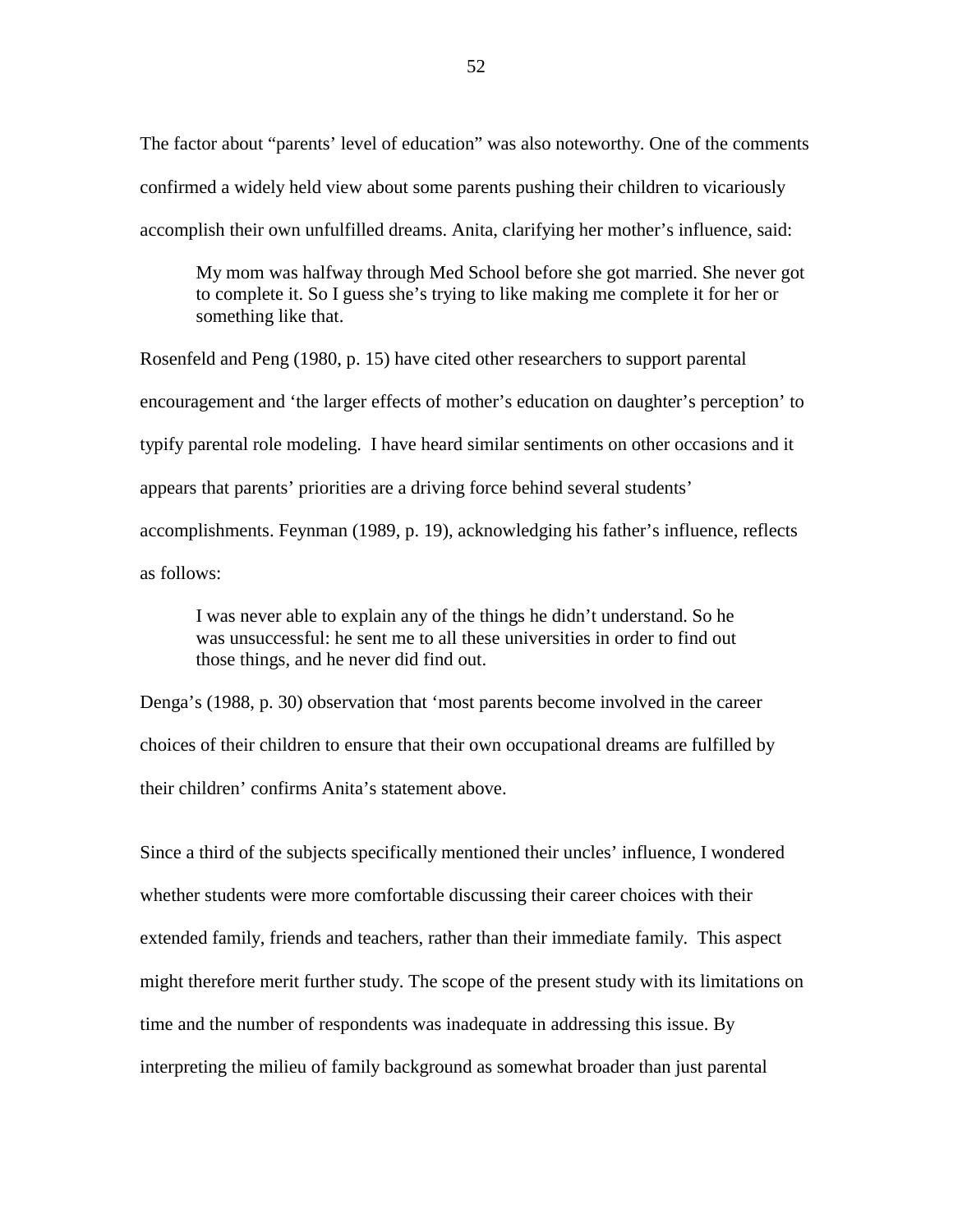The factor about "parents' level of education" was also noteworthy. One of the comments confirmed a widely held view about some parents pushing their children to vicariously accomplish their own unfulfilled dreams. Anita, clarifying her mother's influence, said:

> My mom was halfway through Med School before she got married. She never got to complete it. So I guess she's trying to like making me complete it for her or something like that.

Rosenfeld and Peng (1980, p. 15) have cited other researchers to support parental encouragement and 'the larger effects of mother's education on daughter's perception' to typify parental role modeling. I have heard similar sentiments on other occasions and it appears that parents' priorities are a driving force behind several students' accomplishments. Feynman (1989, p. 19), acknowledging his father's influence, reflects as follows:

> I was never able to explain any of the things he didn't understand. So he was unsuccessful: he sent me to all these universities in order to find out those things, and he never did find out.

Denga's (1988, p. 30) observation that 'most parents become involved in the career choices of their children to ensure that their own occupational dreams are fulfilled by their children' confirms Anita's statement above.

Since a third of the subjects specifically mentioned their uncles' influence, I wondered whether students were more comfortable discussing their career choices with their extended family, friends and teachers, rather than their immediate family. This aspect might therefore merit further study. The scope of the present study with its limitations on time and the number of respondents was inadequate in addressing this issue. By interpreting the milieu of family background as somewhat broader than just parental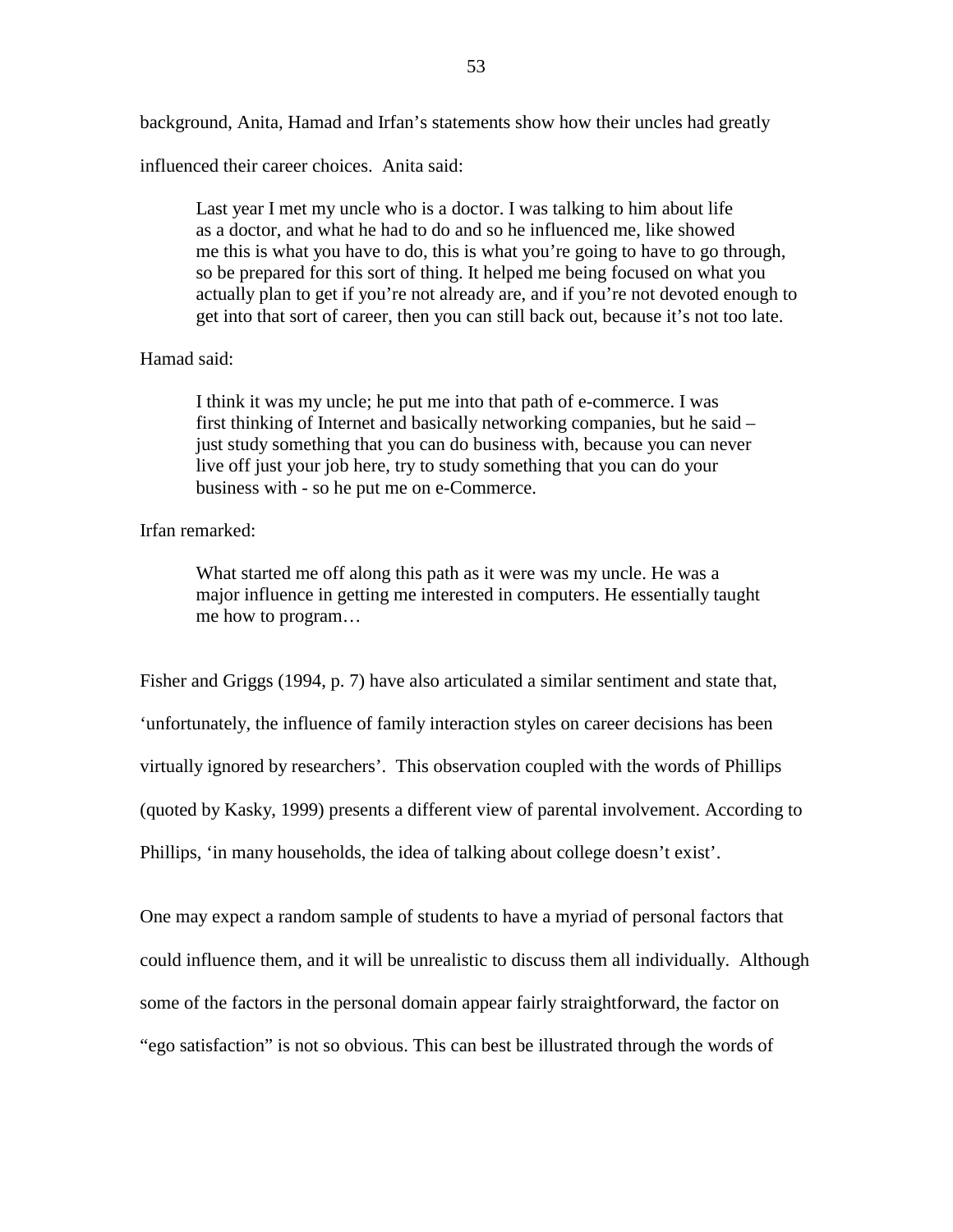background, Anita, Hamad and Irfan's statements show how their uncles had greatly influenced their career choices. Anita said:

> Last year I met my uncle who is a doctor. I was talking to him about life as a doctor, and what he had to do and so he influenced me, like showed me this is what you have to do, this is what you're going to have to go through, so be prepared for this sort of thing. It helped me being focused on what you actually plan to get if you're not already are, and if you're not devoted enough to get into that sort of career, then you can still back out, because it's not too late.

Hamad said:

> I think it was my uncle; he put me into that path of e-commerce. I was first thinking of Internet and basically networking companies, but he said – just study something that you can do business with, because you can never live off just your job here, try to study something that you can do your business with - so he put me on e-Commerce.

Irfan remarked:

> What started me off along this path as it were was my uncle. He was a major influence in getting me interested in computers. He essentially taught me how to program…

Fisher and Griggs (1994, p. 7) have also articulated a similar sentiment and state that, 'unfortunately, the influence of family interaction styles on career decisions has been virtually ignored by researchers'. This observation coupled with the words of Phillips (quoted by Kasky, 1999) presents a different view of parental involvement. According to Phillips, 'in many households, the idea of talking about college doesn't exist'.

One may expect a random sample of students to have a myriad of personal factors that could influence them, and it will be unrealistic to discuss them all individually. Although some of the factors in the personal domain appear fairly straightforward, the factor on "ego satisfaction" is not so obvious. This can best be illustrated through the words of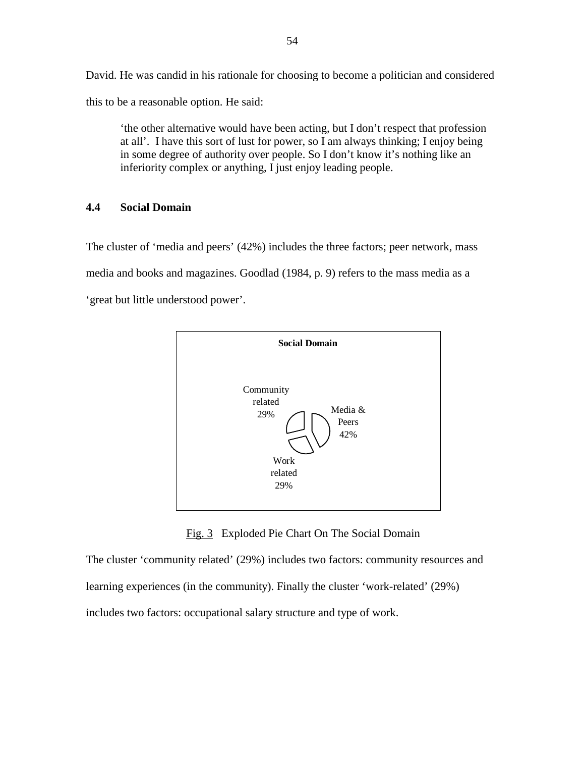David. He was candid in his rationale for choosing to become a politician and considered this to be a reasonable option. He said:

> 'the other alternative would have been acting, but I don't respect that profession at all'. I have this sort of lust for power, so I am always thinking; I enjoy being in some degree of authority over people. So I don't know it's nothing like an inferiority complex or anything, I just enjoy leading people.

### 4.4 Social Domain

The cluster of 'media and peers' (42%) includes the three factors; peer network, mass media and books and magazines. Goodlad (1984, p. 9) refers to the mass media as a 'great but little understood power'.

**Social Domain**

Community related 29%

Media & Peers 42%

Work related 29%

Fig. 3 Exploded Pie Chart On The Social Domain

The cluster 'community related' (29%) includes two factors: community resources and learning experiences (in the community). Finally the cluster 'work-related' (29%) includes two factors: occupational salary structure and type of work.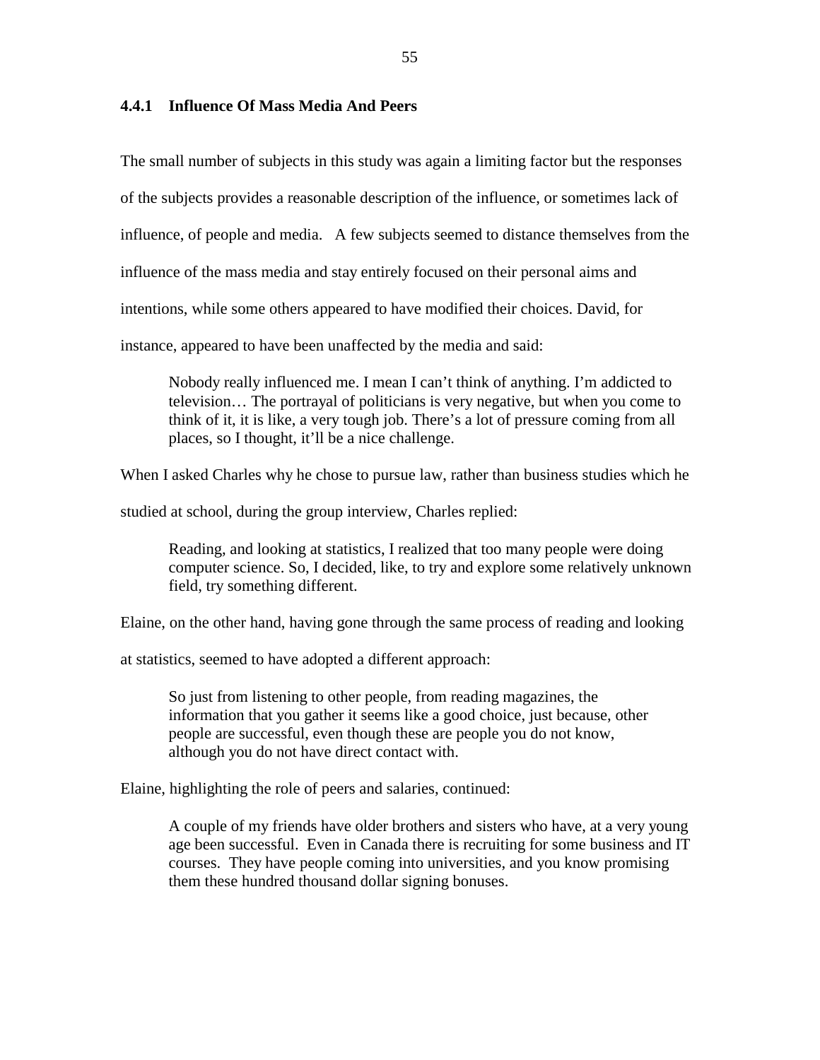### 4.4.1 Influence Of Mass Media And Peers

The small number of subjects in this study was again a limiting factor but the responses of the subjects provides a reasonable description of the influence, or sometimes lack of influence, of people and media. A few subjects seemed to distance themselves from the influence of the mass media and stay entirely focused on their personal aims and intentions, while some others appeared to have modified their choices. David, for instance, appeared to have been unaffected by the media and said:

> Nobody really influenced me. I mean I can't think of anything. I'm addicted to television… The portrayal of politicians is very negative, but when you come to think of it, it is like, a very tough job. There's a lot of pressure coming from all places, so I thought, it'll be a nice challenge.

When I asked Charles why he chose to pursue law, rather than business studies which he studied at school, during the group interview, Charles replied:

> Reading, and looking at statistics, I realized that too many people were doing computer science. So, I decided, like, to try and explore some relatively unknown field, try something different.

Elaine, on the other hand, having gone through the same process of reading and looking at statistics, seemed to have adopted a different approach:

> So just from listening to other people, from reading magazines, the information that you gather it seems like a good choice, just because, other people are successful, even though these are people you do not know, although you do not have direct contact with.

Elaine, highlighting the role of peers and salaries, continued:

> A couple of my friends have older brothers and sisters who have, at a very young age been successful. Even in Canada there is recruiting for some business and IT courses. They have people coming into universities, and you know promising them these hundred thousand dollar signing bonuses.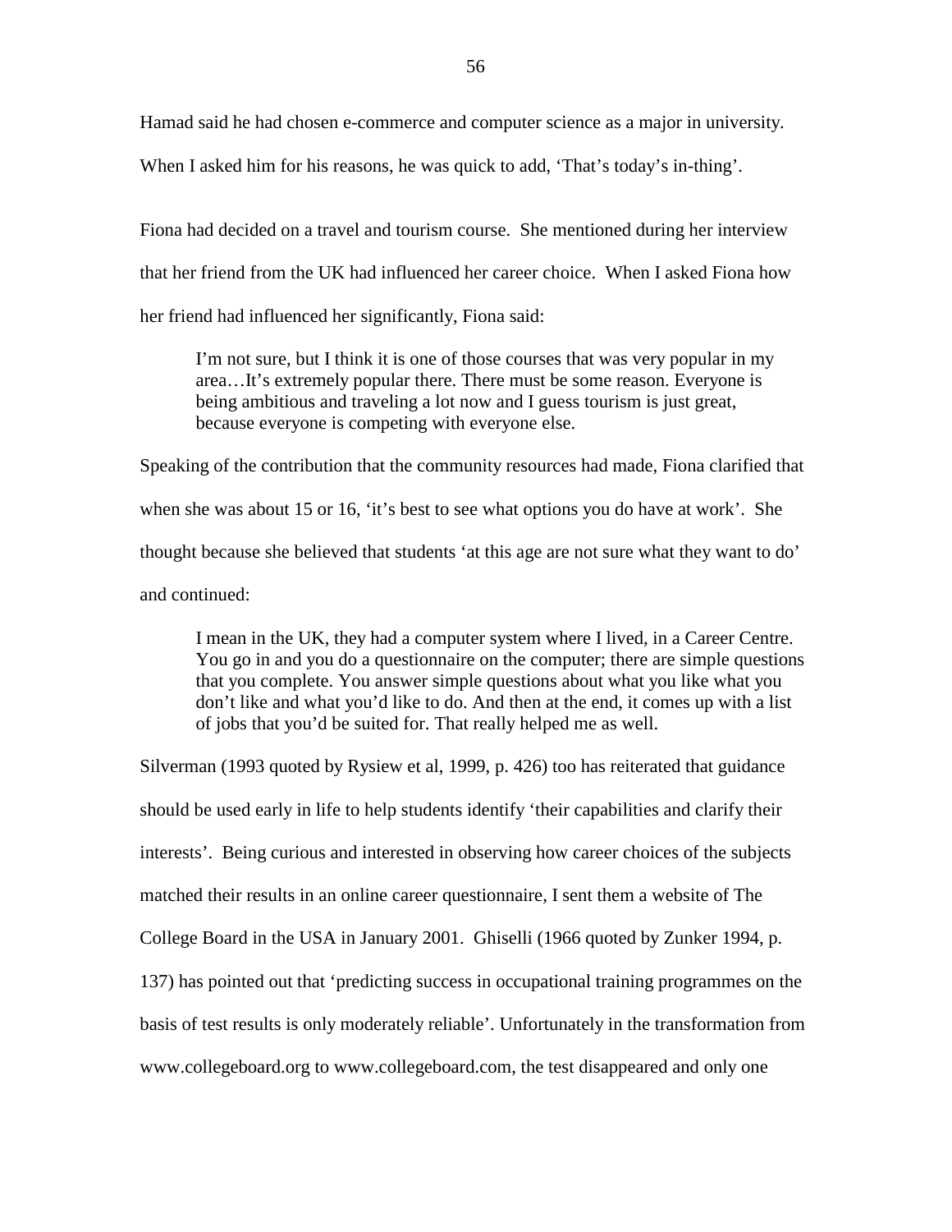Hamad said he had chosen e-commerce and computer science as a major in university. When I asked him for his reasons, he was quick to add, 'That's today's in-thing'.

Fiona had decided on a travel and tourism course. She mentioned during her interview that her friend from the UK had influenced her career choice. When I asked Fiona how her friend had influenced her significantly, Fiona said:

> I'm not sure, but I think it is one of those courses that was very popular in my area…It's extremely popular there. There must be some reason. Everyone is being ambitious and traveling a lot now and I guess tourism is just great, because everyone is competing with everyone else.

Speaking of the contribution that the community resources had made, Fiona clarified that when she was about 15 or 16, 'it's best to see what options you do have at work'. She thought because she believed that students 'at this age are not sure what they want to do' and continued:

> I mean in the UK, they had a computer system where I lived, in a Career Centre. You go in and you do a questionnaire on the computer; there are simple questions that you complete. You answer simple questions about what you like what you don't like and what you'd like to do. And then at the end, it comes up with a list of jobs that you'd be suited for. That really helped me as well.

Silverman (1993 quoted by Rysiew et al, 1999, p. 426) too has reiterated that guidance should be used early in life to help students identify 'their capabilities and clarify their interests'. Being curious and interested in observing how career choices of the subjects matched their results in an online career questionnaire, I sent them a website of The College Board in the USA in January 2001. Ghiselli (1966 quoted by Zunker 1994, p. 137) has pointed out that 'predicting success in occupational training programmes on the basis of test results is only moderately reliable'. Unfortunately in the transformation from www.collegeboard.org to www.collegeboard.com, the test disappeared and only one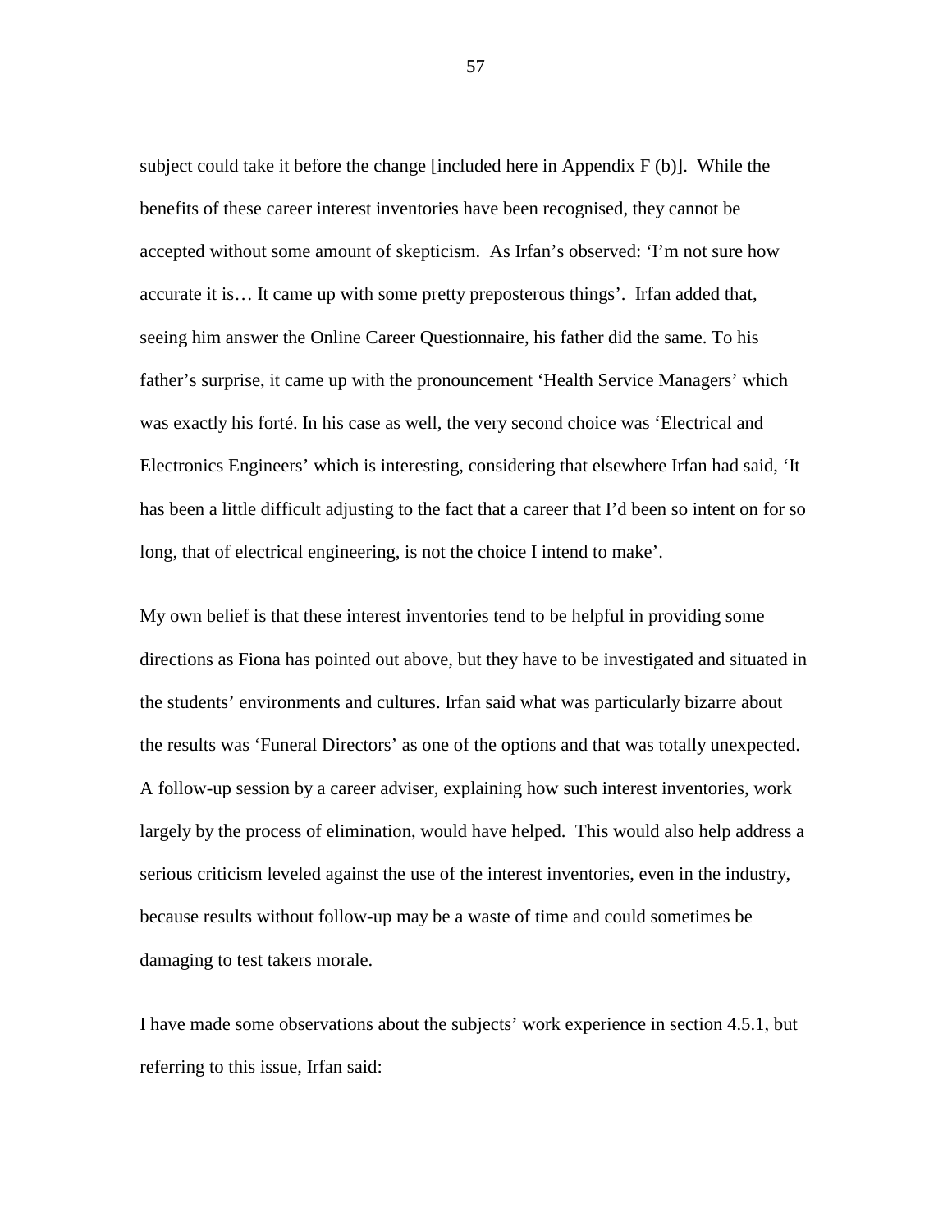subject could take it before the change [included here in Appendix F (b)]. While the benefits of these career interest inventories have been recognised, they cannot be accepted without some amount of skepticism. As Irfan's observed: 'I'm not sure how accurate it is… It came up with some pretty preposterous things'. Irfan added that, seeing him answer the Online Career Questionnaire, his father did the same. To his father's surprise, it came up with the pronouncement 'Health Service Managers' which was exactly his forté. In his case as well, the very second choice was 'Electrical and Electronics Engineers' which is interesting, considering that elsewhere Irfan had said, 'It has been a little difficult adjusting to the fact that a career that I'd been so intent on for so long, that of electrical engineering, is not the choice I intend to make'.

My own belief is that these interest inventories tend to be helpful in providing some directions as Fiona has pointed out above, but they have to be investigated and situated in the students' environments and cultures. Irfan said what was particularly bizarre about the results was 'Funeral Directors' as one of the options and that was totally unexpected. A follow-up session by a career adviser, explaining how such interest inventories, work largely by the process of elimination, would have helped. This would also help address a serious criticism leveled against the use of the interest inventories, even in the industry, because results without follow-up may be a waste of time and could sometimes be damaging to test takers morale.

I have made some observations about the subjects' work experience in section 4.5.1, but referring to this issue, Irfan said: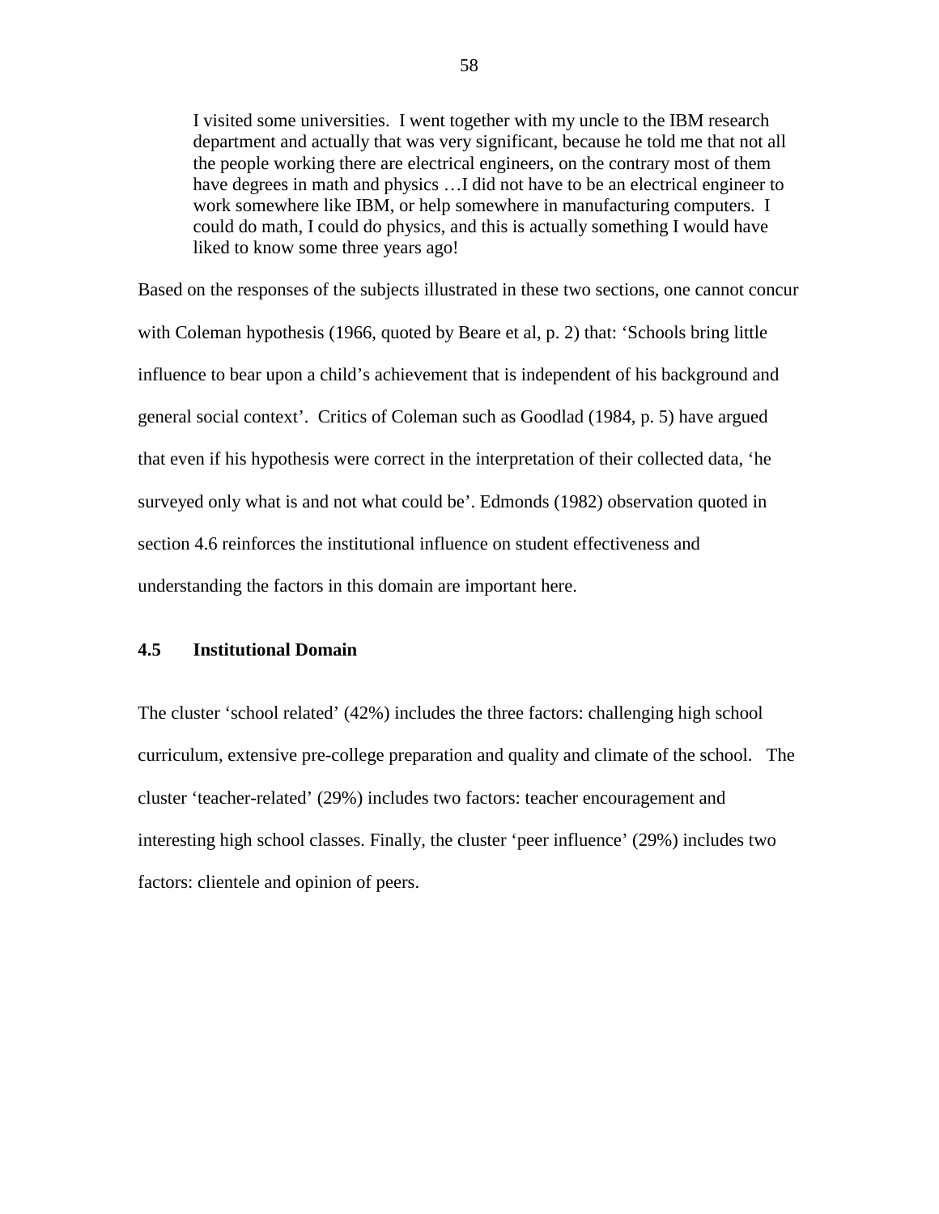> I visited some universities. I went together with my uncle to the IBM research department and actually that was very significant, because he told me that not all the people working there are electrical engineers, on the contrary most of them have degrees in math and physics …I did not have to be an electrical engineer to work somewhere like IBM, or help somewhere in manufacturing computers. I could do math, I could do physics, and this is actually something I would have liked to know some three years ago!

Based on the responses of the subjects illustrated in these two sections, one cannot concur with Coleman hypothesis (1966, quoted by Beare et al, p. 2) that: 'Schools bring little influence to bear upon a child's achievement that is independent of his background and general social context'. Critics of Coleman such as Goodlad (1984, p. 5) have argued that even if his hypothesis were correct in the interpretation of their collected data, 'he surveyed only what is and not what could be'. Edmonds (1982) observation quoted in section 4.6 reinforces the institutional influence on student effectiveness and understanding the factors in this domain are important here.

### 4.5 Institutional Domain

The cluster 'school related' (42%) includes the three factors: challenging high school curriculum, extensive pre-college preparation and quality and climate of the school. The cluster 'teacher-related' (29%) includes two factors: teacher encouragement and interesting high school classes. Finally, the cluster 'peer influence' (29%) includes two factors: clientele and opinion of peers.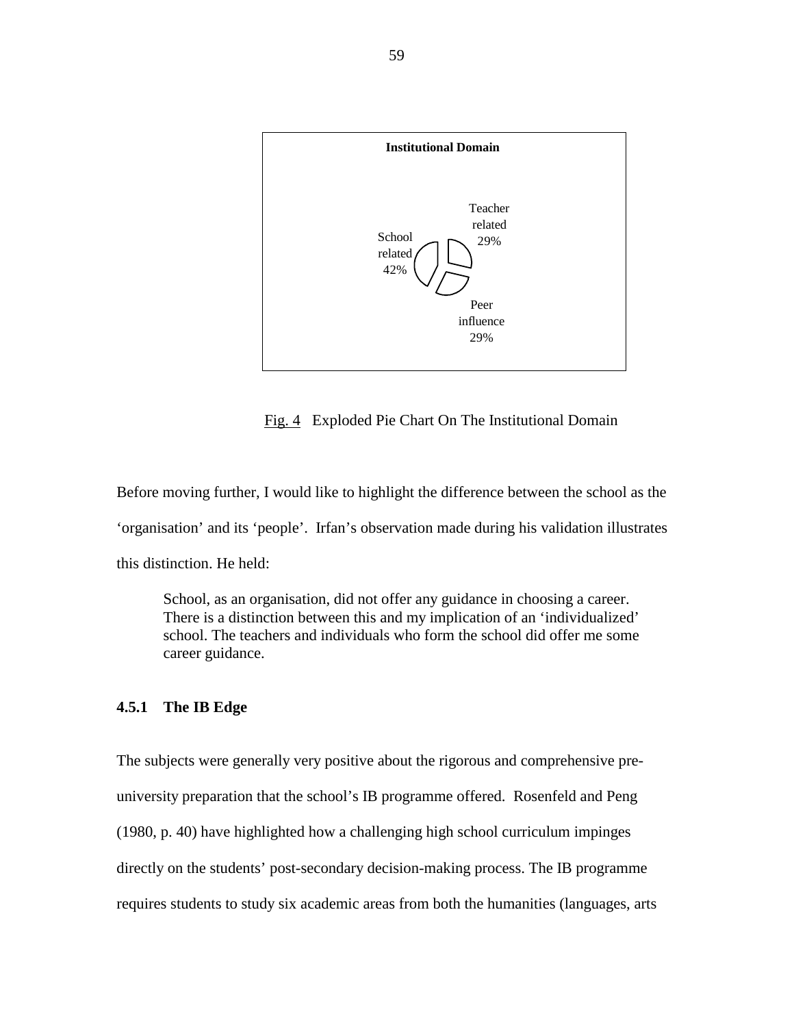**Institutional Domain**

School related 42%

Teacher related 29%

Peer influence 29%

Fig. 4 Exploded Pie Chart On The Institutional Domain

Before moving further, I would like to highlight the difference between the school as the 'organisation' and its 'people'. Irfan's observation made during his validation illustrates this distinction. He held:

> School, as an organisation, did not offer any guidance in choosing a career. There is a distinction between this and my implication of an 'individualized' school. The teachers and individuals who form the school did offer me some career guidance.

### 4.5.1 The IB Edge

The subjects were generally very positive about the rigorous and comprehensive pre-university preparation that the school's IB programme offered. Rosenfeld and Peng (1980, p. 40) have highlighted how a challenging high school curriculum impinges directly on the students' post-secondary decision-making process. The IB programme requires students to study six academic areas from both the humanities (languages, arts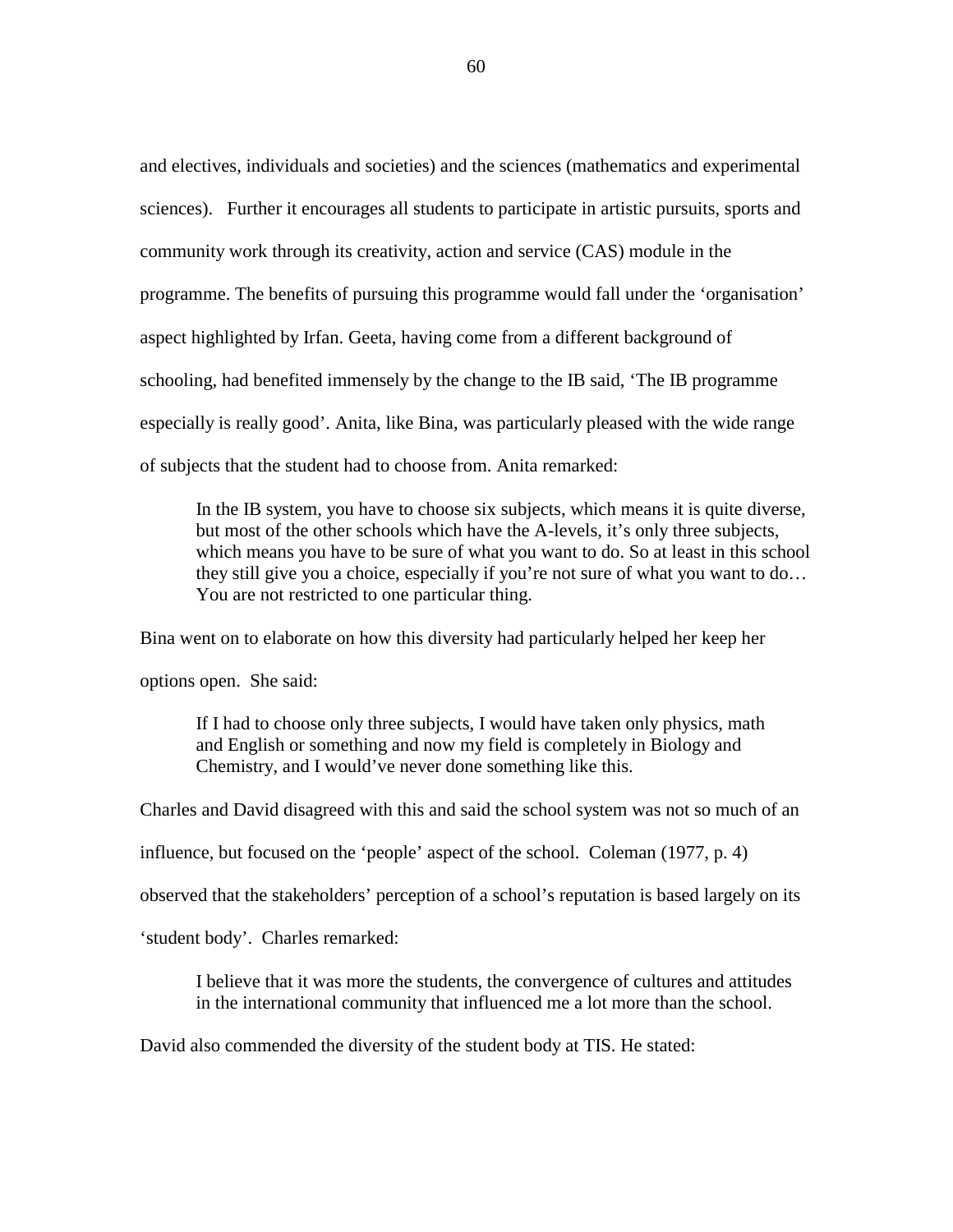and electives, individuals and societies) and the sciences (mathematics and experimental sciences). Further it encourages all students to participate in artistic pursuits, sports and community work through its creativity, action and service (CAS) module in the programme. The benefits of pursuing this programme would fall under the 'organisation' aspect highlighted by Irfan. Geeta, having come from a different background of schooling, had benefited immensely by the change to the IB said, 'The IB programme especially is really good'. Anita, like Bina, was particularly pleased with the wide range of subjects that the student had to choose from. Anita remarked:

> In the IB system, you have to choose six subjects, which means it is quite diverse, but most of the other schools which have the A-levels, it's only three subjects, which means you have to be sure of what you want to do. So at least in this school they still give you a choice, especially if you're not sure of what you want to do… You are not restricted to one particular thing.

Bina went on to elaborate on how this diversity had particularly helped her keep her options open. She said:

> If I had to choose only three subjects, I would have taken only physics, math and English or something and now my field is completely in Biology and Chemistry, and I would've never done something like this.

Charles and David disagreed with this and said the school system was not so much of an influence, but focused on the 'people' aspect of the school. Coleman (1977, p. 4) observed that the stakeholders' perception of a school's reputation is based largely on its 'student body'. Charles remarked:

> I believe that it was more the students, the convergence of cultures and attitudes in the international community that influenced me a lot more than the school.

David also commended the diversity of the student body at TIS. He stated: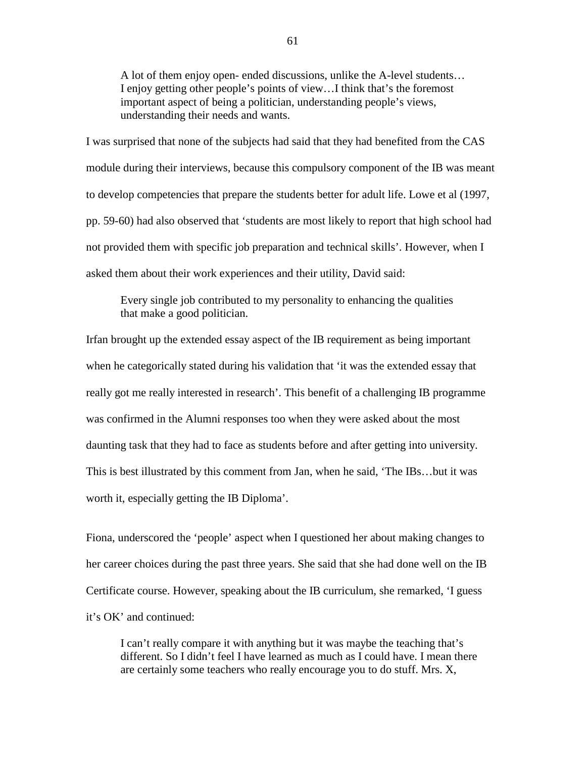> A lot of them enjoy open- ended discussions, unlike the A-level students… I enjoy getting other people's points of view…I think that's the foremost important aspect of being a politician, understanding people's views, understanding their needs and wants.

I was surprised that none of the subjects had said that they had benefited from the CAS module during their interviews, because this compulsory component of the IB was meant to develop competencies that prepare the students better for adult life. Lowe et al (1997, pp. 59-60) had also observed that 'students are most likely to report that high school had not provided them with specific job preparation and technical skills'. However, when I asked them about their work experiences and their utility, David said:

> Every single job contributed to my personality to enhancing the qualities that make a good politician.

Irfan brought up the extended essay aspect of the IB requirement as being important when he categorically stated during his validation that 'it was the extended essay that really got me really interested in research'. This benefit of a challenging IB programme was confirmed in the Alumni responses too when they were asked about the most daunting task that they had to face as students before and after getting into university. This is best illustrated by this comment from Jan, when he said, 'The IBs…but it was worth it, especially getting the IB Diploma'.

Fiona, underscored the 'people' aspect when I questioned her about making changes to her career choices during the past three years. She said that she had done well on the IB Certificate course. However, speaking about the IB curriculum, she remarked, 'I guess it's OK' and continued:

> I can't really compare it with anything but it was maybe the teaching that's different. So I didn't feel I have learned as much as I could have. I mean there are certainly some teachers who really encourage you to do stuff. Mrs. X,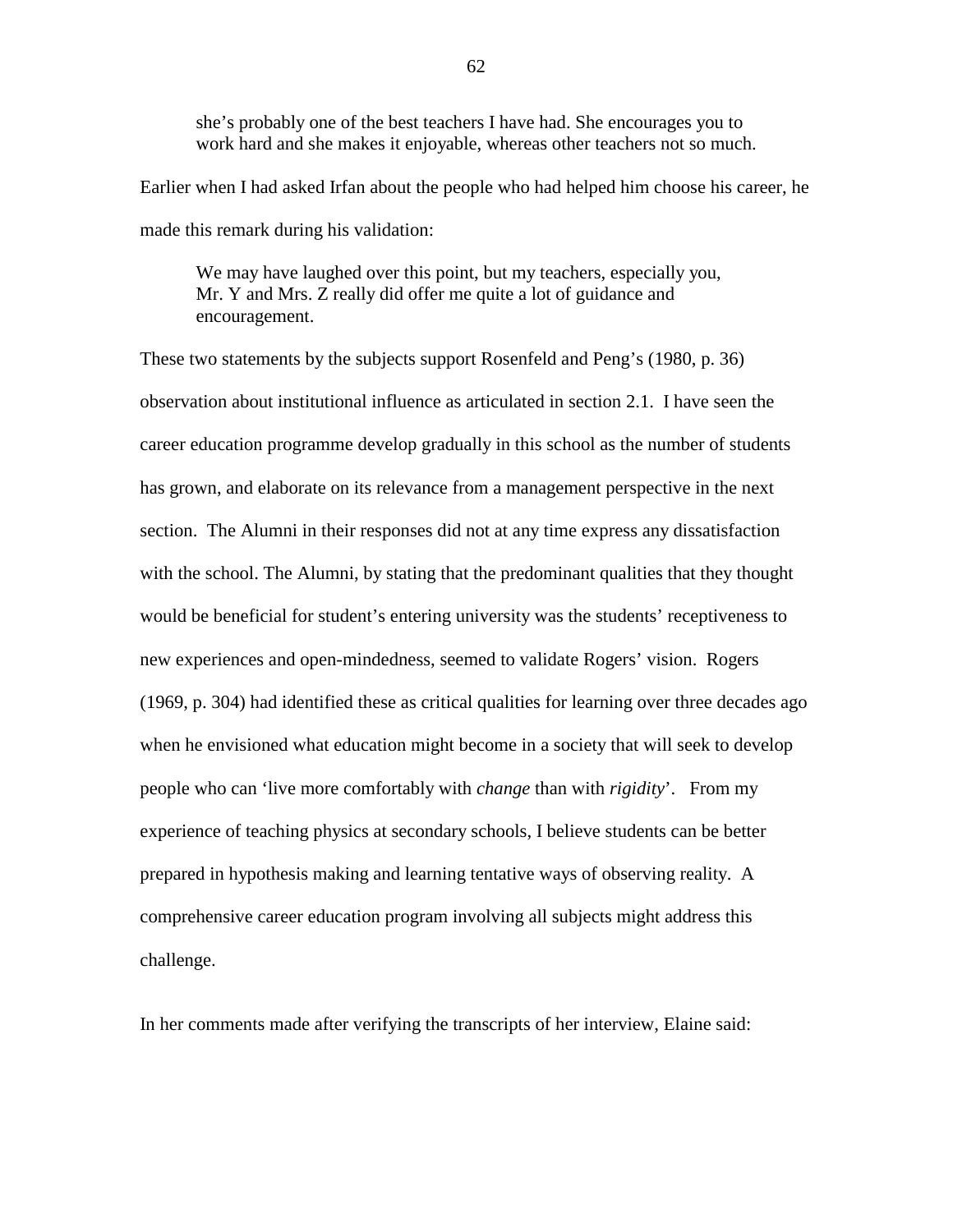> she's probably one of the best teachers I have had. She encourages you to work hard and she makes it enjoyable, whereas other teachers not so much.

Earlier when I had asked Irfan about the people who had helped him choose his career, he made this remark during his validation:

> We may have laughed over this point, but my teachers, especially you, Mr. Y and Mrs. Z really did offer me quite a lot of guidance and encouragement.

These two statements by the subjects support Rosenfeld and Peng's (1980, p. 36) observation about institutional influence as articulated in section 2.1. I have seen the career education programme develop gradually in this school as the number of students has grown, and elaborate on its relevance from a management perspective in the next section. The Alumni in their responses did not at any time express any dissatisfaction with the school. The Alumni, by stating that the predominant qualities that they thought would be beneficial for student's entering university was the students' receptiveness to new experiences and open-mindedness, seemed to validate Rogers' vision. Rogers (1969, p. 304) had identified these as critical qualities for learning over three decades ago when he envisioned what education might become in a society that will seek to develop people who can 'live more comfortably with *change* than with *rigidity*'. From my experience of teaching physics at secondary schools, I believe students can be better prepared in hypothesis making and learning tentative ways of observing reality. A comprehensive career education program involving all subjects might address this challenge.

In her comments made after verifying the transcripts of her interview, Elaine said: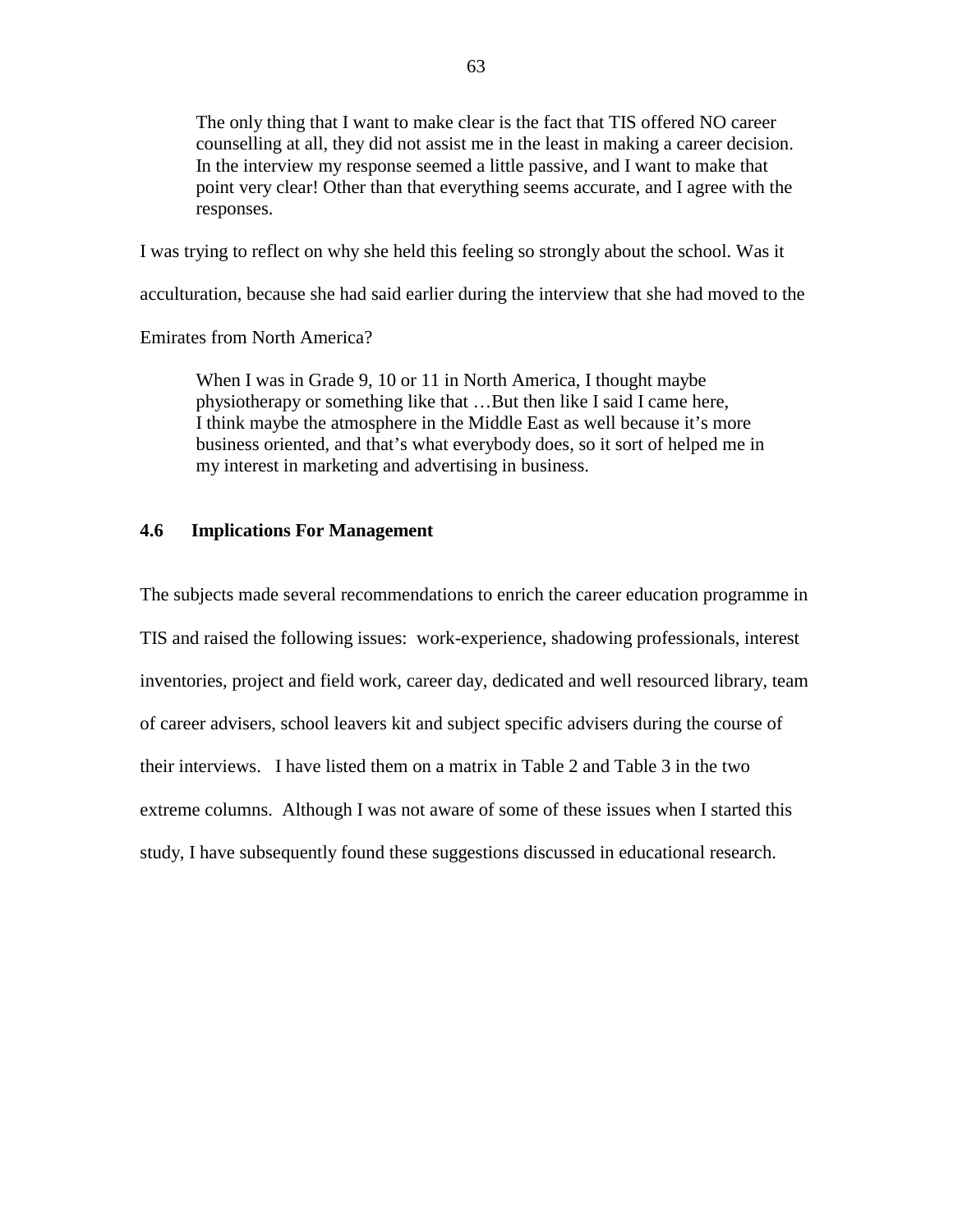> The only thing that I want to make clear is the fact that TIS offered NO career counselling at all, they did not assist me in the least in making a career decision. In the interview my response seemed a little passive, and I want to make that point very clear! Other than that everything seems accurate, and I agree with the responses.

I was trying to reflect on why she held this feeling so strongly about the school. Was it acculturation, because she had said earlier during the interview that she had moved to the Emirates from North America?

> When I was in Grade 9, 10 or 11 in North America, I thought maybe physiotherapy or something like that …But then like I said I came here, I think maybe the atmosphere in the Middle East as well because it's more business oriented, and that's what everybody does, so it sort of helped me in my interest in marketing and advertising in business.

### 4.6 Implications For Management

The subjects made several recommendations to enrich the career education programme in TIS and raised the following issues: work-experience, shadowing professionals, interest inventories, project and field work, career day, dedicated and well resourced library, team of career advisers, school leavers kit and subject specific advisers during the course of their interviews. I have listed them on a matrix in Table 2 and Table 3 in the two extreme columns. Although I was not aware of some of these issues when I started this study, I have subsequently found these suggestions discussed in educational research.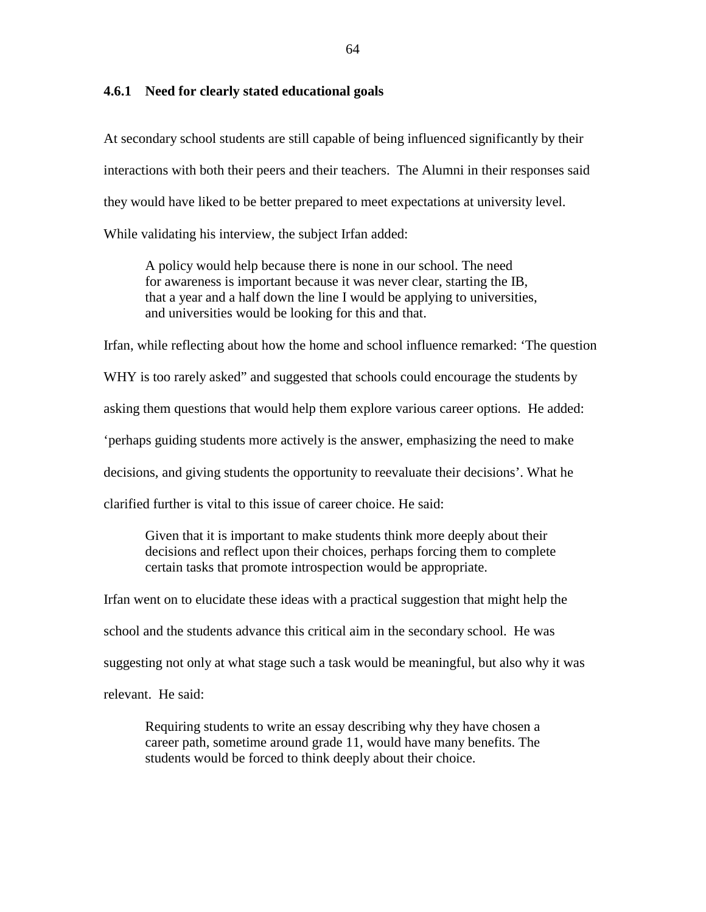### 4.6.1 Need for clearly stated educational goals

At secondary school students are still capable of being influenced significantly by their interactions with both their peers and their teachers. The Alumni in their responses said they would have liked to be better prepared to meet expectations at university level. While validating his interview, the subject Irfan added:

> A policy would help because there is none in our school. The need for awareness is important because it was never clear, starting the IB, that a year and a half down the line I would be applying to universities, and universities would be looking for this and that.

Irfan, while reflecting about how the home and school influence remarked: 'The question WHY is too rarely asked" and suggested that schools could encourage the students by asking them questions that would help them explore various career options. He added: 'perhaps guiding students more actively is the answer, emphasizing the need to make decisions, and giving students the opportunity to reevaluate their decisions'. What he clarified further is vital to this issue of career choice. He said:

> Given that it is important to make students think more deeply about their decisions and reflect upon their choices, perhaps forcing them to complete certain tasks that promote introspection would be appropriate.

Irfan went on to elucidate these ideas with a practical suggestion that might help the school and the students advance this critical aim in the secondary school. He was suggesting not only at what stage such a task would be meaningful, but also why it was relevant. He said:

> Requiring students to write an essay describing why they have chosen a career path, sometime around grade 11, would have many benefits. The students would be forced to think deeply about their choice.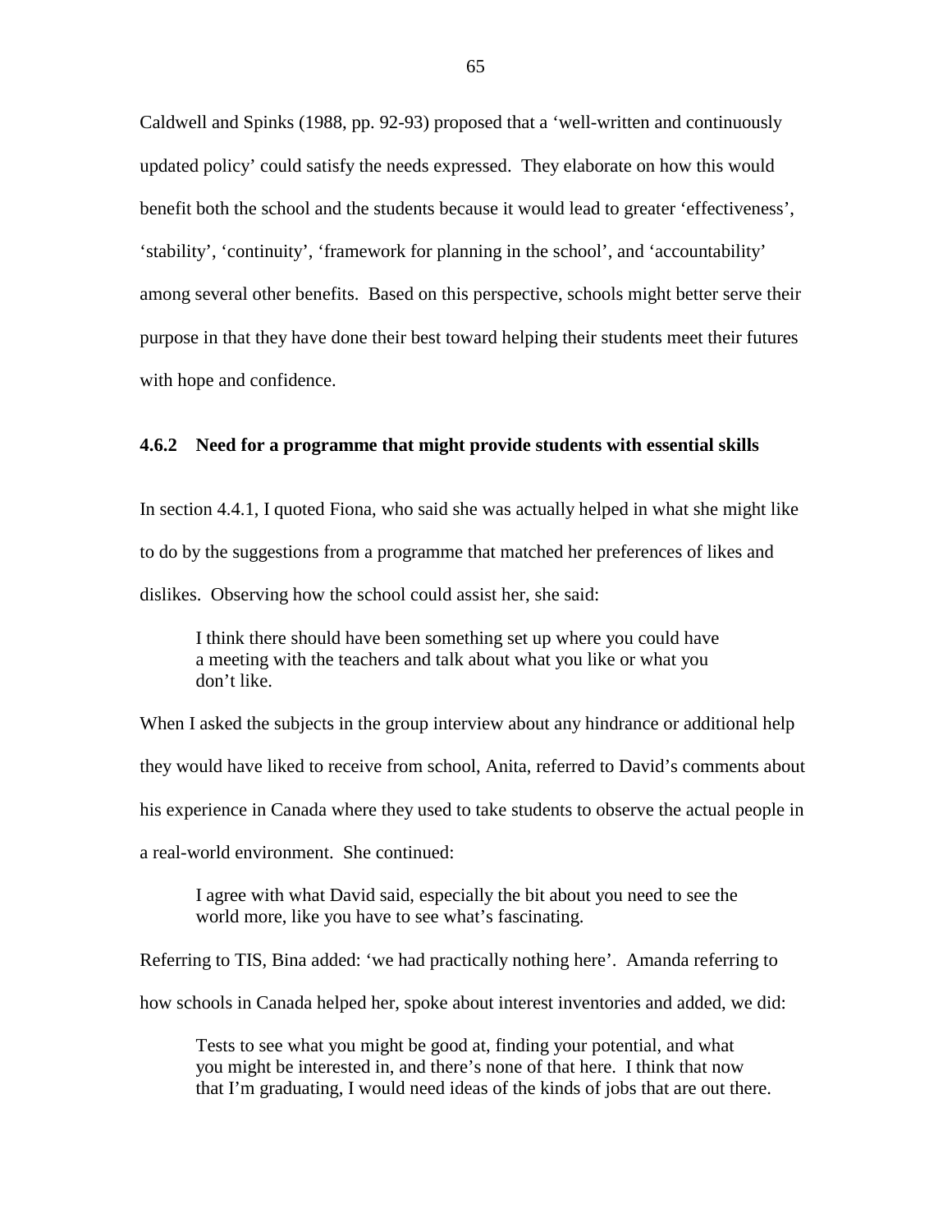Caldwell and Spinks (1988, pp. 92-93) proposed that a 'well-written and continuously updated policy' could satisfy the needs expressed. They elaborate on how this would benefit both the school and the students because it would lead to greater 'effectiveness', 'stability', 'continuity', 'framework for planning in the school', and 'accountability' among several other benefits. Based on this perspective, schools might better serve their purpose in that they have done their best toward helping their students meet their futures with hope and confidence.

### 4.6.2 Need for a programme that might provide students with essential skills

In section 4.4.1, I quoted Fiona, who said she was actually helped in what she might like to do by the suggestions from a programme that matched her preferences of likes and dislikes. Observing how the school could assist her, she said:

> I think there should have been something set up where you could have a meeting with the teachers and talk about what you like or what you don't like.

When I asked the subjects in the group interview about any hindrance or additional help they would have liked to receive from school, Anita, referred to David's comments about his experience in Canada where they used to take students to observe the actual people in a real-world environment. She continued:

> I agree with what David said, especially the bit about you need to see the world more, like you have to see what's fascinating.

Referring to TIS, Bina added: 'we had practically nothing here'. Amanda referring to how schools in Canada helped her, spoke about interest inventories and added, we did:

> Tests to see what you might be good at, finding your potential, and what you might be interested in, and there's none of that here. I think that now that I'm graduating, I would need ideas of the kinds of jobs that are out there.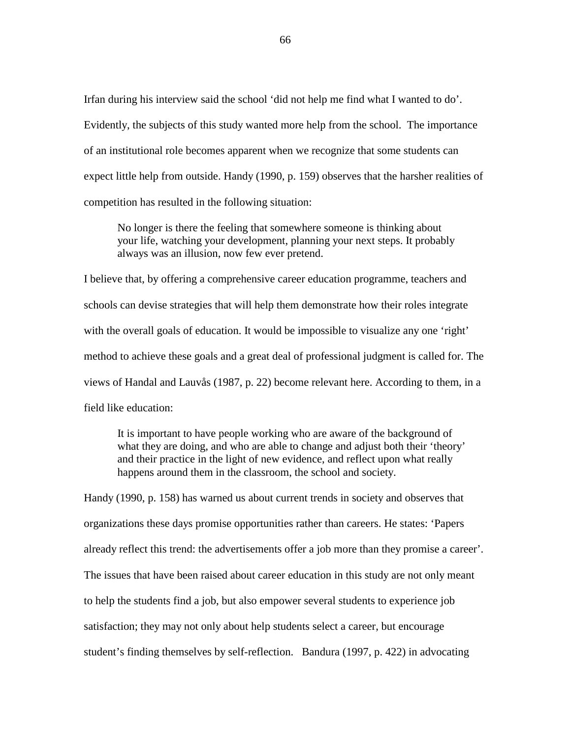Irfan during his interview said the school 'did not help me find what I wanted to do'. Evidently, the subjects of this study wanted more help from the school. The importance of an institutional role becomes apparent when we recognize that some students can expect little help from outside. Handy (1990, p. 159) observes that the harsher realities of competition has resulted in the following situation:

> No longer is there the feeling that somewhere someone is thinking about your life, watching your development, planning your next steps. It probably always was an illusion, now few ever pretend.

I believe that, by offering a comprehensive career education programme, teachers and schools can devise strategies that will help them demonstrate how their roles integrate with the overall goals of education. It would be impossible to visualize any one 'right' method to achieve these goals and a great deal of professional judgment is called for. The views of Handal and Lauvås (1987, p. 22) become relevant here. According to them, in a field like education:

> It is important to have people working who are aware of the background of what they are doing, and who are able to change and adjust both their 'theory' and their practice in the light of new evidence, and reflect upon what really happens around them in the classroom, the school and society.

Handy (1990, p. 158) has warned us about current trends in society and observes that organizations these days promise opportunities rather than careers. He states: 'Papers already reflect this trend: the advertisements offer a job more than they promise a career'. The issues that have been raised about career education in this study are not only meant to help the students find a job, but also empower several students to experience job satisfaction; they may not only about help students select a career, but encourage student's finding themselves by self-reflection. Bandura (1997, p. 422) in advocating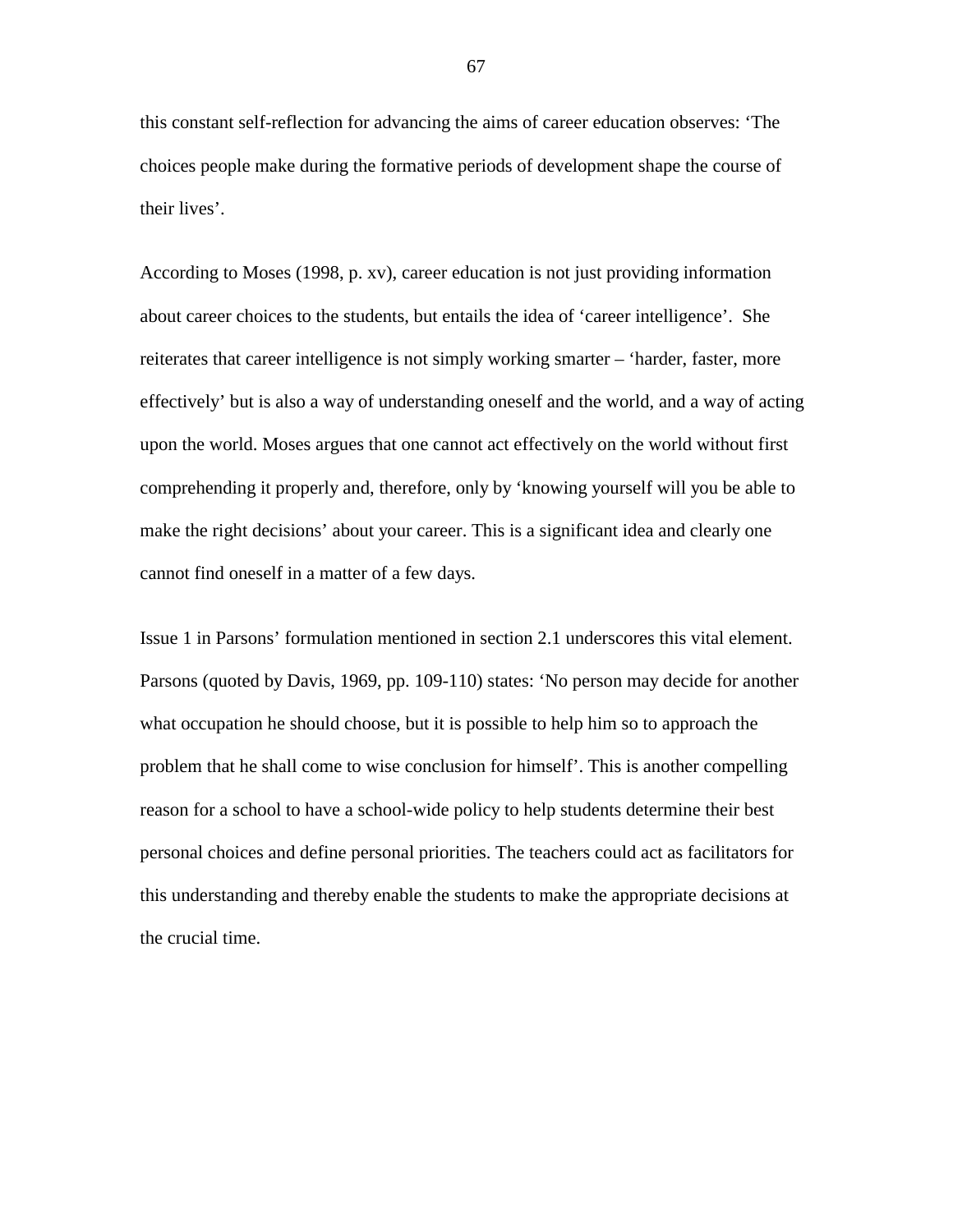this constant self-reflection for advancing the aims of career education observes: 'The choices people make during the formative periods of development shape the course of their lives'.

According to Moses (1998, p. xv), career education is not just providing information about career choices to the students, but entails the idea of 'career intelligence'. She reiterates that career intelligence is not simply working smarter – 'harder, faster, more effectively' but is also a way of understanding oneself and the world, and a way of acting upon the world. Moses argues that one cannot act effectively on the world without first comprehending it properly and, therefore, only by 'knowing yourself will you be able to make the right decisions' about your career. This is a significant idea and clearly one cannot find oneself in a matter of a few days.

Issue 1 in Parsons' formulation mentioned in section 2.1 underscores this vital element. Parsons (quoted by Davis, 1969, pp. 109-110) states: 'No person may decide for another what occupation he should choose, but it is possible to help him so to approach the problem that he shall come to wise conclusion for himself'. This is another compelling reason for a school to have a school-wide policy to help students determine their best personal choices and define personal priorities. The teachers could act as facilitators for this understanding and thereby enable the students to make the appropriate decisions at the crucial time.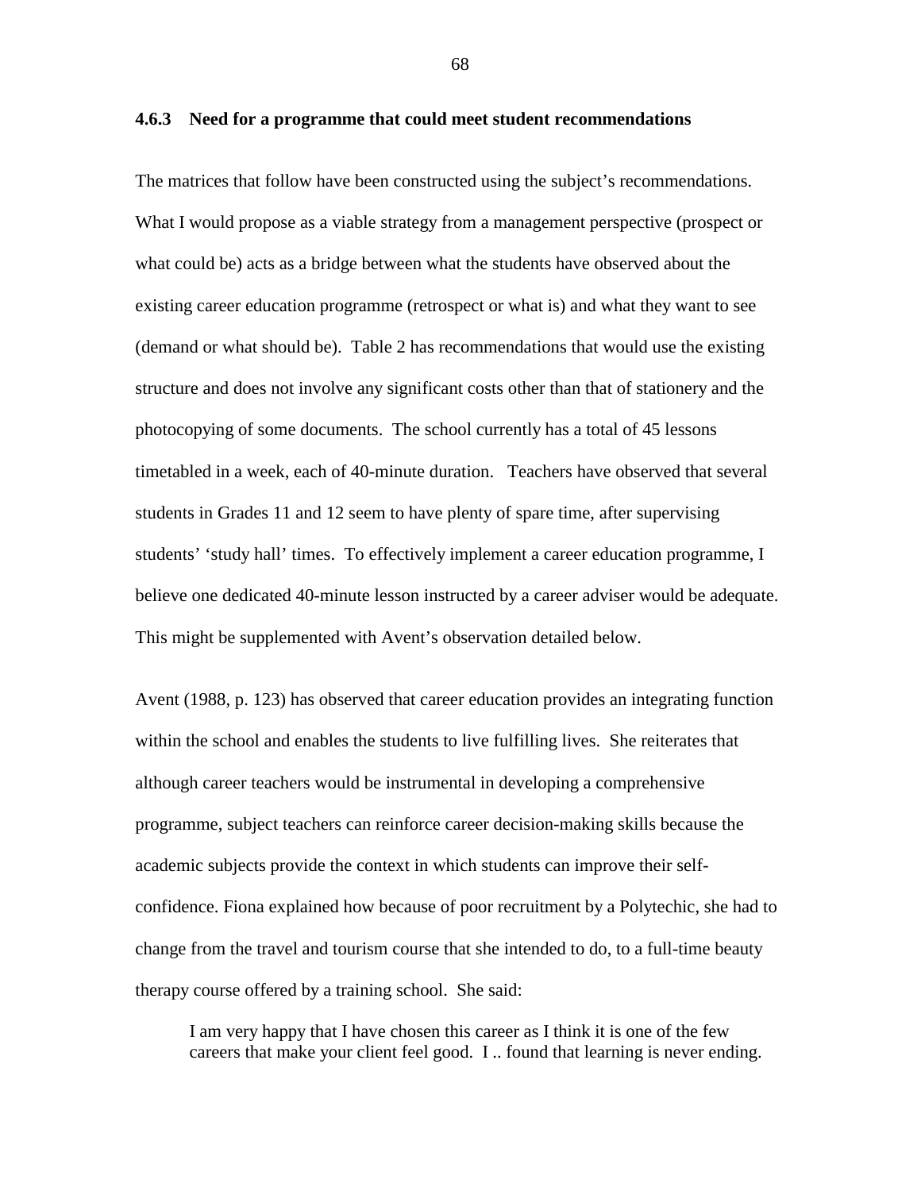### 4.6.3 Need for a programme that could meet student recommendations

The matrices that follow have been constructed using the subject's recommendations. What I would propose as a viable strategy from a management perspective (prospect or what could be) acts as a bridge between what the students have observed about the existing career education programme (retrospect or what is) and what they want to see (demand or what should be). Table 2 has recommendations that would use the existing structure and does not involve any significant costs other than that of stationery and the photocopying of some documents. The school currently has a total of 45 lessons timetabled in a week, each of 40-minute duration. Teachers have observed that several students in Grades 11 and 12 seem to have plenty of spare time, after supervising students' 'study hall' times. To effectively implement a career education programme, I believe one dedicated 40-minute lesson instructed by a career adviser would be adequate. This might be supplemented with Avent's observation detailed below.

Avent (1988, p. 123) has observed that career education provides an integrating function within the school and enables the students to live fulfilling lives. She reiterates that although career teachers would be instrumental in developing a comprehensive programme, subject teachers can reinforce career decision-making skills because the academic subjects provide the context in which students can improve their self-confidence. Fiona explained how because of poor recruitment by a Polytechic, she had to change from the travel and tourism course that she intended to do, to a full-time beauty therapy course offered by a training school. She said:

> I am very happy that I have chosen this career as I think it is one of the few careers that make your client feel good. I .. found that learning is never ending.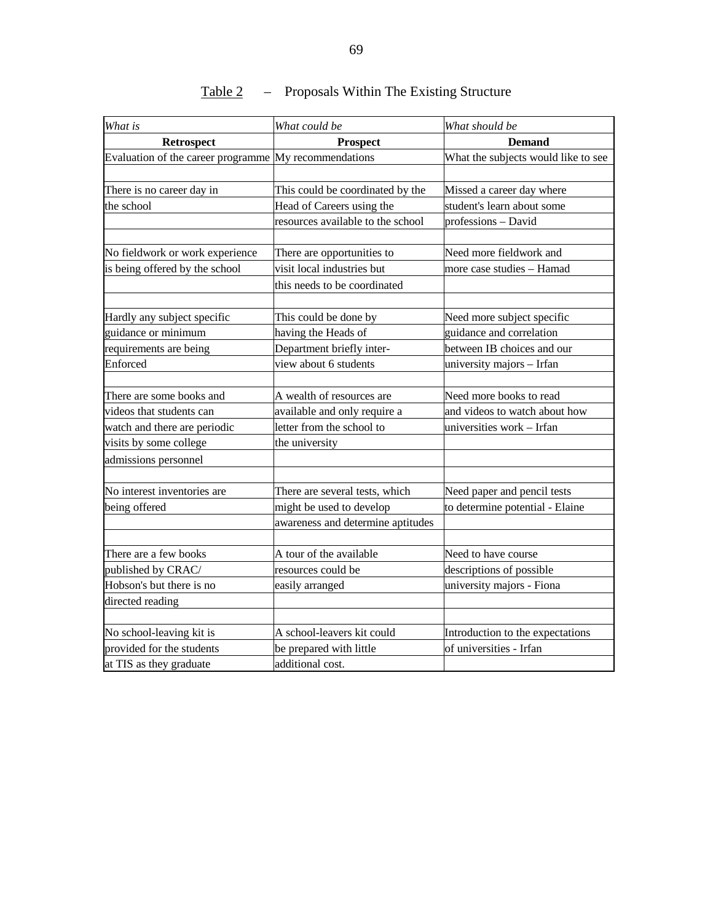Table 2 – Proposals Within The Existing Structure

| *What is* | *What could be* | *What should be* |
|---|---|---|
| **Retrospect** | **Prospect** | **Demand** |
| Evaluation of the career programme | My recommendations | What the subjects would like to see |
| | | |
| There is no career day in the school | This could be coordinated by the Head of Careers using the resources available to the school | Missed a career day where student's learn about some professions – David |
| | | |
| No fieldwork or work experience is being offered by the school | There are opportunities to visit local industries but this needs to be coordinated | Need more fieldwork and more case studies – Hamad |
| | | |
| Hardly any subject specific guidance or minimum requirements are being Enforced | This could be done by having the Heads of Department briefly inter-view about 6 students | Need more subject specific guidance and correlation between IB choices and our university majors – Irfan |
| | | |
| There are some books and videos that students can watch and there are periodic visits by some college admissions personnel | A wealth of resources are available and only require a letter from the school to the university | Need more books to read and videos to watch about how universities work – Irfan |
| | | |
| No interest inventories are being offered | There are several tests, which might be used to develop awareness and determine aptitudes | Need paper and pencil tests to determine potential - Elaine |
| | | |
| There are a few books published by CRAC/ Hobson's but there is no directed reading | A tour of the available resources could be easily arranged | Need to have course descriptions of possible university majors - Fiona |
| | | |
| No school-leaving kit is provided for the students at TIS as they graduate | A school-leavers kit could be prepared with little additional cost. | Introduction to the expectations of universities - Irfan |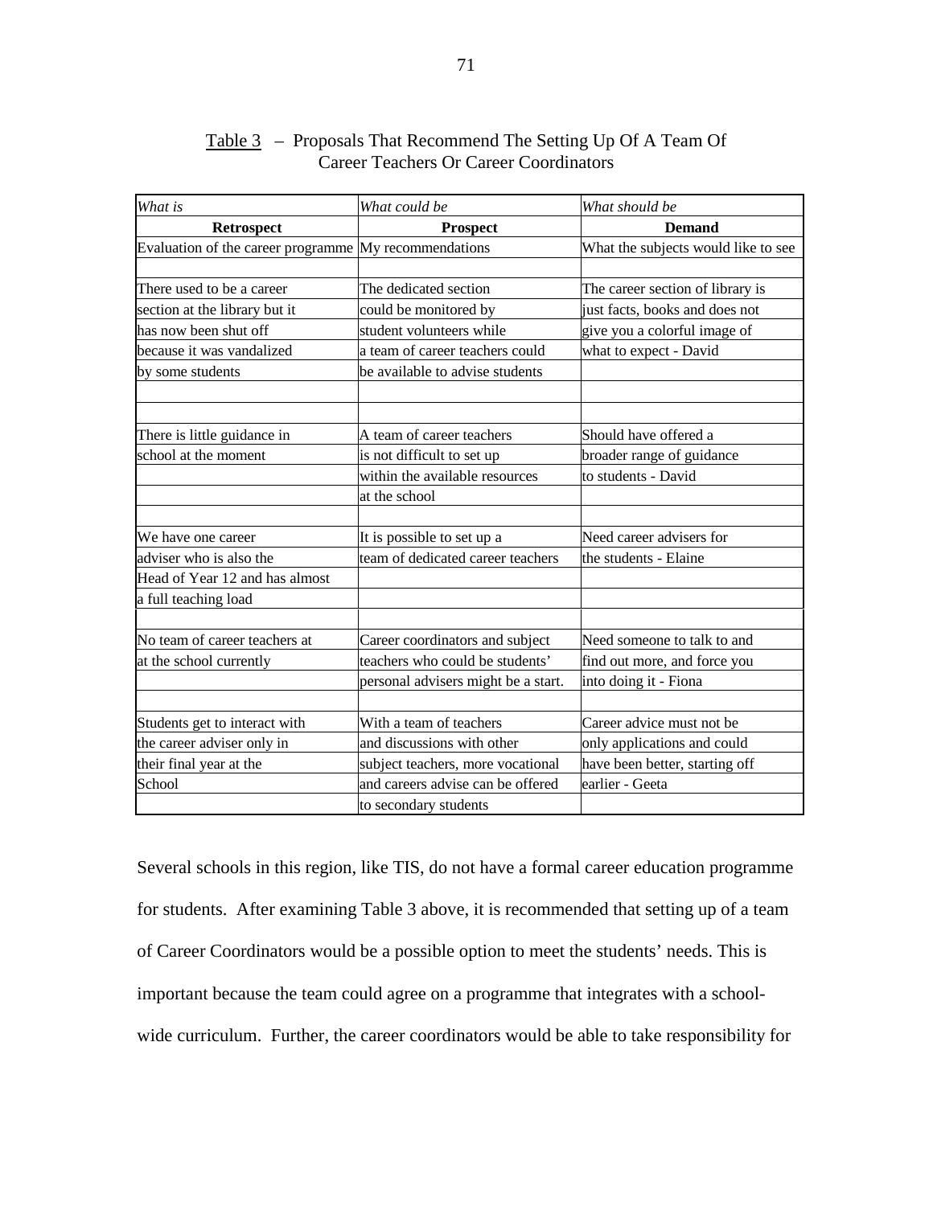Table 3 – Proposals That Recommend The Setting Up Of A Team Of Career Teachers Or Career Coordinators

| *What is* | *What could be* | *What should be* |
|---|---|---|
| **Retrospect** | **Prospect** | **Demand** |
| Evaluation of the career programme | My recommendations | What the subjects would like to see |
| | | |
| There used to be a career | The dedicated section | The career section of library is |
| section at the library but it | could be monitored by | just facts, books and does not |
| has now been shut off | student volunteers while | give you a colorful image of |
| because it was vandalized | a team of career teachers could | what to expect - David |
| by some students | be available to advise students | |
| | | |
| | | |
| There is little guidance in | A team of career teachers | Should have offered a |
| school at the moment | is not difficult to set up | broader range of guidance |
| | within the available resources | to students - David |
| | at the school | |
| | | |
| We have one career | It is possible to set up a | Need career advisers for |
| adviser who is also the | team of dedicated career teachers | the students - Elaine |
| Head of Year 12 and has almost | | |
| a full teaching load | | |
| | | |
| No team of career teachers at | Career coordinators and subject | Need someone to talk to and |
| at the school currently | teachers who could be students' | find out more, and force you |
| | personal advisers might be a start. | into doing it - Fiona |
| | | |
| Students get to interact with | With a team of teachers | Career advice must not be |
| the career adviser only in | and discussions with other | only applications and could |
| their final year at the | subject teachers, more vocational | have been better, starting off |
| School | and careers advise can be offered | earlier - Geeta |
| | to secondary students | |

Several schools in this region, like TIS, do not have a formal career education programme for students. After examining Table 3 above, it is recommended that setting up of a team of Career Coordinators would be a possible option to meet the students' needs. This is important because the team could agree on a programme that integrates with a school-wide curriculum. Further, the career coordinators would be able to take responsibility for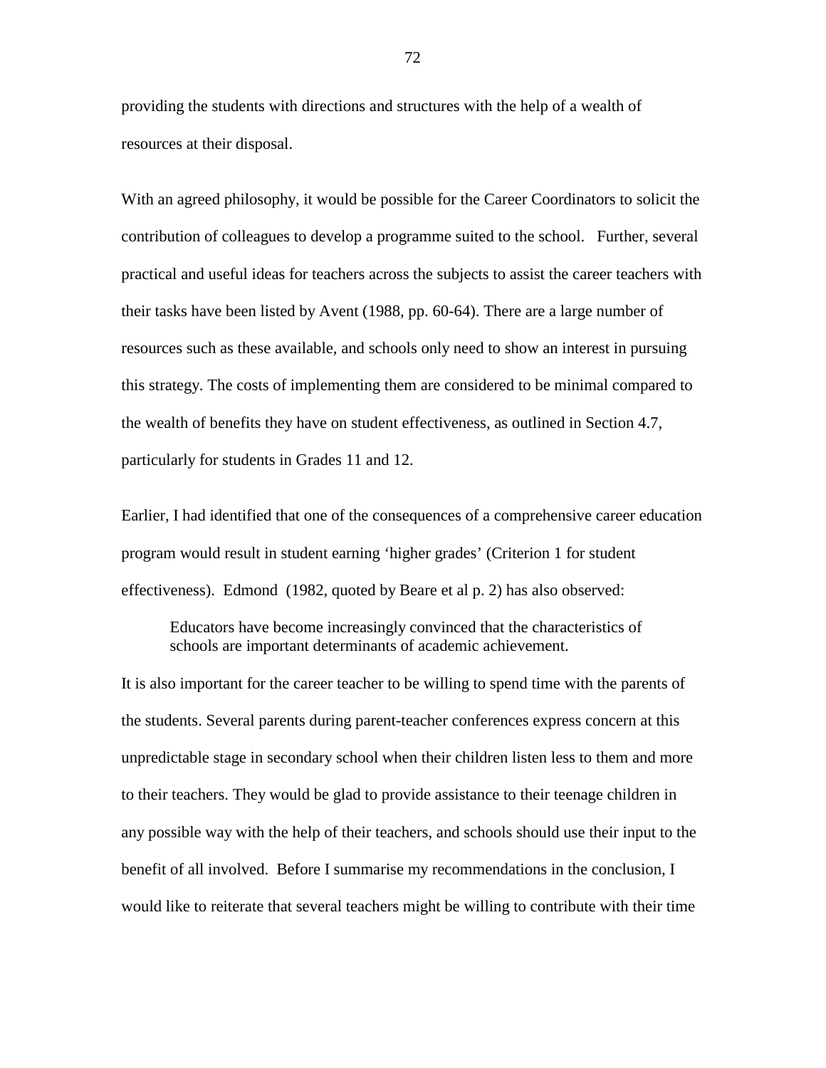providing the students with directions and structures with the help of a wealth of resources at their disposal.

With an agreed philosophy, it would be possible for the Career Coordinators to solicit the contribution of colleagues to develop a programme suited to the school.  Further, several practical and useful ideas for teachers across the subjects to assist the career teachers with their tasks have been listed by Avent (1988, pp. 60-64). There are a large number of resources such as these available, and schools only need to show an interest in pursuing this strategy. The costs of implementing them are considered to be minimal compared to the wealth of benefits they have on student effectiveness, as outlined in Section 4.7, particularly for students in Grades 11 and 12.

Earlier, I had identified that one of the consequences of a comprehensive career education program would result in student earning ‘higher grades’ (Criterion 1 for student effectiveness).  Edmond  (1982, quoted by Beare et al p. 2) has also observed:

> Educators have become increasingly convinced that the characteristics of schools are important determinants of academic achievement.

It is also important for the career teacher to be willing to spend time with the parents of the students. Several parents during parent-teacher conferences express concern at this unpredictable stage in secondary school when their children listen less to them and more to their teachers. They would be glad to provide assistance to their teenage children in any possible way with the help of their teachers, and schools should use their input to the benefit of all involved.  Before I summarise my recommendations in the conclusion, I would like to reiterate that several teachers might be willing to contribute with their time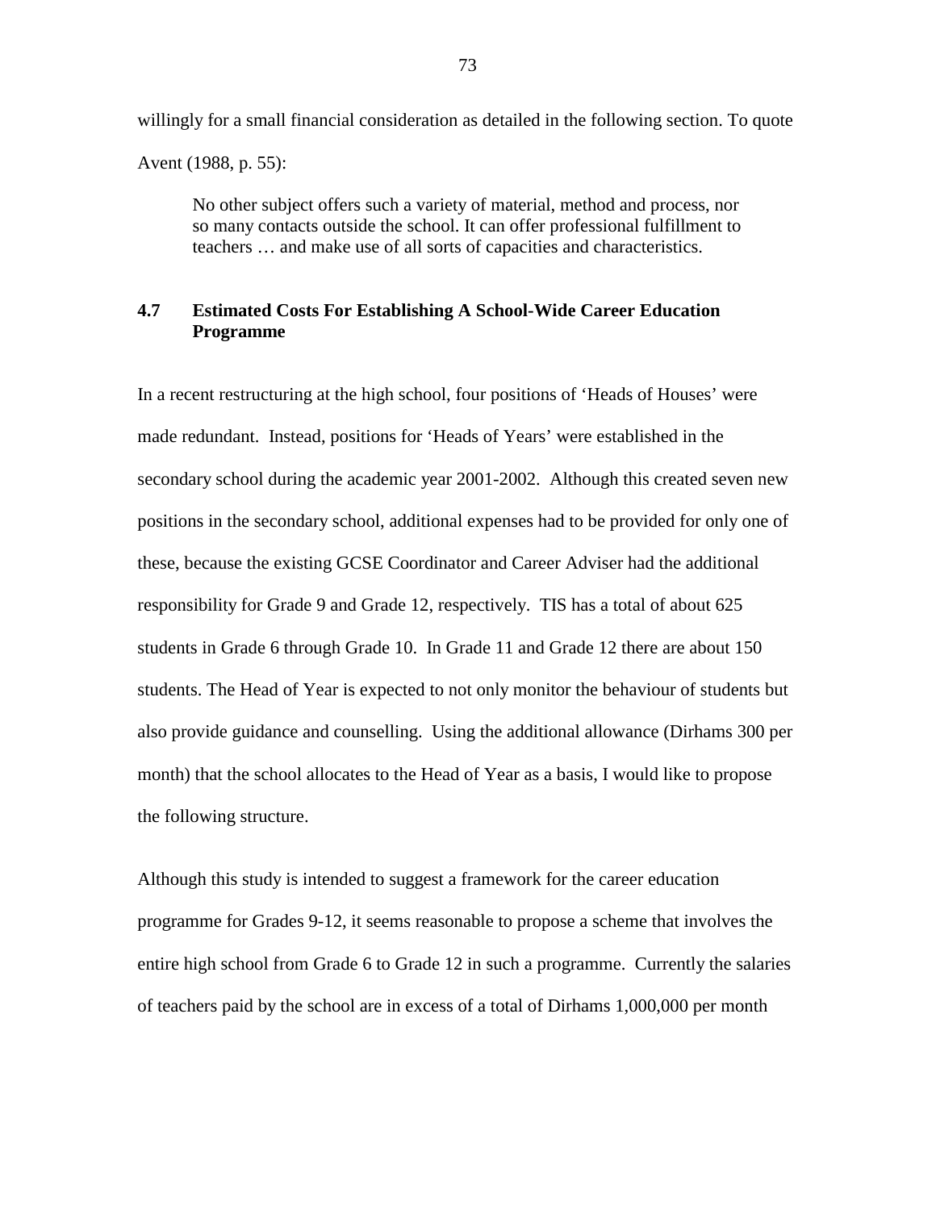willingly for a small financial consideration as detailed in the following section. To quote Avent (1988, p. 55):

> No other subject offers such a variety of material, method and process, nor so many contacts outside the school. It can offer professional fulfillment to teachers … and make use of all sorts of capacities and characteristics.

### 4.7 Estimated Costs For Establishing A School-Wide Career Education Programme

In a recent restructuring at the high school, four positions of 'Heads of Houses' were made redundant. Instead, positions for 'Heads of Years' were established in the secondary school during the academic year 2001-2002. Although this created seven new positions in the secondary school, additional expenses had to be provided for only one of these, because the existing GCSE Coordinator and Career Adviser had the additional responsibility for Grade 9 and Grade 12, respectively. TIS has a total of about 625 students in Grade 6 through Grade 10. In Grade 11 and Grade 12 there are about 150 students. The Head of Year is expected to not only monitor the behaviour of students but also provide guidance and counselling. Using the additional allowance (Dirhams 300 per month) that the school allocates to the Head of Year as a basis, I would like to propose the following structure.

Although this study is intended to suggest a framework for the career education programme for Grades 9-12, it seems reasonable to propose a scheme that involves the entire high school from Grade 6 to Grade 12 in such a programme. Currently the salaries of teachers paid by the school are in excess of a total of Dirhams 1,000,000 per month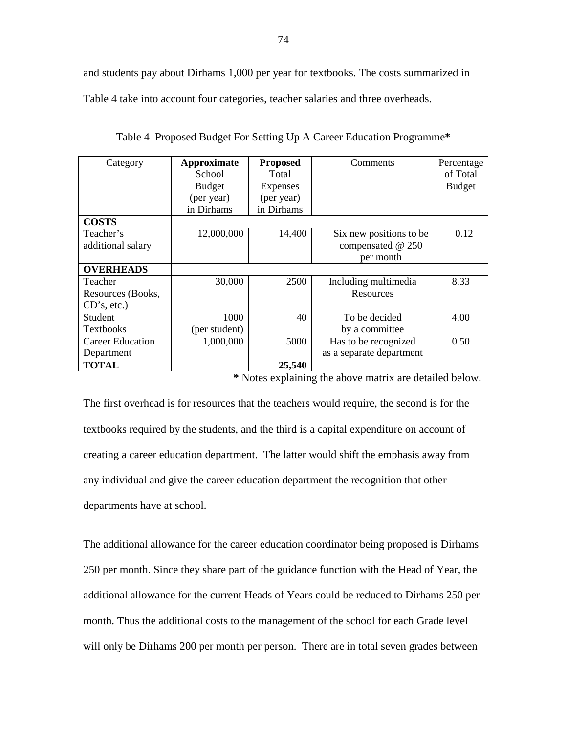and students pay about Dirhams 1,000 per year for textbooks. The costs summarized in Table 4 take into account four categories, teacher salaries and three overheads.

Table 4  Proposed Budget For Setting Up A Career Education Programme*

| Category | **Approximate** School Budget (per year) in Dirhams | **Proposed** Total Expenses (per year) in Dirhams | Comments | Percentage of Total Budget |
|---|---|---|---|---|
| **COSTS** | | | | |
| Teacher's additional salary | 12,000,000 | 14,400 | Six new positions to be compensated @ 250 per month | 0.12 |
| **OVERHEADS** | | | | |
| Teacher Resources (Books, CD's, etc.) | 30,000 | 2500 | Including multimedia Resources | 8.33 |
| Student Textbooks | 1000 (per student) | 40 | To be decided by a committee | 4.00 |
| Career Education Department | 1,000,000 | 5000 | Has to be recognized as a separate department | 0.50 |
| **TOTAL** | | **25,540** | | |

**\*** Notes explaining the above matrix are detailed below.

The first overhead is for resources that the teachers would require, the second is for the textbooks required by the students, and the third is a capital expenditure on account of creating a career education department. The latter would shift the emphasis away from any individual and give the career education department the recognition that other departments have at school.

The additional allowance for the career education coordinator being proposed is Dirhams 250 per month. Since they share part of the guidance function with the Head of Year, the additional allowance for the current Heads of Years could be reduced to Dirhams 250 per month. Thus the additional costs to the management of the school for each Grade level will only be Dirhams 200 per month per person. There are in total seven grades between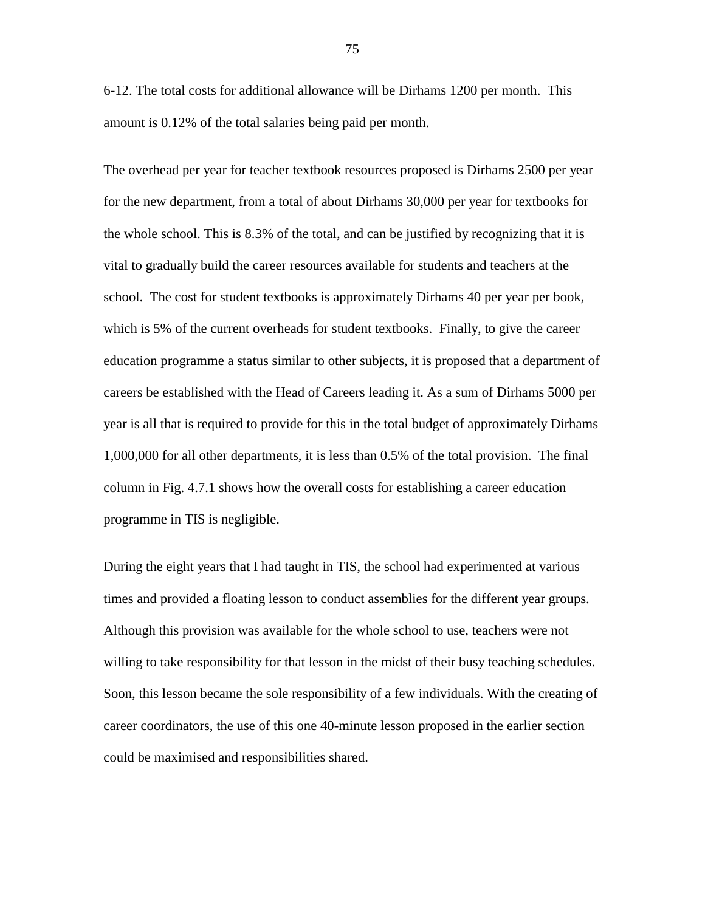6-12. The total costs for additional allowance will be Dirhams 1200 per month. This amount is 0.12% of the total salaries being paid per month.

The overhead per year for teacher textbook resources proposed is Dirhams 2500 per year for the new department, from a total of about Dirhams 30,000 per year for textbooks for the whole school. This is 8.3% of the total, and can be justified by recognizing that it is vital to gradually build the career resources available for students and teachers at the school. The cost for student textbooks is approximately Dirhams 40 per year per book, which is 5% of the current overheads for student textbooks. Finally, to give the career education programme a status similar to other subjects, it is proposed that a department of careers be established with the Head of Careers leading it. As a sum of Dirhams 5000 per year is all that is required to provide for this in the total budget of approximately Dirhams 1,000,000 for all other departments, it is less than 0.5% of the total provision. The final column in Fig. 4.7.1 shows how the overall costs for establishing a career education programme in TIS is negligible.

During the eight years that I had taught in TIS, the school had experimented at various times and provided a floating lesson to conduct assemblies for the different year groups. Although this provision was available for the whole school to use, teachers were not willing to take responsibility for that lesson in the midst of their busy teaching schedules. Soon, this lesson became the sole responsibility of a few individuals. With the creating of career coordinators, the use of this one 40-minute lesson proposed in the earlier section could be maximised and responsibilities shared.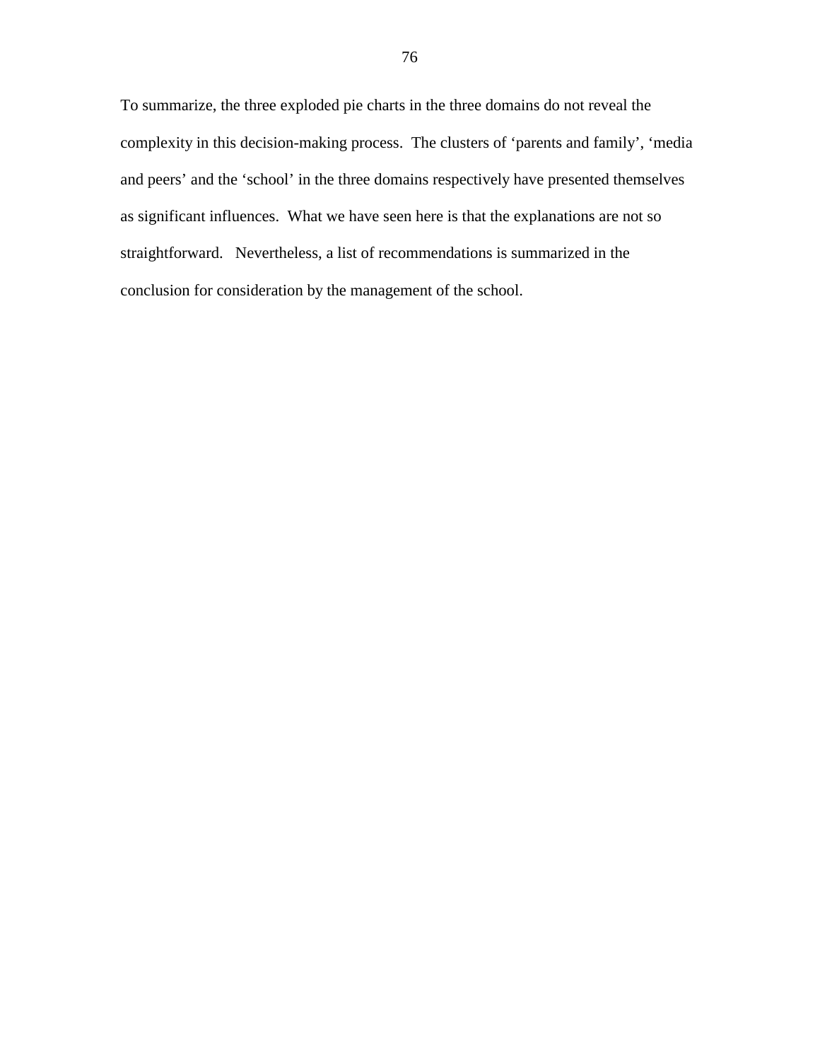To summarize, the three exploded pie charts in the three domains do not reveal the complexity in this decision-making process. The clusters of 'parents and family', 'media and peers' and the 'school' in the three domains respectively have presented themselves as significant influences. What we have seen here is that the explanations are not so straightforward. Nevertheless, a list of recommendations is summarized in the conclusion for consideration by the management of the school.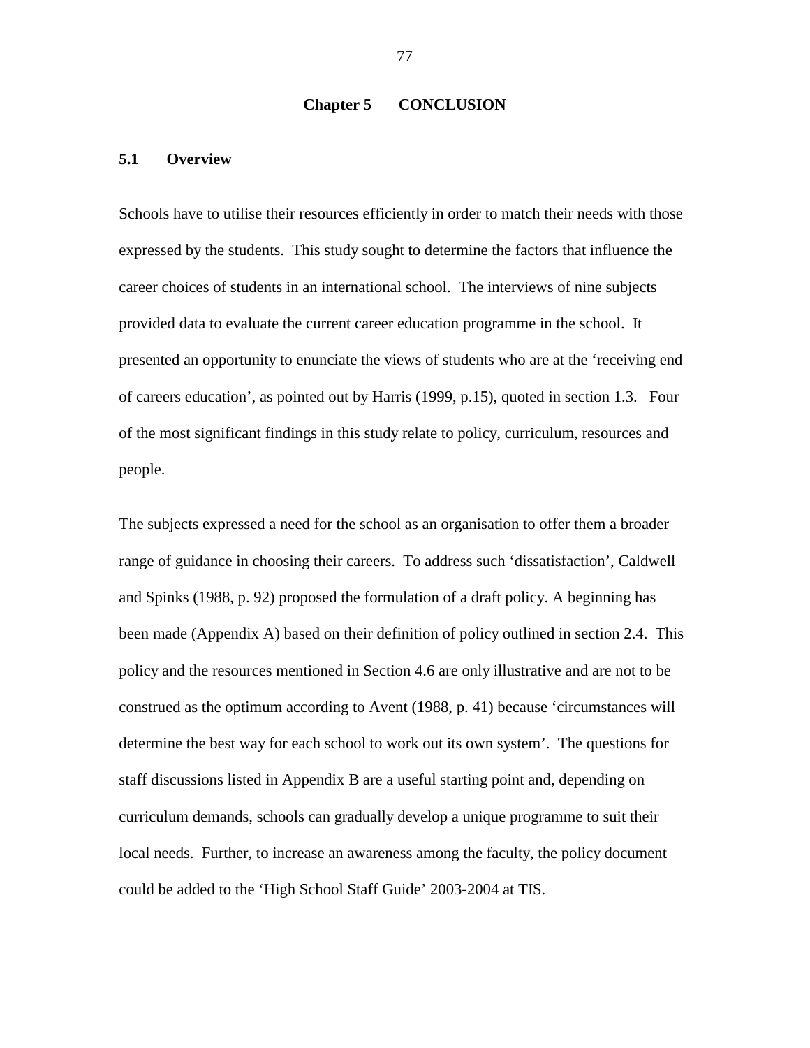# Chapter 5 CONCLUSION

## 5.1 Overview

Schools have to utilise their resources efficiently in order to match their needs with those expressed by the students. This study sought to determine the factors that influence the career choices of students in an international school. The interviews of nine subjects provided data to evaluate the current career education programme in the school. It presented an opportunity to enunciate the views of students who are at the 'receiving end of careers education', as pointed out by Harris (1999, p.15), quoted in section 1.3. Four of the most significant findings in this study relate to policy, curriculum, resources and people.

The subjects expressed a need for the school as an organisation to offer them a broader range of guidance in choosing their careers. To address such 'dissatisfaction', Caldwell and Spinks (1988, p. 92) proposed the formulation of a draft policy. A beginning has been made (Appendix A) based on their definition of policy outlined in section 2.4. This policy and the resources mentioned in Section 4.6 are only illustrative and are not to be construed as the optimum according to Avent (1988, p. 41) because 'circumstances will determine the best way for each school to work out its own system'. The questions for staff discussions listed in Appendix B are a useful starting point and, depending on curriculum demands, schools can gradually develop a unique programme to suit their local needs. Further, to increase an awareness among the faculty, the policy document could be added to the 'High School Staff Guide' 2003-2004 at TIS.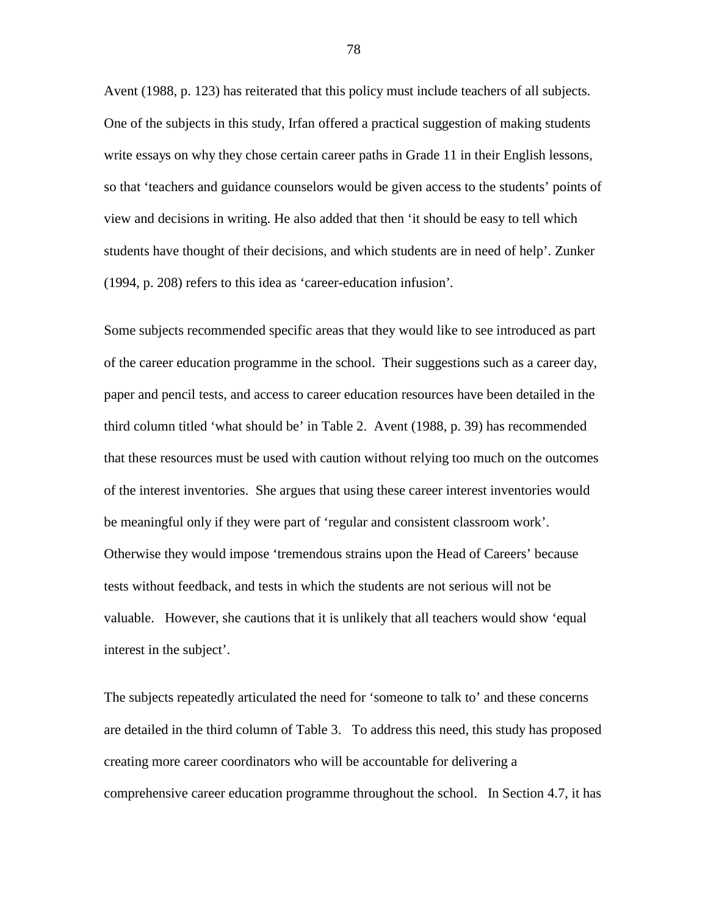Avent (1988, p. 123) has reiterated that this policy must include teachers of all subjects. One of the subjects in this study, Irfan offered a practical suggestion of making students write essays on why they chose certain career paths in Grade 11 in their English lessons, so that 'teachers and guidance counselors would be given access to the students' points of view and decisions in writing. He also added that then 'it should be easy to tell which students have thought of their decisions, and which students are in need of help'. Zunker (1994, p. 208) refers to this idea as 'career-education infusion'.

Some subjects recommended specific areas that they would like to see introduced as part of the career education programme in the school. Their suggestions such as a career day, paper and pencil tests, and access to career education resources have been detailed in the third column titled 'what should be' in Table 2. Avent (1988, p. 39) has recommended that these resources must be used with caution without relying too much on the outcomes of the interest inventories. She argues that using these career interest inventories would be meaningful only if they were part of 'regular and consistent classroom work'. Otherwise they would impose 'tremendous strains upon the Head of Careers' because tests without feedback, and tests in which the students are not serious will not be valuable. However, she cautions that it is unlikely that all teachers would show 'equal interest in the subject'.

The subjects repeatedly articulated the need for 'someone to talk to' and these concerns are detailed in the third column of Table 3. To address this need, this study has proposed creating more career coordinators who will be accountable for delivering a comprehensive career education programme throughout the school. In Section 4.7, it has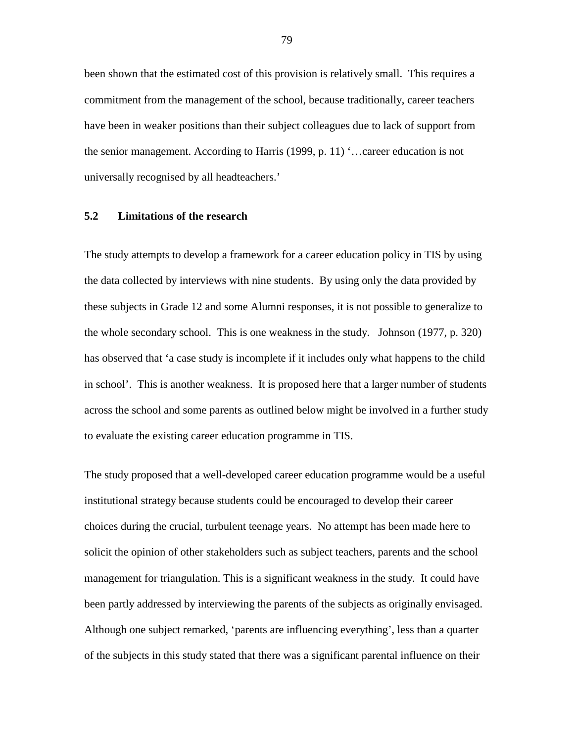been shown that the estimated cost of this provision is relatively small. This requires a commitment from the management of the school, because traditionally, career teachers have been in weaker positions than their subject colleagues due to lack of support from the senior management. According to Harris (1999, p. 11) '…career education is not universally recognised by all headteachers.'

## 5.2 Limitations of the research

The study attempts to develop a framework for a career education policy in TIS by using the data collected by interviews with nine students. By using only the data provided by these subjects in Grade 12 and some Alumni responses, it is not possible to generalize to the whole secondary school. This is one weakness in the study. Johnson (1977, p. 320) has observed that 'a case study is incomplete if it includes only what happens to the child in school'. This is another weakness. It is proposed here that a larger number of students across the school and some parents as outlined below might be involved in a further study to evaluate the existing career education programme in TIS.

The study proposed that a well-developed career education programme would be a useful institutional strategy because students could be encouraged to develop their career choices during the crucial, turbulent teenage years. No attempt has been made here to solicit the opinion of other stakeholders such as subject teachers, parents and the school management for triangulation. This is a significant weakness in the study. It could have been partly addressed by interviewing the parents of the subjects as originally envisaged. Although one subject remarked, 'parents are influencing everything', less than a quarter of the subjects in this study stated that there was a significant parental influence on their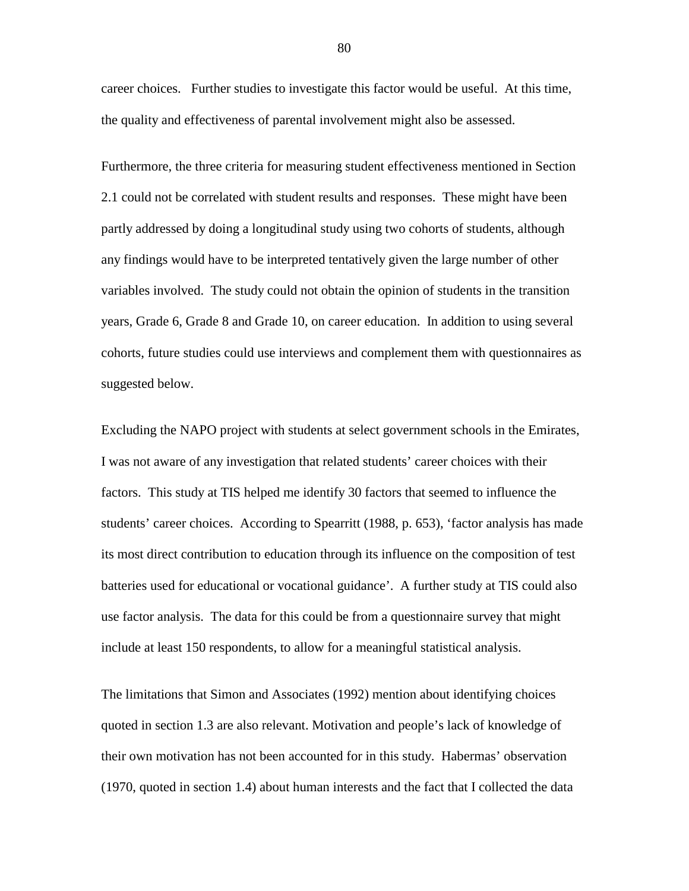career choices. Further studies to investigate this factor would be useful. At this time, the quality and effectiveness of parental involvement might also be assessed.

Furthermore, the three criteria for measuring student effectiveness mentioned in Section 2.1 could not be correlated with student results and responses. These might have been partly addressed by doing a longitudinal study using two cohorts of students, although any findings would have to be interpreted tentatively given the large number of other variables involved. The study could not obtain the opinion of students in the transition years, Grade 6, Grade 8 and Grade 10, on career education. In addition to using several cohorts, future studies could use interviews and complement them with questionnaires as suggested below.

Excluding the NAPO project with students at select government schools in the Emirates, I was not aware of any investigation that related students' career choices with their factors. This study at TIS helped me identify 30 factors that seemed to influence the students' career choices. According to Spearritt (1988, p. 653), 'factor analysis has made its most direct contribution to education through its influence on the composition of test batteries used for educational or vocational guidance'. A further study at TIS could also use factor analysis. The data for this could be from a questionnaire survey that might include at least 150 respondents, to allow for a meaningful statistical analysis.

The limitations that Simon and Associates (1992) mention about identifying choices quoted in section 1.3 are also relevant. Motivation and people's lack of knowledge of their own motivation has not been accounted for in this study. Habermas' observation (1970, quoted in section 1.4) about human interests and the fact that I collected the data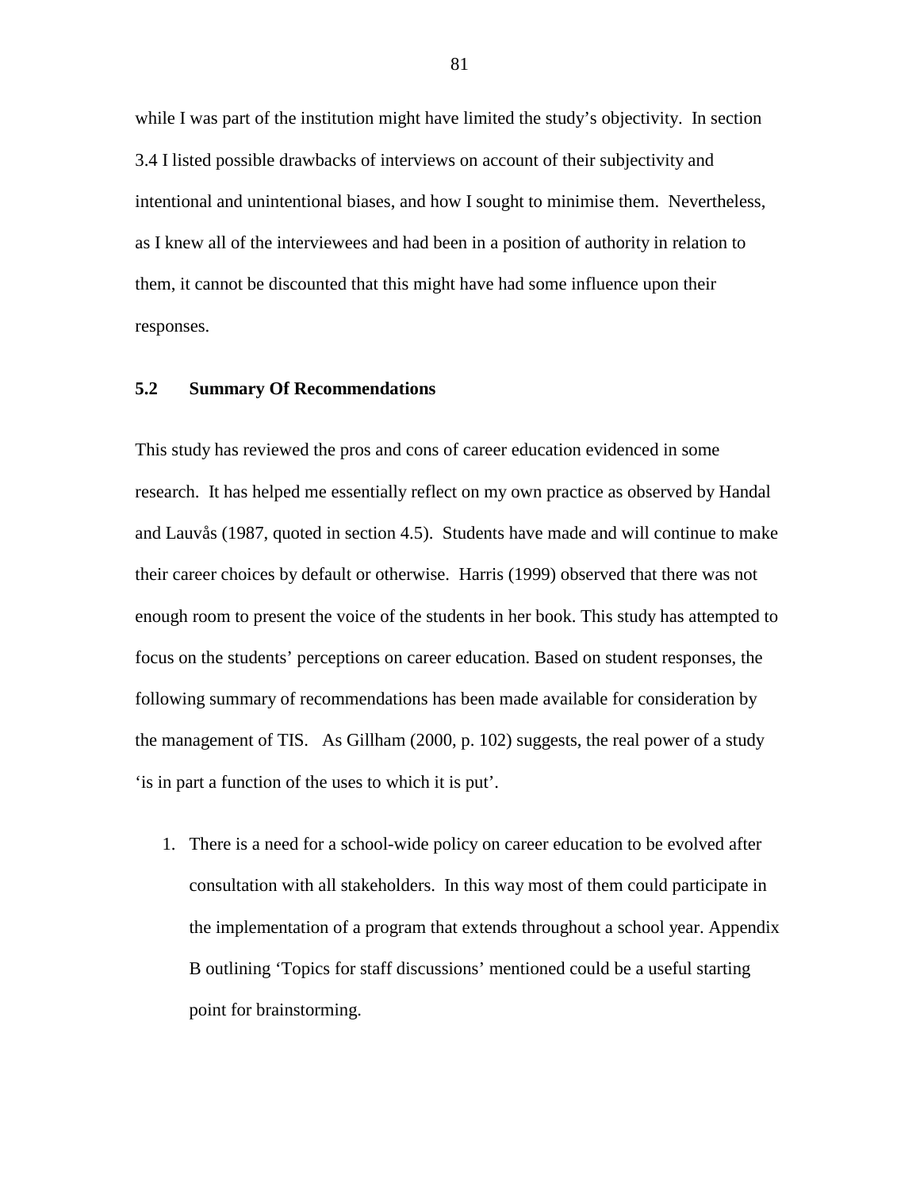while I was part of the institution might have limited the study's objectivity. In section 3.4 I listed possible drawbacks of interviews on account of their subjectivity and intentional and unintentional biases, and how I sought to minimise them. Nevertheless, as I knew all of the interviewees and had been in a position of authority in relation to them, it cannot be discounted that this might have had some influence upon their responses.

## 5.2 Summary Of Recommendations

This study has reviewed the pros and cons of career education evidenced in some research. It has helped me essentially reflect on my own practice as observed by Handal and Lauvås (1987, quoted in section 4.5). Students have made and will continue to make their career choices by default or otherwise. Harris (1999) observed that there was not enough room to present the voice of the students in her book. This study has attempted to focus on the students' perceptions on career education. Based on student responses, the following summary of recommendations has been made available for consideration by the management of TIS. As Gillham (2000, p. 102) suggests, the real power of a study 'is in part a function of the uses to which it is put'.

1. There is a need for a school-wide policy on career education to be evolved after consultation with all stakeholders. In this way most of them could participate in the implementation of a program that extends throughout a school year. Appendix B outlining 'Topics for staff discussions' mentioned could be a useful starting point for brainstorming.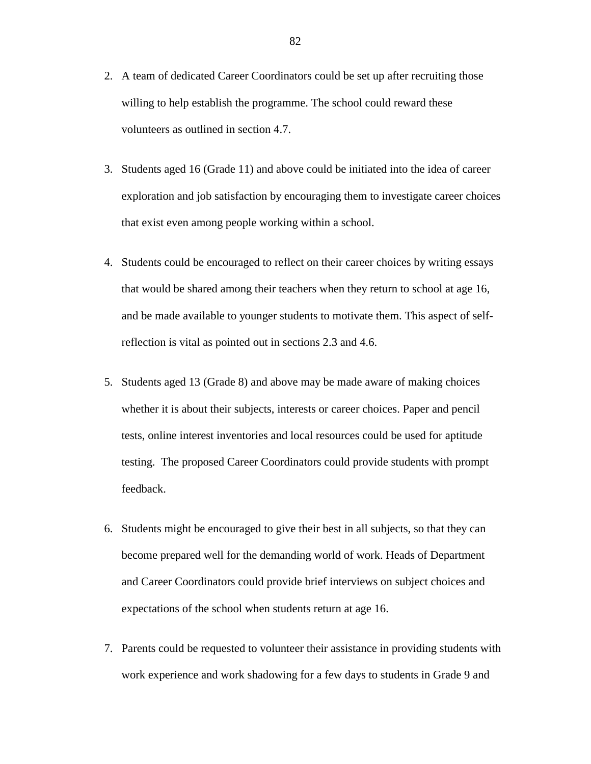2. A team of dedicated Career Coordinators could be set up after recruiting those willing to help establish the programme. The school could reward these volunteers as outlined in section 4.7.

3. Students aged 16 (Grade 11) and above could be initiated into the idea of career exploration and job satisfaction by encouraging them to investigate career choices that exist even among people working within a school.

4. Students could be encouraged to reflect on their career choices by writing essays that would be shared among their teachers when they return to school at age 16, and be made available to younger students to motivate them. This aspect of self-reflection is vital as pointed out in sections 2.3 and 4.6.

5. Students aged 13 (Grade 8) and above may be made aware of making choices whether it is about their subjects, interests or career choices. Paper and pencil tests, online interest inventories and local resources could be used for aptitude testing. The proposed Career Coordinators could provide students with prompt feedback.

6. Students might be encouraged to give their best in all subjects, so that they can become prepared well for the demanding world of work. Heads of Department and Career Coordinators could provide brief interviews on subject choices and expectations of the school when students return at age 16.

7. Parents could be requested to volunteer their assistance in providing students with work experience and work shadowing for a few days to students in Grade 9 and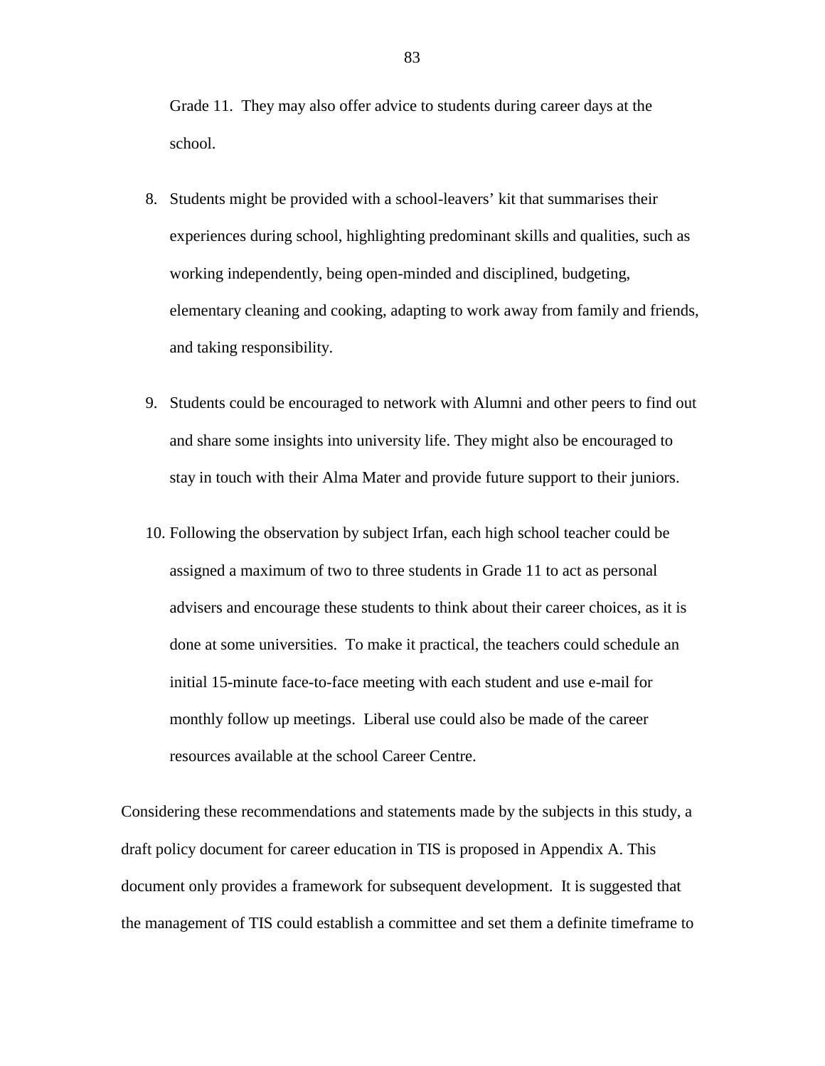Grade 11. They may also offer advice to students during career days at the school.

8. Students might be provided with a school-leavers' kit that summarises their experiences during school, highlighting predominant skills and qualities, such as working independently, being open-minded and disciplined, budgeting, elementary cleaning and cooking, adapting to work away from family and friends, and taking responsibility.

9. Students could be encouraged to network with Alumni and other peers to find out and share some insights into university life. They might also be encouraged to stay in touch with their Alma Mater and provide future support to their juniors.

10. Following the observation by subject Irfan, each high school teacher could be assigned a maximum of two to three students in Grade 11 to act as personal advisers and encourage these students to think about their career choices, as it is done at some universities. To make it practical, the teachers could schedule an initial 15-minute face-to-face meeting with each student and use e-mail for monthly follow up meetings. Liberal use could also be made of the career resources available at the school Career Centre.

Considering these recommendations and statements made by the subjects in this study, a draft policy document for career education in TIS is proposed in Appendix A. This document only provides a framework for subsequent development. It is suggested that the management of TIS could establish a committee and set them a definite timeframe to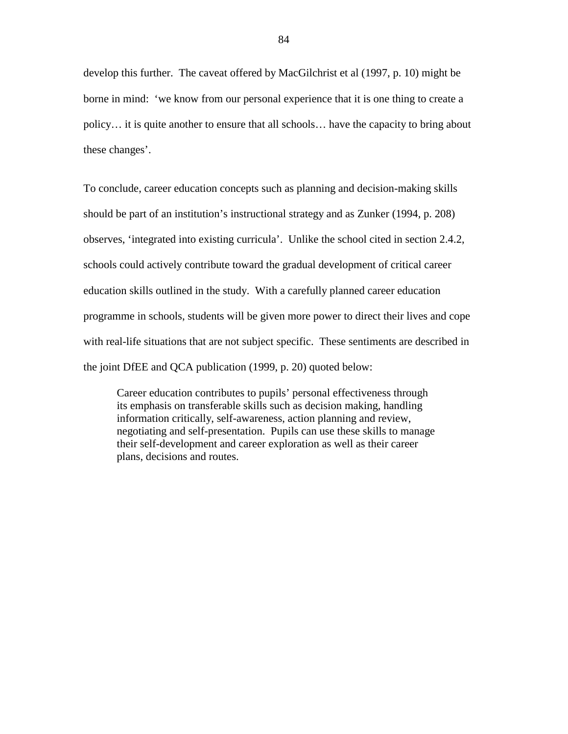develop this further.  The caveat offered by MacGilchrist et al (1997, p. 10) might be borne in mind:  'we know from our personal experience that it is one thing to create a policy… it is quite another to ensure that all schools… have the capacity to bring about these changes'.

To conclude, career education concepts such as planning and decision-making skills should be part of an institution's instructional strategy and as Zunker (1994, p. 208) observes, 'integrated into existing curricula'.  Unlike the school cited in section 2.4.2, schools could actively contribute toward the gradual development of critical career education skills outlined in the study.  With a carefully planned career education programme in schools, students will be given more power to direct their lives and cope with real-life situations that are not subject specific.  These sentiments are described in the joint DfEE and QCA publication (1999, p. 20) quoted below:

> Career education contributes to pupils' personal effectiveness through its emphasis on transferable skills such as decision making, handling information critically, self-awareness, action planning and review, negotiating and self-presentation.  Pupils can use these skills to manage their self-development and career exploration as well as their career plans, decisions and routes.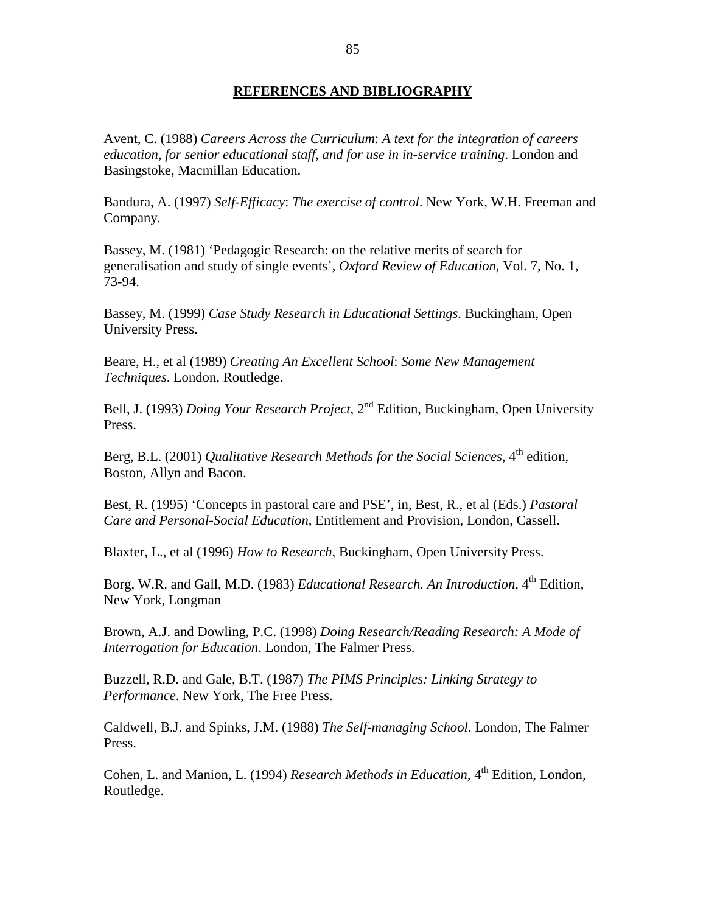## REFERENCES AND BIBLIOGRAPHY

Avent, C. (1988) *Careers Across the Curriculum*: *A text for the integration of careers education, for senior educational staff, and for use in in-service training*. London and Basingstoke, Macmillan Education.

Bandura, A. (1997) *Self-Efficacy*: *The exercise of control*. New York, W.H. Freeman and Company.

Bassey, M. (1981) 'Pedagogic Research: on the relative merits of search for generalisation and study of single events', *Oxford Review of Education*, Vol. 7, No. 1, 73-94.

Bassey, M. (1999) *Case Study Research in Educational Settings*. Buckingham, Open University Press.

Beare, H., et al (1989) *Creating An Excellent School*: *Some New Management Techniques*. London, Routledge.

Bell, J. (1993) *Doing Your Research Project*, 2nd Edition, Buckingham, Open University Press.

Berg, B.L. (2001) *Qualitative Research Methods for the Social Sciences*, 4th edition, Boston, Allyn and Bacon.

Best, R. (1995) 'Concepts in pastoral care and PSE', in, Best, R., et al (Eds.) *Pastoral Care and Personal-Social Education*, Entitlement and Provision, London, Cassell.

Blaxter, L., et al (1996) *How to Research*, Buckingham, Open University Press.

Borg, W.R. and Gall, M.D. (1983) *Educational Research. An Introduction*, 4th Edition, New York, Longman

Brown, A.J. and Dowling, P.C. (1998) *Doing Research/Reading Research: A Mode of Interrogation for Education*. London, The Falmer Press.

Buzzell, R.D. and Gale, B.T. (1987) *The PIMS Principles: Linking Strategy to Performance*. New York, The Free Press.

Caldwell, B.J. and Spinks, J.M. (1988) *The Self-managing School*. London, The Falmer Press.

Cohen, L. and Manion, L. (1994) *Research Methods in Education*, 4th Edition, London, Routledge.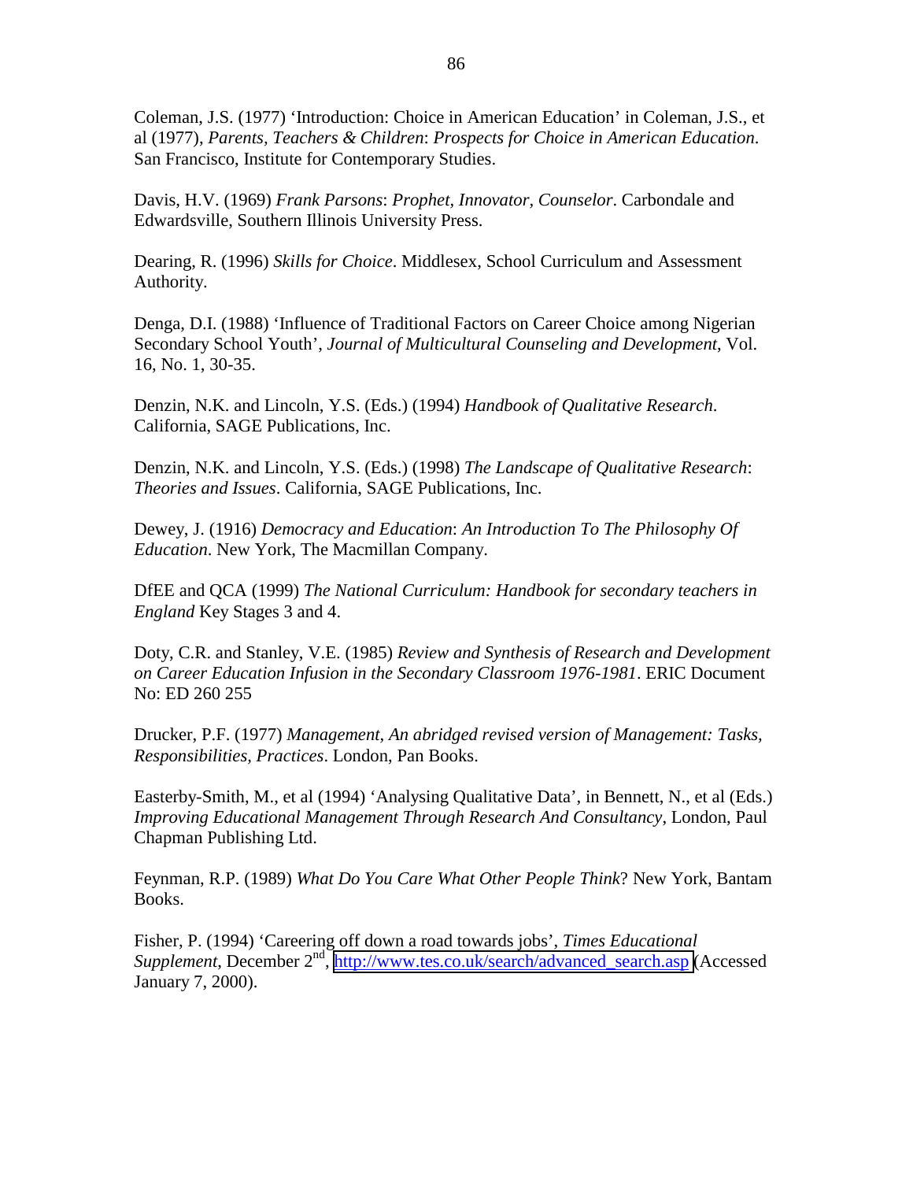Coleman, J.S. (1977) 'Introduction: Choice in American Education' in Coleman, J.S., et al (1977), *Parents, Teachers & Children*: *Prospects for Choice in American Education*. San Francisco, Institute for Contemporary Studies.

Davis, H.V. (1969) *Frank Parsons*: *Prophet, Innovator, Counselor*. Carbondale and Edwardsville, Southern Illinois University Press.

Dearing, R. (1996) *Skills for Choice*. Middlesex, School Curriculum and Assessment Authority.

Denga, D.I. (1988) 'Influence of Traditional Factors on Career Choice among Nigerian Secondary School Youth', *Journal of Multicultural Counseling and Development*, Vol. 16, No. 1, 30-35.

Denzin, N.K. and Lincoln, Y.S. (Eds.) (1994) *Handbook of Qualitative Research*. California, SAGE Publications, Inc.

Denzin, N.K. and Lincoln, Y.S. (Eds.) (1998) *The Landscape of Qualitative Research*: *Theories and Issues*. California, SAGE Publications, Inc.

Dewey, J. (1916) *Democracy and Education*: *An Introduction To The Philosophy Of Education*. New York, The Macmillan Company.

DfEE and QCA (1999) *The National Curriculum: Handbook for secondary teachers in England* Key Stages 3 and 4.

Doty, C.R. and Stanley, V.E. (1985) *Review and Synthesis of Research and Development on Career Education Infusion in the Secondary Classroom 1976-1981*. ERIC Document No: ED 260 255

Drucker, P.F. (1977) *Management*, *An abridged revised version of Management: Tasks, Responsibilities, Practices*. London, Pan Books.

Easterby-Smith, M., et al (1994) 'Analysing Qualitative Data', in Bennett, N., et al (Eds.) *Improving Educational Management Through Research And Consultancy*, London, Paul Chapman Publishing Ltd.

Feynman, R.P. (1989) *What Do You Care What Other People Think*? New York, Bantam Books.

Fisher, P. (1994) 'Careering off down a road towards jobs', *Times Educational Supplement*, December 2nd, http://www.tes.co.uk/search/advanced_search.asp (Accessed January 7, 2000).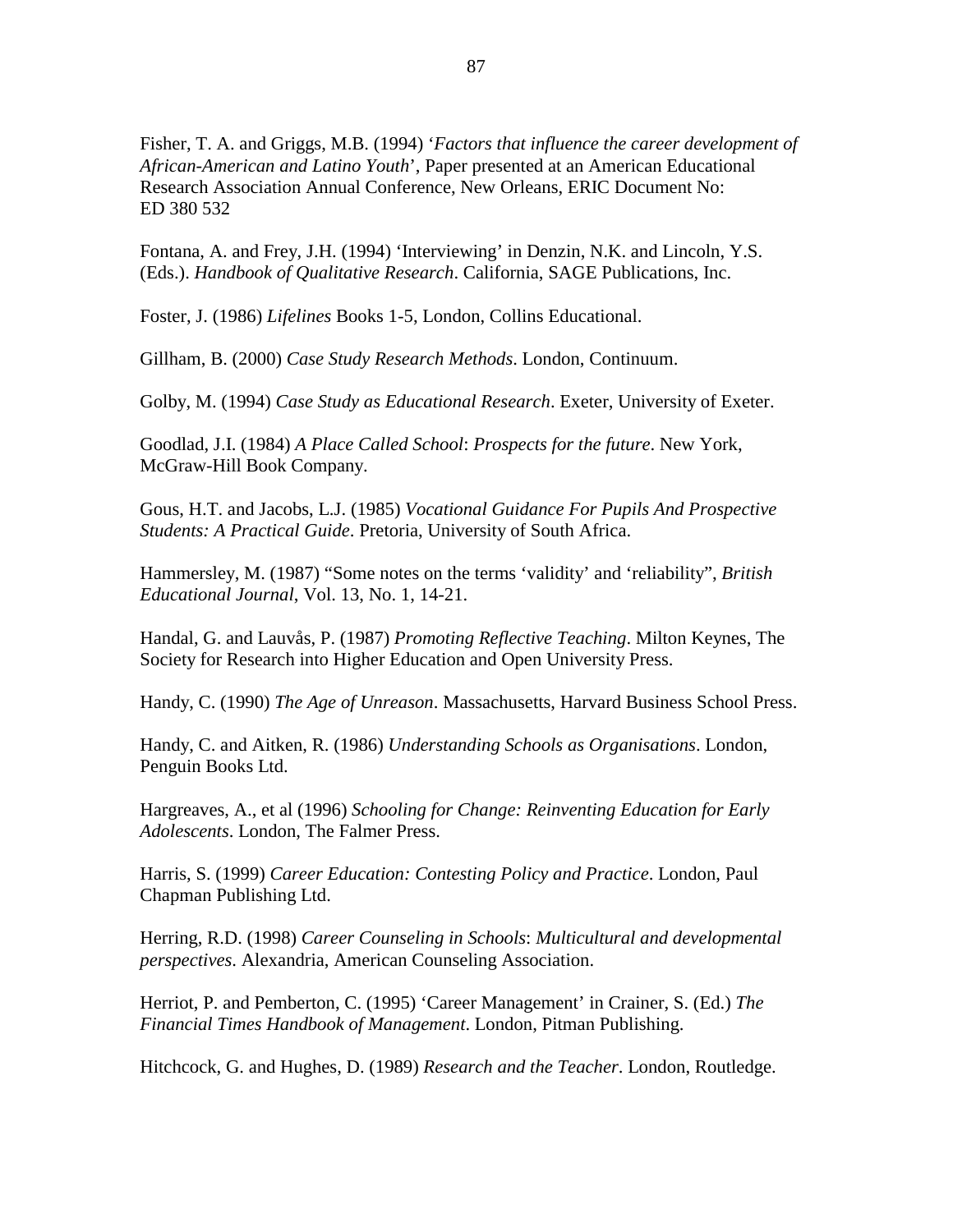Fisher, T. A. and Griggs, M.B. (1994) '*Factors that influence the career development of African-American and Latino Youth*', Paper presented at an American Educational Research Association Annual Conference, New Orleans, ERIC Document No: ED 380 532

Fontana, A. and Frey, J.H. (1994) 'Interviewing' in Denzin, N.K. and Lincoln, Y.S. (Eds.). *Handbook of Qualitative Research*. California, SAGE Publications, Inc.

Foster, J. (1986) *Lifelines* Books 1-5, London, Collins Educational.

Gillham, B. (2000) *Case Study Research Methods*. London, Continuum.

Golby, M. (1994) *Case Study as Educational Research*. Exeter, University of Exeter.

Goodlad, J.I. (1984) *A Place Called School*: *Prospects for the future*. New York, McGraw-Hill Book Company.

Gous, H.T. and Jacobs, L.J. (1985) *Vocational Guidance For Pupils And Prospective Students: A Practical Guide*. Pretoria, University of South Africa.

Hammersley, M. (1987) "Some notes on the terms 'validity' and 'reliability", *British Educational Journal*, Vol. 13, No. 1, 14-21.

Handal, G. and Lauvås, P. (1987) *Promoting Reflective Teaching*. Milton Keynes, The Society for Research into Higher Education and Open University Press.

Handy, C. (1990) *The Age of Unreason*. Massachusetts, Harvard Business School Press.

Handy, C. and Aitken, R. (1986) *Understanding Schools as Organisations*. London, Penguin Books Ltd.

Hargreaves, A., et al (1996) *Schooling for Change: Reinventing Education for Early Adolescents*. London, The Falmer Press.

Harris, S. (1999) *Career Education: Contesting Policy and Practice*. London, Paul Chapman Publishing Ltd.

Herring, R.D. (1998) *Career Counseling in Schools*: *Multicultural and developmental perspectives*. Alexandria, American Counseling Association.

Herriot, P. and Pemberton, C. (1995) 'Career Management' in Crainer, S. (Ed.) *The Financial Times Handbook of Management*. London, Pitman Publishing.

Hitchcock, G. and Hughes, D. (1989) *Research and the Teacher*. London, Routledge.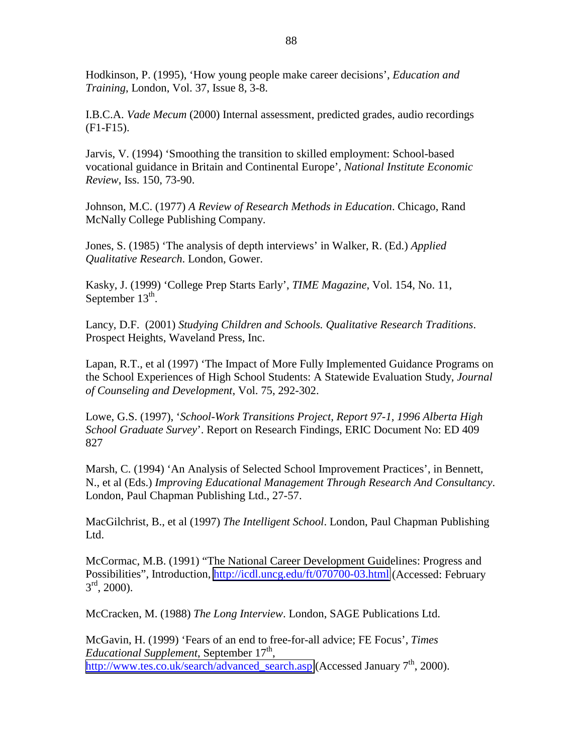Hodkinson, P. (1995), 'How young people make career decisions', *Education and Training*, London, Vol. 37, Issue 8, 3-8.

I.B.C.A. *Vade Mecum* (2000) Internal assessment, predicted grades, audio recordings (F1-F15).

Jarvis, V. (1994) 'Smoothing the transition to skilled employment: School-based vocational guidance in Britain and Continental Europe', *National Institute Economic Review*, Iss. 150, 73-90.

Johnson, M.C. (1977) *A Review of Research Methods in Education*. Chicago, Rand McNally College Publishing Company.

Jones, S. (1985) 'The analysis of depth interviews' in Walker, R. (Ed.) *Applied Qualitative Research*. London, Gower.

Kasky, J. (1999) 'College Prep Starts Early', *TIME Magazine*, Vol. 154, No. 11, September 13th.

Lancy, D.F. (2001) *Studying Children and Schools. Qualitative Research Traditions*. Prospect Heights, Waveland Press, Inc.

Lapan, R.T., et al (1997) 'The Impact of More Fully Implemented Guidance Programs on the School Experiences of High School Students: A Statewide Evaluation Study, *Journal of Counseling and Development*, Vol. 75, 292-302.

Lowe, G.S. (1997), '*School-Work Transitions Project, Report 97-1, 1996 Alberta High School Graduate Survey*'. Report on Research Findings, ERIC Document No: ED 409 827

Marsh, C. (1994) 'An Analysis of Selected School Improvement Practices', in Bennett, N., et al (Eds.) *Improving Educational Management Through Research And Consultancy*. London, Paul Chapman Publishing Ltd., 27-57.

MacGilchrist, B., et al (1997) *The Intelligent School*. London, Paul Chapman Publishing Ltd.

McCormac, M.B. (1991) "The National Career Development Guidelines: Progress and Possibilities", Introduction, http://icdl.uncg.edu/ft/070700-03.html (Accessed: February 3rd, 2000).

McCracken, M. (1988) *The Long Interview*. London, SAGE Publications Ltd.

McGavin, H. (1999) 'Fears of an end to free-for-all advice; FE Focus', *Times Educational Supplement*, September 17th, http://www.tes.co.uk/search/advanced_search.asp (Accessed January 7th, 2000).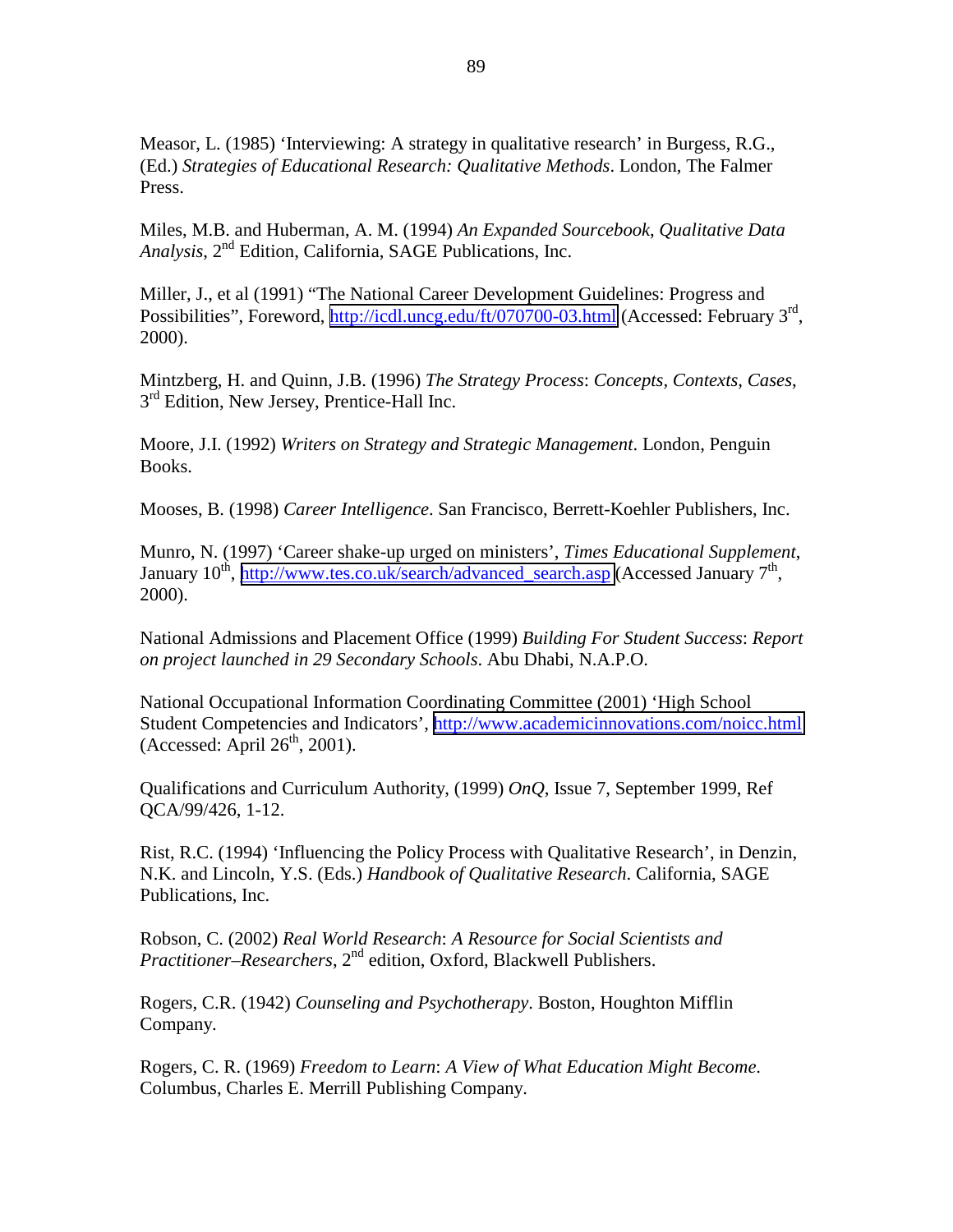Measor, L. (1985) 'Interviewing: A strategy in qualitative research' in Burgess, R.G., (Ed.) *Strategies of Educational Research: Qualitative Methods*. London, The Falmer Press.

Miles, M.B. and Huberman, A. M. (1994) *An Expanded Sourcebook, Qualitative Data Analysis*, 2nd Edition, California, SAGE Publications, Inc.

Miller, J., et al (1991) "The National Career Development Guidelines: Progress and Possibilities", Foreword, http://icdl.uncg.edu/ft/070700-03.html (Accessed: February 3rd, 2000).

Mintzberg, H. and Quinn, J.B. (1996) *The Strategy Process*: *Concepts*, *Contexts, Cases*, 3rd Edition, New Jersey, Prentice-Hall Inc.

Moore, J.I. (1992) *Writers on Strategy and Strategic Management*. London, Penguin Books.

Mooses, B. (1998) *Career Intelligence*. San Francisco, Berrett-Koehler Publishers, Inc.

Munro, N. (1997) 'Career shake-up urged on ministers', *Times Educational Supplement*, January 10th, http://www.tes.co.uk/search/advanced_search.asp (Accessed January 7th, 2000).

National Admissions and Placement Office (1999) *Building For Student Success*: *Report on project launched in 29 Secondary Schools*. Abu Dhabi, N.A.P.O.

National Occupational Information Coordinating Committee (2001) 'High School Student Competencies and Indicators', http://www.academicinnovations.com/noicc.html (Accessed: April 26th, 2001).

Qualifications and Curriculum Authority, (1999) *OnQ*, Issue 7, September 1999, Ref QCA/99/426, 1-12.

Rist, R.C. (1994) 'Influencing the Policy Process with Qualitative Research', in Denzin, N.K. and Lincoln, Y.S. (Eds.) *Handbook of Qualitative Research*. California, SAGE Publications, Inc.

Robson, C. (2002) *Real World Research*: *A Resource for Social Scientists and Practitioner–Researchers*, 2nd edition, Oxford, Blackwell Publishers.

Rogers, C.R. (1942) *Counseling and Psychotherapy*. Boston, Houghton Mifflin Company.

Rogers, C. R. (1969) *Freedom to Learn*: *A View of What Education Might Become*. Columbus, Charles E. Merrill Publishing Company.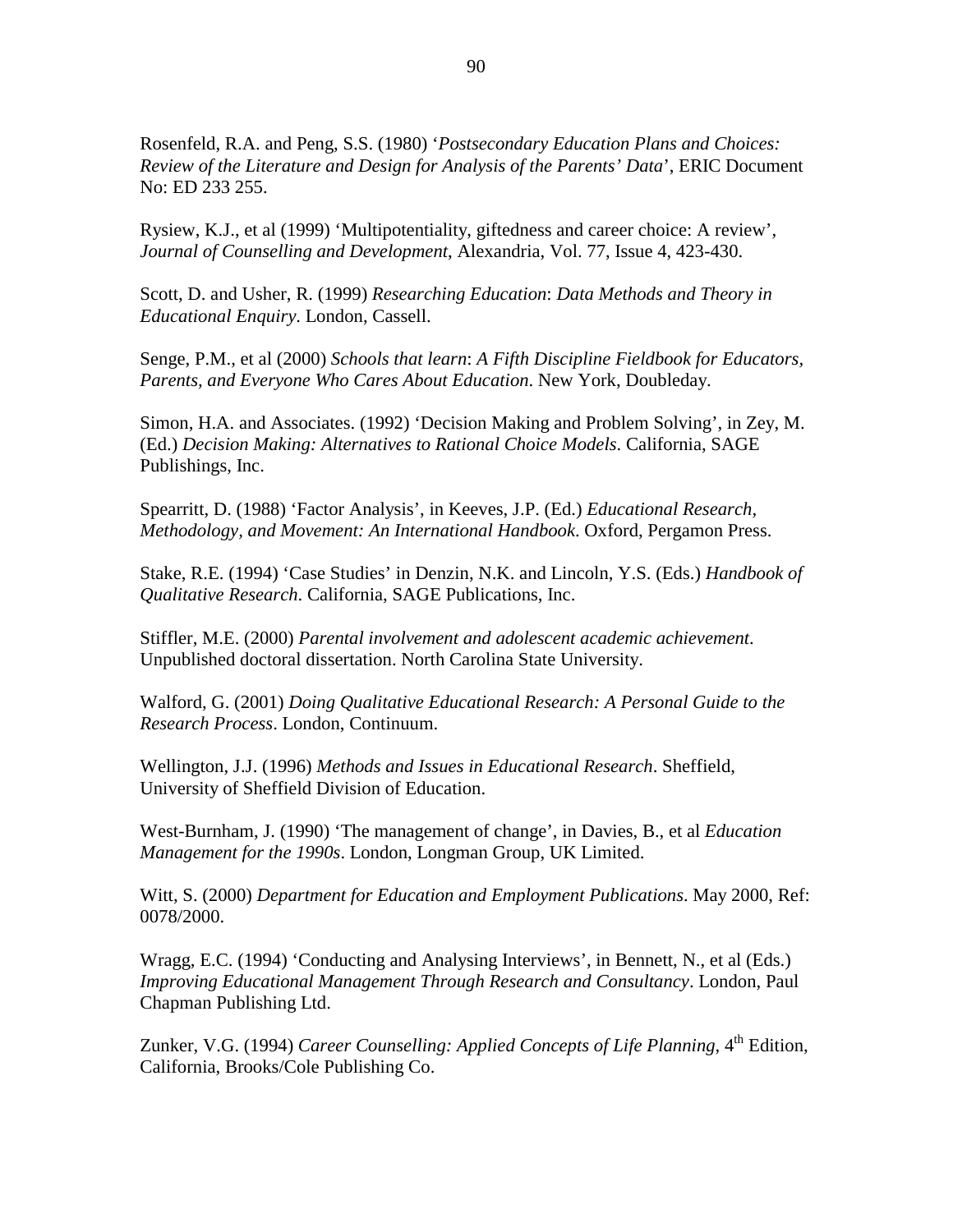Rosenfeld, R.A. and Peng, S.S. (1980) '*Postsecondary Education Plans and Choices: Review of the Literature and Design for Analysis of the Parents' Data*', ERIC Document No: ED 233 255.

Rysiew, K.J., et al (1999) 'Multipotentiality, giftedness and career choice: A review', *Journal of Counselling and Development*, Alexandria, Vol. 77, Issue 4, 423-430.

Scott, D. and Usher, R. (1999) *Researching Education*: *Data Methods and Theory in Educational Enquiry*. London, Cassell.

Senge, P.M., et al (2000) *Schools that learn*: *A Fifth Discipline Fieldbook for Educators, Parents, and Everyone Who Cares About Education*. New York, Doubleday.

Simon, H.A. and Associates. (1992) 'Decision Making and Problem Solving', in Zey, M. (Ed.) *Decision Making: Alternatives to Rational Choice Models*. California, SAGE Publishings, Inc.

Spearritt, D. (1988) 'Factor Analysis', in Keeves, J.P. (Ed.) *Educational Research, Methodology, and Movement: An International Handbook*. Oxford, Pergamon Press.

Stake, R.E. (1994) 'Case Studies' in Denzin, N.K. and Lincoln, Y.S. (Eds.) *Handbook of Qualitative Research*. California, SAGE Publications, Inc.

Stiffler, M.E. (2000) *Parental involvement and adolescent academic achievement*. Unpublished doctoral dissertation. North Carolina State University.

Walford, G. (2001) *Doing Qualitative Educational Research: A Personal Guide to the Research Process*. London, Continuum.

Wellington, J.J. (1996) *Methods and Issues in Educational Research*. Sheffield, University of Sheffield Division of Education.

West-Burnham, J. (1990) 'The management of change', in Davies, B., et al *Education Management for the 1990s*. London, Longman Group, UK Limited.

Witt, S. (2000) *Department for Education and Employment Publications*. May 2000, Ref: 0078/2000.

Wragg, E.C. (1994) 'Conducting and Analysing Interviews', in Bennett, N., et al (Eds.) *Improving Educational Management Through Research and Consultancy*. London, Paul Chapman Publishing Ltd.

Zunker, V.G. (1994) *Career Counselling: Applied Concepts of Life Planning*, 4th Edition, California, Brooks/Cole Publishing Co.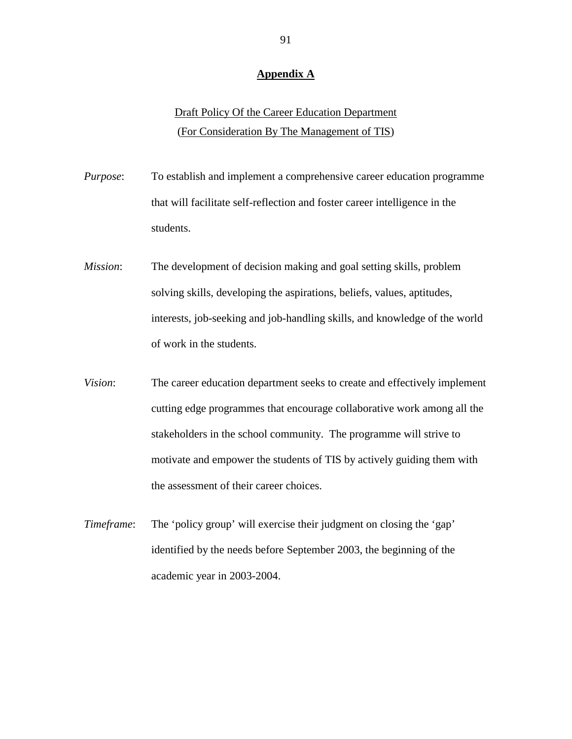## Appendix A

Draft Policy Of the Career Education Department
(For Consideration By The Management of TIS)

*Purpose*: To establish and implement a comprehensive career education programme that will facilitate self-reflection and foster career intelligence in the students.

*Mission*: The development of decision making and goal setting skills, problem solving skills, developing the aspirations, beliefs, values, aptitudes, interests, job-seeking and job-handling skills, and knowledge of the world of work in the students.

*Vision*: The career education department seeks to create and effectively implement cutting edge programmes that encourage collaborative work among all the stakeholders in the school community. The programme will strive to motivate and empower the students of TIS by actively guiding them with the assessment of their career choices.

*Timeframe*: The 'policy group' will exercise their judgment on closing the 'gap' identified by the needs before September 2003, the beginning of the academic year in 2003-2004.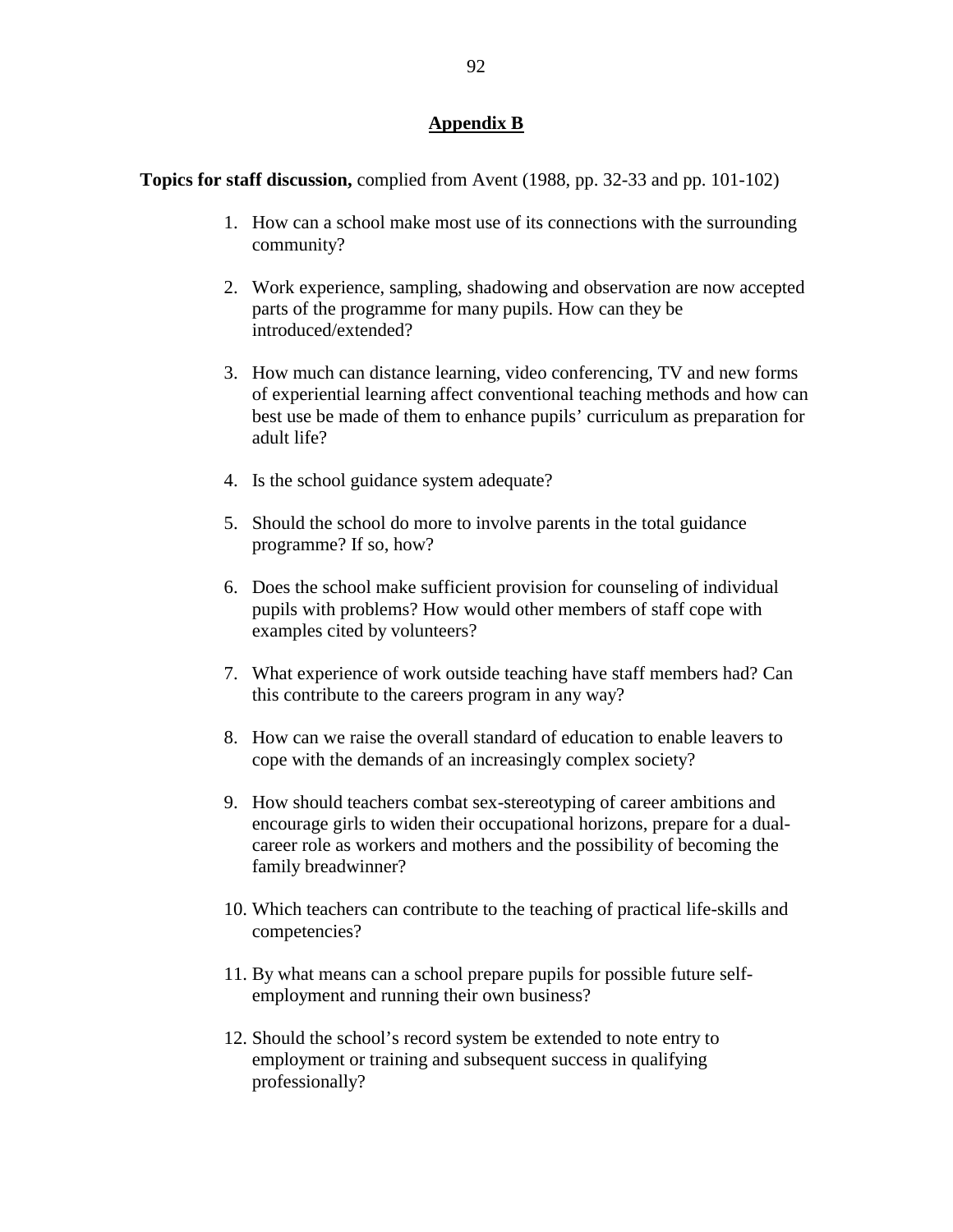## Appendix B

**Topics for staff discussion,** complied from Avent (1988, pp. 32-33 and pp. 101-102)

1. How can a school make most use of its connections with the surrounding community?

2. Work experience, sampling, shadowing and observation are now accepted parts of the programme for many pupils. How can they be introduced/extended?

3. How much can distance learning, video conferencing, TV and new forms of experiential learning affect conventional teaching methods and how can best use be made of them to enhance pupils' curriculum as preparation for adult life?

4. Is the school guidance system adequate?

5. Should the school do more to involve parents in the total guidance programme? If so, how?

6. Does the school make sufficient provision for counseling of individual pupils with problems? How would other members of staff cope with examples cited by volunteers?

7. What experience of work outside teaching have staff members had? Can this contribute to the careers program in any way?

8. How can we raise the overall standard of education to enable leavers to cope with the demands of an increasingly complex society?

9. How should teachers combat sex-stereotyping of career ambitions and encourage girls to widen their occupational horizons, prepare for a dual-career role as workers and mothers and the possibility of becoming the family breadwinner?

10. Which teachers can contribute to the teaching of practical life-skills and competencies?

11. By what means can a school prepare pupils for possible future self-employment and running their own business?

12. Should the school's record system be extended to note entry to employment or training and subsequent success in qualifying professionally?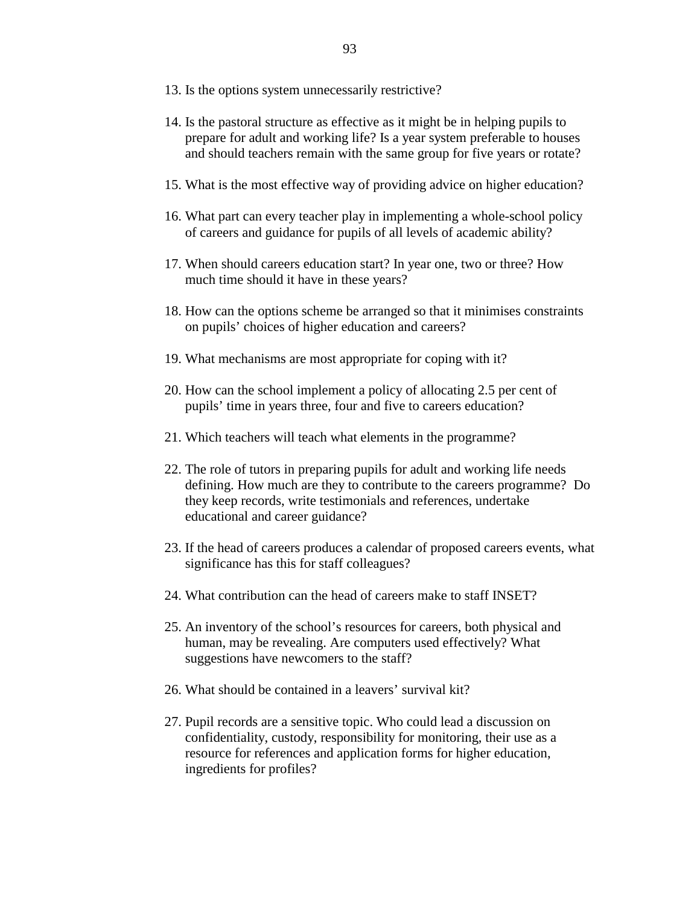13. Is the options system unnecessarily restrictive?

14. Is the pastoral structure as effective as it might be in helping pupils to prepare for adult and working life? Is a year system preferable to houses and should teachers remain with the same group for five years or rotate?

15. What is the most effective way of providing advice on higher education?

16. What part can every teacher play in implementing a whole-school policy of careers and guidance for pupils of all levels of academic ability?

17. When should careers education start? In year one, two or three? How much time should it have in these years?

18. How can the options scheme be arranged so that it minimises constraints on pupils' choices of higher education and careers?

19. What mechanisms are most appropriate for coping with it?

20. How can the school implement a policy of allocating 2.5 per cent of pupils' time in years three, four and five to careers education?

21. Which teachers will teach what elements in the programme?

22. The role of tutors in preparing pupils for adult and working life needs defining. How much are they to contribute to the careers programme? Do they keep records, write testimonials and references, undertake educational and career guidance?

23. If the head of careers produces a calendar of proposed careers events, what significance has this for staff colleagues?

24. What contribution can the head of careers make to staff INSET?

25. An inventory of the school's resources for careers, both physical and human, may be revealing. Are computers used effectively? What suggestions have newcomers to the staff?

26. What should be contained in a leavers' survival kit?

27. Pupil records are a sensitive topic. Who could lead a discussion on confidentiality, custody, responsibility for monitoring, their use as a resource for references and application forms for higher education, ingredients for profiles?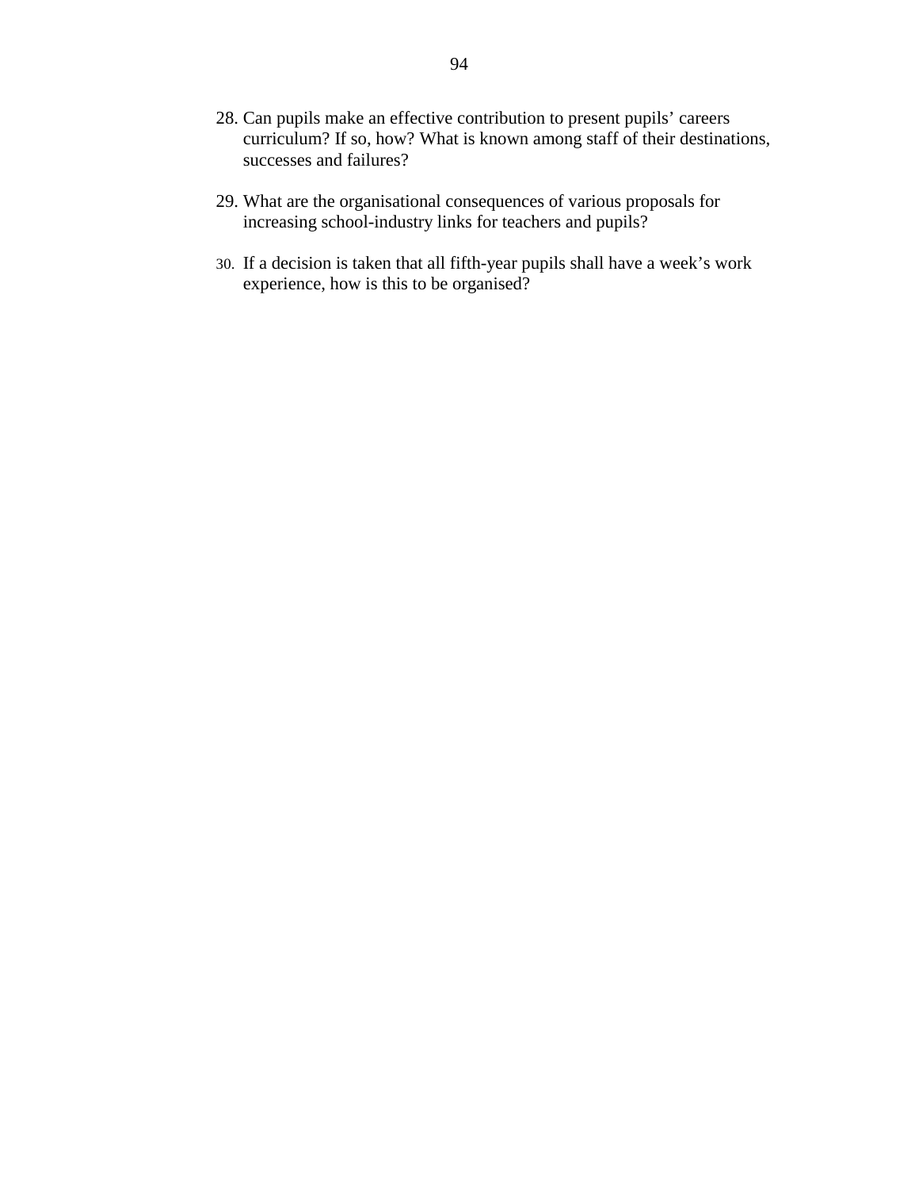28. Can pupils make an effective contribution to present pupils' careers curriculum? If so, how? What is known among staff of their destinations, successes and failures?

29. What are the organisational consequences of various proposals for increasing school-industry links for teachers and pupils?

30. If a decision is taken that all fifth-year pupils shall have a week's work experience, how is this to be organised?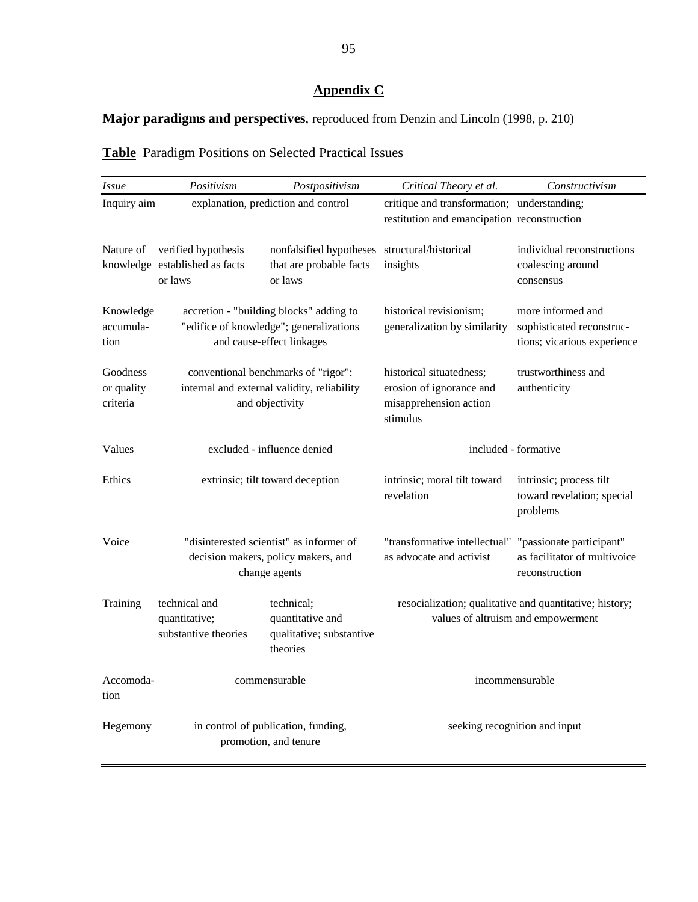# Appendix C

**Major paradigms and perspectives**, reproduced from Denzin and Lincoln (1998, p. 210)

**Table** Paradigm Positions on Selected Practical Issues

| *Issue* | *Positivism* | *Postpositivism* | *Critical Theory et al.* | *Constructivism* |
|---|---|---|---|---|
| Inquiry aim | explanation, prediction and control | | critique and transformation; restitution and emancipation | understanding; reconstruction |
| Nature of knowledge | verified hypothesis established as facts or laws | nonfalsified hypotheses that are probable facts or laws | structural/historical insights | individual reconstructions coalescing around consensus |
| Knowledge accumulation | accretion - "building blocks" adding to "edifice of knowledge"; generalizations and cause-effect linkages | | historical revisionism; generalization by similarity | more informed and sophisticated reconstructions; vicarious experience |
| Goodness or quality criteria | conventional benchmarks of "rigor": internal and external validity, reliability and objectivity | | historical situatedness; erosion of ignorance and misapprehension action stimulus | trustworthiness and authenticity |
| Values | excluded - influence denied | | included - formative | |
| Ethics | extrinsic; tilt toward deception | | intrinsic; moral tilt toward revelation | intrinsic; process tilt toward revelation; special problems |
| Voice | "disinterested scientist" as informer of decision makers, policy makers, and change agents | | "transformative intellectual" as advocate and activist | "passionate participant" as facilitator of multivoice reconstruction |
| Training | technical and quantitative; substantive theories | technical; quantitative and qualitative; substantive theories | resocialization; qualitative and quantitative; history; values of altruism and empowerment | |
| Accomodation | commensurable | | incommensurable | |
| Hegemony | in control of publication, funding, promotion, and tenure | | seeking recognition and input | |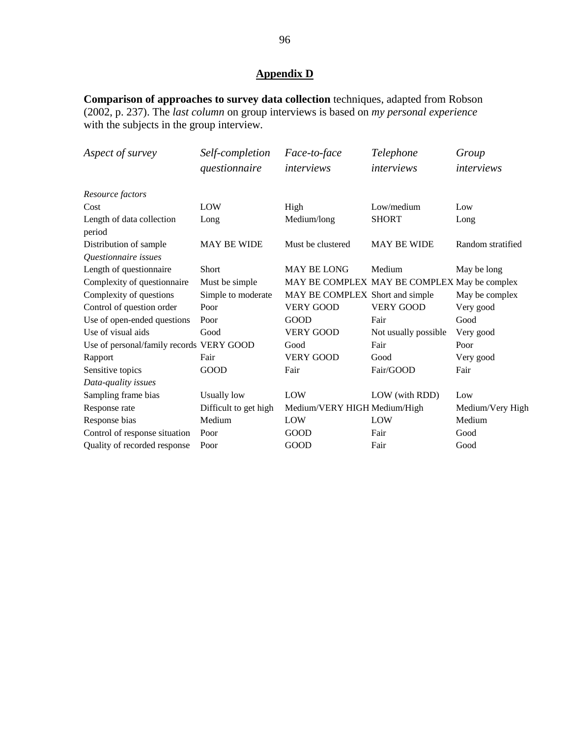## Appendix D

**Comparison of approaches to survey data collection** techniques, adapted from Robson (2002, p. 237). The *last column* on group interviews is based on *my personal experience* with the subjects in the group interview.

| *Aspect of survey* | *Self-completion questionnaire* | *Face-to-face interviews* | *Telephone interviews* | *Group interviews* |
|---|---|---|---|---|
| *Resource factors* | | | | |
| Cost | LOW | High | Low/medium | Low |
| Length of data collection period | Long | Medium/long | SHORT | Long |
| Distribution of sample | MAY BE WIDE | Must be clustered | MAY BE WIDE | Random stratified |
| *Questionnaire issues* | | | | |
| Length of questionnaire | Short | MAY BE LONG | Medium | May be long |
| Complexity of questionnaire | Must be simple | MAY BE COMPLEX | MAY BE COMPLEX | May be complex |
| Complexity of questions | Simple to moderate | MAY BE COMPLEX | Short and simple | May be complex |
| Control of question order | Poor | VERY GOOD | VERY GOOD | Very good |
| Use of open-ended questions | Poor | GOOD | Fair | Good |
| Use of visual aids | Good | VERY GOOD | Not usually possible | Very good |
| Use of personal/family records | VERY GOOD | Good | Fair | Poor |
| Rapport | Fair | VERY GOOD | Good | Very good |
| Sensitive topics | GOOD | Fair | Fair/GOOD | Fair |
| *Data-quality issues* | | | | |
| Sampling frame bias | Usually low | LOW | LOW (with RDD) | Low |
| Response rate | Difficult to get high | Medium/VERY HIGH | Medium/High | Medium/Very High |
| Response bias | Medium | LOW | LOW | Medium |
| Control of response situation | Poor | GOOD | Fair | Good |
| Quality of recorded response | Poor | GOOD | Fair | Good |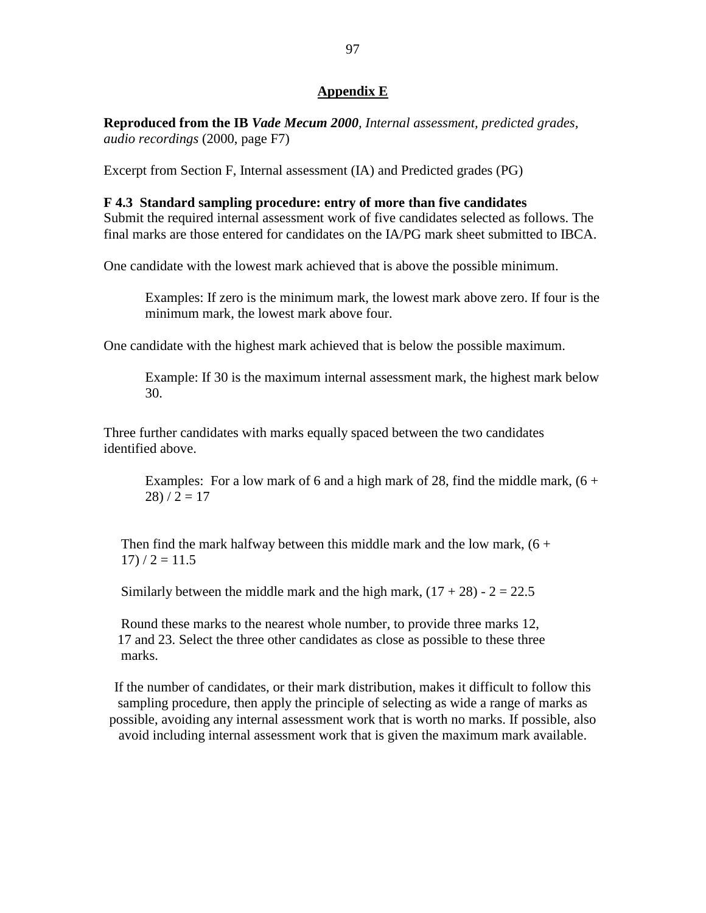## Appendix E

**Reproduced from the IB *Vade Mecum 2000***, *Internal assessment, predicted grades, audio recordings* (2000, page F7)

Excerpt from Section F, Internal assessment (IA) and Predicted grades (PG)

**F 4.3 Standard sampling procedure: entry of more than five candidates**

Submit the required internal assessment work of five candidates selected as follows. The final marks are those entered for candidates on the IA/PG mark sheet submitted to IBCA.

One candidate with the lowest mark achieved that is above the possible minimum.

> Examples: If zero is the minimum mark, the lowest mark above zero. If four is the minimum mark, the lowest mark above four.

One candidate with the highest mark achieved that is below the possible maximum.

> Example: If 30 is the maximum internal assessment mark, the highest mark below 30.

Three further candidates with marks equally spaced between the two candidates identified above.

> Examples: For a low mark of 6 and a high mark of 28, find the middle mark, (6 + 28) / 2 = 17
>
> Then find the mark halfway between this middle mark and the low mark, (6 + 17) / 2 = 11.5
>
> Similarly between the middle mark and the high mark, (17 + 28) - 2 = 22.5
>
> Round these marks to the nearest whole number, to provide three marks 12, 17 and 23. Select the three other candidates as close as possible to these three marks.

If the number of candidates, or their mark distribution, makes it difficult to follow this sampling procedure, then apply the principle of selecting as wide a range of marks as possible, avoiding any internal assessment work that is worth no marks. If possible, also avoid including internal assessment work that is given the maximum mark available.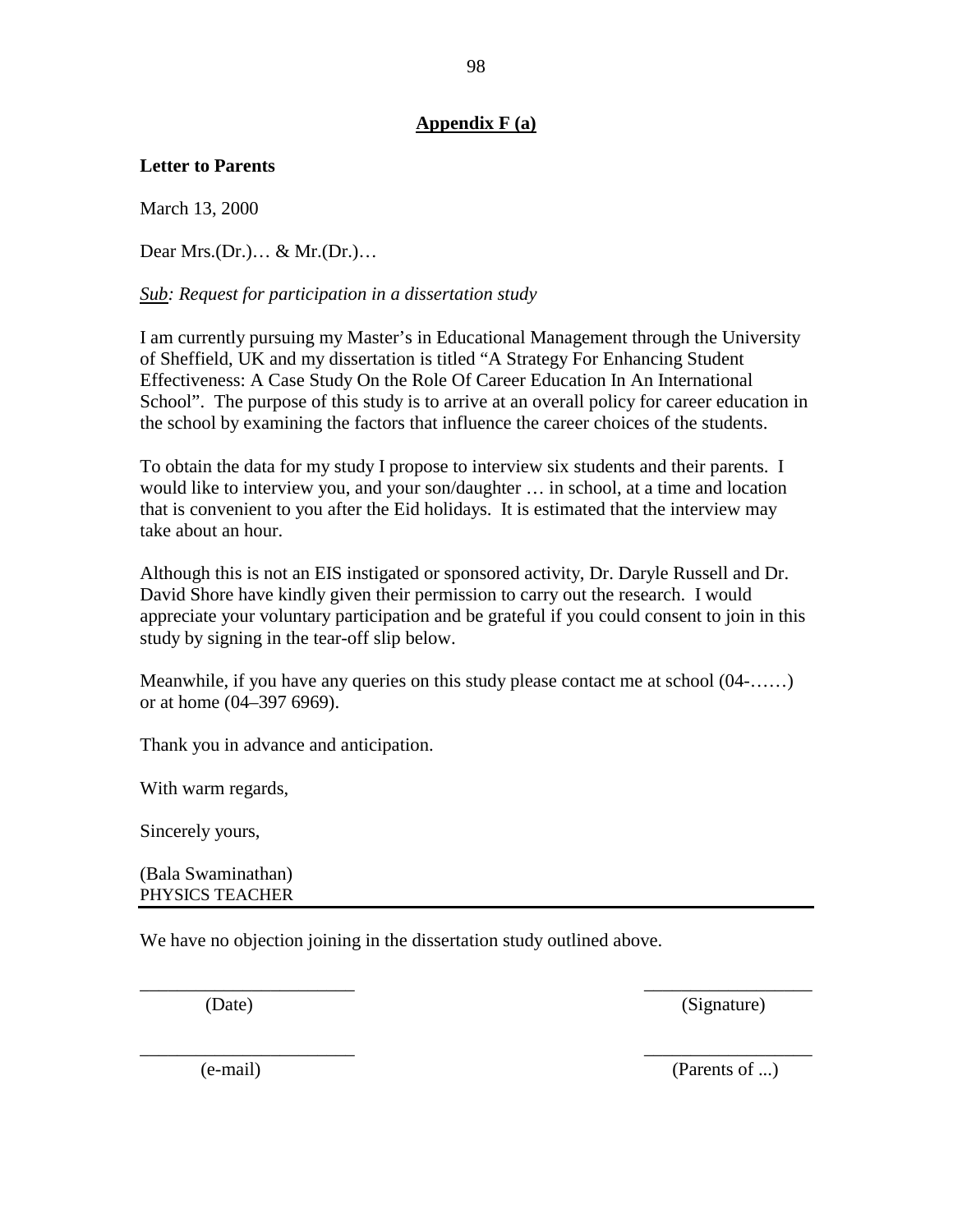## Appendix F (a)

**Letter to Parents**

March 13, 2000

Dear Mrs.(Dr.)… & Mr.(Dr.)…

*Sub: Request for participation in a dissertation study*

I am currently pursuing my Master's in Educational Management through the University of Sheffield, UK and my dissertation is titled "A Strategy For Enhancing Student Effectiveness: A Case Study On the Role Of Career Education In An International School". The purpose of this study is to arrive at an overall policy for career education in the school by examining the factors that influence the career choices of the students.

To obtain the data for my study I propose to interview six students and their parents. I would like to interview you, and your son/daughter … in school, at a time and location that is convenient to you after the Eid holidays. It is estimated that the interview may take about an hour.

Although this is not an EIS instigated or sponsored activity, Dr. Daryle Russell and Dr. David Shore have kindly given their permission to carry out the research. I would appreciate your voluntary participation and be grateful if you could consent to join in this study by signing in the tear-off slip below.

Meanwhile, if you have any queries on this study please contact me at school (04-……) or at home (04–397 6969).

Thank you in advance and anticipation.

With warm regards,

Sincerely yours,

(Bala Swaminathan)
PHYSICS TEACHER

---

We have no objection joining in the dissertation study outlined above.

_______________________ (Date) _______________________ (Signature)

_______________________ (e-mail) _______________________ (Parents of ...)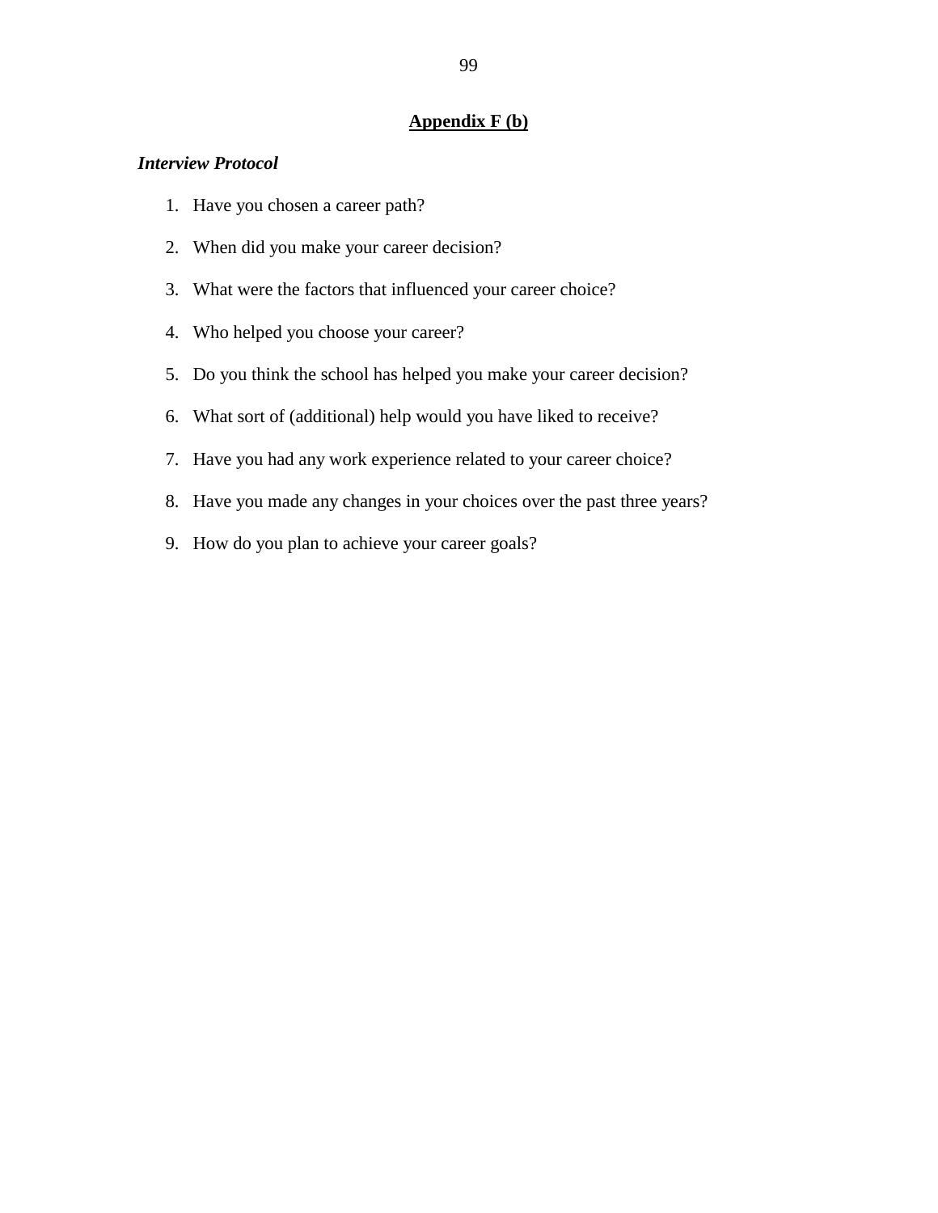## Appendix F (b)

***Interview Protocol***

1. Have you chosen a career path?
2. When did you make your career decision?
3. What were the factors that influenced your career choice?
4. Who helped you choose your career?
5. Do you think the school has helped you make your career decision?
6. What sort of (additional) help would you have liked to receive?
7. Have you had any work experience related to your career choice?
8. Have you made any changes in your choices over the past three years?
9. How do you plan to achieve your career goals?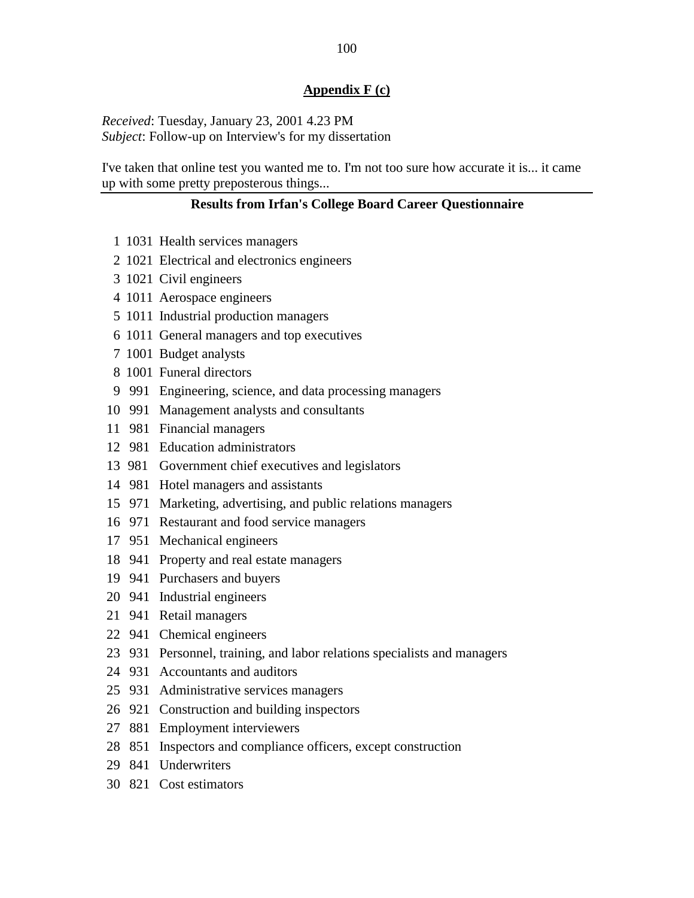## Appendix F (c)

*Received*: Tuesday, January 23, 2001 4.23 PM
*Subject*: Follow-up on Interview's for my dissertation

I've taken that online test you wanted me to. I'm not too sure how accurate it is... it came up with some pretty preposterous things...

### Results from Irfan's College Board Career Questionnaire

| | | |
|---|---|---|
| 1 | 1031 | Health services managers |
| 2 | 1021 | Electrical and electronics engineers |
| 3 | 1021 | Civil engineers |
| 4 | 1011 | Aerospace engineers |
| 5 | 1011 | Industrial production managers |
| 6 | 1011 | General managers and top executives |
| 7 | 1001 | Budget analysts |
| 8 | 1001 | Funeral directors |
| 9 | 991 | Engineering, science, and data processing managers |
| 10 | 991 | Management analysts and consultants |
| 11 | 981 | Financial managers |
| 12 | 981 | Education administrators |
| 13 | 981 | Government chief executives and legislators |
| 14 | 981 | Hotel managers and assistants |
| 15 | 971 | Marketing, advertising, and public relations managers |
| 16 | 971 | Restaurant and food service managers |
| 17 | 951 | Mechanical engineers |
| 18 | 941 | Property and real estate managers |
| 19 | 941 | Purchasers and buyers |
| 20 | 941 | Industrial engineers |
| 21 | 941 | Retail managers |
| 22 | 941 | Chemical engineers |
| 23 | 931 | Personnel, training, and labor relations specialists and managers |
| 24 | 931 | Accountants and auditors |
| 25 | 931 | Administrative services managers |
| 26 | 921 | Construction and building inspectors |
| 27 | 881 | Employment interviewers |
| 28 | 851 | Inspectors and compliance officers, except construction |
| 29 | 841 | Underwriters |
| 30 | 821 | Cost estimators |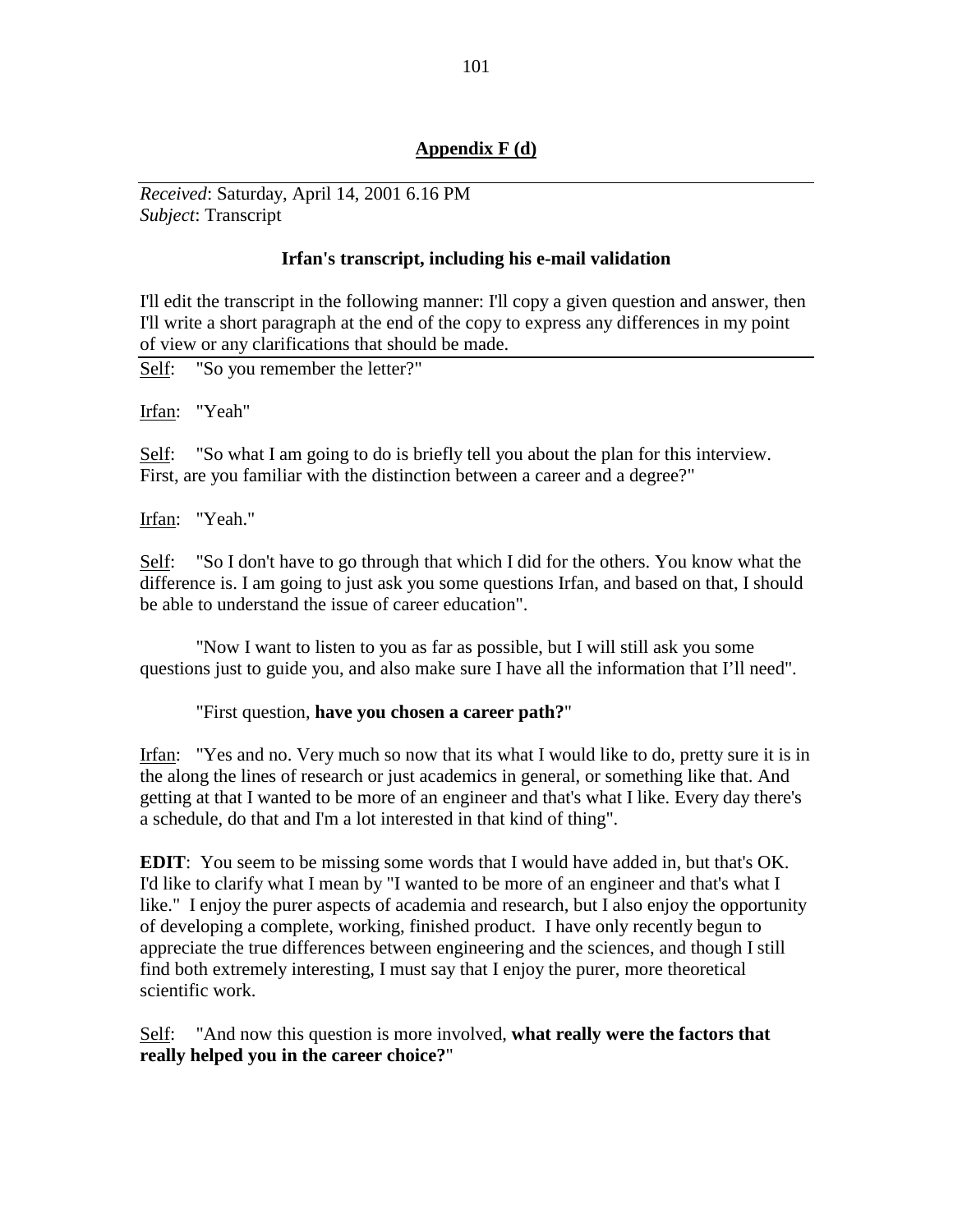## Appendix F (d)

*Received*: Saturday, April 14, 2001 6.16 PM
*Subject*: Transcript

**Irfan's transcript, including his e-mail validation**

I'll edit the transcript in the following manner: I'll copy a given question and answer, then I'll write a short paragraph at the end of the copy to express any differences in my point of view or any clarifications that should be made.

Self: "So you remember the letter?"

Irfan: "Yeah"

Self: "So what I am going to do is briefly tell you about the plan for this interview. First, are you familiar with the distinction between a career and a degree?"

Irfan: "Yeah."

Self: "So I don't have to go through that which I did for the others. You know what the difference is. I am going to just ask you some questions Irfan, and based on that, I should be able to understand the issue of career education".

"Now I want to listen to you as far as possible, but I will still ask you some questions just to guide you, and also make sure I have all the information that I'll need".

"First question, **have you chosen a career path?**"

Irfan: "Yes and no. Very much so now that its what I would like to do, pretty sure it is in the along the lines of research or just academics in general, or something like that. And getting at that I wanted to be more of an engineer and that's what I like. Every day there's a schedule, do that and I'm a lot interested in that kind of thing".

**EDIT**: You seem to be missing some words that I would have added in, but that's OK. I'd like to clarify what I mean by "I wanted to be more of an engineer and that's what I like." I enjoy the purer aspects of academia and research, but I also enjoy the opportunity of developing a complete, working, finished product. I have only recently begun to appreciate the true differences between engineering and the sciences, and though I still find both extremely interesting, I must say that I enjoy the purer, more theoretical scientific work.

Self: "And now this question is more involved, **what really were the factors that really helped you in the career choice?**"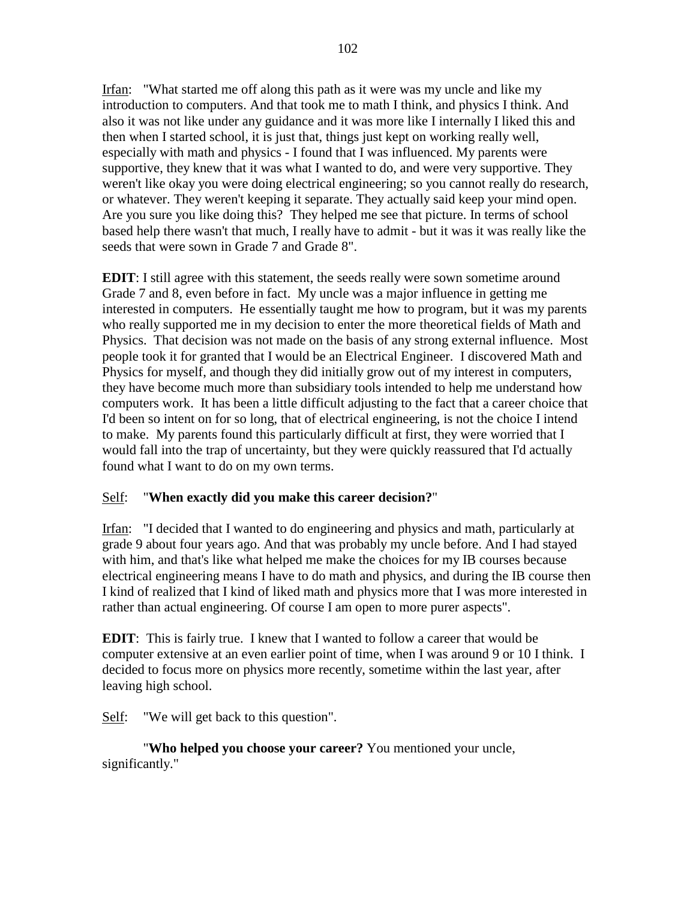Irfan: "What started me off along this path as it were was my uncle and like my introduction to computers. And that took me to math I think, and physics I think. And also it was not like under any guidance and it was more like I internally I liked this and then when I started school, it is just that, things just kept on working really well, especially with math and physics - I found that I was influenced. My parents were supportive, they knew that it was what I wanted to do, and were very supportive. They weren't like okay you were doing electrical engineering; so you cannot really do research, or whatever. They weren't keeping it separate. They actually said keep your mind open. Are you sure you like doing this? They helped me see that picture. In terms of school based help there wasn't that much, I really have to admit - but it was it was really like the seeds that were sown in Grade 7 and Grade 8".

**EDIT**: I still agree with this statement, the seeds really were sown sometime around Grade 7 and 8, even before in fact. My uncle was a major influence in getting me interested in computers. He essentially taught me how to program, but it was my parents who really supported me in my decision to enter the more theoretical fields of Math and Physics. That decision was not made on the basis of any strong external influence. Most people took it for granted that I would be an Electrical Engineer. I discovered Math and Physics for myself, and though they did initially grow out of my interest in computers, they have become much more than subsidiary tools intended to help me understand how computers work. It has been a little difficult adjusting to the fact that a career choice that I'd been so intent on for so long, that of electrical engineering, is not the choice I intend to make. My parents found this particularly difficult at first, they were worried that I would fall into the trap of uncertainty, but they were quickly reassured that I'd actually found what I want to do on my own terms.

Self: "**When exactly did you make this career decision?**"

Irfan: "I decided that I wanted to do engineering and physics and math, particularly at grade 9 about four years ago. And that was probably my uncle before. And I had stayed with him, and that's like what helped me make the choices for my IB courses because electrical engineering means I have to do math and physics, and during the IB course then I kind of realized that I kind of liked math and physics more that I was more interested in rather than actual engineering. Of course I am open to more purer aspects".

**EDIT**: This is fairly true. I knew that I wanted to follow a career that would be computer extensive at an even earlier point of time, when I was around 9 or 10 I think. I decided to focus more on physics more recently, sometime within the last year, after leaving high school.

Self: "We will get back to this question".

"**Who helped you choose your career?** You mentioned your uncle, significantly."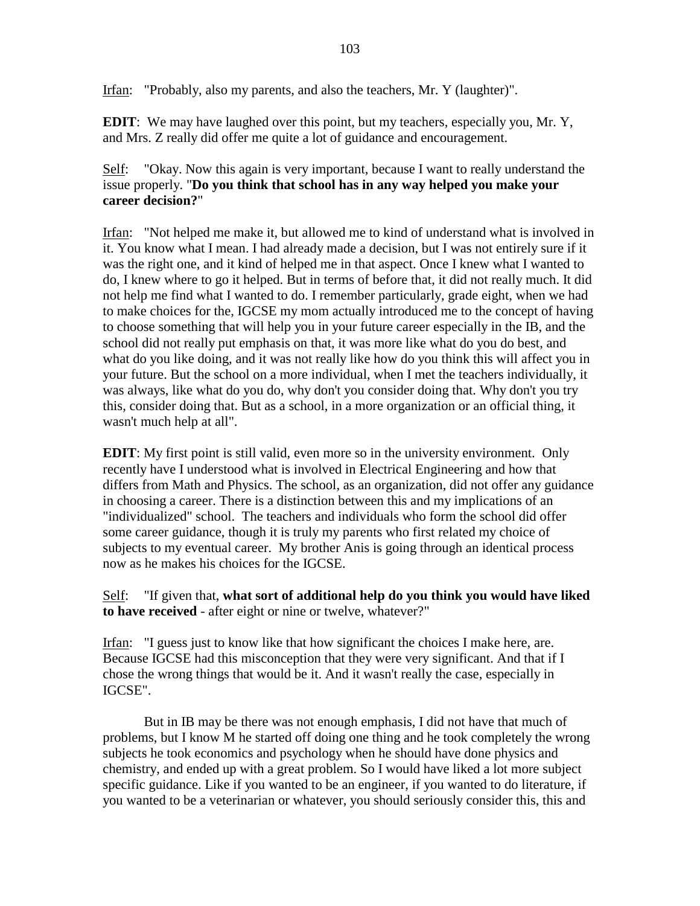Irfan: "Probably, also my parents, and also the teachers, Mr. Y (laughter)".

**EDIT**: We may have laughed over this point, but my teachers, especially you, Mr. Y, and Mrs. Z really did offer me quite a lot of guidance and encouragement.

Self: "Okay. Now this again is very important, because I want to really understand the issue properly. "**Do you think that school has in any way helped you make your career decision?**"

Irfan: "Not helped me make it, but allowed me to kind of understand what is involved in it. You know what I mean. I had already made a decision, but I was not entirely sure if it was the right one, and it kind of helped me in that aspect. Once I knew what I wanted to do, I knew where to go it helped. But in terms of before that, it did not really much. It did not help me find what I wanted to do. I remember particularly, grade eight, when we had to make choices for the, IGCSE my mom actually introduced me to the concept of having to choose something that will help you in your future career especially in the IB, and the school did not really put emphasis on that, it was more like what do you do best, and what do you like doing, and it was not really like how do you think this will affect you in your future. But the school on a more individual, when I met the teachers individually, it was always, like what do you do, why don't you consider doing that. Why don't you try this, consider doing that. But as a school, in a more organization or an official thing, it wasn't much help at all".

**EDIT**: My first point is still valid, even more so in the university environment. Only recently have I understood what is involved in Electrical Engineering and how that differs from Math and Physics. The school, as an organization, did not offer any guidance in choosing a career. There is a distinction between this and my implications of an "individualized" school. The teachers and individuals who form the school did offer some career guidance, though it is truly my parents who first related my choice of subjects to my eventual career. My brother Anis is going through an identical process now as he makes his choices for the IGCSE.

Self: "If given that, **what sort of additional help do you think you would have liked to have received** - after eight or nine or twelve, whatever?"

Irfan: "I guess just to know like that how significant the choices I make here, are. Because IGCSE had this misconception that they were very significant. And that if I chose the wrong things that would be it. And it wasn't really the case, especially in IGCSE".

But in IB may be there was not enough emphasis, I did not have that much of problems, but I know M he started off doing one thing and he took completely the wrong subjects he took economics and psychology when he should have done physics and chemistry, and ended up with a great problem. So I would have liked a lot more subject specific guidance. Like if you wanted to be an engineer, if you wanted to do literature, if you wanted to be a veterinarian or whatever, you should seriously consider this, this and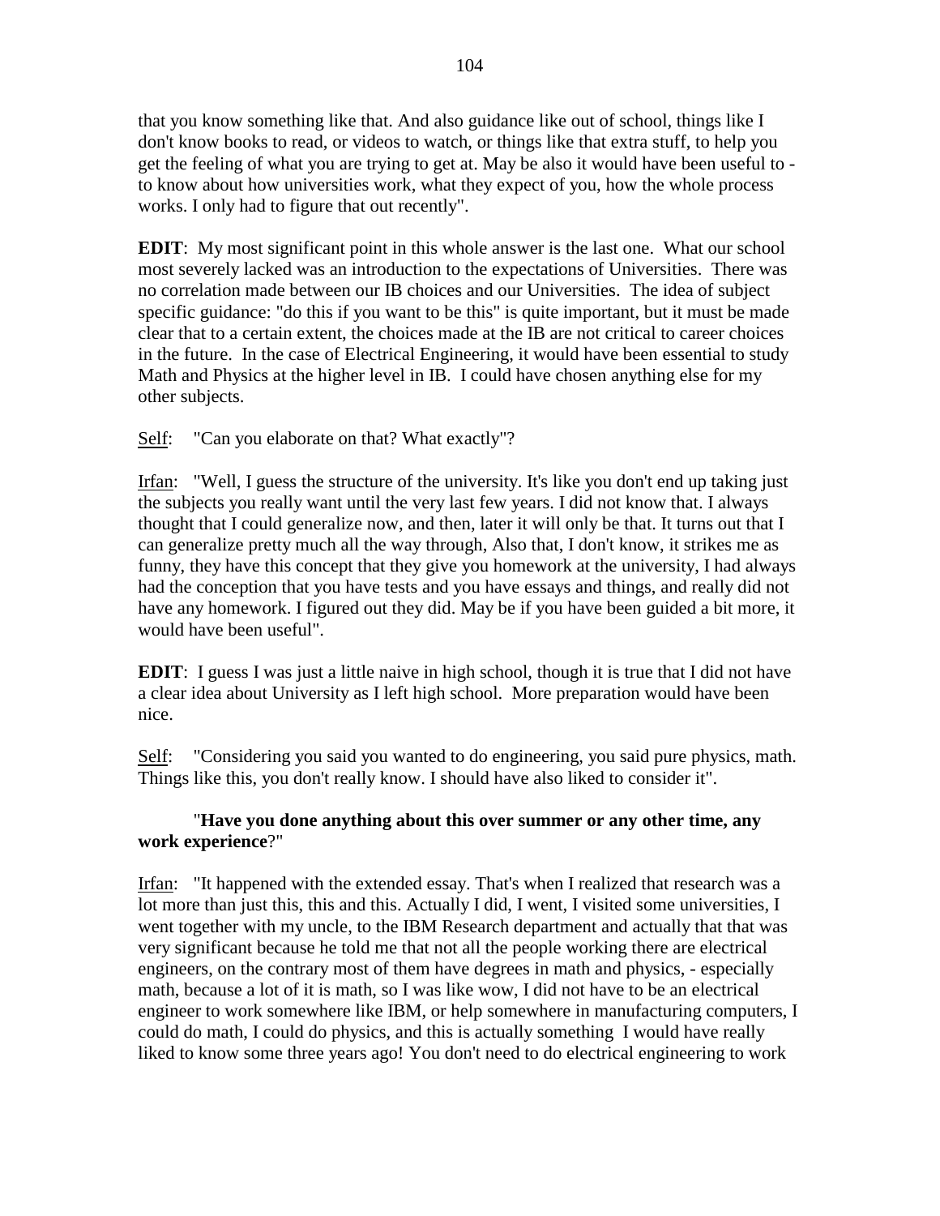that you know something like that. And also guidance like out of school, things like I don't know books to read, or videos to watch, or things like that extra stuff, to help you get the feeling of what you are trying to get at. May be also it would have been useful to - to know about how universities work, what they expect of you, how the whole process works. I only had to figure that out recently".

**EDIT**: My most significant point in this whole answer is the last one. What our school most severely lacked was an introduction to the expectations of Universities. There was no correlation made between our IB choices and our Universities. The idea of subject specific guidance: "do this if you want to be this" is quite important, but it must be made clear that to a certain extent, the choices made at the IB are not critical to career choices in the future. In the case of Electrical Engineering, it would have been essential to study Math and Physics at the higher level in IB. I could have chosen anything else for my other subjects.

Self: "Can you elaborate on that? What exactly"?

Irfan: "Well, I guess the structure of the university. It's like you don't end up taking just the subjects you really want until the very last few years. I did not know that. I always thought that I could generalize now, and then, later it will only be that. It turns out that I can generalize pretty much all the way through, Also that, I don't know, it strikes me as funny, they have this concept that they give you homework at the university, I had always had the conception that you have tests and you have essays and things, and really did not have any homework. I figured out they did. May be if you have been guided a bit more, it would have been useful".

**EDIT**: I guess I was just a little naive in high school, though it is true that I did not have a clear idea about University as I left high school. More preparation would have been nice.

Self: "Considering you said you wanted to do engineering, you said pure physics, math. Things like this, you don't really know. I should have also liked to consider it".

"**Have you done anything about this over summer or any other time, any work experience**?"

Irfan: "It happened with the extended essay. That's when I realized that research was a lot more than just this, this and this. Actually I did, I went, I visited some universities, I went together with my uncle, to the IBM Research department and actually that that was very significant because he told me that not all the people working there are electrical engineers, on the contrary most of them have degrees in math and physics, - especially math, because a lot of it is math, so I was like wow, I did not have to be an electrical engineer to work somewhere like IBM, or help somewhere in manufacturing computers, I could do math, I could do physics, and this is actually something I would have really liked to know some three years ago! You don't need to do electrical engineering to work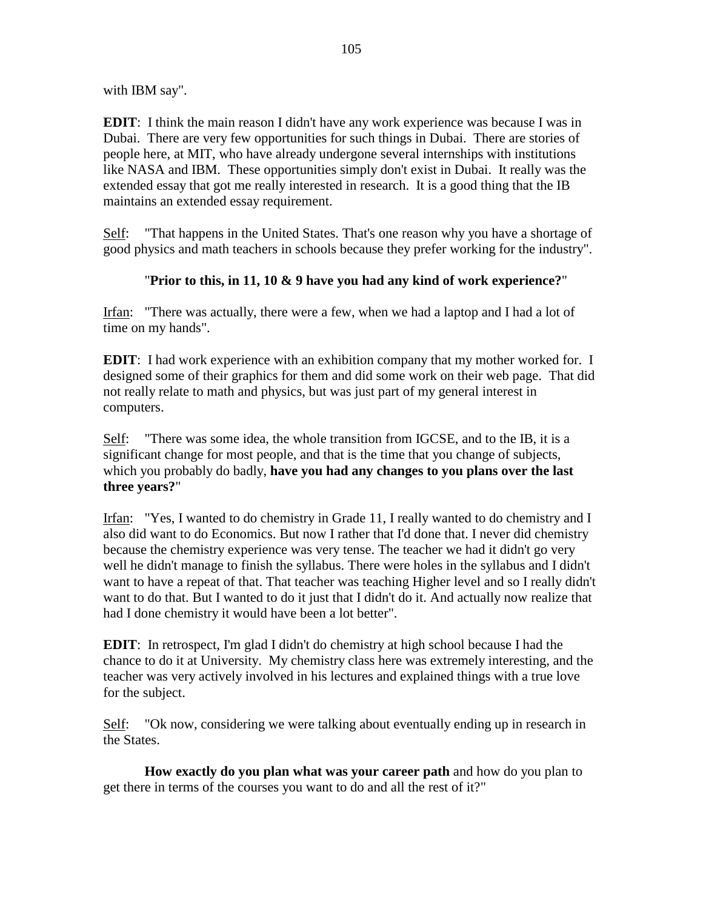with IBM say".

**EDIT**: I think the main reason I didn't have any work experience was because I was in Dubai. There are very few opportunities for such things in Dubai. There are stories of people here, at MIT, who have already undergone several internships with institutions like NASA and IBM. These opportunities simply don't exist in Dubai. It really was the extended essay that got me really interested in research. It is a good thing that the IB maintains an extended essay requirement.

Self: "That happens in the United States. That's one reason why you have a shortage of good physics and math teachers in schools because they prefer working for the industry".

"**Prior to this, in 11, 10 & 9 have you had any kind of work experience?**"

Irfan: "There was actually, there were a few, when we had a laptop and I had a lot of time on my hands".

**EDIT**: I had work experience with an exhibition company that my mother worked for. I designed some of their graphics for them and did some work on their web page. That did not really relate to math and physics, but was just part of my general interest in computers.

Self: "There was some idea, the whole transition from IGCSE, and to the IB, it is a significant change for most people, and that is the time that you change of subjects, which you probably do badly, **have you had any changes to you plans over the last three years?**"

Irfan: "Yes, I wanted to do chemistry in Grade 11, I really wanted to do chemistry and I also did want to do Economics. But now I rather that I'd done that. I never did chemistry because the chemistry experience was very tense. The teacher we had it didn't go very well he didn't manage to finish the syllabus. There were holes in the syllabus and I didn't want to have a repeat of that. That teacher was teaching Higher level and so I really didn't want to do that. But I wanted to do it just that I didn't do it. And actually now realize that had I done chemistry it would have been a lot better".

**EDIT**: In retrospect, I'm glad I didn't do chemistry at high school because I had the chance to do it at University. My chemistry class here was extremely interesting, and the teacher was very actively involved in his lectures and explained things with a true love for the subject.

Self: "Ok now, considering we were talking about eventually ending up in research in the States.

**How exactly do you plan what was your career path** and how do you plan to get there in terms of the courses you want to do and all the rest of it?"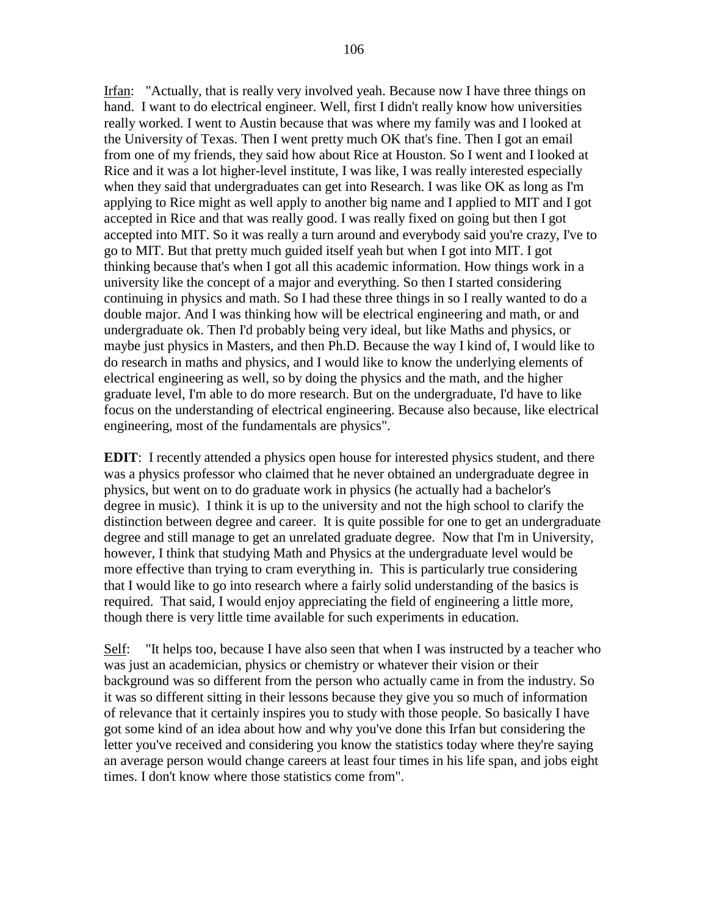<u>Irfan</u>: "Actually, that is really very involved yeah. Because now I have three things on hand. I want to do electrical engineer. Well, first I didn't really know how universities really worked. I went to Austin because that was where my family was and I looked at the University of Texas. Then I went pretty much OK that's fine. Then I got an email from one of my friends, they said how about Rice at Houston. So I went and I looked at Rice and it was a lot higher-level institute, I was like, I was really interested especially when they said that undergraduates can get into Research. I was like OK as long as I'm applying to Rice might as well apply to another big name and I applied to MIT and I got accepted in Rice and that was really good. I was really fixed on going but then I got accepted into MIT. So it was really a turn around and everybody said you're crazy, I've to go to MIT. But that pretty much guided itself yeah but when I got into MIT. I got thinking because that's when I got all this academic information. How things work in a university like the concept of a major and everything. So then I started considering continuing in physics and math. So I had these three things in so I really wanted to do a double major. And I was thinking how will be electrical engineering and math, or and undergraduate ok. Then I'd probably being very ideal, but like Maths and physics, or maybe just physics in Masters, and then Ph.D. Because the way I kind of, I would like to do research in maths and physics, and I would like to know the underlying elements of electrical engineering as well, so by doing the physics and the math, and the higher graduate level, I'm able to do more research. But on the undergraduate, I'd have to like focus on the understanding of electrical engineering. Because also because, like electrical engineering, most of the fundamentals are physics".

**EDIT**: I recently attended a physics open house for interested physics student, and there was a physics professor who claimed that he never obtained an undergraduate degree in physics, but went on to do graduate work in physics (he actually had a bachelor's degree in music). I think it is up to the university and not the high school to clarify the distinction between degree and career. It is quite possible for one to get an undergraduate degree and still manage to get an unrelated graduate degree. Now that I'm in University, however, I think that studying Math and Physics at the undergraduate level would be more effective than trying to cram everything in. This is particularly true considering that I would like to go into research where a fairly solid understanding of the basics is required. That said, I would enjoy appreciating the field of engineering a little more, though there is very little time available for such experiments in education.

<u>Self</u>: "It helps too, because I have also seen that when I was instructed by a teacher who was just an academician, physics or chemistry or whatever their vision or their background was so different from the person who actually came in from the industry. So it was so different sitting in their lessons because they give you so much of information of relevance that it certainly inspires you to study with those people. So basically I have got some kind of an idea about how and why you've done this Irfan but considering the letter you've received and considering you know the statistics today where they're saying an average person would change careers at least four times in his life span, and jobs eight times. I don't know where those statistics come from".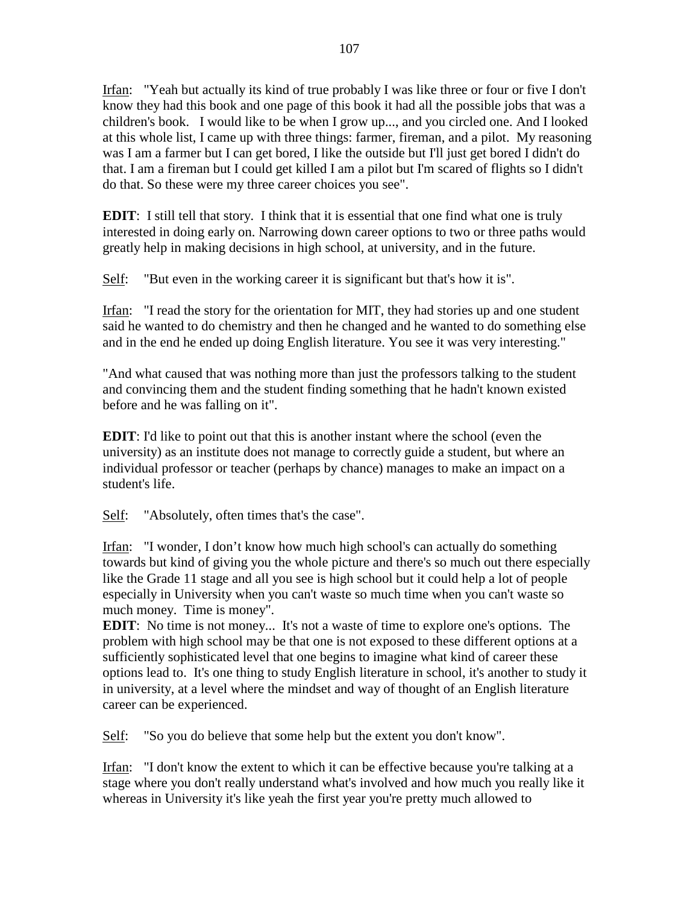Irfan: "Yeah but actually its kind of true probably I was like three or four or five I don't know they had this book and one page of this book it had all the possible jobs that was a children's book. I would like to be when I grow up..., and you circled one. And I looked at this whole list, I came up with three things: farmer, fireman, and a pilot. My reasoning was I am a farmer but I can get bored, I like the outside but I'll just get bored I didn't do that. I am a fireman but I could get killed I am a pilot but I'm scared of flights so I didn't do that. So these were my three career choices you see".

**EDIT**: I still tell that story. I think that it is essential that one find what one is truly interested in doing early on. Narrowing down career options to two or three paths would greatly help in making decisions in high school, at university, and in the future.

Self: "But even in the working career it is significant but that's how it is".

Irfan: "I read the story for the orientation for MIT, they had stories up and one student said he wanted to do chemistry and then he changed and he wanted to do something else and in the end he ended up doing English literature. You see it was very interesting."

"And what caused that was nothing more than just the professors talking to the student and convincing them and the student finding something that he hadn't known existed before and he was falling on it".

**EDIT**: I'd like to point out that this is another instant where the school (even the university) as an institute does not manage to correctly guide a student, but where an individual professor or teacher (perhaps by chance) manages to make an impact on a student's life.

Self: "Absolutely, often times that's the case".

Irfan: "I wonder, I don't know how much high school's can actually do something towards but kind of giving you the whole picture and there's so much out there especially like the Grade 11 stage and all you see is high school but it could help a lot of people especially in University when you can't waste so much time when you can't waste so much money. Time is money".

**EDIT**: No time is not money... It's not a waste of time to explore one's options. The problem with high school may be that one is not exposed to these different options at a sufficiently sophisticated level that one begins to imagine what kind of career these options lead to. It's one thing to study English literature in school, it's another to study it in university, at a level where the mindset and way of thought of an English literature career can be experienced.

Self: "So you do believe that some help but the extent you don't know".

Irfan: "I don't know the extent to which it can be effective because you're talking at a stage where you don't really understand what's involved and how much you really like it whereas in University it's like yeah the first year you're pretty much allowed to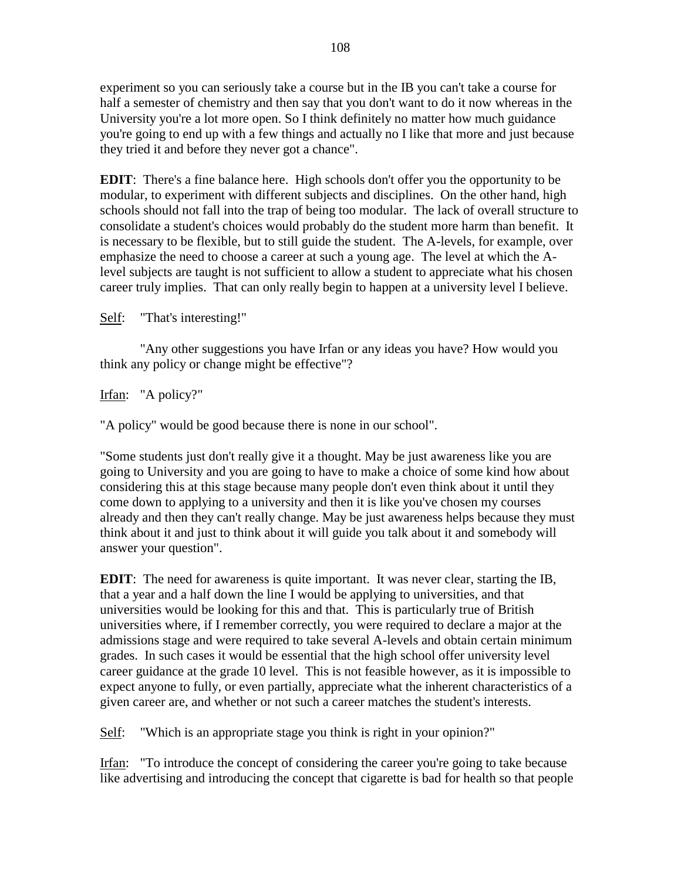experiment so you can seriously take a course but in the IB you can't take a course for half a semester of chemistry and then say that you don't want to do it now whereas in the University you're a lot more open. So I think definitely no matter how much guidance you're going to end up with a few things and actually no I like that more and just because they tried it and before they never got a chance".

**EDIT**: There's a fine balance here. High schools don't offer you the opportunity to be modular, to experiment with different subjects and disciplines. On the other hand, high schools should not fall into the trap of being too modular. The lack of overall structure to consolidate a student's choices would probably do the student more harm than benefit. It is necessary to be flexible, but to still guide the student. The A-levels, for example, over emphasize the need to choose a career at such a young age. The level at which the A-level subjects are taught is not sufficient to allow a student to appreciate what his chosen career truly implies. That can only really begin to happen at a university level I believe.

Self: "That's interesting!"

"Any other suggestions you have Irfan or any ideas you have? How would you think any policy or change might be effective"?

Irfan: "A policy?"

"A policy" would be good because there is none in our school".

"Some students just don't really give it a thought. May be just awareness like you are going to University and you are going to have to make a choice of some kind how about considering this at this stage because many people don't even think about it until they come down to applying to a university and then it is like you've chosen my courses already and then they can't really change. May be just awareness helps because they must think about it and just to think about it will guide you talk about it and somebody will answer your question".

**EDIT**: The need for awareness is quite important. It was never clear, starting the IB, that a year and a half down the line I would be applying to universities, and that universities would be looking for this and that. This is particularly true of British universities where, if I remember correctly, you were required to declare a major at the admissions stage and were required to take several A-levels and obtain certain minimum grades. In such cases it would be essential that the high school offer university level career guidance at the grade 10 level. This is not feasible however, as it is impossible to expect anyone to fully, or even partially, appreciate what the inherent characteristics of a given career are, and whether or not such a career matches the student's interests.

Self: "Which is an appropriate stage you think is right in your opinion?"

Irfan: "To introduce the concept of considering the career you're going to take because like advertising and introducing the concept that cigarette is bad for health so that people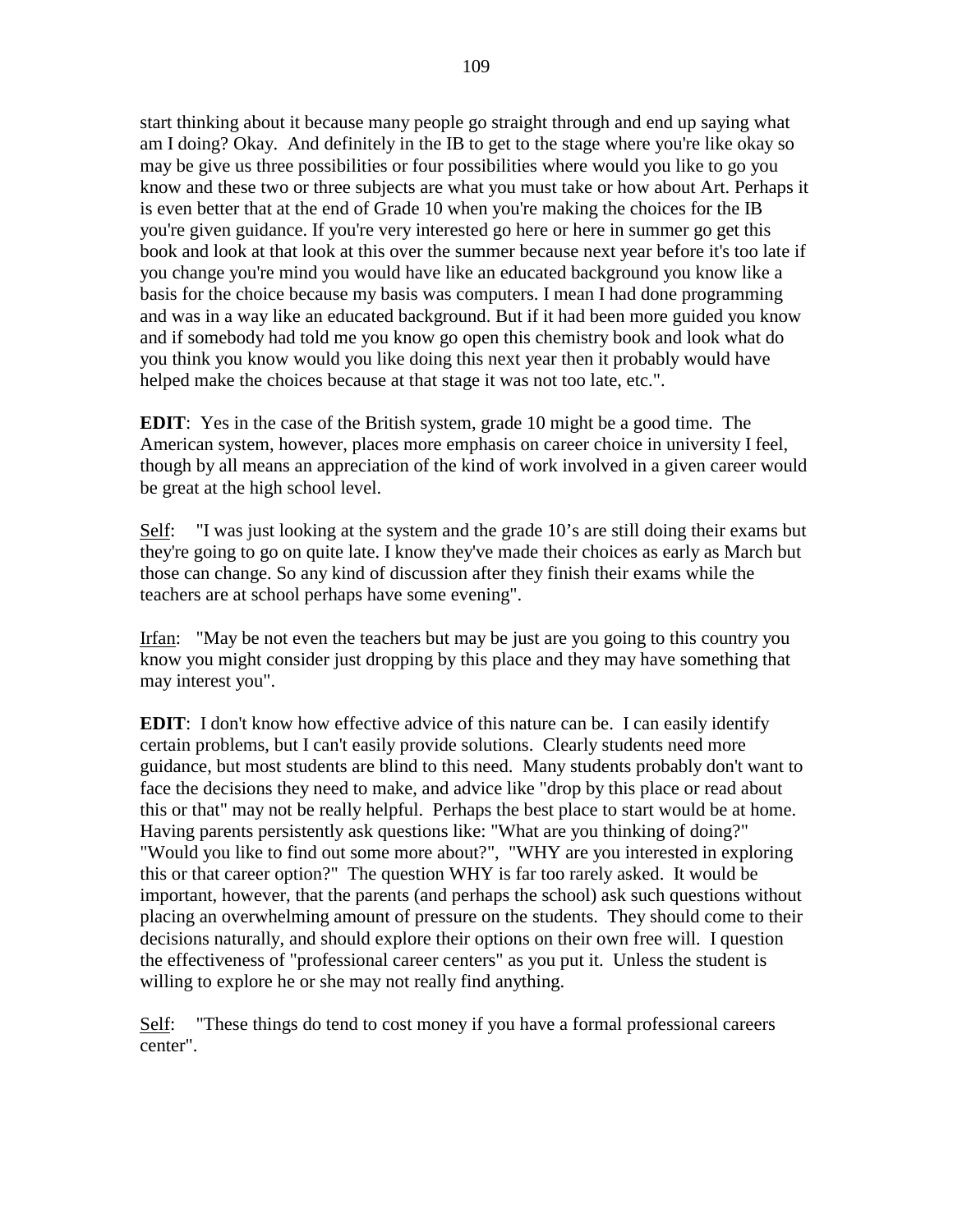start thinking about it because many people go straight through and end up saying what am I doing? Okay. And definitely in the IB to get to the stage where you're like okay so may be give us three possibilities or four possibilities where would you like to go you know and these two or three subjects are what you must take or how about Art. Perhaps it is even better that at the end of Grade 10 when you're making the choices for the IB you're given guidance. If you're very interested go here or here in summer go get this book and look at that look at this over the summer because next year before it's too late if you change you're mind you would have like an educated background you know like a basis for the choice because my basis was computers. I mean I had done programming and was in a way like an educated background. But if it had been more guided you know and if somebody had told me you know go open this chemistry book and look what do you think you know would you like doing this next year then it probably would have helped make the choices because at that stage it was not too late, etc.".

**EDIT**: Yes in the case of the British system, grade 10 might be a good time. The American system, however, places more emphasis on career choice in university I feel, though by all means an appreciation of the kind of work involved in a given career would be great at the high school level.

<u>Self</u>: "I was just looking at the system and the grade 10's are still doing their exams but they're going to go on quite late. I know they've made their choices as early as March but those can change. So any kind of discussion after they finish their exams while the teachers are at school perhaps have some evening".

<u>Irfan</u>: "May be not even the teachers but may be just are you going to this country you know you might consider just dropping by this place and they may have something that may interest you".

**EDIT**: I don't know how effective advice of this nature can be. I can easily identify certain problems, but I can't easily provide solutions. Clearly students need more guidance, but most students are blind to this need. Many students probably don't want to face the decisions they need to make, and advice like "drop by this place or read about this or that" may not be really helpful. Perhaps the best place to start would be at home. Having parents persistently ask questions like: "What are you thinking of doing?" "Would you like to find out some more about?", "WHY are you interested in exploring this or that career option?" The question WHY is far too rarely asked. It would be important, however, that the parents (and perhaps the school) ask such questions without placing an overwhelming amount of pressure on the students. They should come to their decisions naturally, and should explore their options on their own free will. I question the effectiveness of "professional career centers" as you put it. Unless the student is willing to explore he or she may not really find anything.

<u>Self</u>: "These things do tend to cost money if you have a formal professional careers center".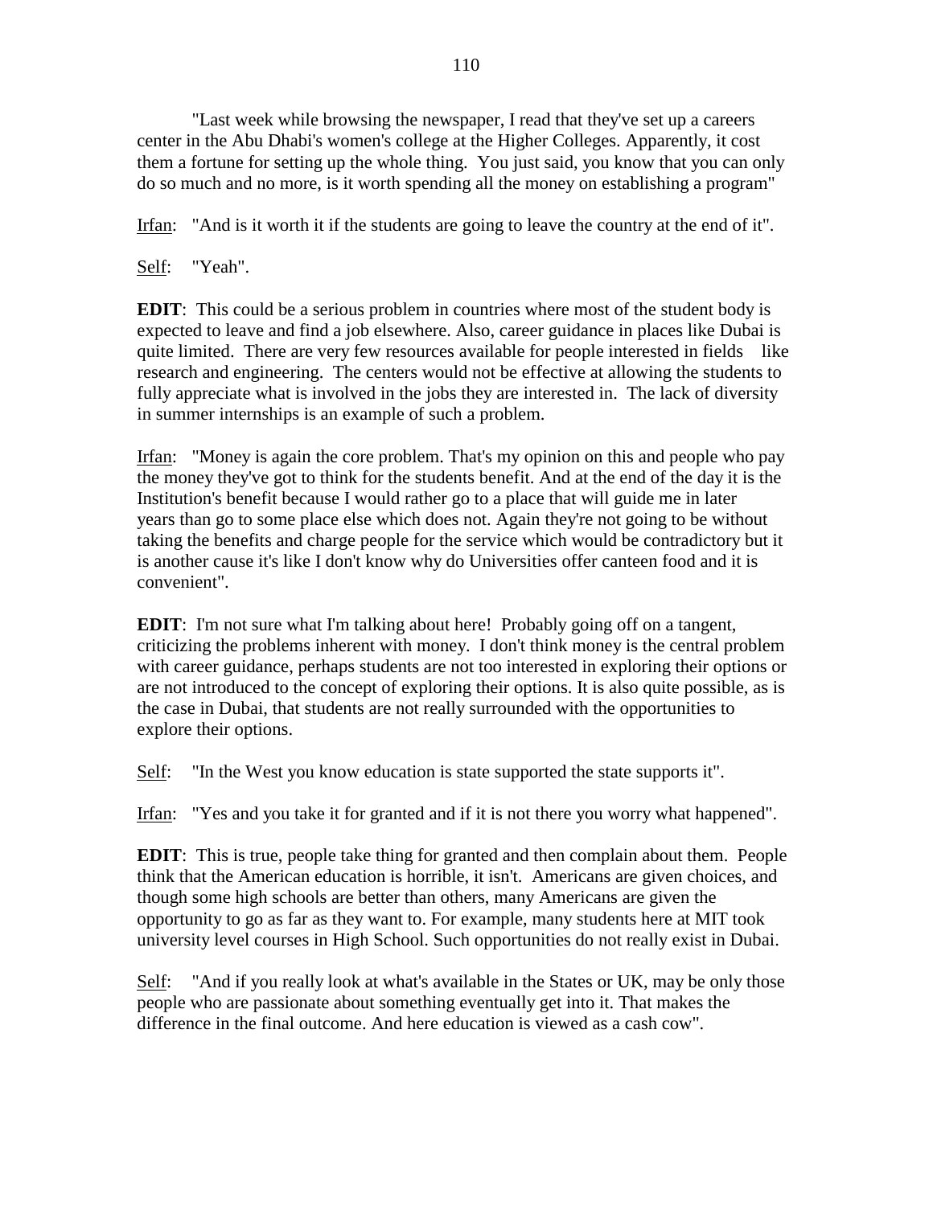"Last week while browsing the newspaper, I read that they've set up a careers center in the Abu Dhabi's women's college at the Higher Colleges. Apparently, it cost them a fortune for setting up the whole thing. You just said, you know that you can only do so much and no more, is it worth spending all the money on establishing a program"

Irfan: "And is it worth it if the students are going to leave the country at the end of it".

Self: "Yeah".

**EDIT**: This could be a serious problem in countries where most of the student body is expected to leave and find a job elsewhere. Also, career guidance in places like Dubai is quite limited. There are very few resources available for people interested in fields like research and engineering. The centers would not be effective at allowing the students to fully appreciate what is involved in the jobs they are interested in. The lack of diversity in summer internships is an example of such a problem.

Irfan: "Money is again the core problem. That's my opinion on this and people who pay the money they've got to think for the students benefit. And at the end of the day it is the Institution's benefit because I would rather go to a place that will guide me in later years than go to some place else which does not. Again they're not going to be without taking the benefits and charge people for the service which would be contradictory but it is another cause it's like I don't know why do Universities offer canteen food and it is convenient".

**EDIT**: I'm not sure what I'm talking about here! Probably going off on a tangent, criticizing the problems inherent with money. I don't think money is the central problem with career guidance, perhaps students are not too interested in exploring their options or are not introduced to the concept of exploring their options. It is also quite possible, as is the case in Dubai, that students are not really surrounded with the opportunities to explore their options.

Self: "In the West you know education is state supported the state supports it".

Irfan: "Yes and you take it for granted and if it is not there you worry what happened".

**EDIT**: This is true, people take thing for granted and then complain about them. People think that the American education is horrible, it isn't. Americans are given choices, and though some high schools are better than others, many Americans are given the opportunity to go as far as they want to. For example, many students here at MIT took university level courses in High School. Such opportunities do not really exist in Dubai.

Self: "And if you really look at what's available in the States or UK, may be only those people who are passionate about something eventually get into it. That makes the difference in the final outcome. And here education is viewed as a cash cow".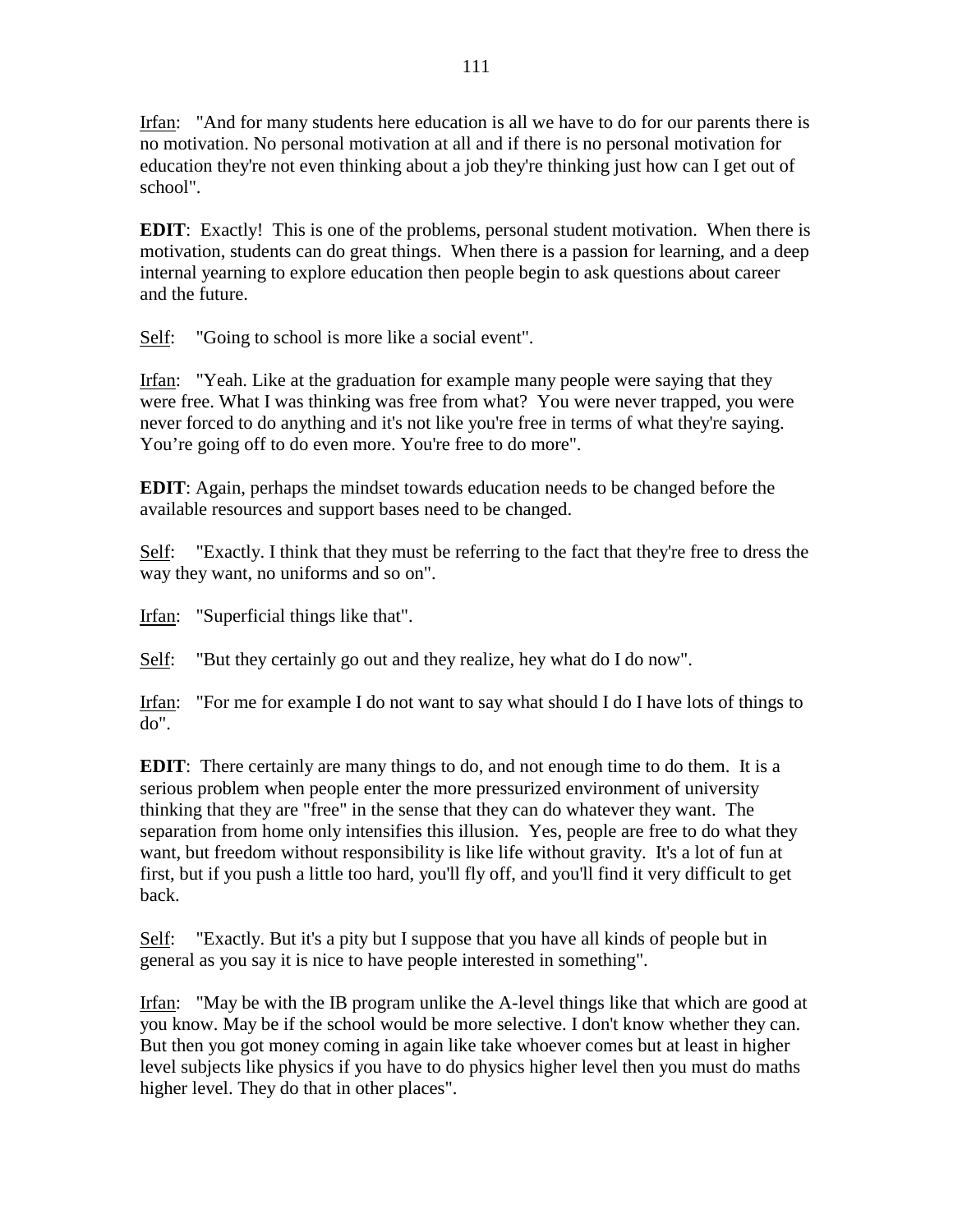Irfan: "And for many students here education is all we have to do for our parents there is no motivation. No personal motivation at all and if there is no personal motivation for education they're not even thinking about a job they're thinking just how can I get out of school".

**EDIT**: Exactly! This is one of the problems, personal student motivation. When there is motivation, students can do great things. When there is a passion for learning, and a deep internal yearning to explore education then people begin to ask questions about career and the future.

Self: "Going to school is more like a social event".

Irfan: "Yeah. Like at the graduation for example many people were saying that they were free. What I was thinking was free from what? You were never trapped, you were never forced to do anything and it's not like you're free in terms of what they're saying. You're going off to do even more. You're free to do more".

**EDIT**: Again, perhaps the mindset towards education needs to be changed before the available resources and support bases need to be changed.

Self: "Exactly. I think that they must be referring to the fact that they're free to dress the way they want, no uniforms and so on".

Irfan: "Superficial things like that".

Self: "But they certainly go out and they realize, hey what do I do now".

Irfan: "For me for example I do not want to say what should I do I have lots of things to do".

**EDIT**: There certainly are many things to do, and not enough time to do them. It is a serious problem when people enter the more pressurized environment of university thinking that they are "free" in the sense that they can do whatever they want. The separation from home only intensifies this illusion. Yes, people are free to do what they want, but freedom without responsibility is like life without gravity. It's a lot of fun at first, but if you push a little too hard, you'll fly off, and you'll find it very difficult to get back.

Self: "Exactly. But it's a pity but I suppose that you have all kinds of people but in general as you say it is nice to have people interested in something".

Irfan: "May be with the IB program unlike the A-level things like that which are good at you know. May be if the school would be more selective. I don't know whether they can. But then you got money coming in again like take whoever comes but at least in higher level subjects like physics if you have to do physics higher level then you must do maths higher level. They do that in other places".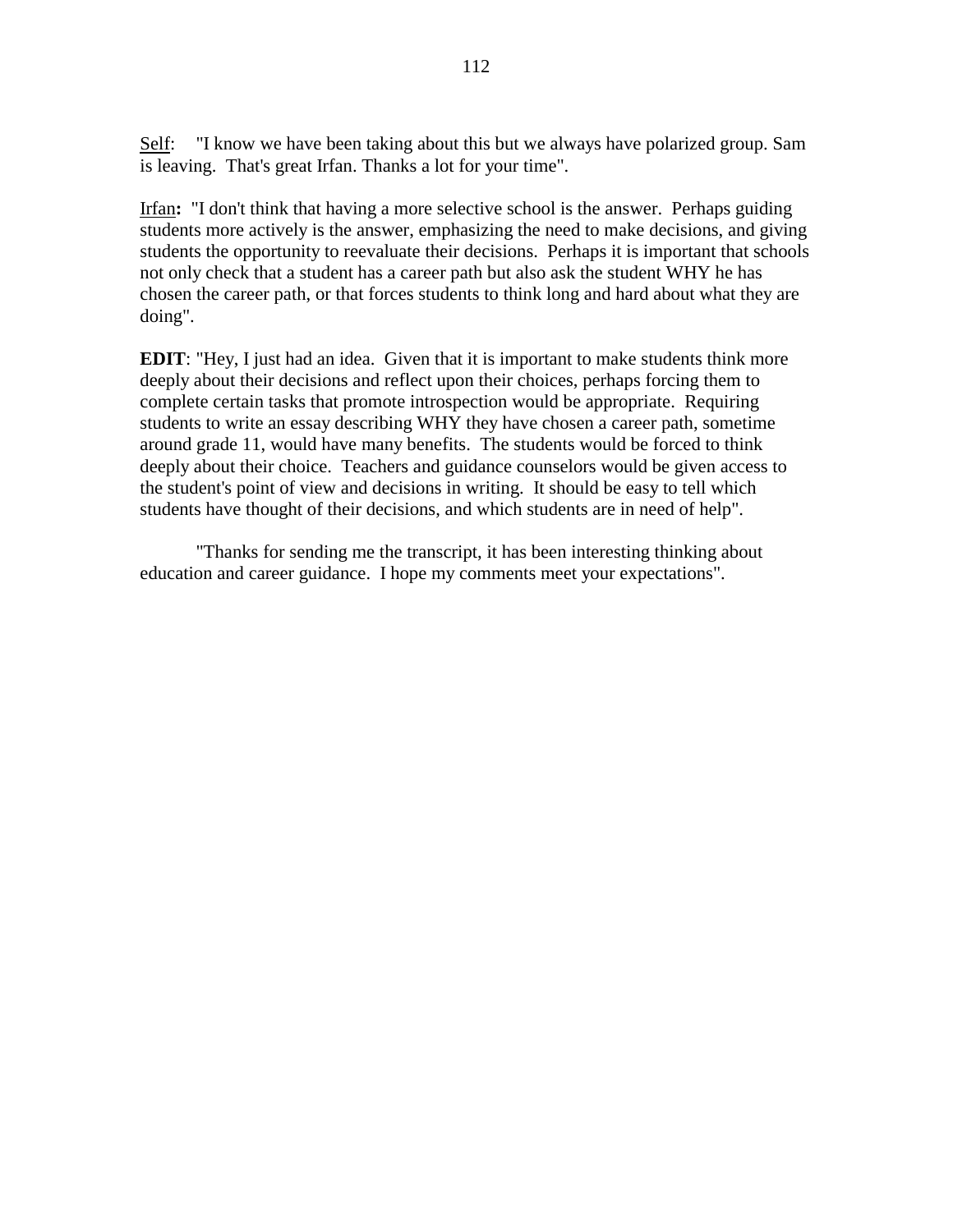Self: "I know we have been taking about this but we always have polarized group. Sam is leaving. That's great Irfan. Thanks a lot for your time".

Irfan**:** "I don't think that having a more selective school is the answer. Perhaps guiding students more actively is the answer, emphasizing the need to make decisions, and giving students the opportunity to reevaluate their decisions. Perhaps it is important that schools not only check that a student has a career path but also ask the student WHY he has chosen the career path, or that forces students to think long and hard about what they are doing".

**EDIT**: "Hey, I just had an idea. Given that it is important to make students think more deeply about their decisions and reflect upon their choices, perhaps forcing them to complete certain tasks that promote introspection would be appropriate. Requiring students to write an essay describing WHY they have chosen a career path, sometime around grade 11, would have many benefits. The students would be forced to think deeply about their choice. Teachers and guidance counselors would be given access to the student's point of view and decisions in writing. It should be easy to tell which students have thought of their decisions, and which students are in need of help".

"Thanks for sending me the transcript, it has been interesting thinking about education and career guidance. I hope my comments meet your expectations".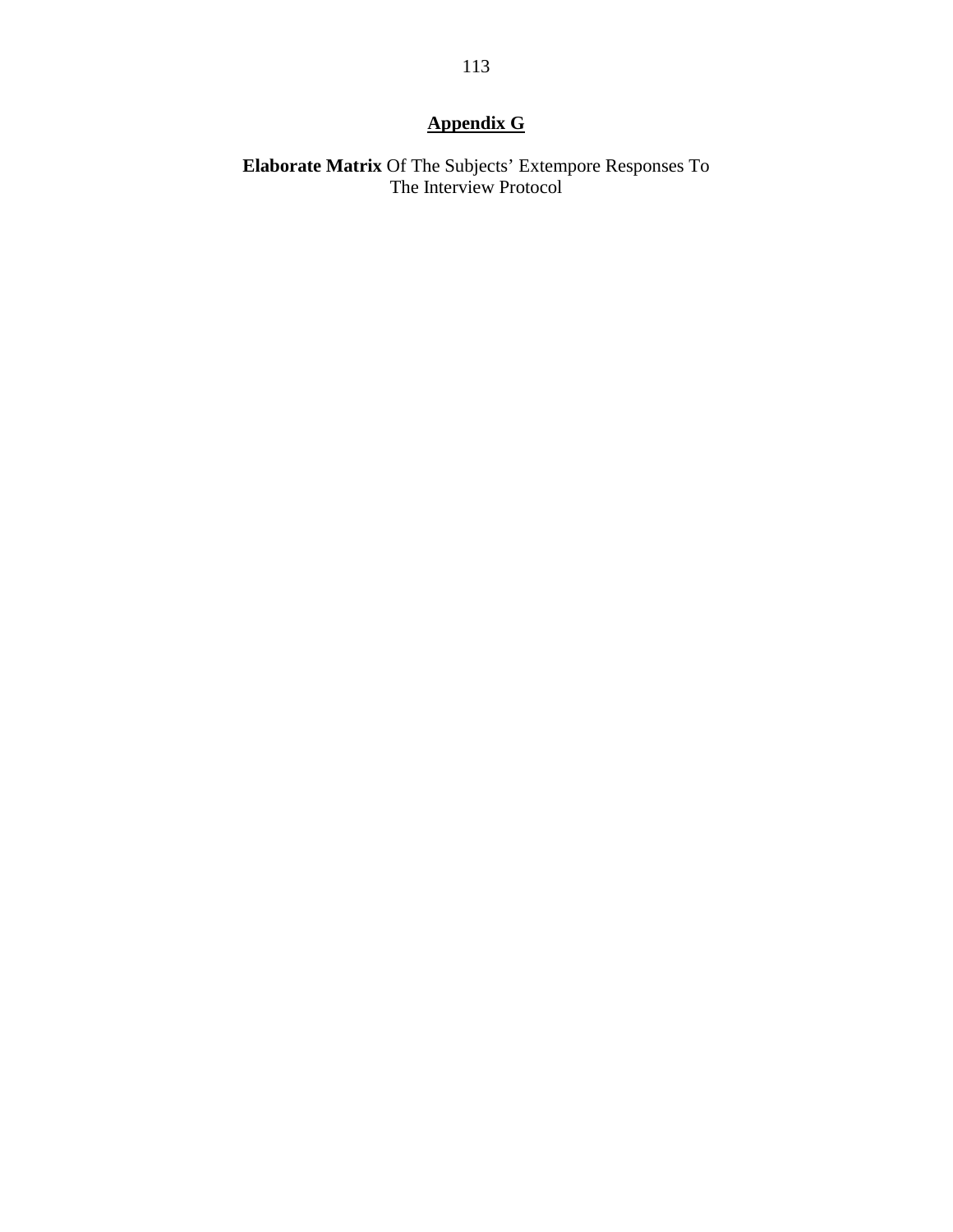## Appendix G

**Elaborate Matrix** Of The Subjects' Extempore Responses To The Interview Protocol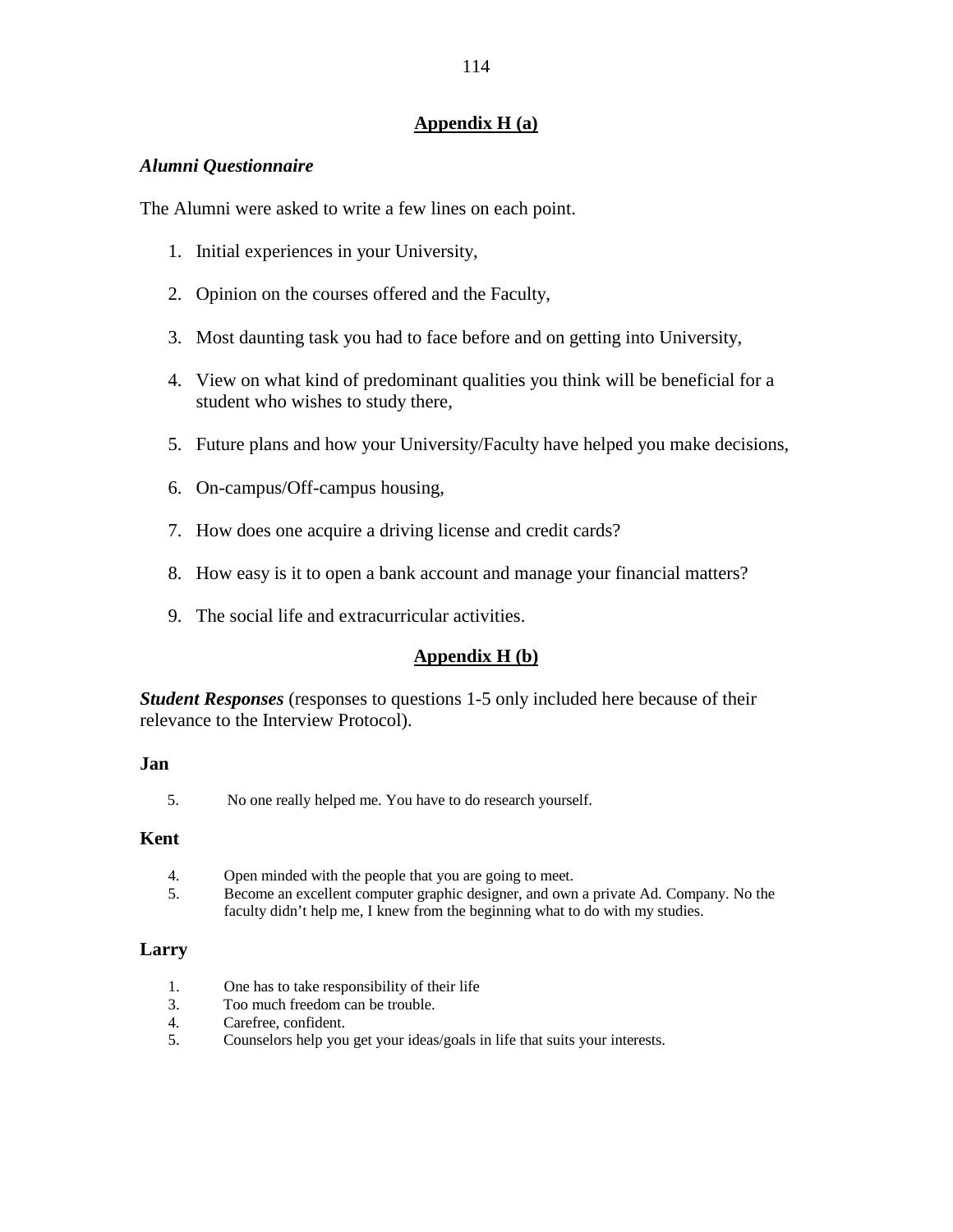## Appendix H (a)

***Alumni Questionnaire***

The Alumni were asked to write a few lines on each point.

1. Initial experiences in your University,
2. Opinion on the courses offered and the Faculty,
3. Most daunting task you had to face before and on getting into University,
4. View on what kind of predominant qualities you think will be beneficial for a student who wishes to study there,
5. Future plans and how your University/Faculty have helped you make decisions,
6. On-campus/Off-campus housing,
7. How does one acquire a driving license and credit cards?
8. How easy is it to open a bank account and manage your financial matters?
9. The social life and extracurricular activities.

## Appendix H (b)

***Student Responses*** (responses to questions 1-5 only included here because of their relevance to the Interview Protocol).

**Jan**

5. No one really helped me. You have to do research yourself.

**Kent**

4. Open minded with the people that you are going to meet.
5. Become an excellent computer graphic designer, and own a private Ad. Company. No the faculty didn't help me, I knew from the beginning what to do with my studies.

**Larry**

1. One has to take responsibility of their life
3. Too much freedom can be trouble.
4. Carefree, confident.
5. Counselors help you get your ideas/goals in life that suits your interests.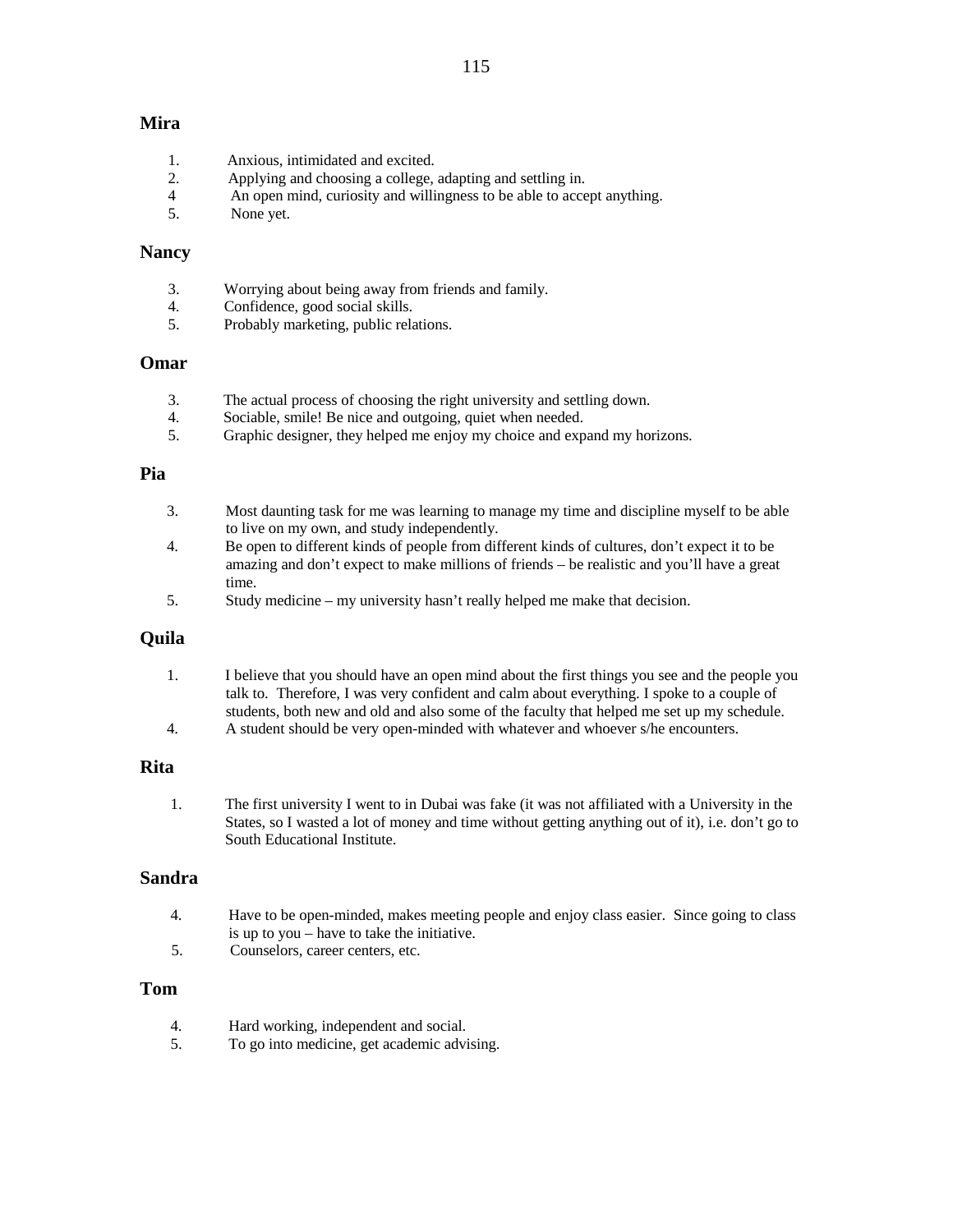## Mira

1. Anxious, intimidated and excited.
2. Applying and choosing a college, adapting and settling in.
4. An open mind, curiosity and willingness to be able to accept anything.
5. None yet.

## Nancy

3. Worrying about being away from friends and family.
4. Confidence, good social skills.
5. Probably marketing, public relations.

## Omar

3. The actual process of choosing the right university and settling down.
4. Sociable, smile! Be nice and outgoing, quiet when needed.
5. Graphic designer, they helped me enjoy my choice and expand my horizons.

## Pia

3. Most daunting task for me was learning to manage my time and discipline myself to be able to live on my own, and study independently.
4. Be open to different kinds of people from different kinds of cultures, don't expect it to be amazing and don't expect to make millions of friends – be realistic and you'll have a great time.
5. Study medicine – my university hasn't really helped me make that decision.

## Quila

1. I believe that you should have an open mind about the first things you see and the people you talk to. Therefore, I was very confident and calm about everything. I spoke to a couple of students, both new and old and also some of the faculty that helped me set up my schedule.
4. A student should be very open-minded with whatever and whoever s/he encounters.

## Rita

1. The first university I went to in Dubai was fake (it was not affiliated with a University in the States, so I wasted a lot of money and time without getting anything out of it), i.e. don't go to South Educational Institute.

## Sandra

4. Have to be open-minded, makes meeting people and enjoy class easier. Since going to class is up to you – have to take the initiative.
5. Counselors, career centers, etc.

## Tom

4. Hard working, independent and social.
5. To go into medicine, get academic advising.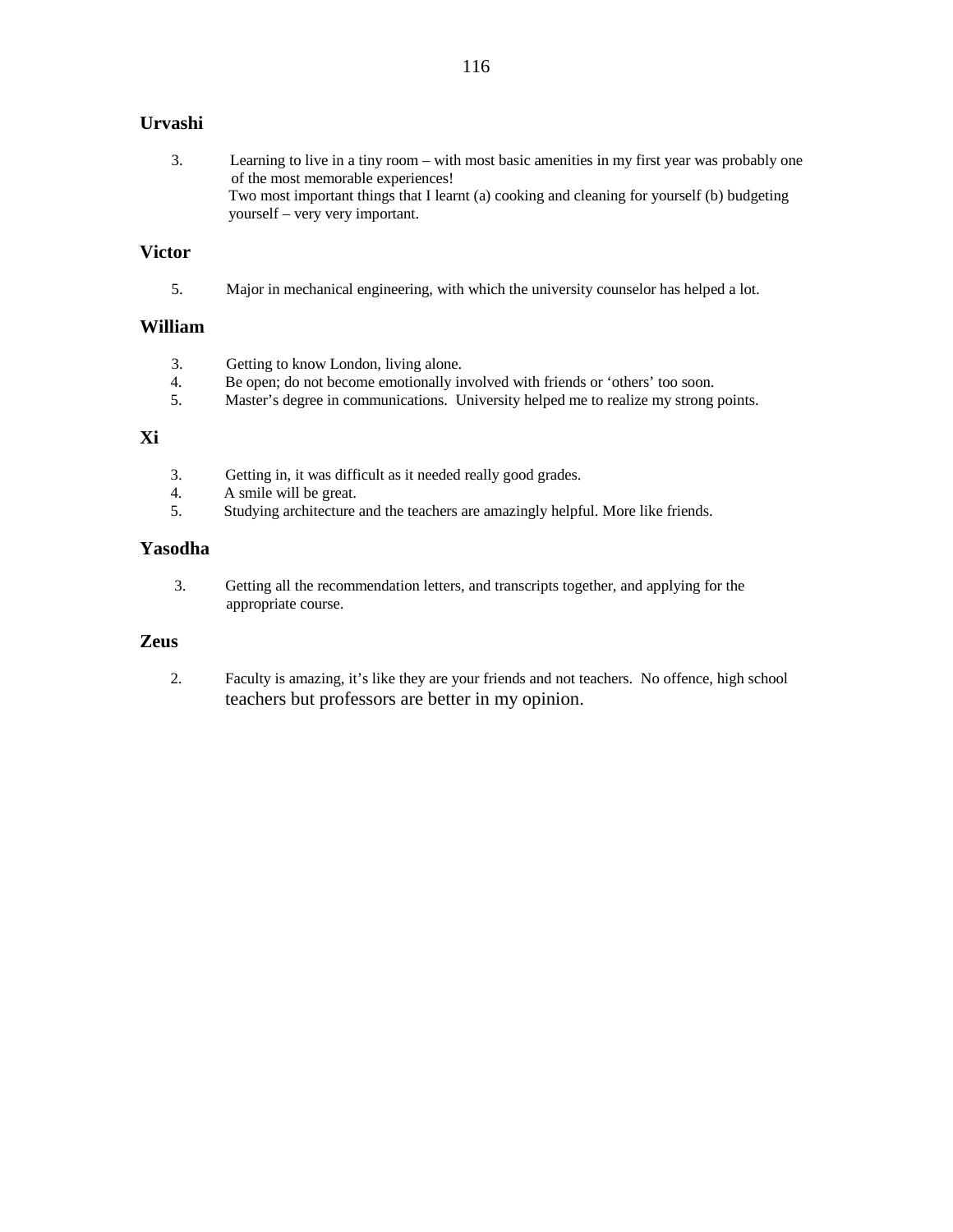### Urvashi

3. Learning to live in a tiny room – with most basic amenities in my first year was probably one of the most memorable experiences!
   Two most important things that I learnt (a) cooking and cleaning for yourself (b) budgeting yourself – very very important.

### Victor

5. Major in mechanical engineering, with which the university counselor has helped a lot.

### William

3. Getting to know London, living alone.
4. Be open; do not become emotionally involved with friends or 'others' too soon.
5. Master's degree in communications. University helped me to realize my strong points.

### Xi

3. Getting in, it was difficult as it needed really good grades.
4. A smile will be great.
5. Studying architecture and the teachers are amazingly helpful. More like friends.

### Yasodha

3. Getting all the recommendation letters, and transcripts together, and applying for the appropriate course.

### Zeus

2. Faculty is amazing, it's like they are your friends and not teachers. No offence, high school teachers but professors are better in my opinion.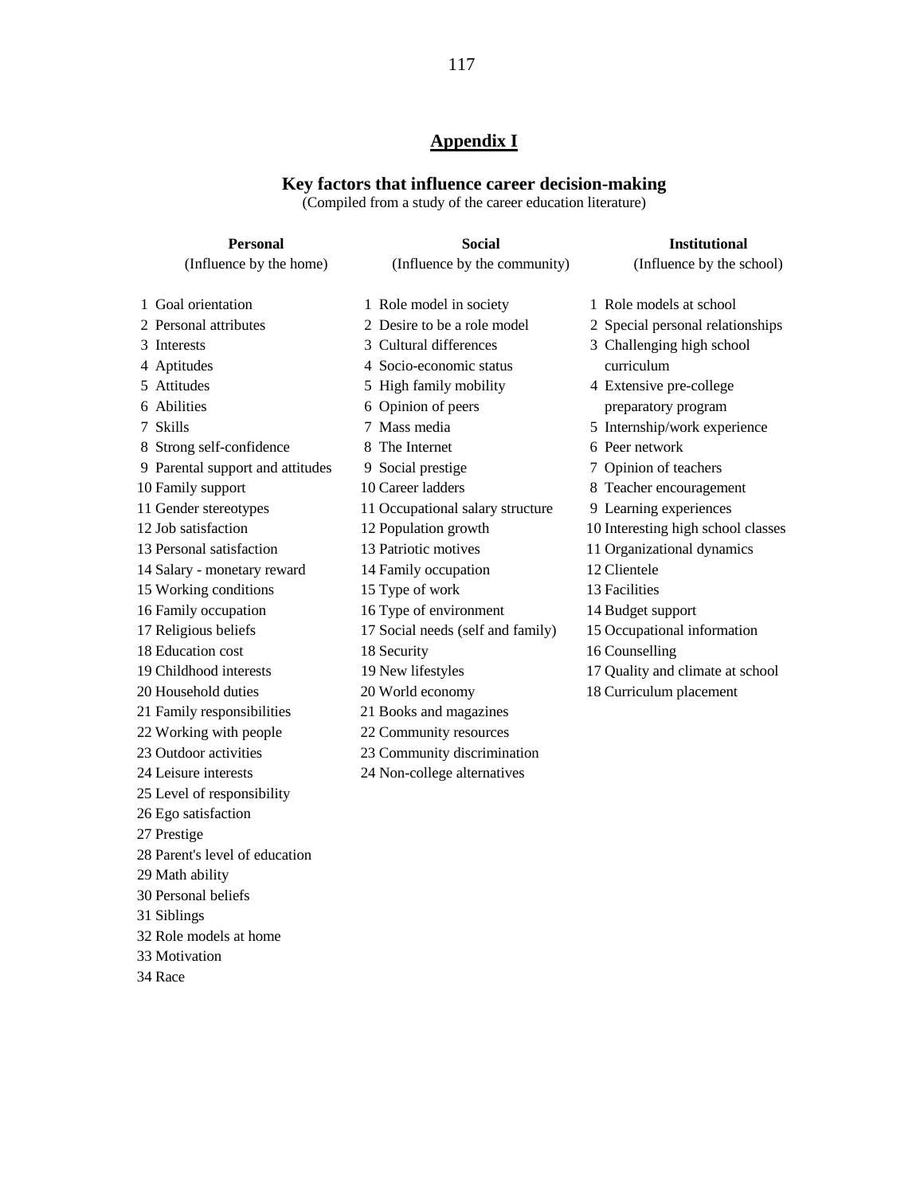## Appendix I

### Key factors that influence career decision-making

(Compiled from a study of the career education literature)

| Personal (Influence by the home) | Social (Influence by the community) | Institutional (Influence by the school) |
|---|---|---|
| 1 Goal orientation | 1 Role model in society | 1 Role models at school |
| 2 Personal attributes | 2 Desire to be a role model | 2 Special personal relationships |
| 3 Interests | 3 Cultural differences | 3 Challenging high school curriculum |
| 4 Aptitudes | 4 Socio-economic status | 4 Extensive pre-college preparatory program |
| 5 Attitudes | 5 High family mobility | 5 Internship/work experience |
| 6 Abilities | 6 Opinion of peers | 6 Peer network |
| 7 Skills | 7 Mass media | 7 Opinion of teachers |
| 8 Strong self-confidence | 8 The Internet | 8 Teacher encouragement |
| 9 Parental support and attitudes | 9 Social prestige | 9 Learning experiences |
| 10 Family support | 10 Career ladders | 10 Interesting high school classes |
| 11 Gender stereotypes | 11 Occupational salary structure | 11 Organizational dynamics |
| 12 Job satisfaction | 12 Population growth | 12 Clientele |
| 13 Personal satisfaction | 13 Patriotic motives | 13 Facilities |
| 14 Salary - monetary reward | 14 Family occupation | 14 Budget support |
| 15 Working conditions | 15 Type of work | 15 Occupational information |
| 16 Family occupation | 16 Type of environment | 16 Counselling |
| 17 Religious beliefs | 17 Social needs (self and family) | 17 Quality and climate at school |
| 18 Education cost | 18 Security | 18 Curriculum placement |
| 19 Childhood interests | 19 New lifestyles | |
| 20 Household duties | 20 World economy | |
| 21 Family responsibilities | 21 Books and magazines | |
| 22 Working with people | 22 Community resources | |
| 23 Outdoor activities | 23 Community discrimination | |
| 24 Leisure interests | 24 Non-college alternatives | |
| 25 Level of responsibility | | |
| 26 Ego satisfaction | | |
| 27 Prestige | | |
| 28 Parent's level of education | | |
| 29 Math ability | | |
| 30 Personal beliefs | | |
| 31 Siblings | | |
| 32 Role models at home | | |
| 33 Motivation | | |
| 34 Race | | |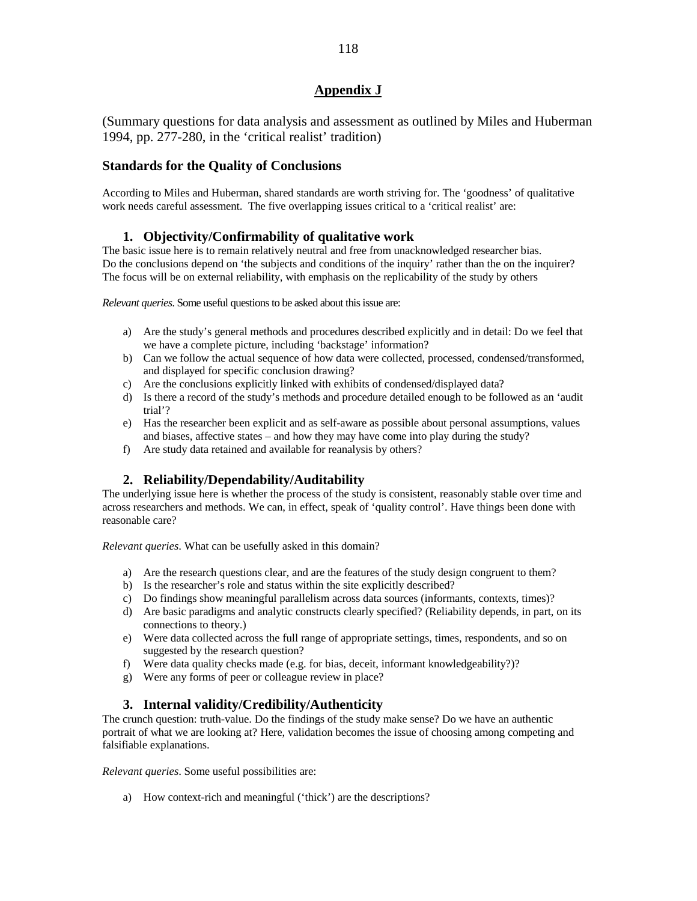## Appendix J

(Summary questions for data analysis and assessment as outlined by Miles and Huberman 1994, pp. 277-280, in the 'critical realist' tradition)

### Standards for the Quality of Conclusions

According to Miles and Huberman, shared standards are worth striving for. The 'goodness' of qualitative work needs careful assessment. The five overlapping issues critical to a 'critical realist' are:

#### 1. Objectivity/Confirmability of qualitative work

The basic issue here is to remain relatively neutral and free from unacknowledged researcher bias. Do the conclusions depend on 'the subjects and conditions of the inquiry' rather than the on the inquirer? The focus will be on external reliability, with emphasis on the replicability of the study by others

*Relevant queries.* Some useful questions to be asked about this issue are:

a) Are the study's general methods and procedures described explicitly and in detail: Do we feel that we have a complete picture, including 'backstage' information?
b) Can we follow the actual sequence of how data were collected, processed, condensed/transformed, and displayed for specific conclusion drawing?
c) Are the conclusions explicitly linked with exhibits of condensed/displayed data?
d) Is there a record of the study's methods and procedure detailed enough to be followed as an 'audit trial'?
e) Has the researcher been explicit and as self-aware as possible about personal assumptions, values and biases, affective states – and how they may have come into play during the study?
f) Are study data retained and available for reanalysis by others?

#### 2. Reliability/Dependability/Auditability

The underlying issue here is whether the process of the study is consistent, reasonably stable over time and across researchers and methods. We can, in effect, speak of 'quality control'. Have things been done with reasonable care?

*Relevant queries*. What can be usefully asked in this domain?

a) Are the research questions clear, and are the features of the study design congruent to them?
b) Is the researcher's role and status within the site explicitly described?
c) Do findings show meaningful parallelism across data sources (informants, contexts, times)?
d) Are basic paradigms and analytic constructs clearly specified? (Reliability depends, in part, on its connections to theory.)
e) Were data collected across the full range of appropriate settings, times, respondents, and so on suggested by the research question?
f) Were data quality checks made (e.g. for bias, deceit, informant knowledgeability?)?
g) Were any forms of peer or colleague review in place?

#### 3. Internal validity/Credibility/Authenticity

The crunch question: truth-value. Do the findings of the study make sense? Do we have an authentic portrait of what we are looking at? Here, validation becomes the issue of choosing among competing and falsifiable explanations.

*Relevant queries*. Some useful possibilities are:

a) How context-rich and meaningful ('thick') are the descriptions?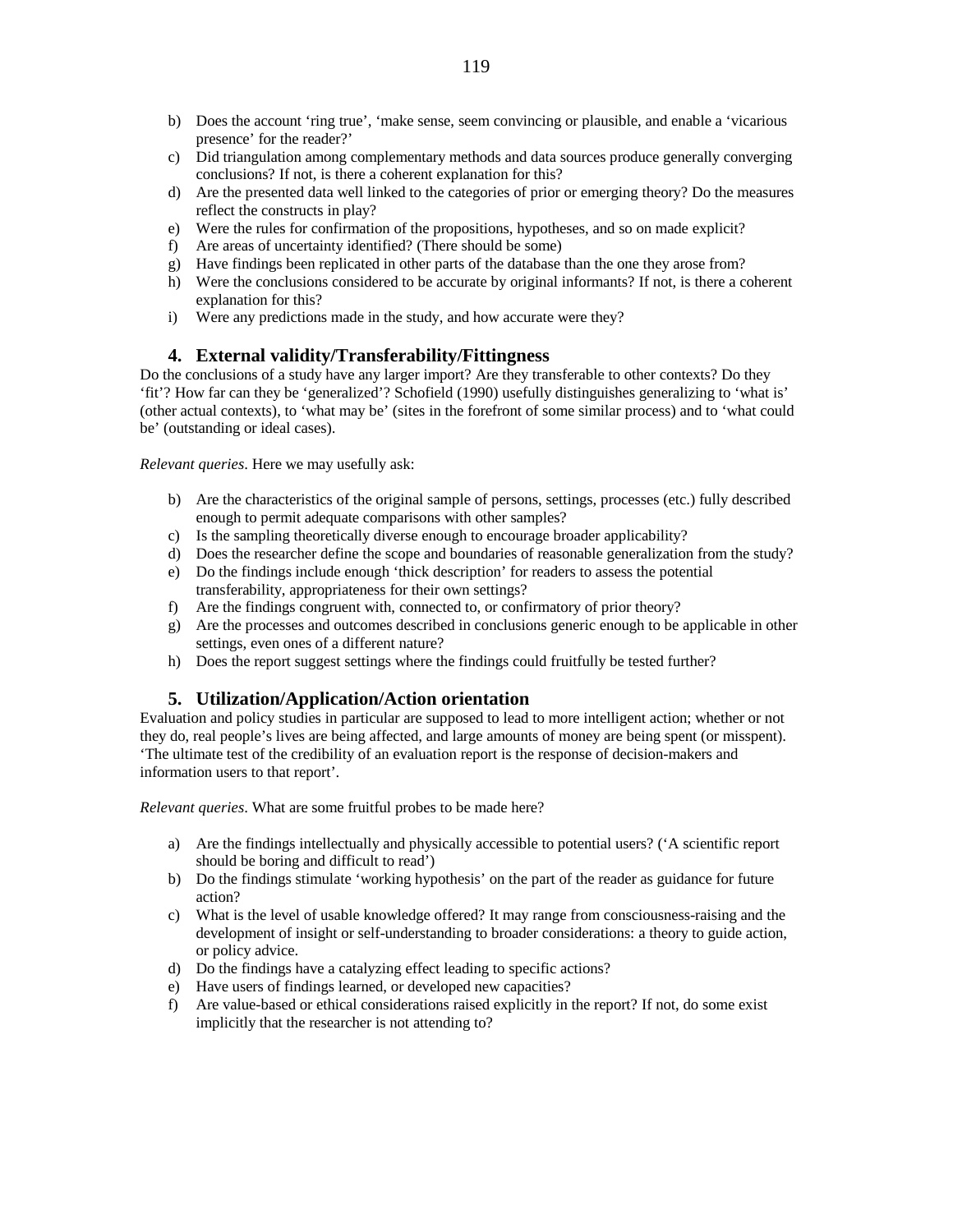b) Does the account 'ring true', 'make sense, seem convincing or plausible, and enable a 'vicarious presence' for the reader?'
c) Did triangulation among complementary methods and data sources produce generally converging conclusions? If not, is there a coherent explanation for this?
d) Are the presented data well linked to the categories of prior or emerging theory? Do the measures reflect the constructs in play?
e) Were the rules for confirmation of the propositions, hypotheses, and so on made explicit?
f) Are areas of uncertainty identified? (There should be some)
g) Have findings been replicated in other parts of the database than the one they arose from?
h) Were the conclusions considered to be accurate by original informants? If not, is there a coherent explanation for this?
i) Were any predictions made in the study, and how accurate were they?

## 4. External validity/Transferability/Fittingness

Do the conclusions of a study have any larger import? Are they transferable to other contexts? Do they 'fit'? How far can they be 'generalized'? Schofield (1990) usefully distinguishes generalizing to 'what is' (other actual contexts), to 'what may be' (sites in the forefront of some similar process) and to 'what could be' (outstanding or ideal cases).

*Relevant queries*. Here we may usefully ask:

b) Are the characteristics of the original sample of persons, settings, processes (etc.) fully described enough to permit adequate comparisons with other samples?
c) Is the sampling theoretically diverse enough to encourage broader applicability?
d) Does the researcher define the scope and boundaries of reasonable generalization from the study?
e) Do the findings include enough 'thick description' for readers to assess the potential transferability, appropriateness for their own settings?
f) Are the findings congruent with, connected to, or confirmatory of prior theory?
g) Are the processes and outcomes described in conclusions generic enough to be applicable in other settings, even ones of a different nature?
h) Does the report suggest settings where the findings could fruitfully be tested further?

## 5. Utilization/Application/Action orientation

Evaluation and policy studies in particular are supposed to lead to more intelligent action; whether or not they do, real people's lives are being affected, and large amounts of money are being spent (or misspent). 'The ultimate test of the credibility of an evaluation report is the response of decision-makers and information users to that report'.

*Relevant queries*. What are some fruitful probes to be made here?

a) Are the findings intellectually and physically accessible to potential users? ('A scientific report should be boring and difficult to read')
b) Do the findings stimulate 'working hypothesis' on the part of the reader as guidance for future action?
c) What is the level of usable knowledge offered? It may range from consciousness-raising and the development of insight or self-understanding to broader considerations: a theory to guide action, or policy advice.
d) Do the findings have a catalyzing effect leading to specific actions?
e) Have users of findings learned, or developed new capacities?
f) Are value-based or ethical considerations raised explicitly in the report? If not, do some exist implicitly that the researcher is not attending to?